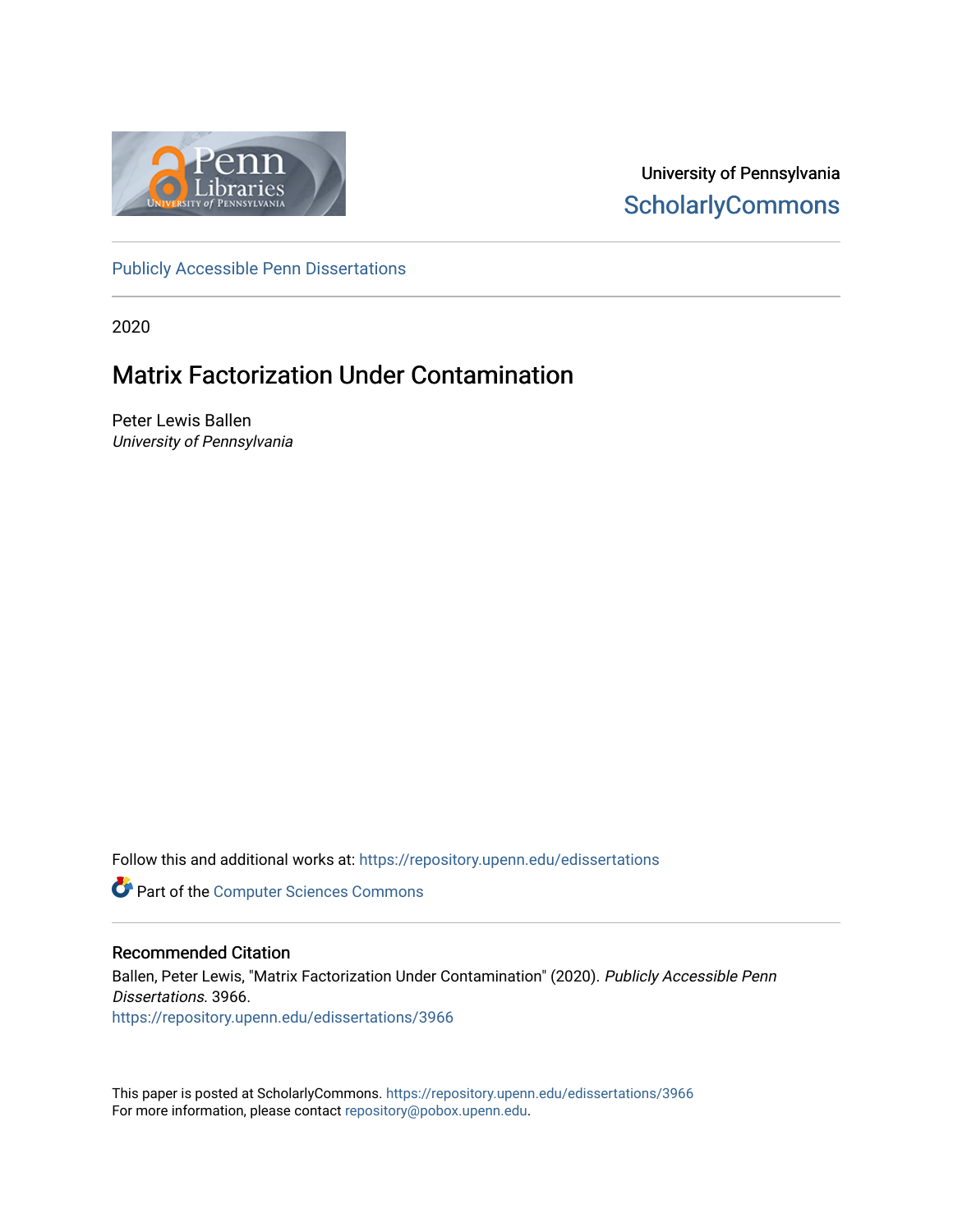University of Pennsylvania
ScholarlyCommons

Publicly Accessible Penn Dissertations

2020

# Matrix Factorization Under Contamination

Peter Lewis Ballen
*University of Pennsylvania*

Follow this and additional works at: https://repository.upenn.edu/edissertations

Part of the Computer Sciences Commons

## Recommended Citation

Ballen, Peter Lewis, "Matrix Factorization Under Contamination" (2020). *Publicly Accessible Penn Dissertations*. 3966.
https://repository.upenn.edu/edissertations/3966

This paper is posted at ScholarlyCommons. https://repository.upenn.edu/edissertations/3966
For more information, please contact repository@pobox.upenn.edu.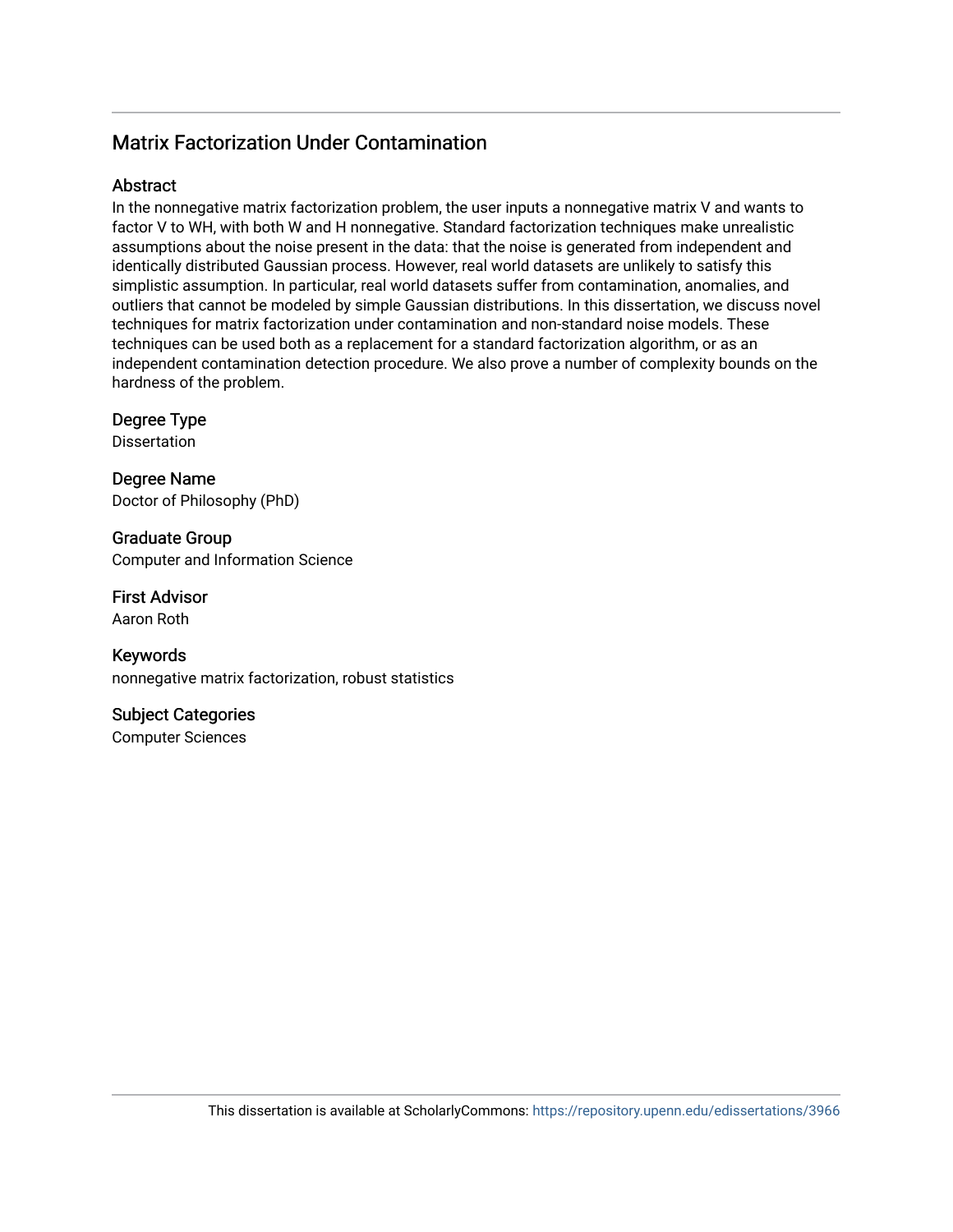# Matrix Factorization Under Contamination

## Abstract

In the nonnegative matrix factorization problem, the user inputs a nonnegative matrix V and wants to factor V to WH, with both W and H nonnegative. Standard factorization techniques make unrealistic assumptions about the noise present in the data: that the noise is generated from independent and identically distributed Gaussian process. However, real world datasets are unlikely to satisfy this simplistic assumption. In particular, real world datasets suffer from contamination, anomalies, and outliers that cannot be modeled by simple Gaussian distributions. In this dissertation, we discuss novel techniques for matrix factorization under contamination and non-standard noise models. These techniques can be used both as a replacement for a standard factorization algorithm, or as an independent contamination detection procedure. We also prove a number of complexity bounds on the hardness of the problem.

## Degree Type

Dissertation

## Degree Name

Doctor of Philosophy (PhD)

## Graduate Group

Computer and Information Science

## First Advisor

Aaron Roth

## Keywords

nonnegative matrix factorization, robust statistics

## Subject Categories

Computer Sciences

This dissertation is available at ScholarlyCommons: https://repository.upenn.edu/edissertations/3966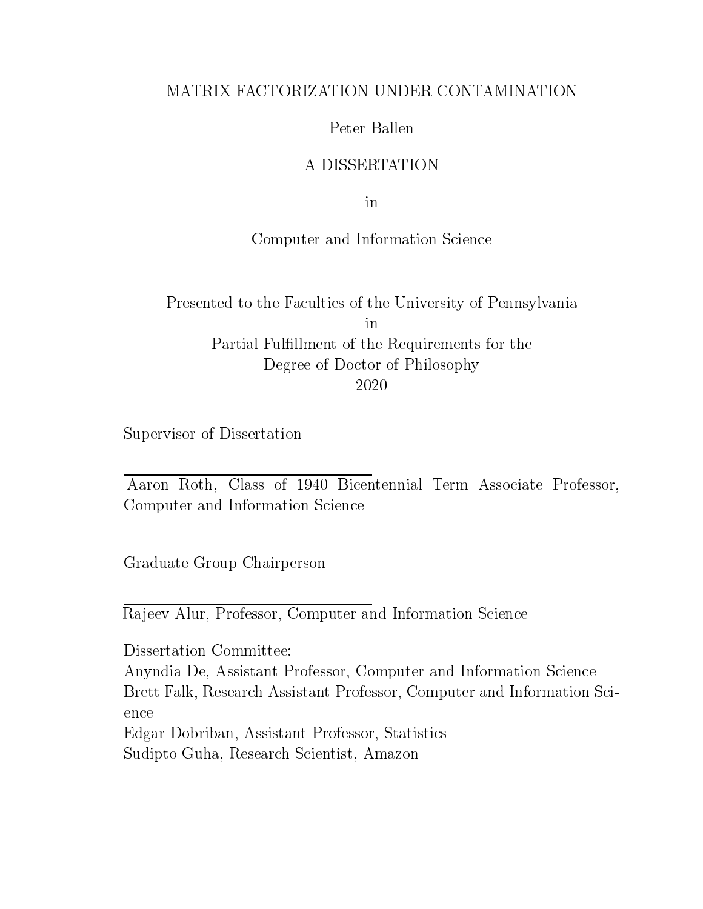MATRIX FACTORIZATION UNDER CONTAMINATION

Peter Ballen

A DISSERTATION

in

Computer and Information Science

Presented to the Faculties of the University of Pennsylvania
in
Partial Fulfillment of the Requirements for the
Degree of Doctor of Philosophy
2020

Supervisor of Dissertation

Aaron Roth, Class of 1940 Bicentennial Term Associate Professor, Computer and Information Science

Graduate Group Chairperson

Rajeev Alur, Professor, Computer and Information Science

Dissertation Committee:
Anyndia De, Assistant Professor, Computer and Information Science
Brett Falk, Research Assistant Professor, Computer and Information Science
Edgar Dobriban, Assistant Professor, Statistics
Sudipto Guha, Research Scientist, Amazon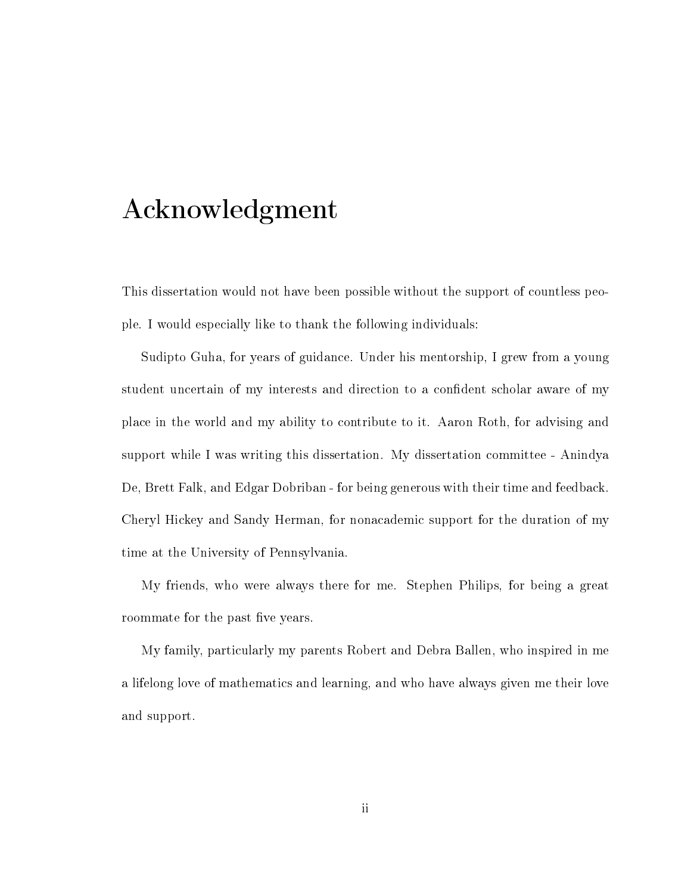# Acknowledgment

This dissertation would not have been possible without the support of countless people. I would especially like to thank the following individuals:

Sudipto Guha, for years of guidance. Under his mentorship, I grew from a young student uncertain of my interests and direction to a confident scholar aware of my place in the world and my ability to contribute to it. Aaron Roth, for advising and support while I was writing this dissertation. My dissertation committee - Anindya De, Brett Falk, and Edgar Dobriban - for being generous with their time and feedback. Cheryl Hickey and Sandy Herman, for nonacademic support for the duration of my time at the University of Pennsylvania.

My friends, who were always there for me. Stephen Philips, for being a great roommate for the past five years.

My family, particularly my parents Robert and Debra Ballen, who inspired in me a lifelong love of mathematics and learning, and who have always given me their love and support.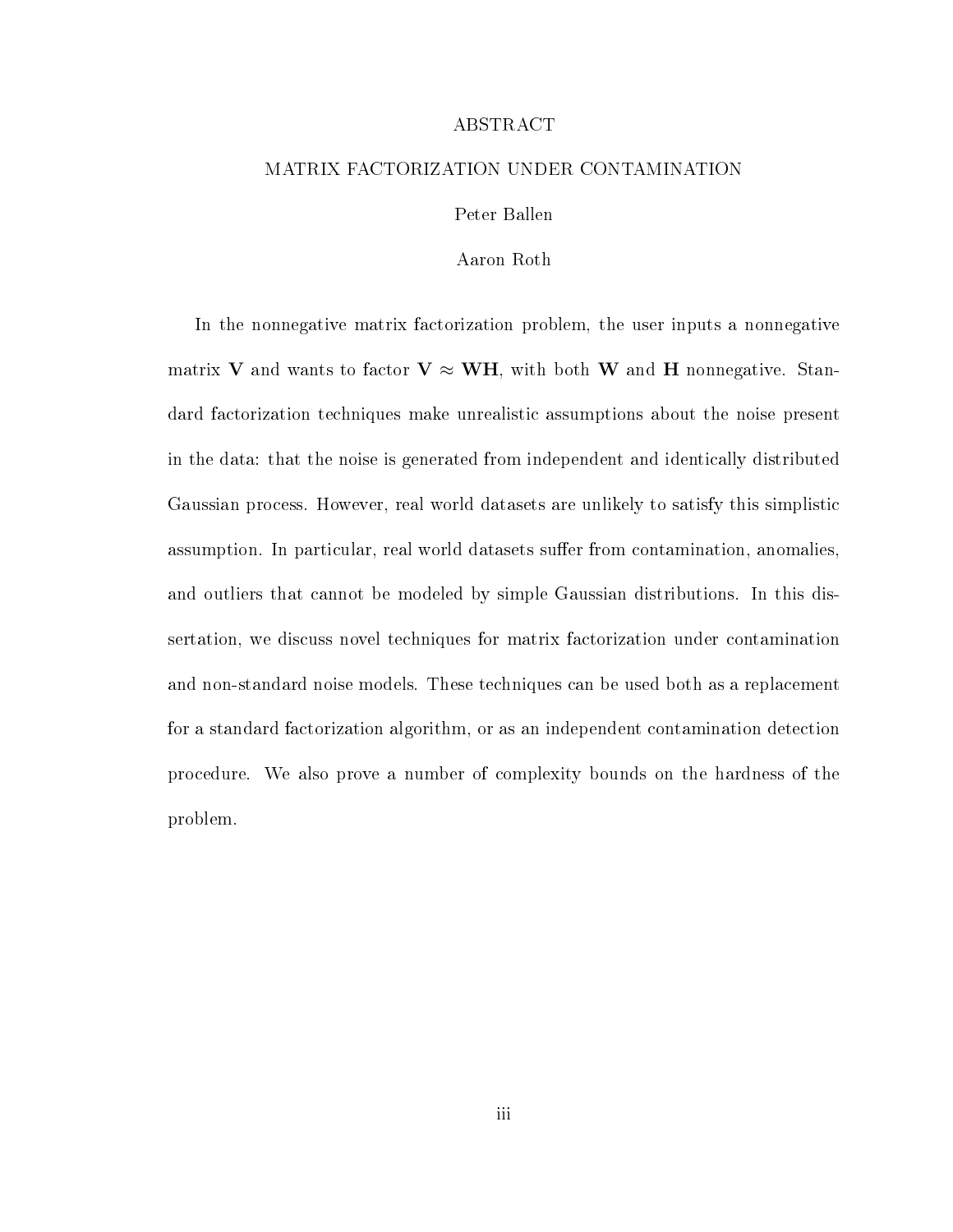# ABSTRACT

## MATRIX FACTORIZATION UNDER CONTAMINATION

Peter Ballen

Aaron Roth

In the nonnegative matrix factorization problem, the user inputs a nonnegative matrix $\mathbf{V}$ and wants to factor $\mathbf{V} \approx \mathbf{WH}$, with both $\mathbf{W}$ and $\mathbf{H}$ nonnegative. Standard factorization techniques make unrealistic assumptions about the noise present in the data: that the noise is generated from independent and identically distributed Gaussian process. However, real world datasets are unlikely to satisfy this simplistic assumption. In particular, real world datasets suffer from contamination, anomalies, and outliers that cannot be modeled by simple Gaussian distributions. In this dissertation, we discuss novel techniques for matrix factorization under contamination and non-standard noise models. These techniques can be used both as a replacement for a standard factorization algorithm, or as an independent contamination detection procedure. We also prove a number of complexity bounds on the hardness of the problem.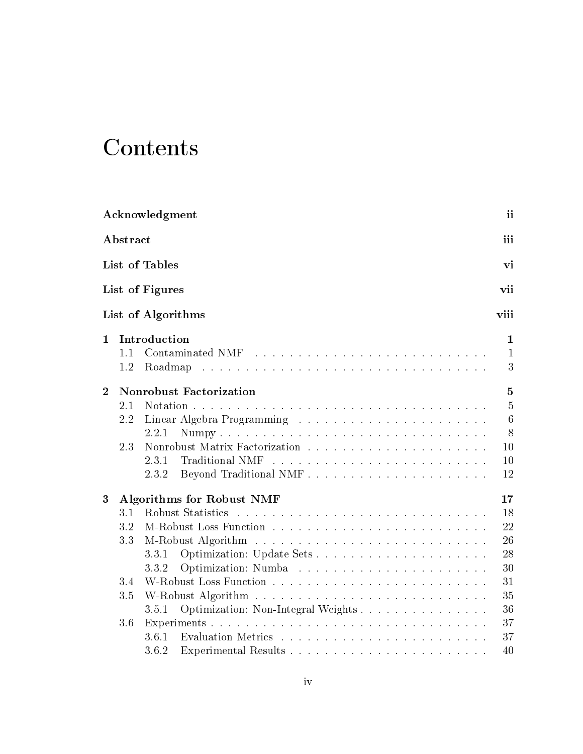# Contents

**Acknowledgment** ii

**Abstract** iii

**List of Tables** vi

**List of Figures** vii

**List of Algorithms** viii

**1 Introduction** 1
- 1.1 Contaminated NMF . . . . . . . . . . . . . . . . . . . . . . . . . . . . 1
- 1.2 Roadmap . . . . . . . . . . . . . . . . . . . . . . . . . . . . . . . . . . 3

**2 Nonrobust Factorization** 5
- 2.1 Notation . . . . . . . . . . . . . . . . . . . . . . . . . . . . . . . . . . 5
- 2.2 Linear Algebra Programming . . . . . . . . . . . . . . . . . . . . . . . 6
  - 2.2.1 Numpy . . . . . . . . . . . . . . . . . . . . . . . . . . . . . . . 8
- 2.3 Nonrobust Matrix Factorization . . . . . . . . . . . . . . . . . . . . . . 10
  - 2.3.1 Traditional NMF . . . . . . . . . . . . . . . . . . . . . . . . . . 10
  - 2.3.2 Beyond Traditional NMF . . . . . . . . . . . . . . . . . . . . . . 12

**3 Algorithms for Robust NMF** 17
- 3.1 Robust Statistics . . . . . . . . . . . . . . . . . . . . . . . . . . . . . 18
- 3.2 M-Robust Loss Function . . . . . . . . . . . . . . . . . . . . . . . . . 22
- 3.3 M-Robust Algorithm . . . . . . . . . . . . . . . . . . . . . . . . . . . 26
  - 3.3.1 Optimization: Update Sets . . . . . . . . . . . . . . . . . . . . . 28
  - 3.3.2 Optimization: Numba . . . . . . . . . . . . . . . . . . . . . . . 30
- 3.4 W-Robust Loss Function . . . . . . . . . . . . . . . . . . . . . . . . . 31
- 3.5 W-Robust Algorithm . . . . . . . . . . . . . . . . . . . . . . . . . . . 35
  - 3.5.1 Optimization: Non-Integral Weights . . . . . . . . . . . . . . . . 36
- 3.6 Experiments . . . . . . . . . . . . . . . . . . . . . . . . . . . . . . . . 37
  - 3.6.1 Evaluation Metrics . . . . . . . . . . . . . . . . . . . . . . . . . 37
  - 3.6.2 Experimental Results . . . . . . . . . . . . . . . . . . . . . . . . 40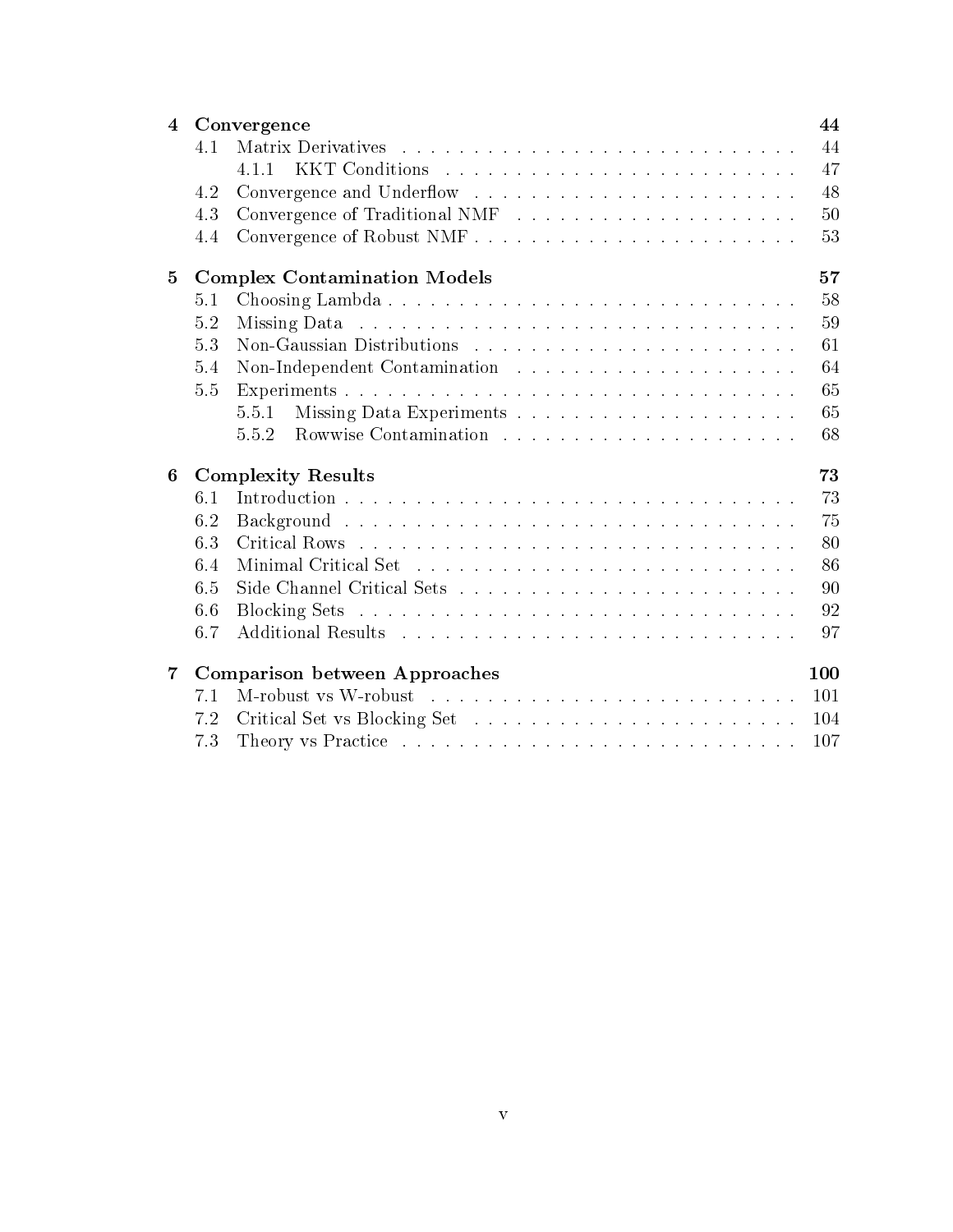| | | |
|---|---|---|
| **4** | **Convergence** | **44** |
| 4.1 | Matrix Derivatives | 44 |
| 4.1.1 | KKT Conditions | 47 |
| 4.2 | Convergence and Underflow | 48 |
| 4.3 | Convergence of Traditional NMF | 50 |
| 4.4 | Convergence of Robust NMF | 53 |
| **5** | **Complex Contamination Models** | **57** |
| 5.1 | Choosing Lambda | 58 |
| 5.2 | Missing Data | 59 |
| 5.3 | Non-Gaussian Distributions | 61 |
| 5.4 | Non-Independent Contamination | 64 |
| 5.5 | Experiments | 65 |
| 5.5.1 | Missing Data Experiments | 65 |
| 5.5.2 | Rowwise Contamination | 68 |
| **6** | **Complexity Results** | **73** |
| 6.1 | Introduction | 73 |
| 6.2 | Background | 75 |
| 6.3 | Critical Rows | 80 |
| 6.4 | Minimal Critical Set | 86 |
| 6.5 | Side Channel Critical Sets | 90 |
| 6.6 | Blocking Sets | 92 |
| 6.7 | Additional Results | 97 |
| **7** | **Comparison between Approaches** | **100** |
| 7.1 | M-robust vs W-robust | 101 |
| 7.2 | Critical Set vs Blocking Set | 104 |
| 7.3 | Theory vs Practice | 107 |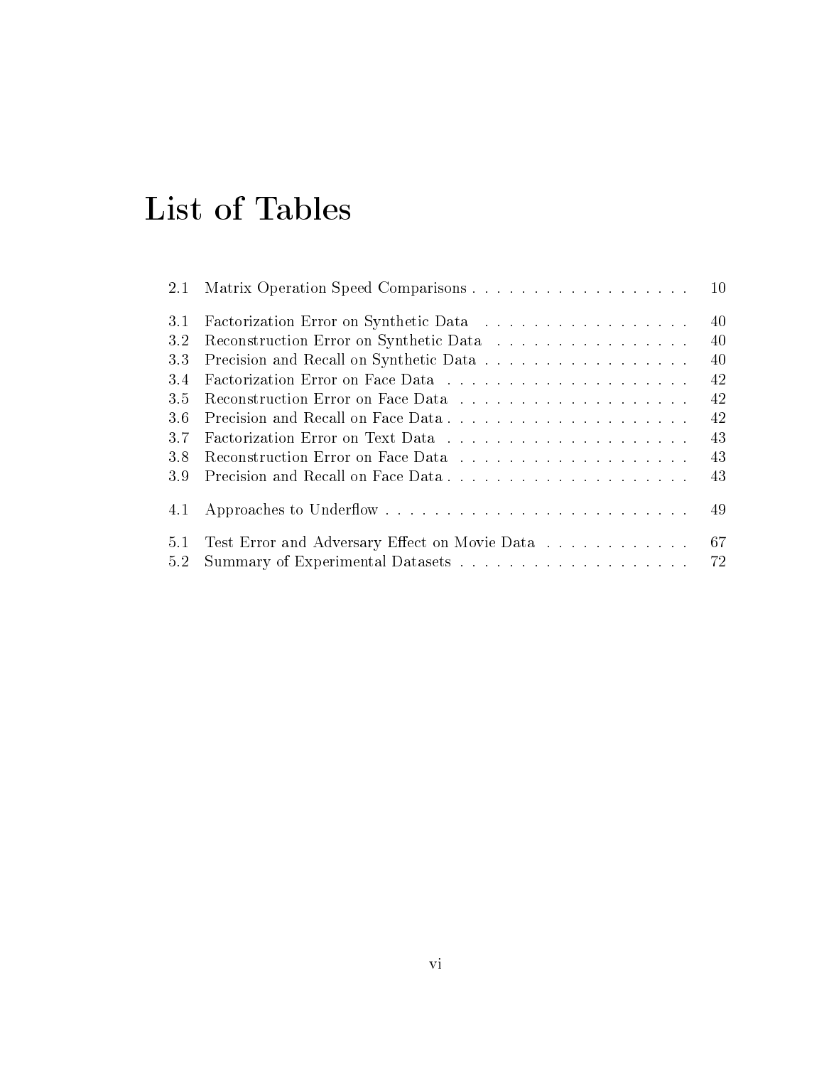# List of Tables

2.1 Matrix Operation Speed Comparisons . . . . . . . . . . . . . . . . . . 10

3.1 Factorization Error on Synthetic Data . . . . . . . . . . . . . . . . . 40
3.2 Reconstruction Error on Synthetic Data . . . . . . . . . . . . . . . . 40
3.3 Precision and Recall on Synthetic Data . . . . . . . . . . . . . . . . . 40
3.4 Factorization Error on Face Data . . . . . . . . . . . . . . . . . . . . 42
3.5 Reconstruction Error on Face Data . . . . . . . . . . . . . . . . . . . 42
3.6 Precision and Recall on Face Data . . . . . . . . . . . . . . . . . . . . 42
3.7 Factorization Error on Text Data . . . . . . . . . . . . . . . . . . . . 43
3.8 Reconstruction Error on Face Data . . . . . . . . . . . . . . . . . . . 43
3.9 Precision and Recall on Face Data . . . . . . . . . . . . . . . . . . . . 43

4.1 Approaches to Underflow . . . . . . . . . . . . . . . . . . . . . . . . . 49

5.1 Test Error and Adversary Effect on Movie Data . . . . . . . . . . . . 67
5.2 Summary of Experimental Datasets . . . . . . . . . . . . . . . . . . . 72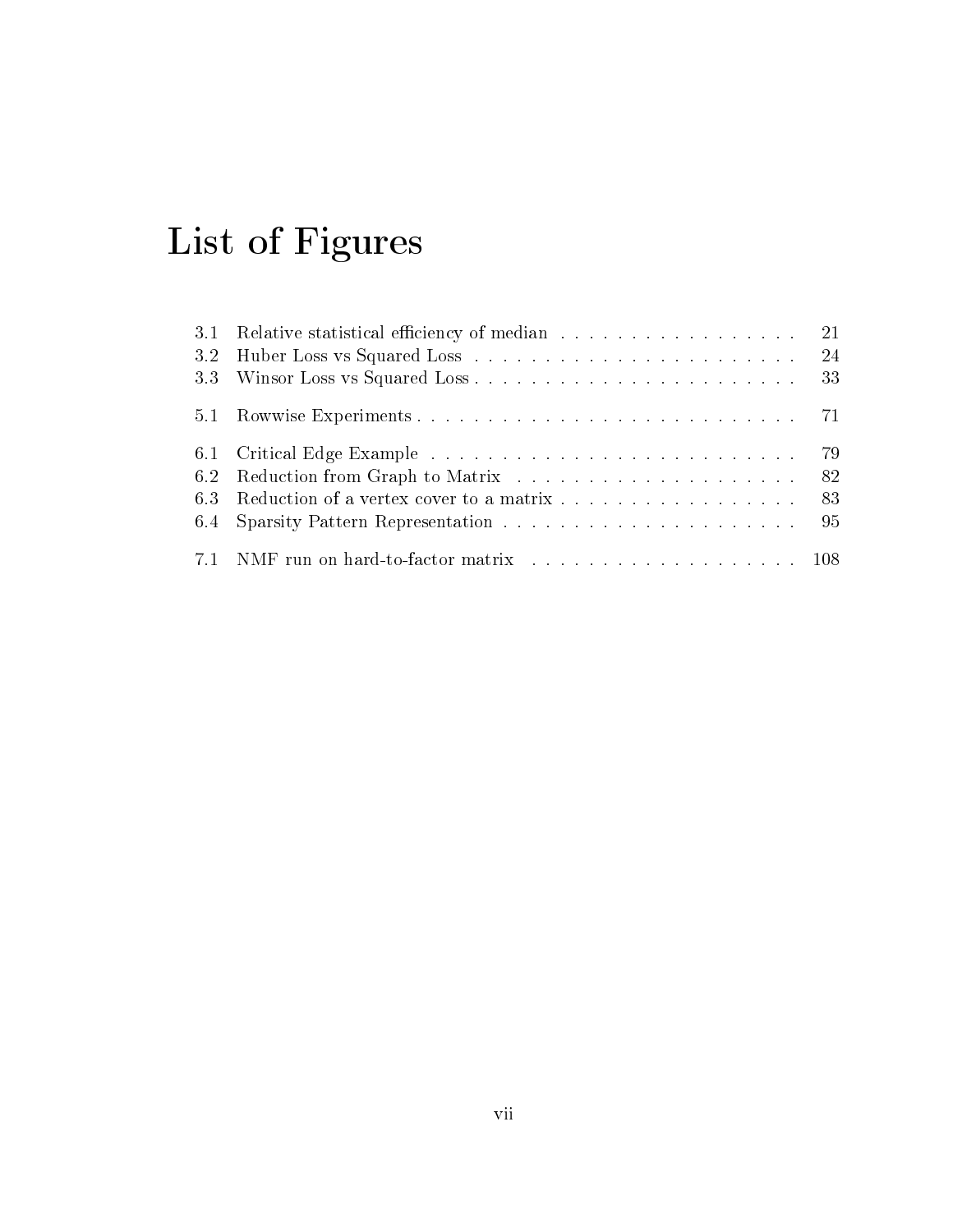# List of Figures

| | | |
|---|---|---|
| 3.1 | Relative statistical efficiency of median | 21 |
| 3.2 | Huber Loss vs Squared Loss | 24 |
| 3.3 | Winsor Loss vs Squared Loss | 33 |
| 5.1 | Rowwise Experiments | 71 |
| 6.1 | Critical Edge Example | 79 |
| 6.2 | Reduction from Graph to Matrix | 82 |
| 6.3 | Reduction of a vertex cover to a matrix | 83 |
| 6.4 | Sparsity Pattern Representation | 95 |
| 7.1 | NMF run on hard-to-factor matrix | 108 |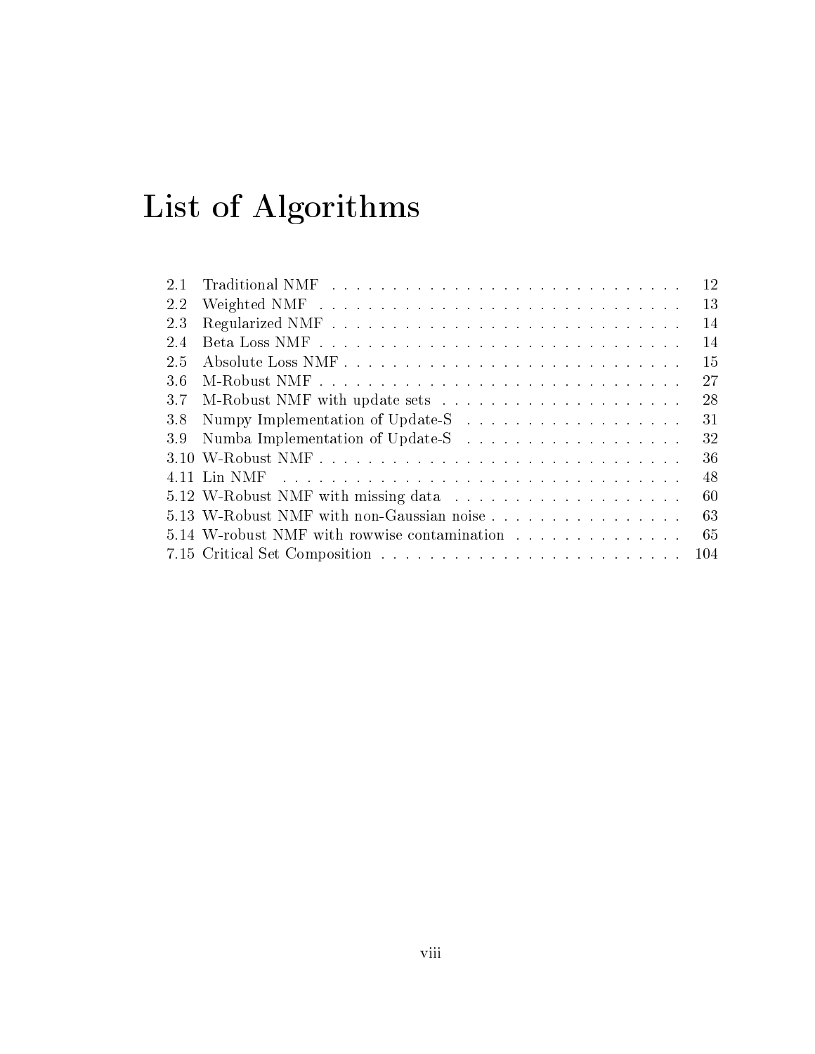# List of Algorithms

| | | |
|---|---|---|
| 2.1 | Traditional NMF | 12 |
| 2.2 | Weighted NMF | 13 |
| 2.3 | Regularized NMF | 14 |
| 2.4 | Beta Loss NMF | 14 |
| 2.5 | Absolute Loss NMF | 15 |
| 3.6 | M-Robust NMF | 27 |
| 3.7 | M-Robust NMF with update sets | 28 |
| 3.8 | Numpy Implementation of Update-S | 31 |
| 3.9 | Numba Implementation of Update-S | 32 |
| 3.10 | W-Robust NMF | 36 |
| 4.11 | Lin NMF | 48 |
| 5.12 | W-Robust NMF with missing data | 60 |
| 5.13 | W-Robust NMF with non-Gaussian noise | 63 |
| 5.14 | W-robust NMF with rowwise contamination | 65 |
| 7.15 | Critical Set Composition | 104 |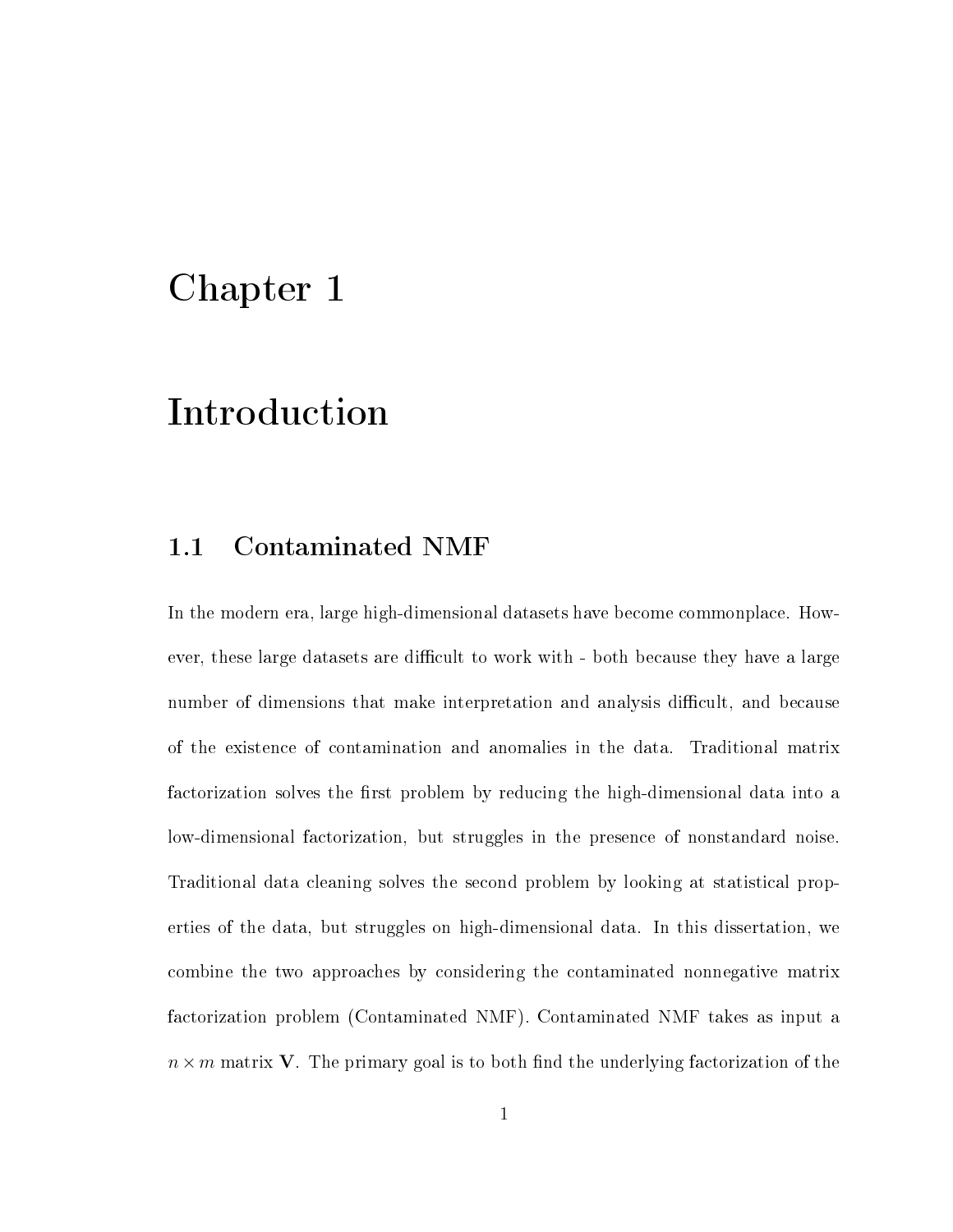# Chapter 1

# Introduction

## 1.1 Contaminated NMF

In the modern era, large high-dimensional datasets have become commonplace. However, these large datasets are difficult to work with - both because they have a large number of dimensions that make interpretation and analysis difficult, and because of the existence of contamination and anomalies in the data. Traditional matrix factorization solves the first problem by reducing the high-dimensional data into a low-dimensional factorization, but struggles in the presence of nonstandard noise. Traditional data cleaning solves the second problem by looking at statistical properties of the data, but struggles on high-dimensional data. In this dissertation, we combine the two approaches by considering the contaminated nonnegative matrix factorization problem (Contaminated NMF). Contaminated NMF takes as input a $n \times m$ matrix $\mathbf{V}$. The primary goal is to both find the underlying factorization of the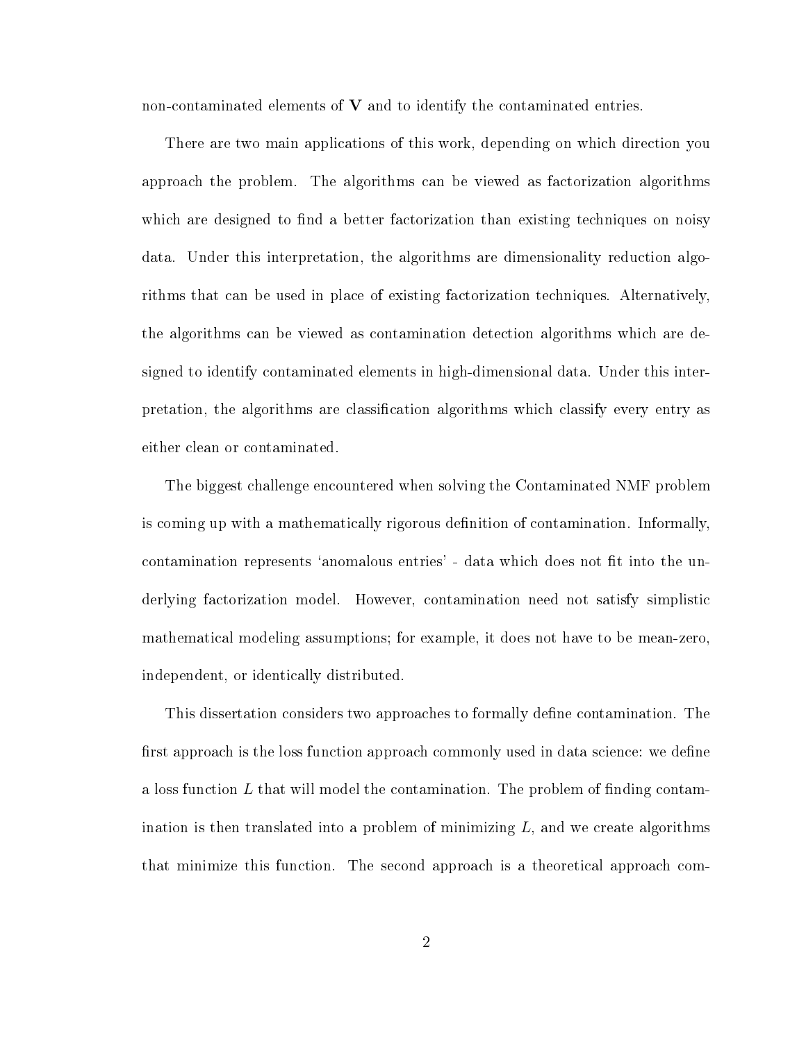non-contaminated elements of $\mathbf{V}$ and to identify the contaminated entries.

There are two main applications of this work, depending on which direction you approach the problem. The algorithms can be viewed as factorization algorithms which are designed to find a better factorization than existing techniques on noisy data. Under this interpretation, the algorithms are dimensionality reduction algorithms that can be used in place of existing factorization techniques. Alternatively, the algorithms can be viewed as contamination detection algorithms which are designed to identify contaminated elements in high-dimensional data. Under this interpretation, the algorithms are classification algorithms which classify every entry as either clean or contaminated.

The biggest challenge encountered when solving the Contaminated NMF problem is coming up with a mathematically rigorous definition of contamination. Informally, contamination represents 'anomalous entries' - data which does not fit into the underlying factorization model. However, contamination need not satisfy simplistic mathematical modeling assumptions; for example, it does not have to be mean-zero, independent, or identically distributed.

This dissertation considers two approaches to formally define contamination. The first approach is the loss function approach commonly used in data science: we define a loss function $L$ that will model the contamination. The problem of finding contamination is then translated into a problem of minimizing $L$, and we create algorithms that minimize this function. The second approach is a theoretical approach com-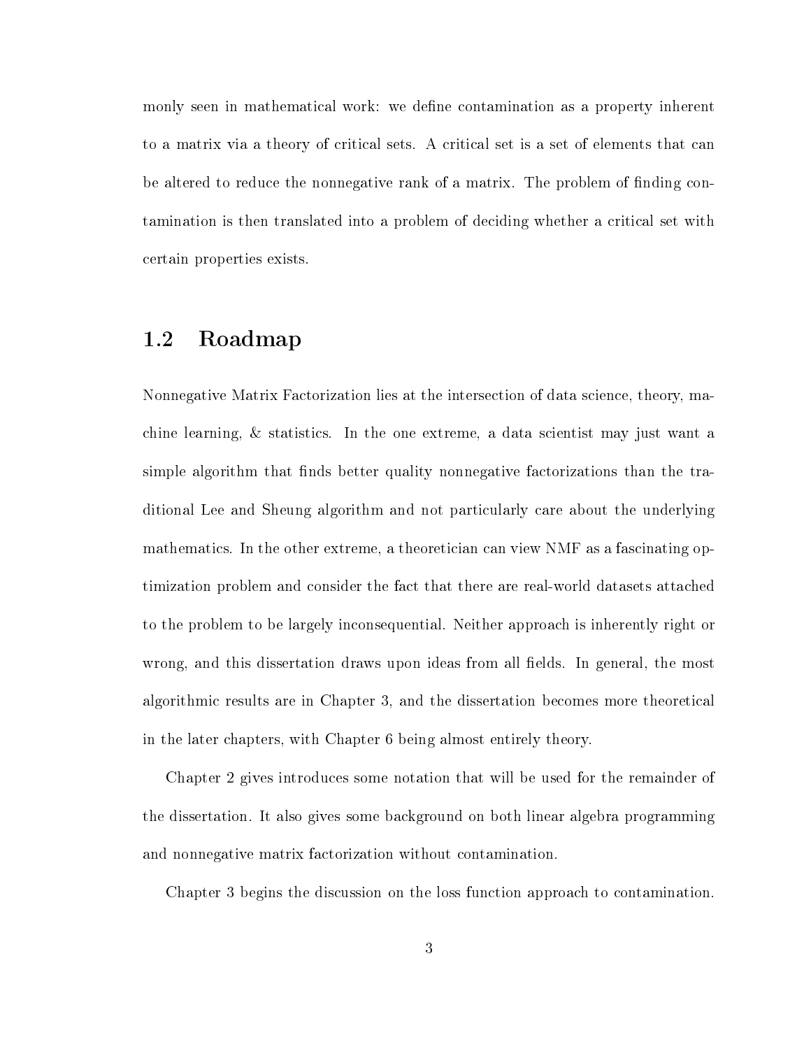monly seen in mathematical work: we define contamination as a property inherent to a matrix via a theory of critical sets. A critical set is a set of elements that can be altered to reduce the nonnegative rank of a matrix. The problem of finding contamination is then translated into a problem of deciding whether a critical set with certain properties exists.

## 1.2 Roadmap

Nonnegative Matrix Factorization lies at the intersection of data science, theory, machine learning, & statistics. In the one extreme, a data scientist may just want a simple algorithm that finds better quality nonnegative factorizations than the traditional Lee and Sheung algorithm and not particularly care about the underlying mathematics. In the other extreme, a theoretician can view NMF as a fascinating optimization problem and consider the fact that there are real-world datasets attached to the problem to be largely inconsequential. Neither approach is inherently right or wrong, and this dissertation draws upon ideas from all fields. In general, the most algorithmic results are in Chapter 3, and the dissertation becomes more theoretical in the later chapters, with Chapter 6 being almost entirely theory.

Chapter 2 gives introduces some notation that will be used for the remainder of the dissertation. It also gives some background on both linear algebra programming and nonnegative matrix factorization without contamination.

Chapter 3 begins the discussion on the loss function approach to contamination.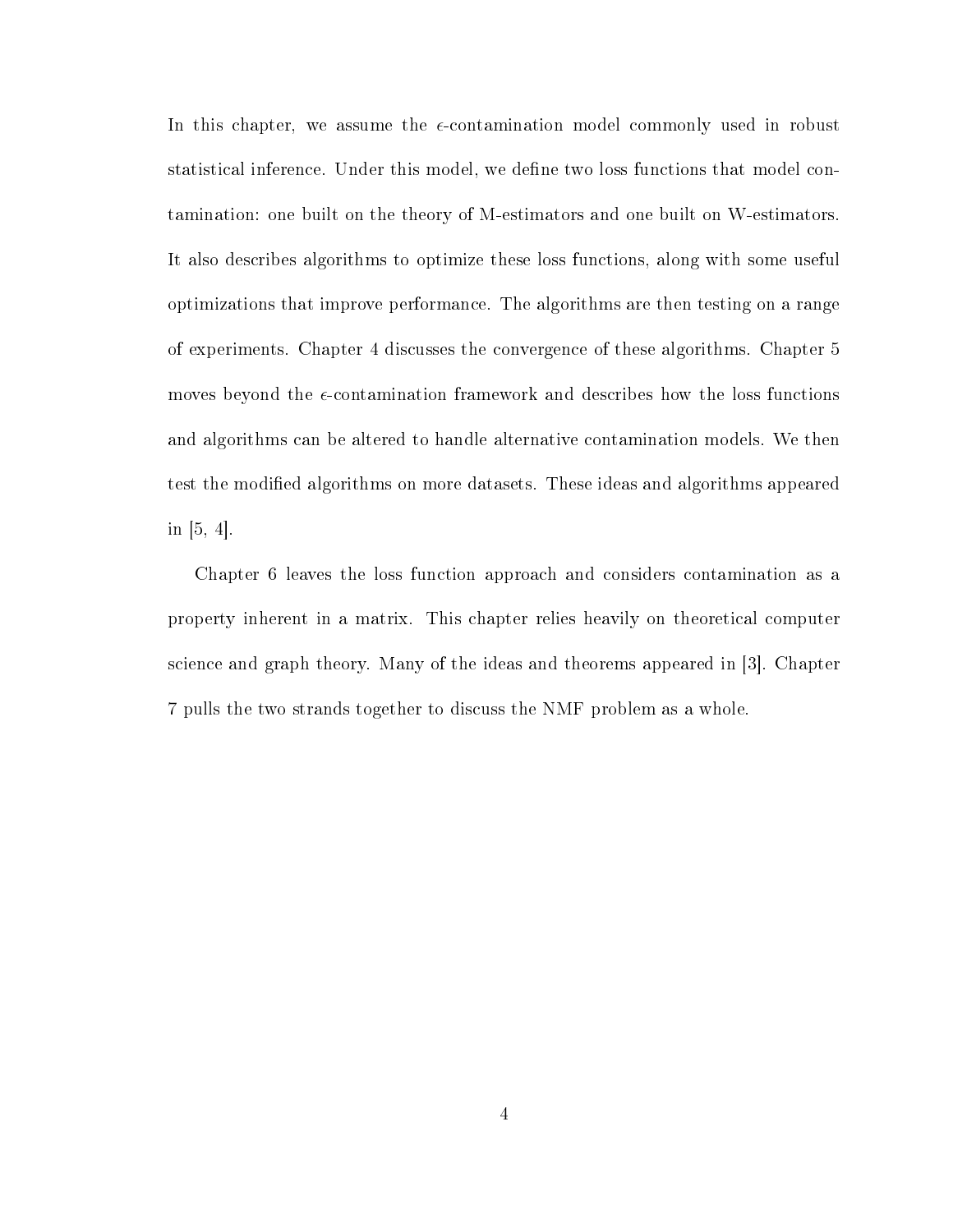In this chapter, we assume the $\epsilon$-contamination model commonly used in robust statistical inference. Under this model, we define two loss functions that model contamination: one built on the theory of M-estimators and one built on W-estimators. It also describes algorithms to optimize these loss functions, along with some useful optimizations that improve performance. The algorithms are then testing on a range of experiments. Chapter 4 discusses the convergence of these algorithms. Chapter 5 moves beyond the $\epsilon$-contamination framework and describes how the loss functions and algorithms can be altered to handle alternative contamination models. We then test the modified algorithms on more datasets. These ideas and algorithms appeared in [5, 4].

Chapter 6 leaves the loss function approach and considers contamination as a property inherent in a matrix. This chapter relies heavily on theoretical computer science and graph theory. Many of the ideas and theorems appeared in [3]. Chapter 7 pulls the two strands together to discuss the NMF problem as a whole.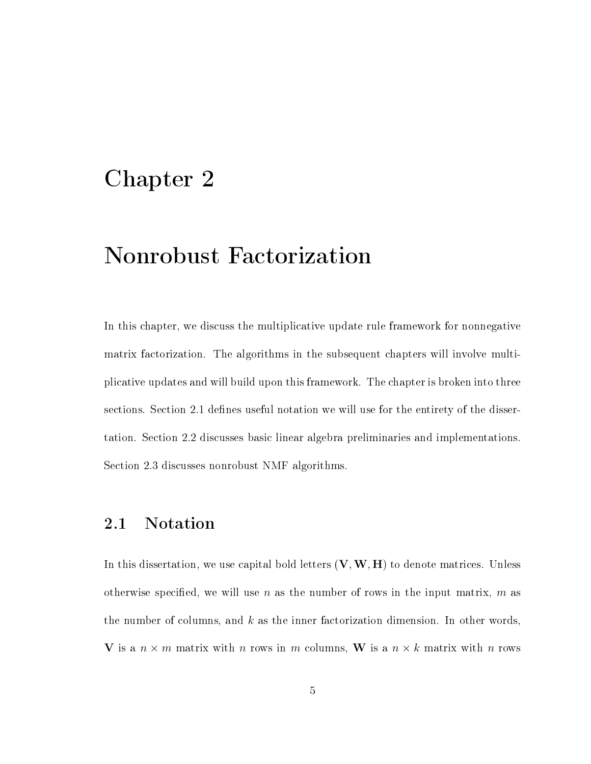# Chapter 2

# Nonrobust Factorization

In this chapter, we discuss the multiplicative update rule framework for nonnegative matrix factorization. The algorithms in the subsequent chapters will involve multiplicative updates and will build upon this framework. The chapter is broken into three sections. Section 2.1 defines useful notation we will use for the entirety of the dissertation. Section 2.2 discusses basic linear algebra preliminaries and implementations. Section 2.3 discusses nonrobust NMF algorithms.

## 2.1 Notation

In this dissertation, we use capital bold letters $(\mathbf{V}, \mathbf{W}, \mathbf{H})$ to denote matrices. Unless otherwise specified, we will use $n$ as the number of rows in the input matrix, $m$ as the number of columns, and $k$ as the inner factorization dimension. In other words, $\mathbf{V}$ is a $n \times m$ matrix with $n$ rows in $m$ columns, $\mathbf{W}$ is a $n \times k$ matrix with $n$ rows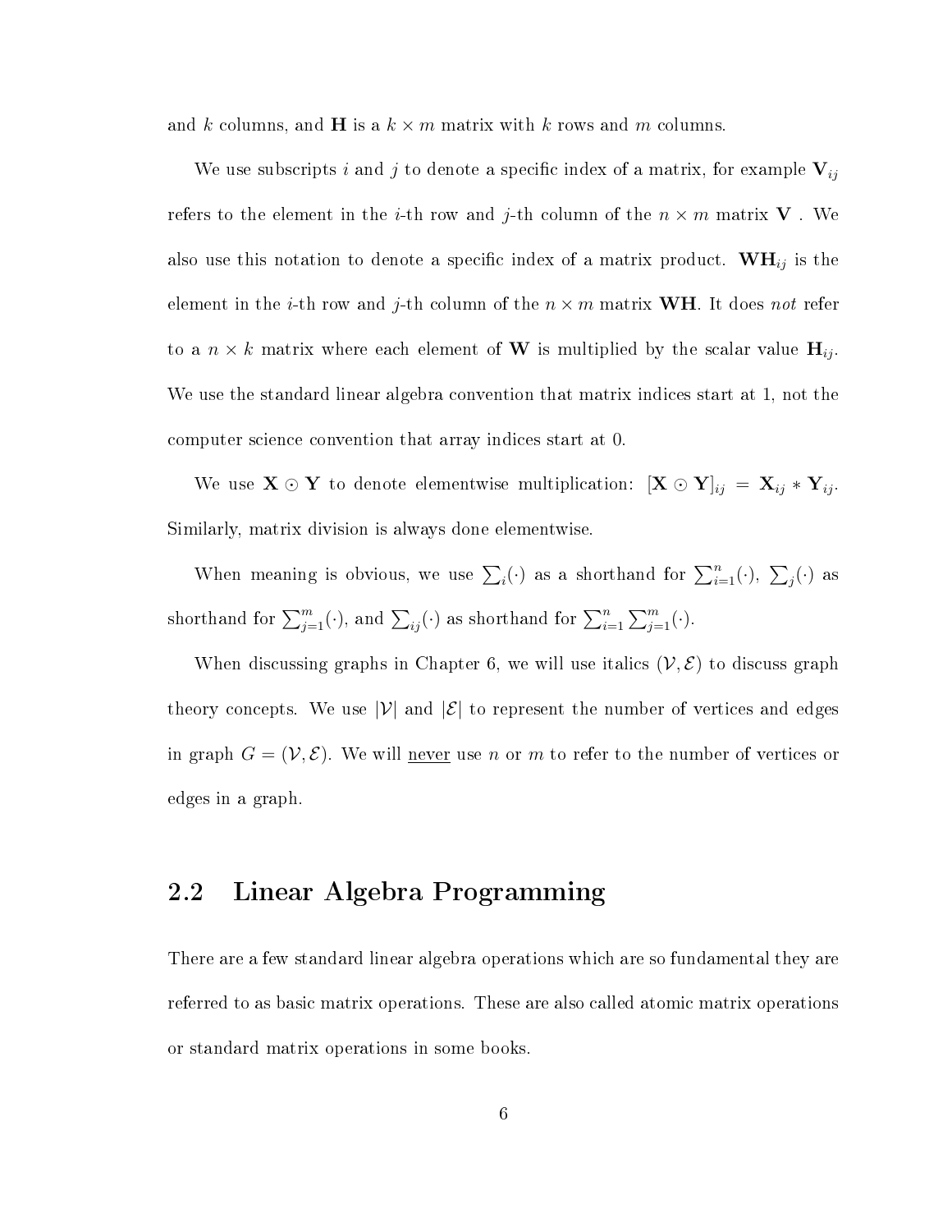and $k$ columns, and $\mathbf{H}$ is a $k \times m$ matrix with $k$ rows and $m$ columns.

We use subscripts $i$ and $j$ to denote a specific index of a matrix, for example $\mathbf{V}_{ij}$ refers to the element in the $i$-th row and $j$-th column of the $n \times m$ matrix $\mathbf{V}$ . We also use this notation to denote a specific index of a matrix product. $\mathbf{WH}_{ij}$ is the element in the $i$-th row and $j$-th column of the $n \times m$ matrix $\mathbf{WH}$. It does *not* refer to a $n \times k$ matrix where each element of $\mathbf{W}$ is multiplied by the scalar value $\mathbf{H}_{ij}$. We use the standard linear algebra convention that matrix indices start at 1, not the computer science convention that array indices start at 0.

We use $\mathbf{X} \odot \mathbf{Y}$ to denote elementwise multiplication: $[\mathbf{X} \odot \mathbf{Y}]_{ij} = \mathbf{X}_{ij} * \mathbf{Y}_{ij}$. Similarly, matrix division is always done elementwise.

When meaning is obvious, we use $\sum_i(\cdot)$ as a shorthand for $\sum_{i=1}^{n}(\cdot)$, $\sum_j(\cdot)$ as shorthand for $\sum_{j=1}^{m}(\cdot)$, and $\sum_{ij}(\cdot)$ as shorthand for $\sum_{i=1}^{n}\sum_{j=1}^{m}(\cdot)$.

When discussing graphs in Chapter 6, we will use italics $(\mathcal{V}, \mathcal{E})$ to discuss graph theory concepts. We use $|\mathcal{V}|$ and $|\mathcal{E}|$ to represent the number of vertices and edges in graph $G = (\mathcal{V}, \mathcal{E})$. We will <u>never</u> use $n$ or $m$ to refer to the number of vertices or edges in a graph.

## 2.2 Linear Algebra Programming

There are a few standard linear algebra operations which are so fundamental they are referred to as basic matrix operations. These are also called atomic matrix operations or standard matrix operations in some books.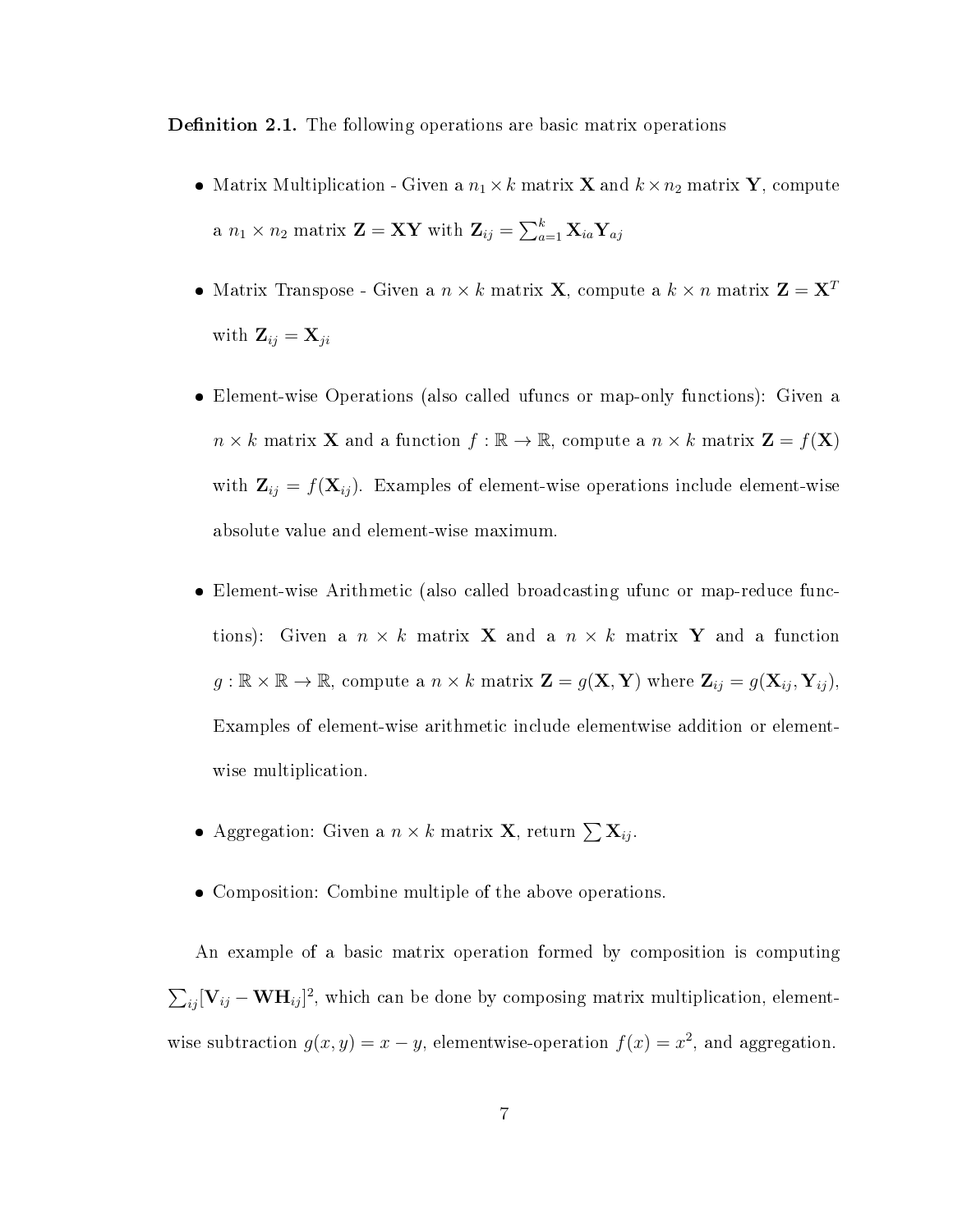**Definition 2.1.** The following operations are basic matrix operations

- Matrix Multiplication - Given a $n_1 \times k$ matrix $\mathbf{X}$ and $k \times n_2$ matrix $\mathbf{Y}$, compute a $n_1 \times n_2$ matrix $\mathbf{Z} = \mathbf{XY}$ with $\mathbf{Z}_{ij} = \sum_{a=1}^{k} \mathbf{X}_{ia}\mathbf{Y}_{aj}$
- Matrix Transpose - Given a $n \times k$ matrix $\mathbf{X}$, compute a $k \times n$ matrix $\mathbf{Z} = \mathbf{X}^T$ with $\mathbf{Z}_{ij} = \mathbf{X}_{ji}$
- Element-wise Operations (also called ufuncs or map-only functions): Given a $n \times k$ matrix $\mathbf{X}$ and a function $f : \mathbb{R} \to \mathbb{R}$, compute a $n \times k$ matrix $\mathbf{Z} = f(\mathbf{X})$ with $\mathbf{Z}_{ij} = f(\mathbf{X}_{ij})$. Examples of element-wise operations include element-wise absolute value and element-wise maximum.
- Element-wise Arithmetic (also called broadcasting ufunc or map-reduce functions): Given a $n \times k$ matrix $\mathbf{X}$ and a $n \times k$ matrix $\mathbf{Y}$ and a function $g : \mathbb{R} \times \mathbb{R} \to \mathbb{R}$, compute a $n \times k$ matrix $\mathbf{Z} = g(\mathbf{X}, \mathbf{Y})$ where $\mathbf{Z}_{ij} = g(\mathbf{X}_{ij}, \mathbf{Y}_{ij})$, Examples of element-wise arithmetic include elementwise addition or element-wise multiplication.
- Aggregation: Given a $n \times k$ matrix $\mathbf{X}$, return $\sum \mathbf{X}_{ij}$.
- Composition: Combine multiple of the above operations.

An example of a basic matrix operation formed by composition is computing $\sum_{ij}[\mathbf{V}_{ij} - \mathbf{WH}_{ij}]^2$, which can be done by composing matrix multiplication, element-wise subtraction $g(x, y) = x - y$, elementwise-operation $f(x) = x^2$, and aggregation.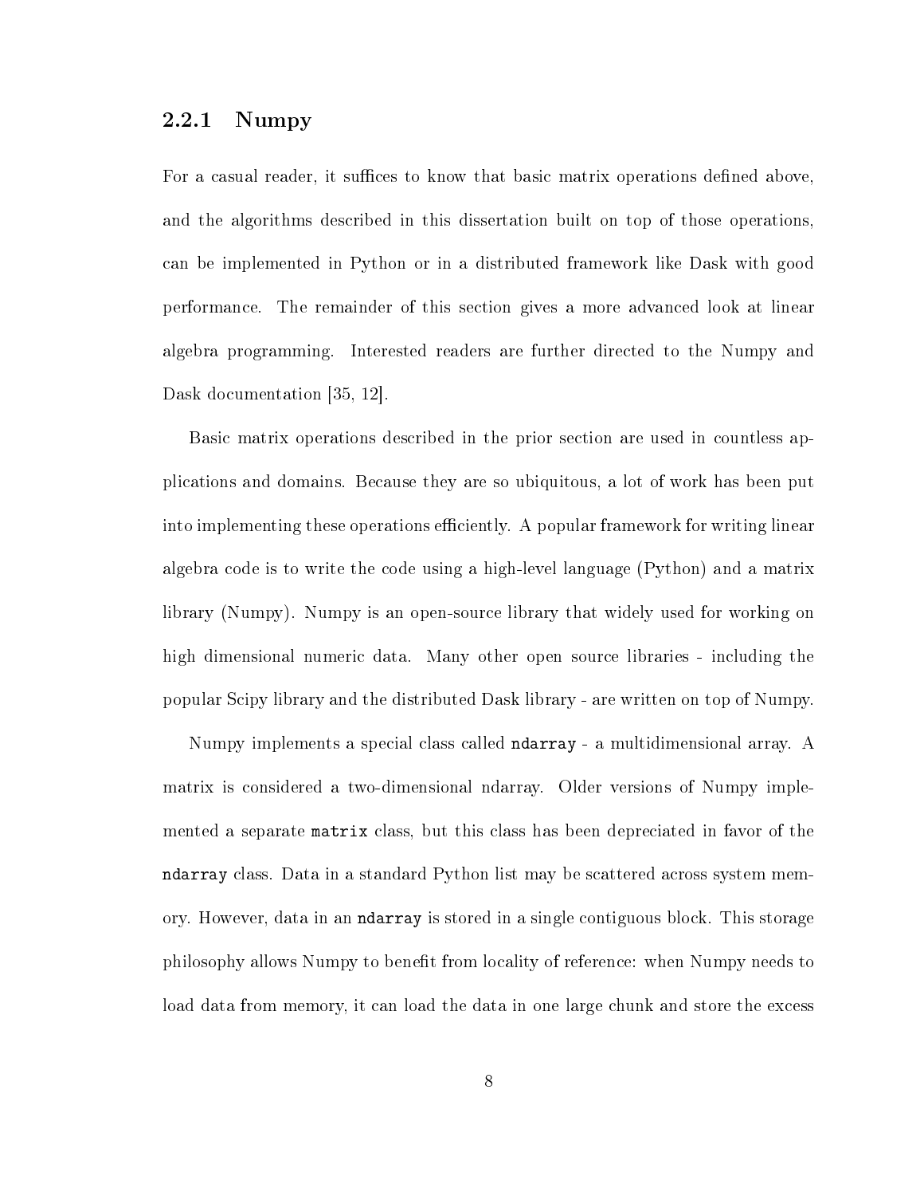### 2.2.1 Numpy

For a casual reader, it suffices to know that basic matrix operations defined above, and the algorithms described in this dissertation built on top of those operations, can be implemented in Python or in a distributed framework like Dask with good performance. The remainder of this section gives a more advanced look at linear algebra programming. Interested readers are further directed to the Numpy and Dask documentation [35, 12].

Basic matrix operations described in the prior section are used in countless applications and domains. Because they are so ubiquitous, a lot of work has been put into implementing these operations efficiently. A popular framework for writing linear algebra code is to write the code using a high-level language (Python) and a matrix library (Numpy). Numpy is an open-source library that widely used for working on high dimensional numeric data. Many other open source libraries - including the popular Scipy library and the distributed Dask library - are written on top of Numpy.

Numpy implements a special class called `ndarray` - a multidimensional array. A matrix is considered a two-dimensional ndarray. Older versions of Numpy implemented a separate `matrix` class, but this class has been depreciated in favor of the `ndarray` class. Data in a standard Python list may be scattered across system memory. However, data in an `ndarray` is stored in a single contiguous block. This storage philosophy allows Numpy to benefit from locality of reference: when Numpy needs to load data from memory, it can load the data in one large chunk and store the excess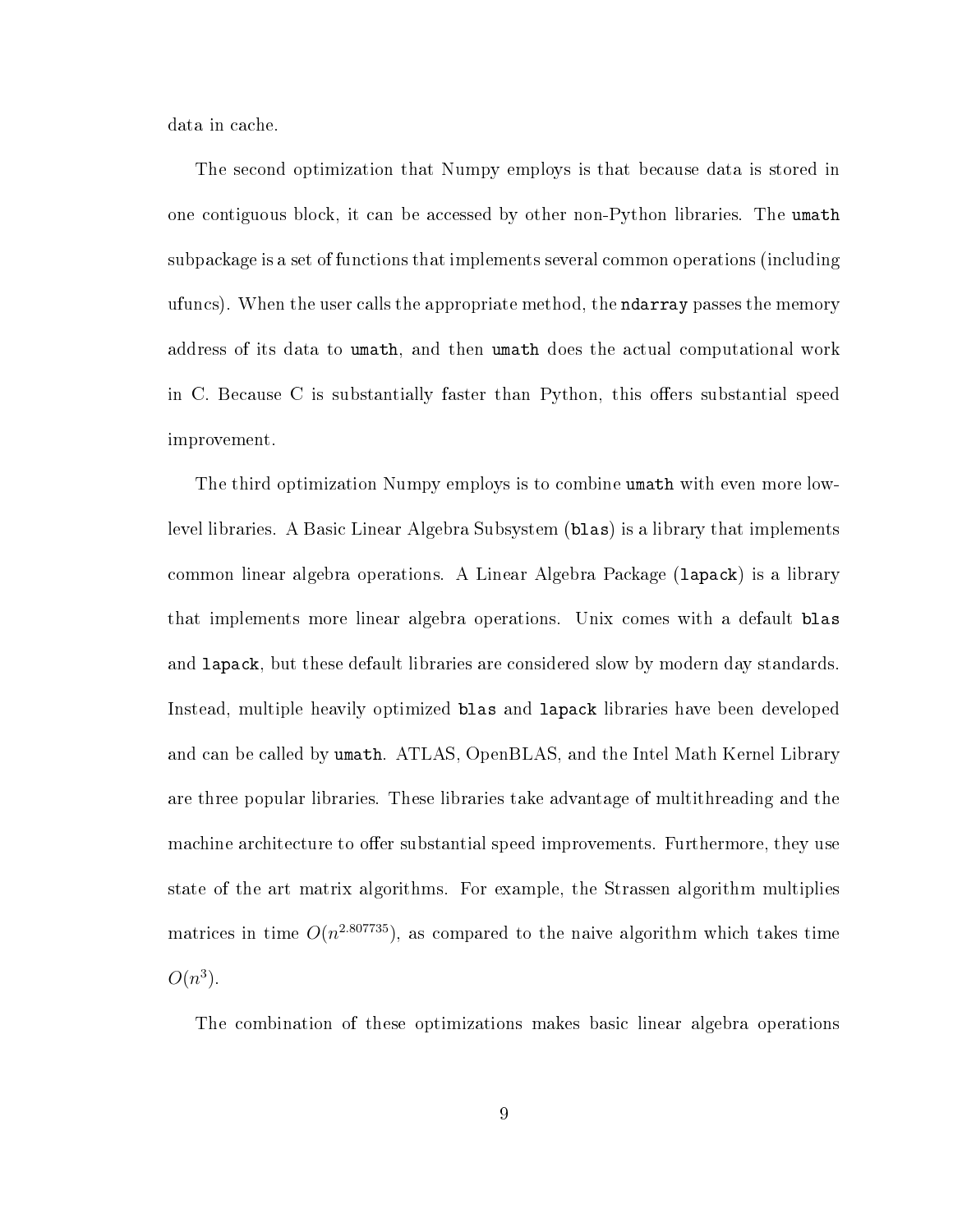data in cache.

The second optimization that Numpy employs is that because data is stored in one contiguous block, it can be accessed by other non-Python libraries. The `umath` subpackage is a set of functions that implements several common operations (including ufuncs). When the user calls the appropriate method, the `ndarray` passes the memory address of its data to `umath`, and then `umath` does the actual computational work in C. Because C is substantially faster than Python, this offers substantial speed improvement.

The third optimization Numpy employs is to combine `umath` with even more low-level libraries. A Basic Linear Algebra Subsystem (`blas`) is a library that implements common linear algebra operations. A Linear Algebra Package (`lapack`) is a library that implements more linear algebra operations. Unix comes with a default `blas` and `lapack`, but these default libraries are considered slow by modern day standards. Instead, multiple heavily optimized `blas` and `lapack` libraries have been developed and can be called by `umath`. ATLAS, OpenBLAS, and the Intel Math Kernel Library are three popular libraries. These libraries take advantage of multithreading and the machine architecture to offer substantial speed improvements. Furthermore, they use state of the art matrix algorithms. For example, the Strassen algorithm multiplies matrices in time $O(n^{2.807735})$, as compared to the naive algorithm which takes time $O(n^3)$.

The combination of these optimizations makes basic linear algebra operations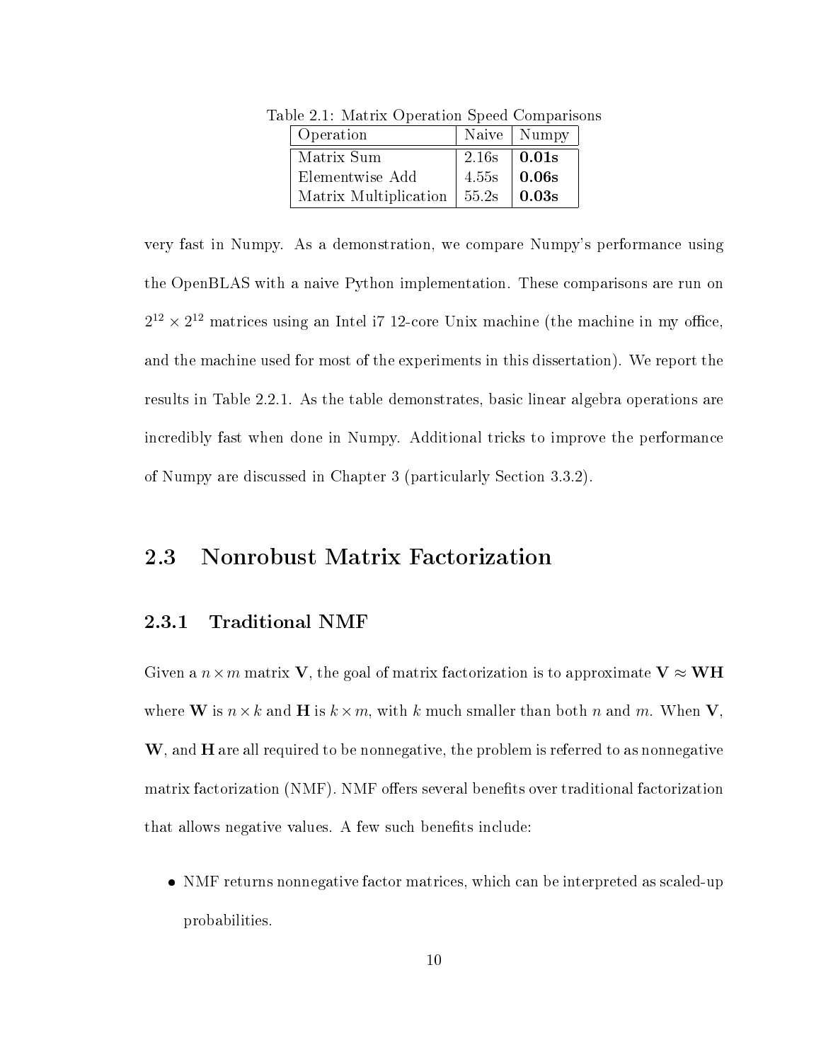Table 2.1: Matrix Operation Speed Comparisons

| Operation | Naive | Numpy |
| --- | --- | --- |
| Matrix Sum | 2.16s | **0.01s** |
| Elementwise Add | 4.55s | **0.06s** |
| Matrix Multiplication | 55.2s | **0.03s** |

very fast in Numpy. As a demonstration, we compare Numpy's performance using the OpenBLAS with a naive Python implementation. These comparisons are run on $2^{12} \times 2^{12}$ matrices using an Intel i7 12-core Unix machine (the machine in my office, and the machine used for most of the experiments in this dissertation). We report the results in Table 2.2.1. As the table demonstrates, basic linear algebra operations are incredibly fast when done in Numpy. Additional tricks to improve the performance of Numpy are discussed in Chapter 3 (particularly Section 3.3.2).

## 2.3 Nonrobust Matrix Factorization

### 2.3.1 Traditional NMF

Given a $n \times m$ matrix $\mathbf{V}$, the goal of matrix factorization is to approximate $\mathbf{V} \approx \mathbf{WH}$ where $\mathbf{W}$ is $n \times k$ and $\mathbf{H}$ is $k \times m$, with $k$ much smaller than both $n$ and $m$. When $\mathbf{V}$, $\mathbf{W}$, and $\mathbf{H}$ are all required to be nonnegative, the problem is referred to as nonnegative matrix factorization (NMF). NMF offers several benefits over traditional factorization that allows negative values. A few such benefits include:

- NMF returns nonnegative factor matrices, which can be interpreted as scaled-up probabilities.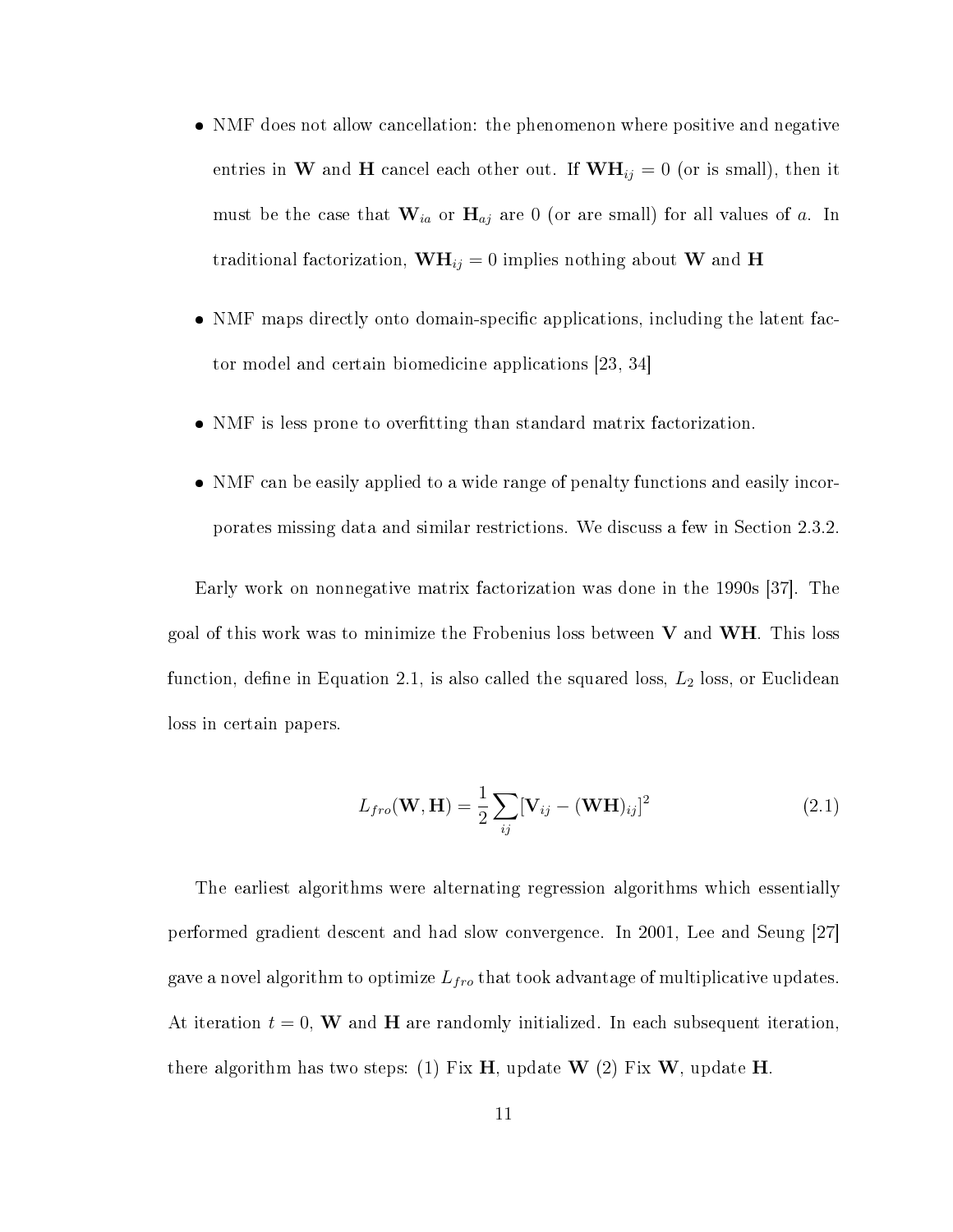- NMF does not allow cancellation: the phenomenon where positive and negative entries in $\mathbf{W}$ and $\mathbf{H}$ cancel each other out. If $\mathbf{WH}_{ij} = 0$ (or is small), then it must be the case that $\mathbf{W}_{ia}$ or $\mathbf{H}_{aj}$ are 0 (or are small) for all values of $a$. In traditional factorization, $\mathbf{WH}_{ij} = 0$ implies nothing about $\mathbf{W}$ and $\mathbf{H}$

- NMF maps directly onto domain-specific applications, including the latent factor model and certain biomedicine applications [23, 34]

- NMF is less prone to overfitting than standard matrix factorization.

- NMF can be easily applied to a wide range of penalty functions and easily incorporates missing data and similar restrictions. We discuss a few in Section 2.3.2.

Early work on nonnegative matrix factorization was done in the 1990s [37]. The goal of this work was to minimize the Frobenius loss between $\mathbf{V}$ and $\mathbf{WH}$. This loss function, define in Equation 2.1, is also called the squared loss, $L_2$ loss, or Euclidean loss in certain papers.

$$L_{fro}(\mathbf{W}, \mathbf{H}) = \frac{1}{2} \sum_{ij} [\mathbf{V}_{ij} - (\mathbf{WH})_{ij}]^2 \tag{2.1}$$

The earliest algorithms were alternating regression algorithms which essentially performed gradient descent and had slow convergence. In 2001, Lee and Seung [27] gave a novel algorithm to optimize $L_{fro}$ that took advantage of multiplicative updates. At iteration $t = 0$, $\mathbf{W}$ and $\mathbf{H}$ are randomly initialized. In each subsequent iteration, there algorithm has two steps: (1) Fix $\mathbf{H}$, update $\mathbf{W}$ (2) Fix $\mathbf{W}$, update $\mathbf{H}$.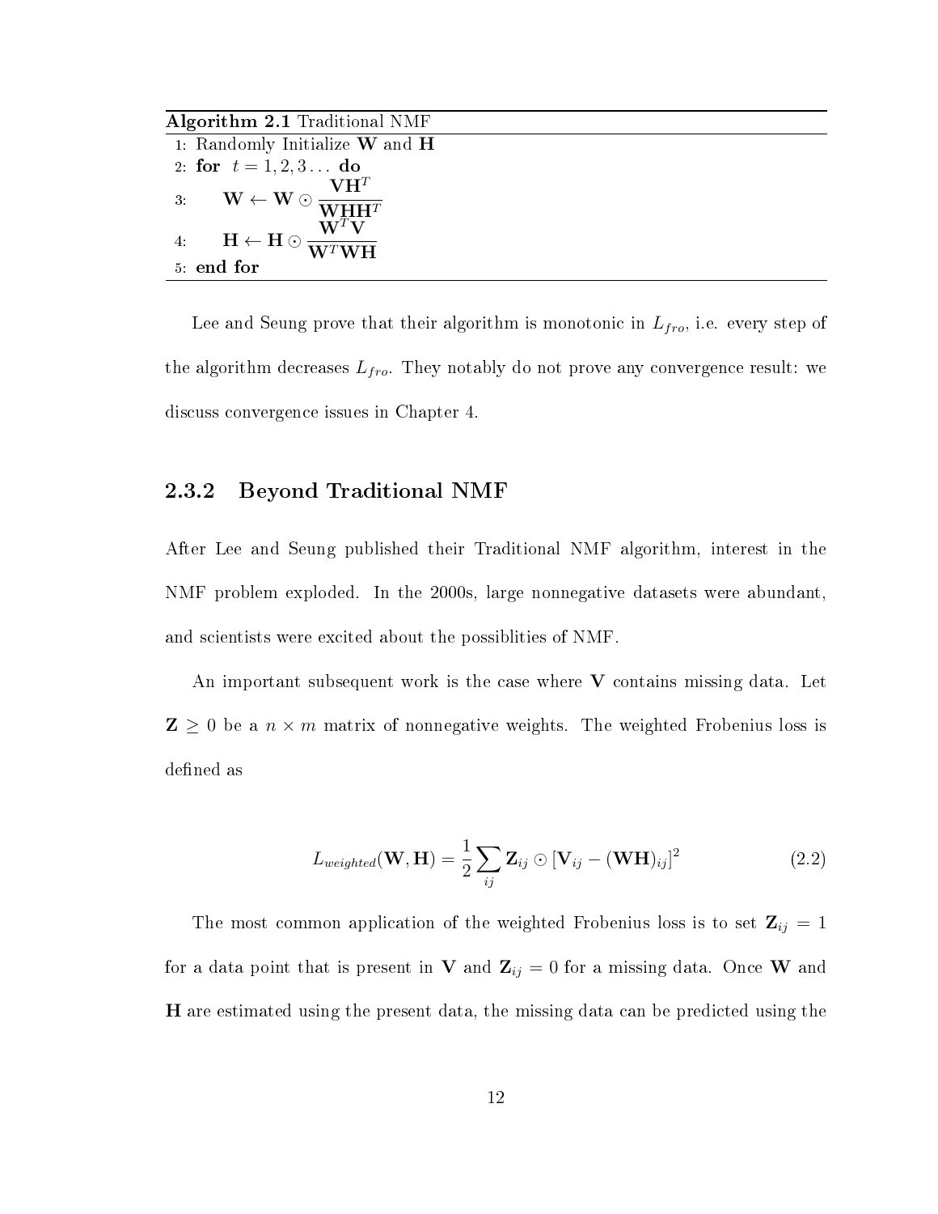**Algorithm 2.1** Traditional NMF

```
1: Randomly Initialize W and H
2: for t = 1, 2, 3 ... do
3:     W ← W ⊙ (VH^T) / (WHH^T)
4:     H ← H ⊙ (W^T V) / (W^T WH)
5: end for
```

1: Randomly Initialize $\mathbf{W}$ and $\mathbf{H}$

2: **for** $t = 1, 2, 3 \ldots$ **do**

3: $\quad \mathbf{W} \leftarrow \mathbf{W} \odot \dfrac{\mathbf{V}\mathbf{H}^T}{\mathbf{W}\mathbf{H}\mathbf{H}^T}$

4: $\quad \mathbf{H} \leftarrow \mathbf{H} \odot \dfrac{\mathbf{W}^T\mathbf{V}}{\mathbf{W}^T\mathbf{W}\mathbf{H}}$

5: **end for**

Lee and Seung prove that their algorithm is monotonic in $L_{fro}$, i.e. every step of the algorithm decreases $L_{fro}$. They notably do not prove any convergence result: we discuss convergence issues in Chapter 4.

### 2.3.2 Beyond Traditional NMF

After Lee and Seung published their Traditional NMF algorithm, interest in the NMF problem exploded. In the 2000s, large nonnegative datasets were abundant, and scientists were excited about the possiblities of NMF.

An important subsequent work is the case where $\mathbf{V}$ contains missing data. Let $\mathbf{Z} \geq 0$ be a $n \times m$ matrix of nonnegative weights. The weighted Frobenius loss is defined as

$$L_{weighted}(\mathbf{W}, \mathbf{H}) = \frac{1}{2} \sum_{ij} \mathbf{Z}_{ij} \odot [\mathbf{V}_{ij} - (\mathbf{W}\mathbf{H})_{ij}]^2 \tag{2.2}$$

The most common application of the weighted Frobenius loss is to set $\mathbf{Z}_{ij} = 1$ for a data point that is present in $\mathbf{V}$ and $\mathbf{Z}_{ij} = 0$ for a missing data. Once $\mathbf{W}$ and $\mathbf{H}$ are estimated using the present data, the missing data can be predicted using the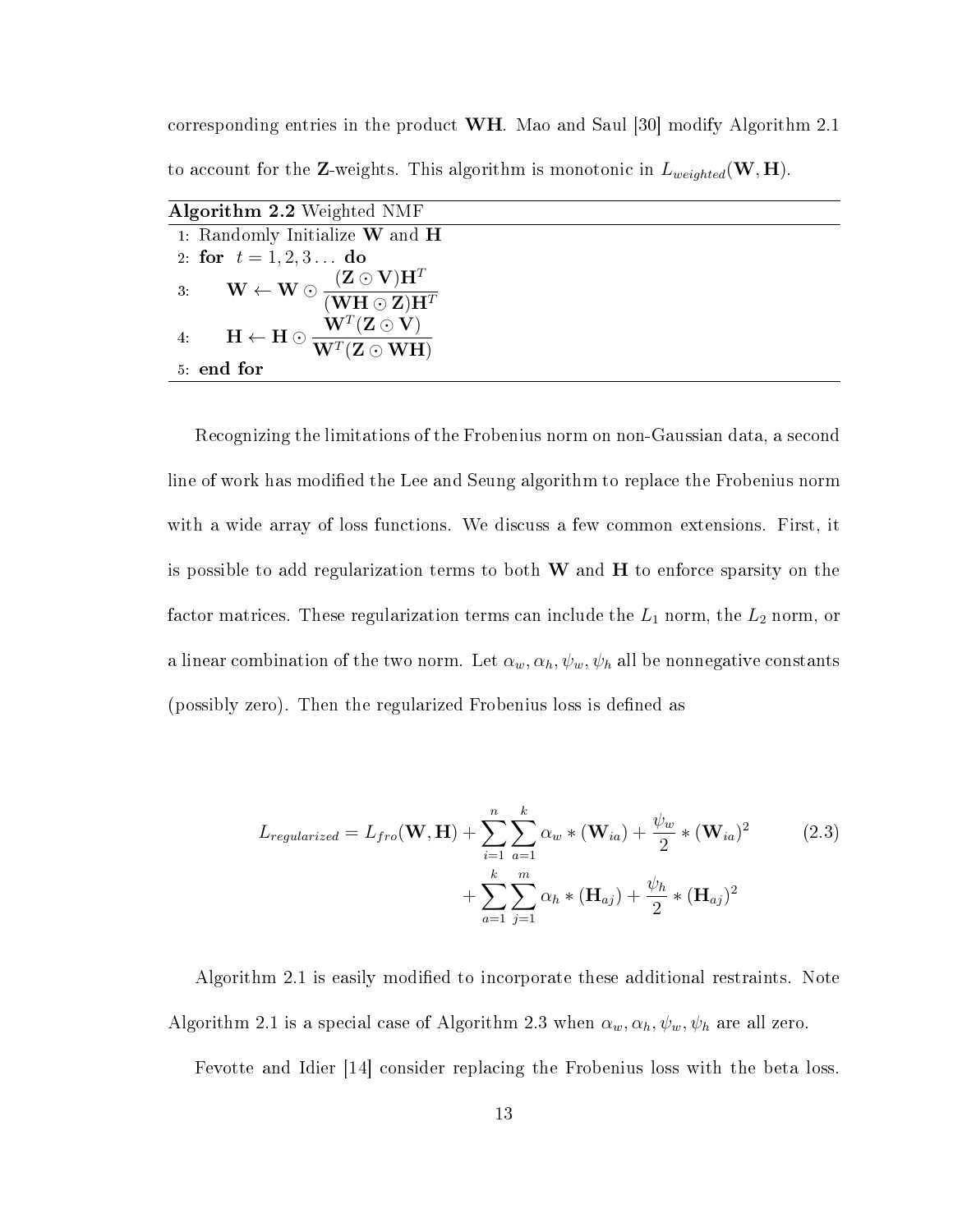corresponding entries in the product $\mathbf{WH}$. Mao and Saul [30] modify Algorithm 2.1 to account for the $\mathbf{Z}$-weights. This algorithm is monotonic in $L_{weighted}(\mathbf{W}, \mathbf{H})$.

---

**Algorithm 2.2** Weighted NMF

---

1: Randomly Initialize $\mathbf{W}$ and $\mathbf{H}$
2: **for** $t = 1, 2, 3 \ldots$ **do**
3: $\quad \mathbf{W} \leftarrow \mathbf{W} \odot \dfrac{(\mathbf{Z} \odot \mathbf{V})\mathbf{H}^T}{(\mathbf{WH} \odot \mathbf{Z})\mathbf{H}^T}$
4: $\quad \mathbf{H} \leftarrow \mathbf{H} \odot \dfrac{\mathbf{W}^T(\mathbf{Z} \odot \mathbf{V})}{\mathbf{W}^T(\mathbf{Z} \odot \mathbf{WH})}$
5: **end for**

---

Recognizing the limitations of the Frobenius norm on non-Gaussian data, a second line of work has modified the Lee and Seung algorithm to replace the Frobenius norm with a wide array of loss functions. We discuss a few common extensions. First, it is possible to add regularization terms to both $\mathbf{W}$ and $\mathbf{H}$ to enforce sparsity on the factor matrices. These regularization terms can include the $L_1$ norm, the $L_2$ norm, or a linear combination of the two norm. Let $\alpha_w, \alpha_h, \psi_w, \psi_h$ all be nonnegative constants (possibly zero). Then the regularized Frobenius loss is defined as

$$
\begin{aligned}
L_{regularized} = L_{fro}(\mathbf{W}, \mathbf{H}) &+ \sum_{i=1}^{n}\sum_{a=1}^{k} \alpha_w * (\mathbf{W}_{ia}) + \frac{\psi_w}{2} * (\mathbf{W}_{ia})^2 \\
&+ \sum_{a=1}^{k}\sum_{j=1}^{m} \alpha_h * (\mathbf{H}_{aj}) + \frac{\psi_h}{2} * (\mathbf{H}_{aj})^2
\end{aligned} \tag{2.3}
$$

Algorithm 2.1 is easily modified to incorporate these additional restraints. Note Algorithm 2.1 is a special case of Algorithm 2.3 when $\alpha_w, \alpha_h, \psi_w, \psi_h$ are all zero.

Fevotte and Idier [14] consider replacing the Frobenius loss with the beta loss.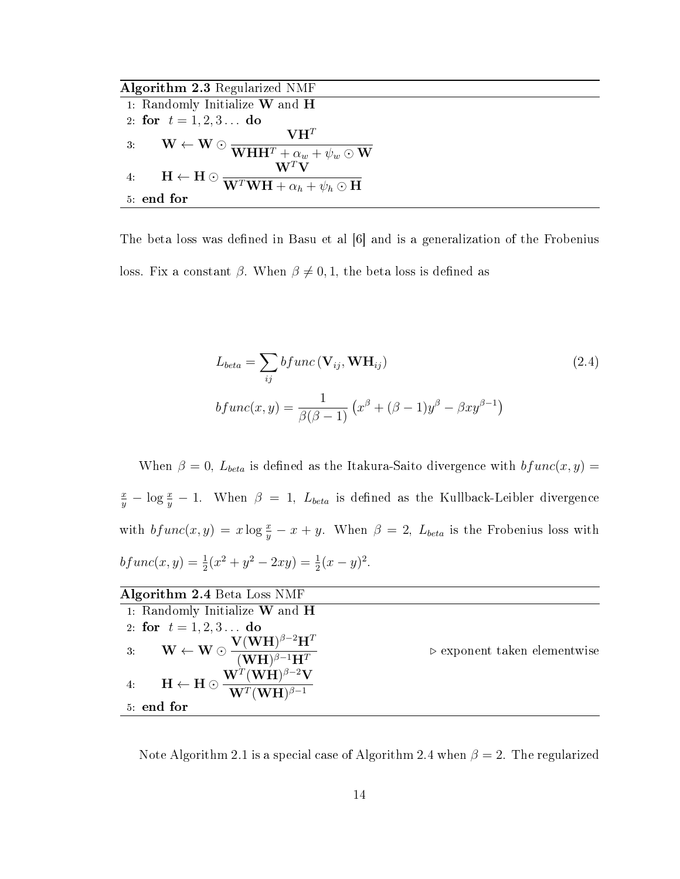**Algorithm 2.3** Regularized NMF

1: Randomly Initialize $\mathbf{W}$ and $\mathbf{H}$
2: **for** $t = 1, 2, 3 \ldots$ **do**
3: $\quad \mathbf{W} \leftarrow \mathbf{W} \odot \dfrac{\mathbf{V}\mathbf{H}^T}{\mathbf{W}\mathbf{H}\mathbf{H}^T + \alpha_w + \psi_w \odot \mathbf{W}}$
4: $\quad \mathbf{H} \leftarrow \mathbf{H} \odot \dfrac{\mathbf{W}^T\mathbf{V}}{\mathbf{W}^T\mathbf{W}\mathbf{H} + \alpha_h + \psi_h \odot \mathbf{H}}$
5: **end for**

The beta loss was defined in Basu et al [6] and is a generalization of the Frobenius loss. Fix a constant $\beta$. When $\beta \neq 0, 1$, the beta loss is defined as

$$
\begin{aligned}
L_{beta} &= \sum_{ij} bfunc\left(\mathbf{V}_{ij}, \mathbf{W}\mathbf{H}_{ij}\right) \\
bfunc(x, y) &= \frac{1}{\beta(\beta - 1)}\left(x^\beta + (\beta - 1)y^\beta - \beta x y^{\beta - 1}\right)
\end{aligned}
\tag{2.4}
$$

When $\beta = 0$, $L_{beta}$ is defined as the Itakura-Saito divergence with $bfunc(x, y) = \frac{x}{y} - \log\frac{x}{y} - 1$. When $\beta = 1$, $L_{beta}$ is defined as the Kullback-Leibler divergence with $bfunc(x, y) = x \log\frac{x}{y} - x + y$. When $\beta = 2$, $L_{beta}$ is the Frobenius loss with $bfunc(x, y) = \frac{1}{2}(x^2 + y^2 - 2xy) = \frac{1}{2}(x - y)^2$.

**Algorithm 2.4** Beta Loss NMF

1: Randomly Initialize $\mathbf{W}$ and $\mathbf{H}$
2: **for** $t = 1, 2, 3 \ldots$ **do**
3: $\quad \mathbf{W} \leftarrow \mathbf{W} \odot \dfrac{\mathbf{V}(\mathbf{W}\mathbf{H})^{\beta - 2}\mathbf{H}^T}{(\mathbf{W}\mathbf{H})^{\beta - 1}\mathbf{H}^T}$ $\quad \triangleright$ exponent taken elementwise
4: $\quad \mathbf{H} \leftarrow \mathbf{H} \odot \dfrac{\mathbf{W}^T(\mathbf{W}\mathbf{H})^{\beta - 2}\mathbf{V}}{\mathbf{W}^T(\mathbf{W}\mathbf{H})^{\beta - 1}}$
5: **end for**

Note Algorithm 2.1 is a special case of Algorithm 2.4 when $\beta = 2$. The regularized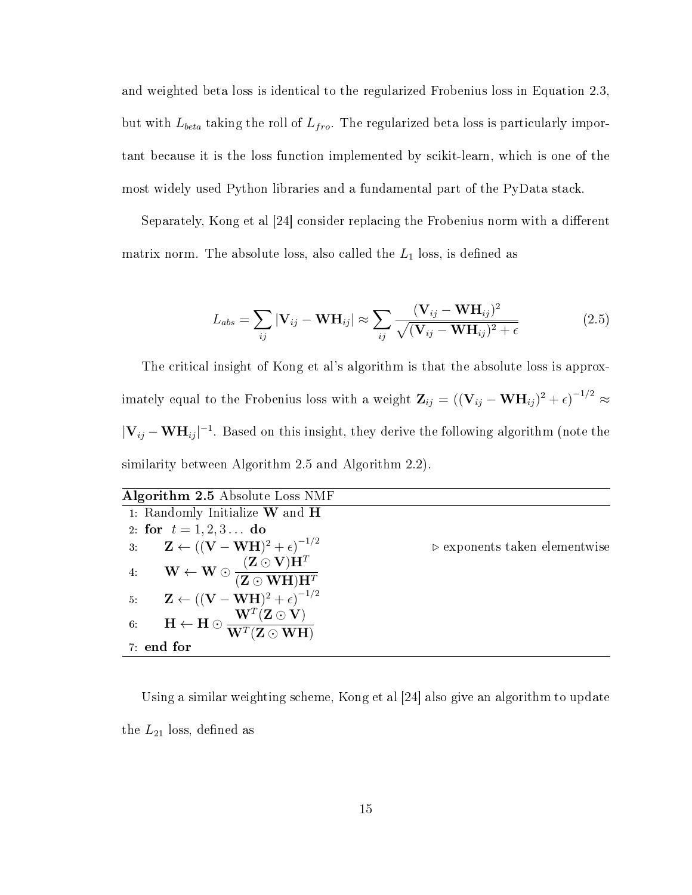and weighted beta loss is identical to the regularized Frobenius loss in Equation 2.3, but with $L_{beta}$ taking the roll of $L_{fro}$. The regularized beta loss is particularly important because it is the loss function implemented by scikit-learn, which is one of the most widely used Python libraries and a fundamental part of the PyData stack.

Separately, Kong et al [24] consider replacing the Frobenius norm with a different matrix norm. The absolute loss, also called the $L_1$ loss, is defined as

$$L_{abs} = \sum_{ij} |\mathbf{V}_{ij} - \mathbf{WH}_{ij}| \approx \sum_{ij} \frac{(\mathbf{V}_{ij} - \mathbf{WH}_{ij})^2}{\sqrt{(\mathbf{V}_{ij} - \mathbf{WH}_{ij})^2 + \epsilon}} \tag{2.5}$$

The critical insight of Kong et al's algorithm is that the absolute loss is approximately equal to the Frobenius loss with a weight $\mathbf{Z}_{ij} = ((\mathbf{V}_{ij} - \mathbf{WH}_{ij})^2 + \epsilon)^{-1/2} \approx |\mathbf{V}_{ij} - \mathbf{WH}_{ij}|^{-1}$. Based on this insight, they derive the following algorithm (note the similarity between Algorithm 2.5 and Algorithm 2.2).

---

**Algorithm 2.5** Absolute Loss NMF

---

1: Randomly Initialize $\mathbf{W}$ and $\mathbf{H}$
2: **for** $t = 1, 2, 3 \ldots$ **do**
3: $\quad \mathbf{Z} \leftarrow ((\mathbf{V} - \mathbf{WH})^2 + \epsilon)^{-1/2}$ $\qquad \triangleright$ exponents taken elementwise
4: $\quad \mathbf{W} \leftarrow \mathbf{W} \odot \dfrac{(\mathbf{Z} \odot \mathbf{V})\mathbf{H}^T}{(\mathbf{Z} \odot \mathbf{WH})\mathbf{H}^T}$
5: $\quad \mathbf{Z} \leftarrow ((\mathbf{V} - \mathbf{WH})^2 + \epsilon)^{-1/2}$
6: $\quad \mathbf{H} \leftarrow \mathbf{H} \odot \dfrac{\mathbf{W}^T(\mathbf{Z} \odot \mathbf{V})}{\mathbf{W}^T(\mathbf{Z} \odot \mathbf{WH})}$
7: **end for**

---

Using a similar weighting scheme, Kong et al [24] also give an algorithm to update the $L_{21}$ loss, defined as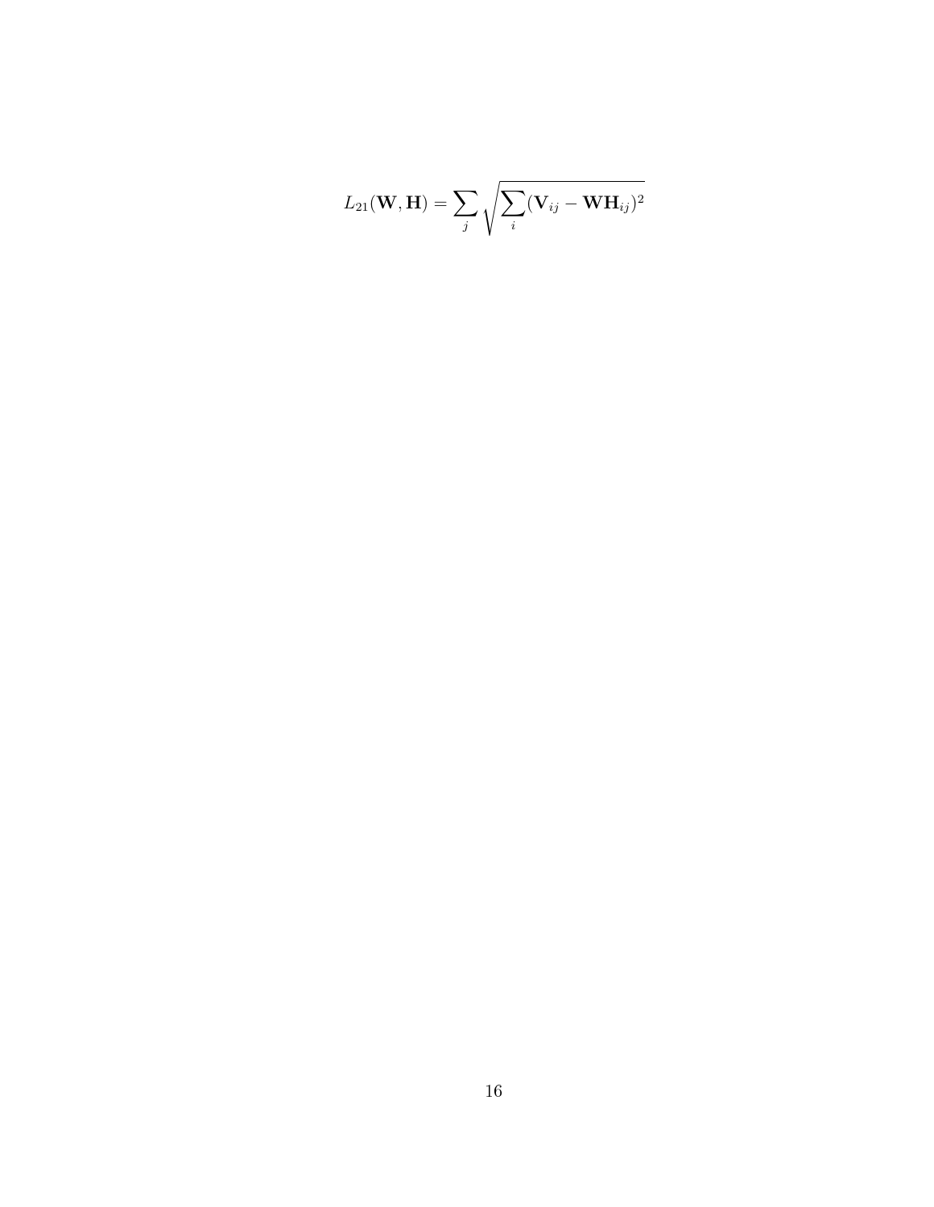$$L_{21}(\mathbf{W}, \mathbf{H}) = \sum_{j} \sqrt{\sum_{i} (\mathbf{V}_{ij} - \mathbf{WH}_{ij})^2}$$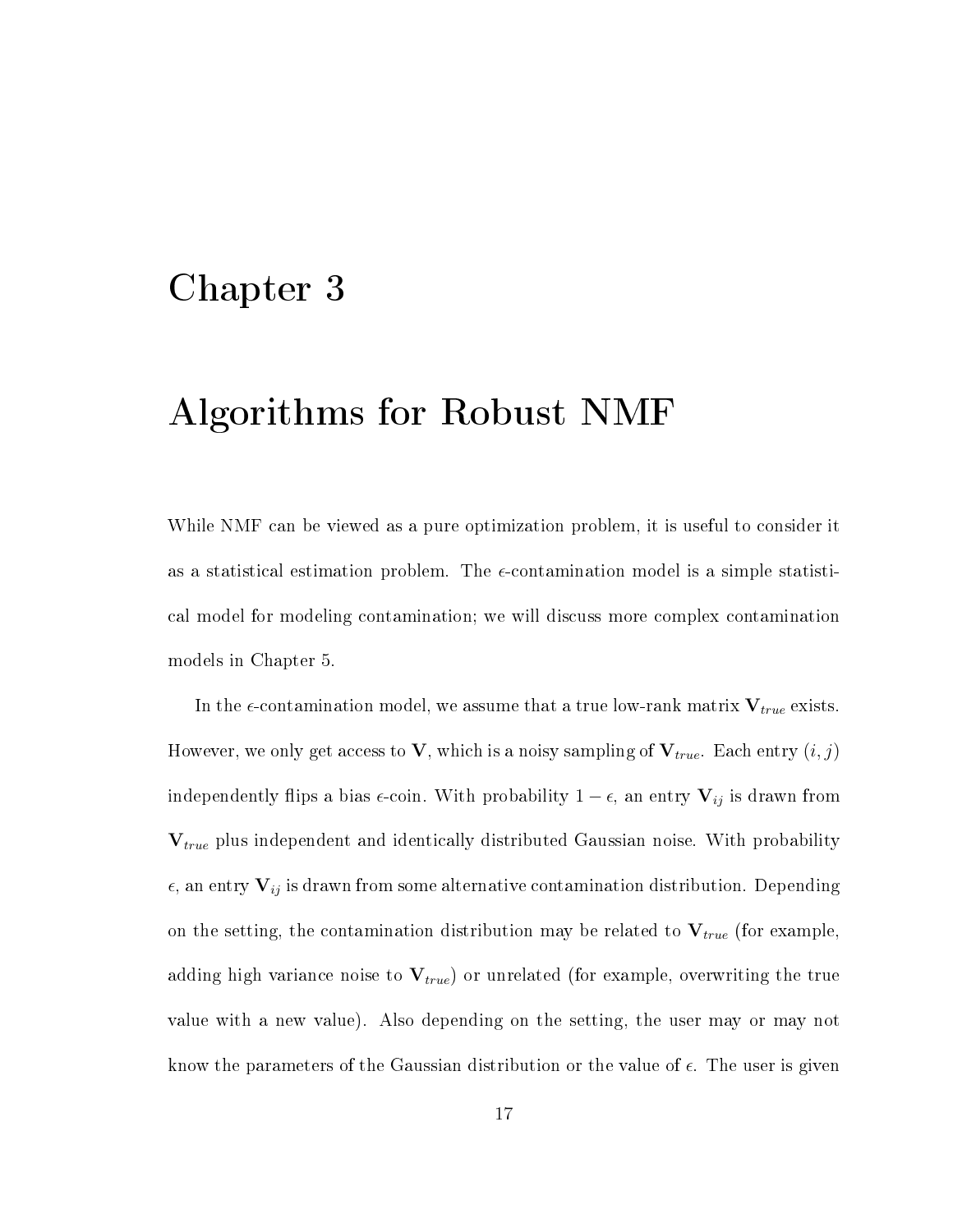# Chapter 3

# Algorithms for Robust NMF

While NMF can be viewed as a pure optimization problem, it is useful to consider it as a statistical estimation problem. The $\epsilon$-contamination model is a simple statistical model for modeling contamination; we will discuss more complex contamination models in Chapter 5.

In the $\epsilon$-contamination model, we assume that a true low-rank matrix $\mathbf{V}_{true}$ exists. However, we only get access to $\mathbf{V}$, which is a noisy sampling of $\mathbf{V}_{true}$. Each entry $(i, j)$ independently flips a bias $\epsilon$-coin. With probability $1 - \epsilon$, an entry $\mathbf{V}_{ij}$ is drawn from $\mathbf{V}_{true}$ plus independent and identically distributed Gaussian noise. With probability $\epsilon$, an entry $\mathbf{V}_{ij}$ is drawn from some alternative contamination distribution. Depending on the setting, the contamination distribution may be related to $\mathbf{V}_{true}$ (for example, adding high variance noise to $\mathbf{V}_{true}$) or unrelated (for example, overwriting the true value with a new value). Also depending on the setting, the user may or may not know the parameters of the Gaussian distribution or the value of $\epsilon$. The user is given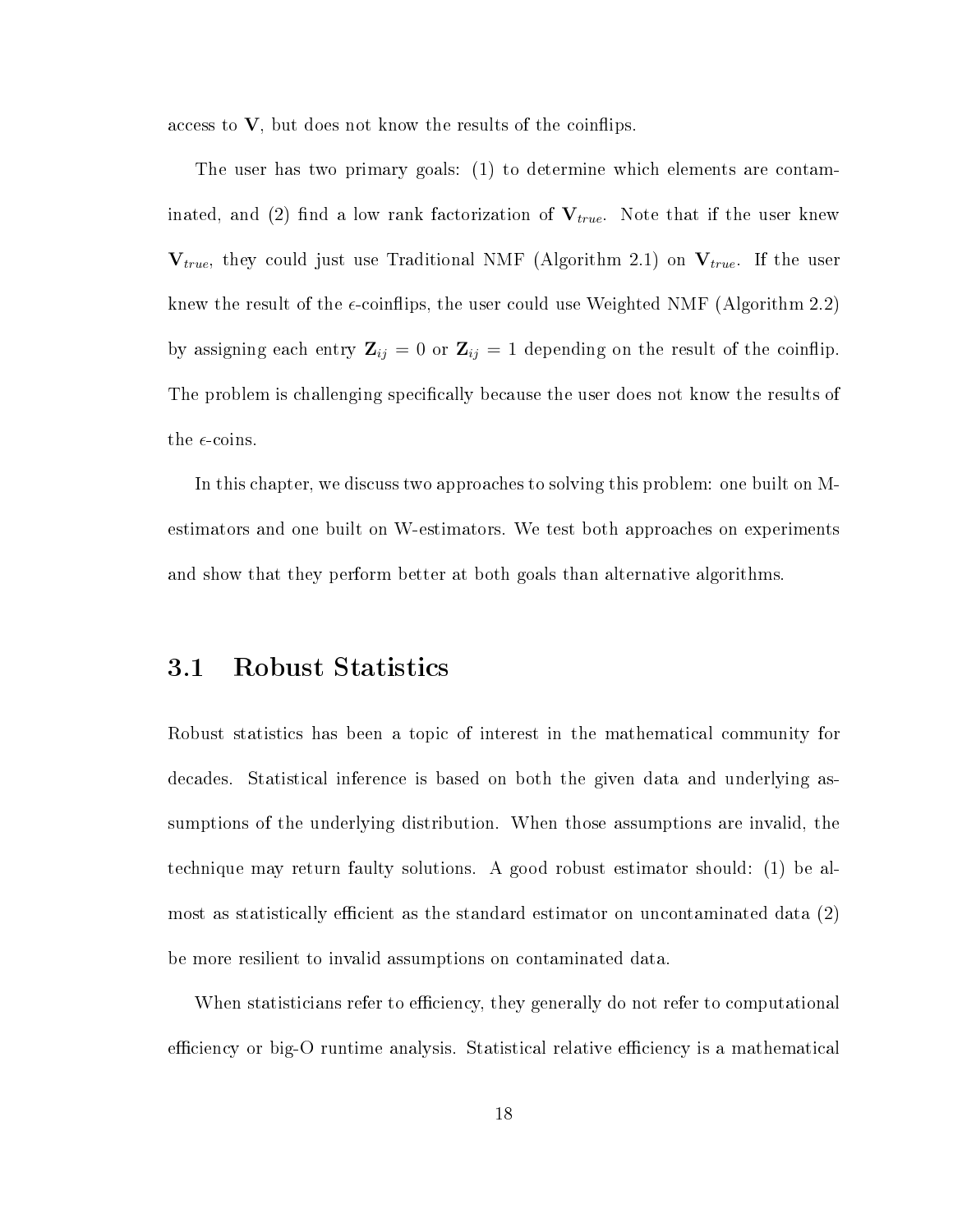access to $\mathbf{V}$, but does not know the results of the coinflips.

The user has two primary goals: (1) to determine which elements are contaminated, and (2) find a low rank factorization of $\mathbf{V}_{true}$. Note that if the user knew $\mathbf{V}_{true}$, they could just use Traditional NMF (Algorithm 2.1) on $\mathbf{V}_{true}$. If the user knew the result of the $\epsilon$-coinflips, the user could use Weighted NMF (Algorithm 2.2) by assigning each entry $\mathbf{Z}_{ij} = 0$ or $\mathbf{Z}_{ij} = 1$ depending on the result of the coinflip. The problem is challenging specifically because the user does not know the results of the $\epsilon$-coins.

In this chapter, we discuss two approaches to solving this problem: one built on M-estimators and one built on W-estimators. We test both approaches on experiments and show that they perform better at both goals than alternative algorithms.

## 3.1 Robust Statistics

Robust statistics has been a topic of interest in the mathematical community for decades. Statistical inference is based on both the given data and underlying assumptions of the underlying distribution. When those assumptions are invalid, the technique may return faulty solutions. A good robust estimator should: (1) be almost as statistically efficient as the standard estimator on uncontaminated data (2) be more resilient to invalid assumptions on contaminated data.

When statisticians refer to efficiency, they generally do not refer to computational efficiency or big-O runtime analysis. Statistical relative efficiency is a mathematical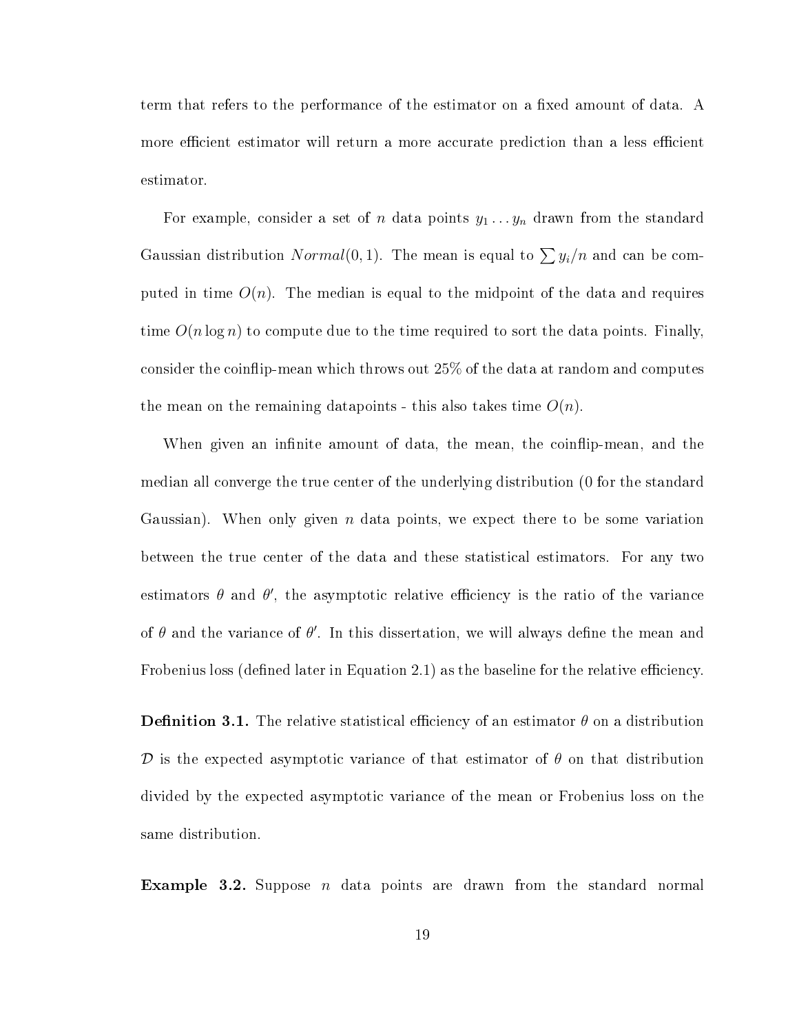term that refers to the performance of the estimator on a fixed amount of data. A more efficient estimator will return a more accurate prediction than a less efficient estimator.

For example, consider a set of $n$ data points $y_1 \dots y_n$ drawn from the standard Gaussian distribution $Normal(0, 1)$. The mean is equal to $\sum y_i/n$ and can be computed in time $O(n)$. The median is equal to the midpoint of the data and requires time $O(n \log n)$ to compute due to the time required to sort the data points. Finally, consider the coinflip-mean which throws out 25% of the data at random and computes the mean on the remaining datapoints - this also takes time $O(n)$.

When given an infinite amount of data, the mean, the coinflip-mean, and the median all converge the true center of the underlying distribution (0 for the standard Gaussian). When only given $n$ data points, we expect there to be some variation between the true center of the data and these statistical estimators. For any two estimators $\theta$ and $\theta'$, the asymptotic relative efficiency is the ratio of the variance of $\theta$ and the variance of $\theta'$. In this dissertation, we will always define the mean and Frobenius loss (defined later in Equation 2.1) as the baseline for the relative efficiency.

**Definition 3.1.** The relative statistical efficiency of an estimator $\theta$ on a distribution $\mathcal{D}$ is the expected asymptotic variance of that estimator of $\theta$ on that distribution divided by the expected asymptotic variance of the mean or Frobenius loss on the same distribution.

**Example 3.2.** Suppose $n$ data points are drawn from the standard normal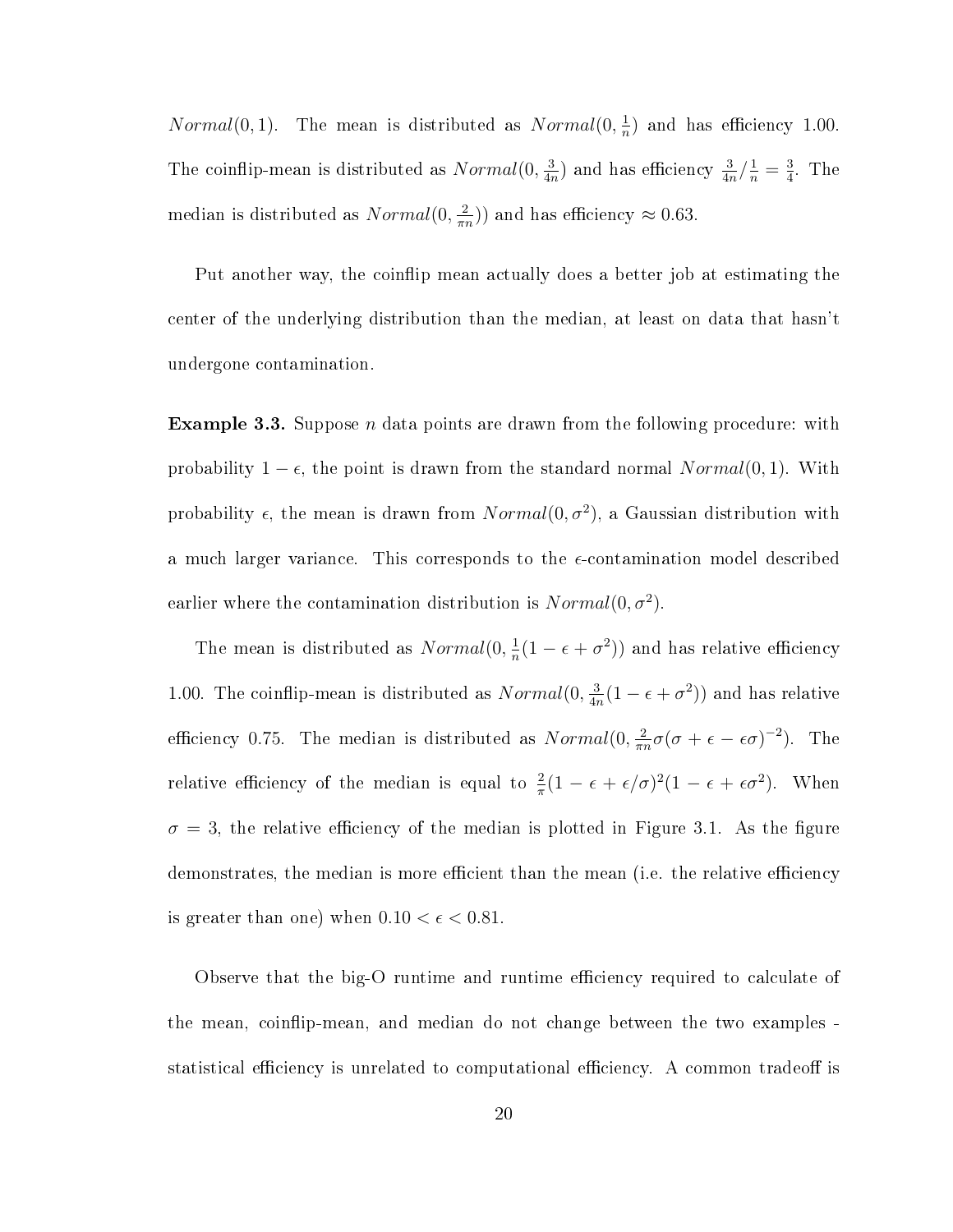$Normal(0,1)$. The mean is distributed as $Normal(0, \frac{1}{n})$ and has efficiency 1.00. The coinflip-mean is distributed as $Normal(0, \frac{3}{4n})$ and has efficiency $\frac{3}{4n}/\frac{1}{n} = \frac{3}{4}$. The median is distributed as $Normal(0, \frac{2}{\pi n}))$ and has efficiency $\approx 0.63$.

Put another way, the coinflip mean actually does a better job at estimating the center of the underlying distribution than the median, at least on data that hasn't undergone contamination.

**Example 3.3.** Suppose $n$ data points are drawn from the following procedure: with probability $1 - \epsilon$, the point is drawn from the standard normal $Normal(0, 1)$. With probability $\epsilon$, the mean is drawn from $Normal(0, \sigma^2)$, a Gaussian distribution with a much larger variance. This corresponds to the $\epsilon$-contamination model described earlier where the contamination distribution is $Normal(0, \sigma^2)$.

The mean is distributed as $Normal(0, \frac{1}{n}(1 - \epsilon + \sigma^2))$ and has relative efficiency 1.00. The coinflip-mean is distributed as $Normal(0, \frac{3}{4n}(1 - \epsilon + \sigma^2))$ and has relative efficiency 0.75. The median is distributed as $Normal(0, \frac{2}{\pi n}\sigma(\sigma + \epsilon - \epsilon\sigma)^{-2})$. The relative efficiency of the median is equal to $\frac{2}{\pi}(1 - \epsilon + \epsilon/\sigma)^2(1 - \epsilon + \epsilon\sigma^2)$. When $\sigma = 3$, the relative efficiency of the median is plotted in Figure 3.1. As the figure demonstrates, the median is more efficient than the mean (i.e. the relative efficiency is greater than one) when $0.10 < \epsilon < 0.81$.

Observe that the big-O runtime and runtime efficiency required to calculate of the mean, coinflip-mean, and median do not change between the two examples - statistical efficiency is unrelated to computational efficiency. A common tradeoff is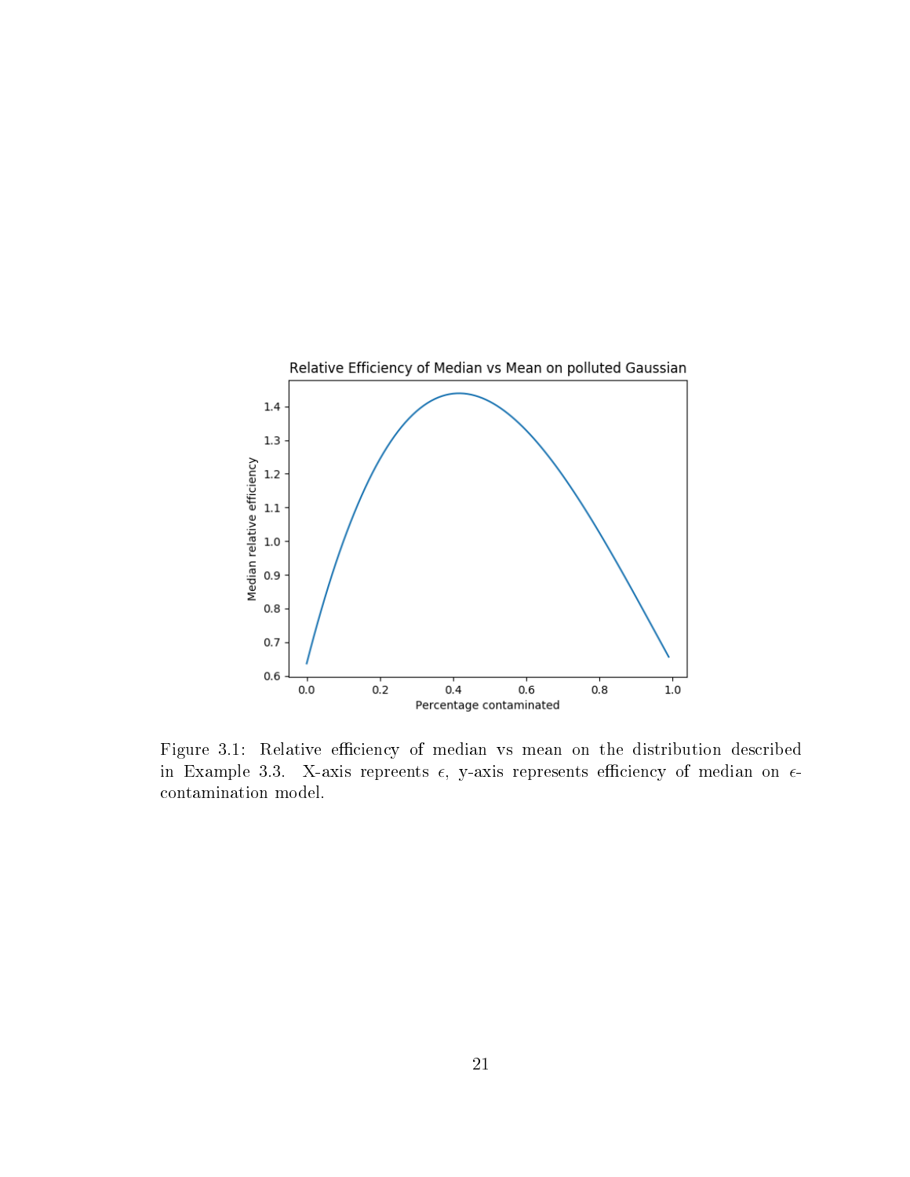Figure 3.1: Relative efficiency of median vs mean on the distribution described in Example 3.3. X-axis repreents $\epsilon$, y-axis represents efficiency of median on $\epsilon$-contamination model.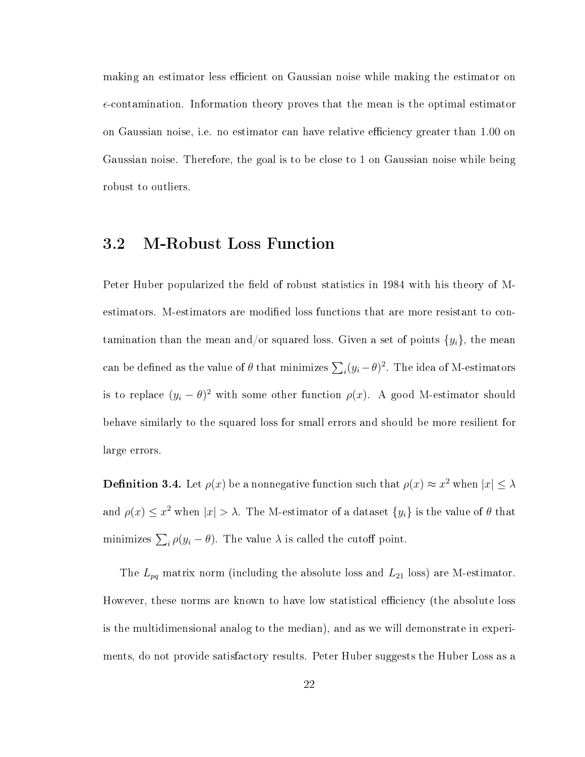making an estimator less efficient on Gaussian noise while making the estimator on $\epsilon$-contamination. Information theory proves that the mean is the optimal estimator on Gaussian noise, i.e. no estimator can have relative efficiency greater than 1.00 on Gaussian noise. Therefore, the goal is to be close to 1 on Gaussian noise while being robust to outliers.

## 3.2 M-Robust Loss Function

Peter Huber popularized the field of robust statistics in 1984 with his theory of M-estimators. M-estimators are modified loss functions that are more resistant to contamination than the mean and/or squared loss. Given a set of points $\{y_i\}$, the mean can be defined as the value of $\theta$ that minimizes $\sum_i (y_i - \theta)^2$. The idea of M-estimators is to replace $(y_i - \theta)^2$ with some other function $\rho(x)$. A good M-estimator should behave similarly to the squared loss for small errors and should be more resilient for large errors.

**Definition 3.4.** Let $\rho(x)$ be a nonnegative function such that $\rho(x) \approx x^2$ when $|x| \leq \lambda$ and $\rho(x) \leq x^2$ when $|x| > \lambda$. The M-estimator of a dataset $\{y_i\}$ is the value of $\theta$ that minimizes $\sum_i \rho(y_i - \theta)$. The value $\lambda$ is called the cutoff point.

The $L_{pq}$ matrix norm (including the absolute loss and $L_{21}$ loss) are M-estimator. However, these norms are known to have low statistical efficiency (the absolute loss is the multidimensional analog to the median), and as we will demonstrate in experiments, do not provide satisfactory results. Peter Huber suggests the Huber Loss as a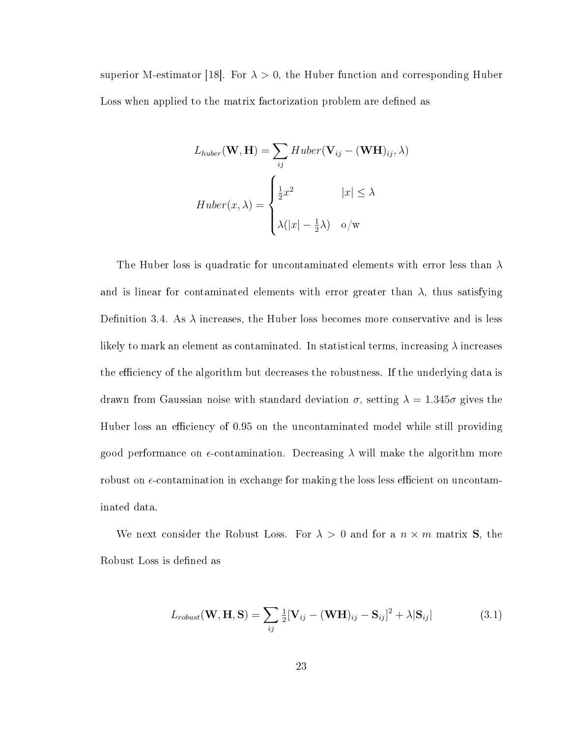superior M-estimator [18]. For $\lambda > 0$, the Huber function and corresponding Huber Loss when applied to the matrix factorization problem are defined as

$$L_{huber}(\mathbf{W}, \mathbf{H}) = \sum_{ij} Huber(\mathbf{V}_{ij} - (\mathbf{WH})_{ij}, \lambda)$$

$$Huber(x, \lambda) = \begin{cases} \frac{1}{2}x^2 & |x| \leq \lambda \\ \\ \lambda(|x| - \frac{1}{2}\lambda) & \text{o/w} \end{cases}$$

The Huber loss is quadratic for uncontaminated elements with error less than $\lambda$ and is linear for contaminated elements with error greater than $\lambda$, thus satisfying Definition 3.4. As $\lambda$ increases, the Huber loss becomes more conservative and is less likely to mark an element as contaminated. In statistical terms, increasing $\lambda$ increases the efficiency of the algorithm but decreases the robustness. If the underlying data is drawn from Gaussian noise with standard deviation $\sigma$, setting $\lambda = 1.345\sigma$ gives the Huber loss an efficiency of 0.95 on the uncontaminated model while still providing good performance on $\epsilon$-contamination. Decreasing $\lambda$ will make the algorithm more robust on $\epsilon$-contamination in exchange for making the loss less efficient on uncontaminated data.

We next consider the Robust Loss. For $\lambda > 0$ and for a $n \times m$ matrix $\mathbf{S}$, the Robust Loss is defined as

$$L_{robust}(\mathbf{W}, \mathbf{H}, \mathbf{S}) = \sum_{ij} \tfrac{1}{2}[\mathbf{V}_{ij} - (\mathbf{WH})_{ij} - \mathbf{S}_{ij}]^2 + \lambda|\mathbf{S}_{ij}| \tag{3.1}$$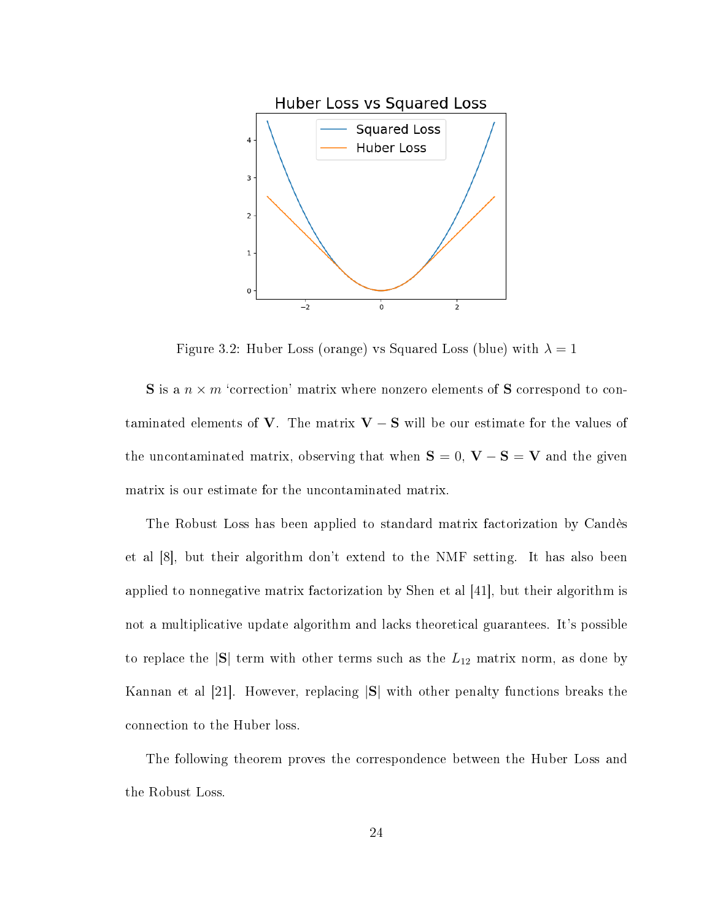Figure 3.2: Huber Loss (orange) vs Squared Loss (blue) with $\lambda = 1$

$\mathbf{S}$ is a $n \times m$ 'correction' matrix where nonzero elements of $\mathbf{S}$ correspond to contaminated elements of $\mathbf{V}$. The matrix $\mathbf{V} - \mathbf{S}$ will be our estimate for the values of the uncontaminated matrix, observing that when $\mathbf{S} = 0$, $\mathbf{V} - \mathbf{S} = \mathbf{V}$ and the given matrix is our estimate for the uncontaminated matrix.

The Robust Loss has been applied to standard matrix factorization by Candès et al [8], but their algorithm don't extend to the NMF setting. It has also been applied to nonnegative matrix factorization by Shen et al [41], but their algorithm is not a multiplicative update algorithm and lacks theoretical guarantees. It's possible to replace the $|\mathbf{S}|$ term with other terms such as the $L_{12}$ matrix norm, as done by Kannan et al [21]. However, replacing $|\mathbf{S}|$ with other penalty functions breaks the connection to the Huber loss.

The following theorem proves the correspondence between the Huber Loss and the Robust Loss.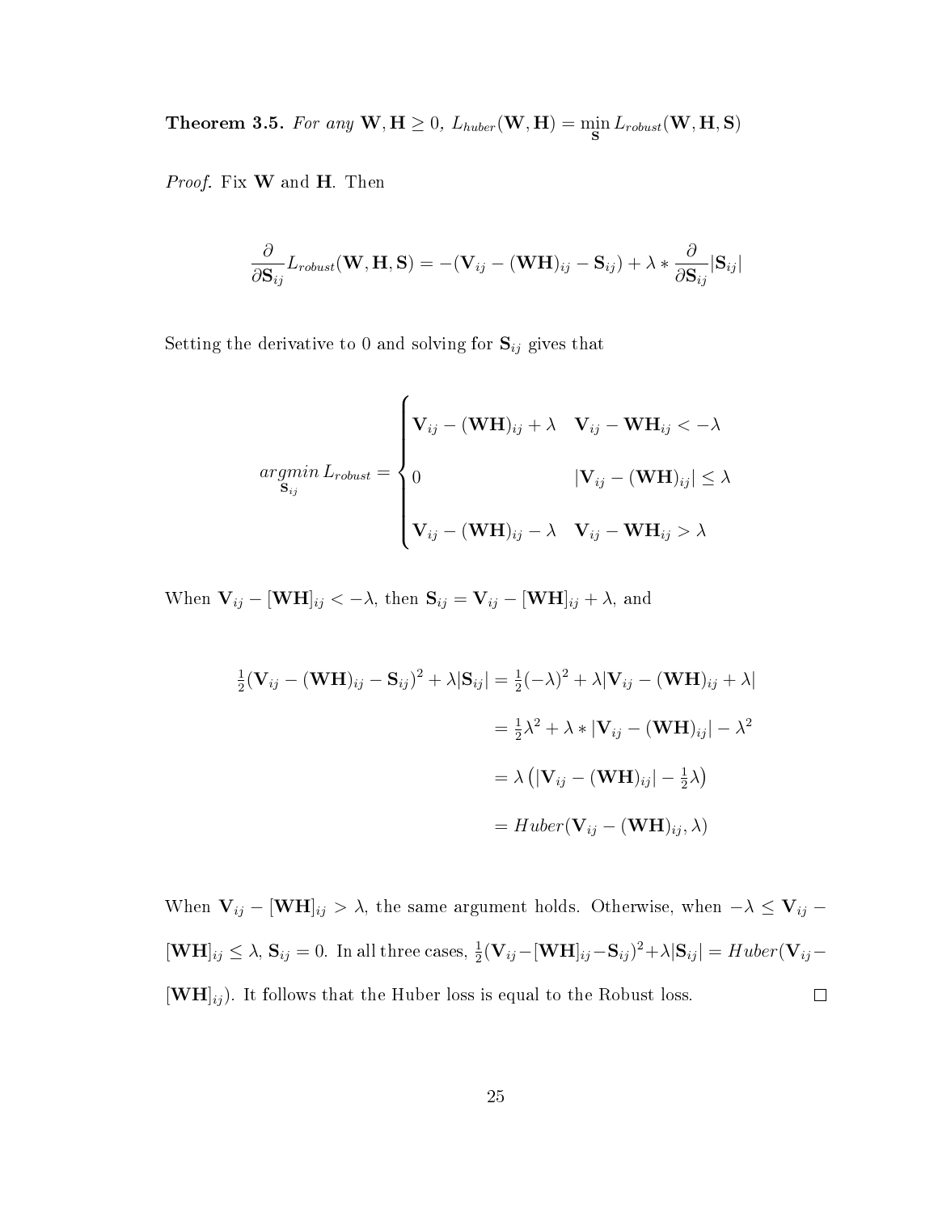**Theorem 3.5.** *For any* $\mathbf{W}, \mathbf{H} \geq 0$*,* $L_{huber}(\mathbf{W}, \mathbf{H}) = \min_{\mathbf{S}} L_{robust}(\mathbf{W}, \mathbf{H}, \mathbf{S})$

*Proof.* Fix $\mathbf{W}$ and $\mathbf{H}$. Then

$$\frac{\partial}{\partial \mathbf{S}_{ij}} L_{robust}(\mathbf{W}, \mathbf{H}, \mathbf{S}) = -(\mathbf{V}_{ij} - (\mathbf{W}\mathbf{H})_{ij} - \mathbf{S}_{ij}) + \lambda * \frac{\partial}{\partial \mathbf{S}_{ij}} |\mathbf{S}_{ij}|$$

Setting the derivative to 0 and solving for $\mathbf{S}_{ij}$ gives that

$$\underset{\mathbf{S}_{ij}}{argmin}\, L_{robust} = \begin{cases} \mathbf{V}_{ij} - (\mathbf{W}\mathbf{H})_{ij} + \lambda & \mathbf{V}_{ij} - \mathbf{W}\mathbf{H}_{ij} < -\lambda \\ 0 & |\mathbf{V}_{ij} - (\mathbf{W}\mathbf{H})_{ij}| \leq \lambda \\ \mathbf{V}_{ij} - (\mathbf{W}\mathbf{H})_{ij} - \lambda & \mathbf{V}_{ij} - \mathbf{W}\mathbf{H}_{ij} > \lambda \end{cases}$$

When $\mathbf{V}_{ij} - [\mathbf{W}\mathbf{H}]_{ij} < -\lambda$, then $\mathbf{S}_{ij} = \mathbf{V}_{ij} - [\mathbf{W}\mathbf{H}]_{ij} + \lambda$, and

$$\begin{aligned} \tfrac{1}{2}(\mathbf{V}_{ij} - (\mathbf{W}\mathbf{H})_{ij} - \mathbf{S}_{ij})^2 + \lambda|\mathbf{S}_{ij}| &= \tfrac{1}{2}(-\lambda)^2 + \lambda|\mathbf{V}_{ij} - (\mathbf{W}\mathbf{H})_{ij} + \lambda| \\ &= \tfrac{1}{2}\lambda^2 + \lambda * |\mathbf{V}_{ij} - (\mathbf{W}\mathbf{H})_{ij}| - \lambda^2 \\ &= \lambda\left(|\mathbf{V}_{ij} - (\mathbf{W}\mathbf{H})_{ij}| - \tfrac{1}{2}\lambda\right) \\ &= Huber(\mathbf{V}_{ij} - (\mathbf{W}\mathbf{H})_{ij}, \lambda) \end{aligned}$$

When $\mathbf{V}_{ij} - [\mathbf{W}\mathbf{H}]_{ij} > \lambda$, the same argument holds. Otherwise, when $-\lambda \leq \mathbf{V}_{ij} - [\mathbf{W}\mathbf{H}]_{ij} \leq \lambda$, $\mathbf{S}_{ij} = 0$. In all three cases, $\frac{1}{2}(\mathbf{V}_{ij} - [\mathbf{W}\mathbf{H}]_{ij} - \mathbf{S}_{ij})^2 + \lambda|\mathbf{S}_{ij}| = Huber(\mathbf{V}_{ij} - [\mathbf{W}\mathbf{H}]_{ij})$. It follows that the Huber loss is equal to the Robust loss. □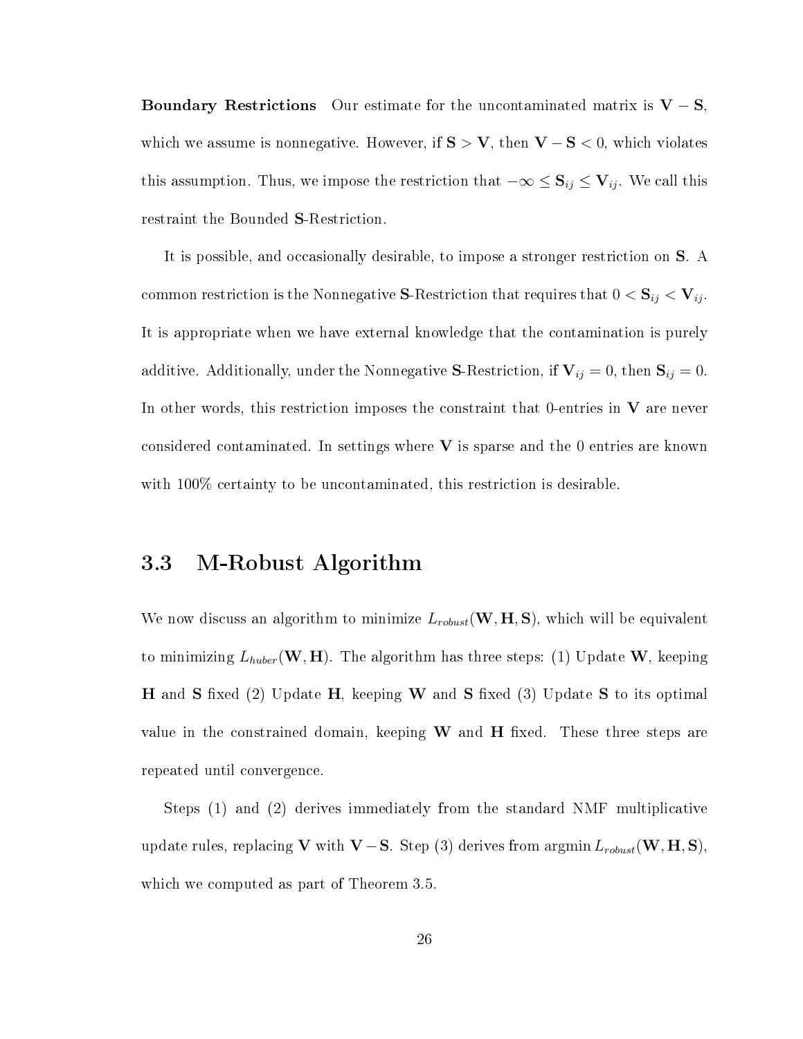**Boundary Restrictions** Our estimate for the uncontaminated matrix is $\mathbf{V} - \mathbf{S}$, which we assume is nonnegative. However, if $\mathbf{S} > \mathbf{V}$, then $\mathbf{V} - \mathbf{S} < 0$, which violates this assumption. Thus, we impose the restriction that $-\infty \leq \mathbf{S}_{ij} \leq \mathbf{V}_{ij}$. We call this restraint the Bounded $\mathbf{S}$-Restriction.

It is possible, and occasionally desirable, to impose a stronger restriction on $\mathbf{S}$. A common restriction is the Nonnegative $\mathbf{S}$-Restriction that requires that $0 < \mathbf{S}_{ij} < \mathbf{V}_{ij}$. It is appropriate when we have external knowledge that the contamination is purely additive. Additionally, under the Nonnegative $\mathbf{S}$-Restriction, if $\mathbf{V}_{ij} = 0$, then $\mathbf{S}_{ij} = 0$. In other words, this restriction imposes the constraint that 0-entries in $\mathbf{V}$ are never considered contaminated. In settings where $\mathbf{V}$ is sparse and the 0 entries are known with 100% certainty to be uncontaminated, this restriction is desirable.

## 3.3 M-Robust Algorithm

We now discuss an algorithm to minimize $L_{robust}(\mathbf{W}, \mathbf{H}, \mathbf{S})$, which will be equivalent to minimizing $L_{huber}(\mathbf{W}, \mathbf{H})$. The algorithm has three steps: (1) Update $\mathbf{W}$, keeping $\mathbf{H}$ and $\mathbf{S}$ fixed (2) Update $\mathbf{H}$, keeping $\mathbf{W}$ and $\mathbf{S}$ fixed (3) Update $\mathbf{S}$ to its optimal value in the constrained domain, keeping $\mathbf{W}$ and $\mathbf{H}$ fixed. These three steps are repeated until convergence.

Steps (1) and (2) derives immediately from the standard NMF multiplicative update rules, replacing $\mathbf{V}$ with $\mathbf{V} - \mathbf{S}$. Step (3) derives from $\operatorname{argmin} L_{robust}(\mathbf{W}, \mathbf{H}, \mathbf{S})$, which we computed as part of Theorem 3.5.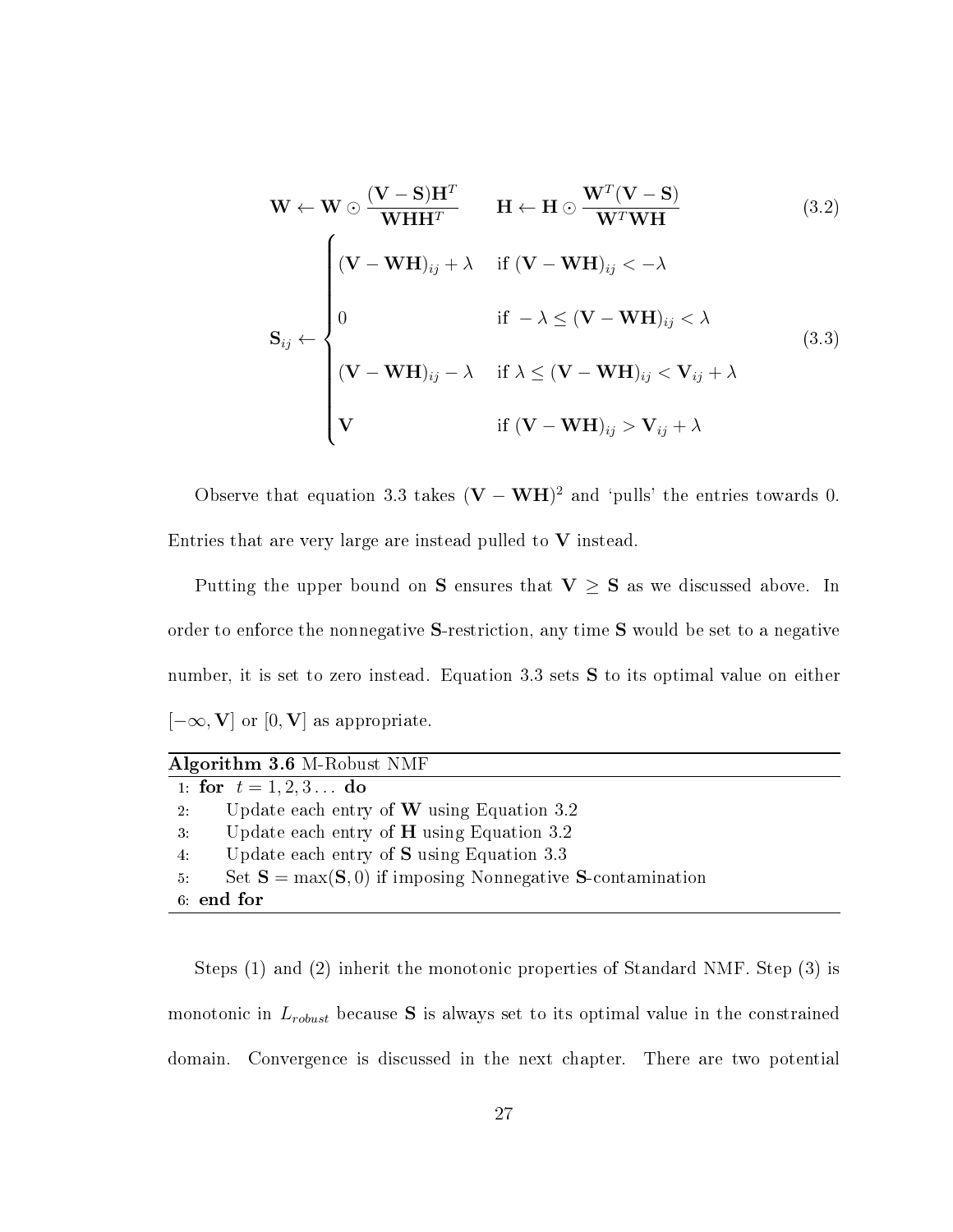$$\mathbf{W} \leftarrow \mathbf{W} \odot \frac{(\mathbf{V}-\mathbf{S})\mathbf{H}^T}{\mathbf{W}\mathbf{H}\mathbf{H}^T} \qquad \mathbf{H} \leftarrow \mathbf{H} \odot \frac{\mathbf{W}^T(\mathbf{V}-\mathbf{S})}{\mathbf{W}^T\mathbf{W}\mathbf{H}} \tag{3.2}$$

$$\mathbf{S}_{ij} \leftarrow \begin{cases} (\mathbf{V}-\mathbf{W}\mathbf{H})_{ij} + \lambda & \text{if } (\mathbf{V}-\mathbf{W}\mathbf{H})_{ij} < -\lambda \\ 0 & \text{if } -\lambda \leq (\mathbf{V}-\mathbf{W}\mathbf{H})_{ij} < \lambda \\ (\mathbf{V}-\mathbf{W}\mathbf{H})_{ij} - \lambda & \text{if } \lambda \leq (\mathbf{V}-\mathbf{W}\mathbf{H})_{ij} < \mathbf{V}_{ij} + \lambda \\ \mathbf{V} & \text{if } (\mathbf{V}-\mathbf{W}\mathbf{H})_{ij} > \mathbf{V}_{ij} + \lambda \end{cases} \tag{3.3}$$

Observe that equation 3.3 takes $(\mathbf{V}-\mathbf{W}\mathbf{H})^2$ and 'pulls' the entries towards 0. Entries that are very large are instead pulled to $\mathbf{V}$ instead.

Putting the upper bound on $\mathbf{S}$ ensures that $\mathbf{V} \geq \mathbf{S}$ as we discussed above. In order to enforce the nonnegative $\mathbf{S}$-restriction, any time $\mathbf{S}$ would be set to a negative number, it is set to zero instead. Equation 3.3 sets $\mathbf{S}$ to its optimal value on either $[-\infty, \mathbf{V}]$ or $[0, \mathbf{V}]$ as appropriate.

**Algorithm 3.6** M-Robust NMF

```
1: for t = 1, 2, 3 ... do
2:     Update each entry of W using Equation 3.2
3:     Update each entry of H using Equation 3.2
4:     Update each entry of S using Equation 3.3
5:     Set S = max(S, 0) if imposing Nonnegative S-contamination
6: end for
```

Steps (1) and (2) inherit the monotonic properties of Standard NMF. Step (3) is monotonic in $L_{robust}$ because $\mathbf{S}$ is always set to its optimal value in the constrained domain. Convergence is discussed in the next chapter. There are two potential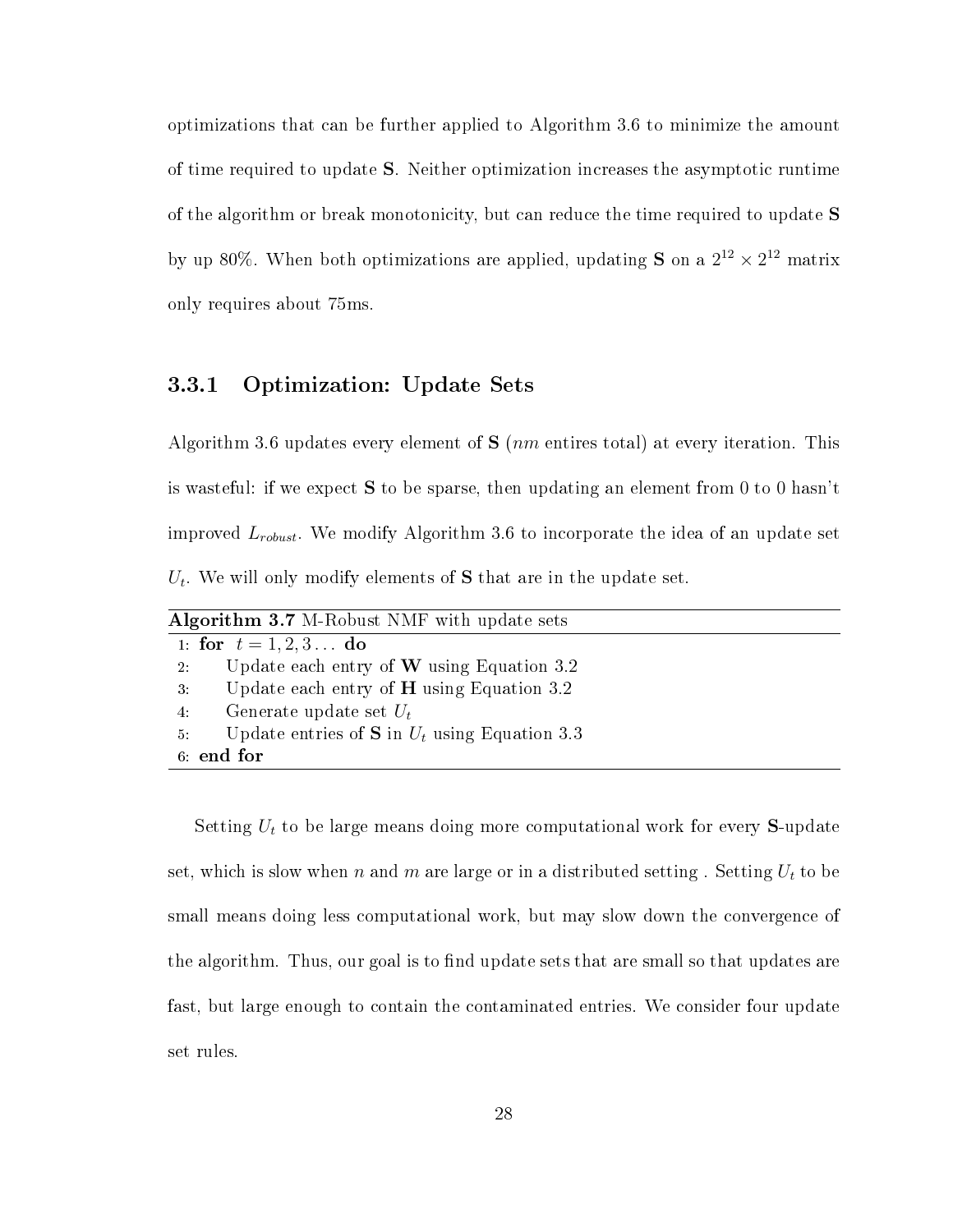optimizations that can be further applied to Algorithm 3.6 to minimize the amount of time required to update $\mathbf{S}$. Neither optimization increases the asymptotic runtime of the algorithm or break monotonicity, but can reduce the time required to update $\mathbf{S}$ by up 80%. When both optimizations are applied, updating $\mathbf{S}$ on a $2^{12} \times 2^{12}$ matrix only requires about 75ms.

### 3.3.1 Optimization: Update Sets

Algorithm 3.6 updates every element of $\mathbf{S}$ ($nm$ entires total) at every iteration. This is wasteful: if we expect $\mathbf{S}$ to be sparse, then updating an element from 0 to 0 hasn't improved $L_{robust}$. We modify Algorithm 3.6 to incorporate the idea of an update set $U_t$. We will only modify elements of $\mathbf{S}$ that are in the update set.

**Algorithm 3.7** M-Robust NMF with update sets

```
1: for t = 1, 2, 3 ... do
2:     Update each entry of W using Equation 3.2
3:     Update each entry of H using Equation 3.2
4:     Generate update set U_t
5:     Update entries of S in U_t using Equation 3.3
6: end for
```

Setting $U_t$ to be large means doing more computational work for every $\mathbf{S}$-update set, which is slow when $n$ and $m$ are large or in a distributed setting . Setting $U_t$ to be small means doing less computational work, but may slow down the convergence of the algorithm. Thus, our goal is to find update sets that are small so that updates are fast, but large enough to contain the contaminated entries. We consider four update set rules.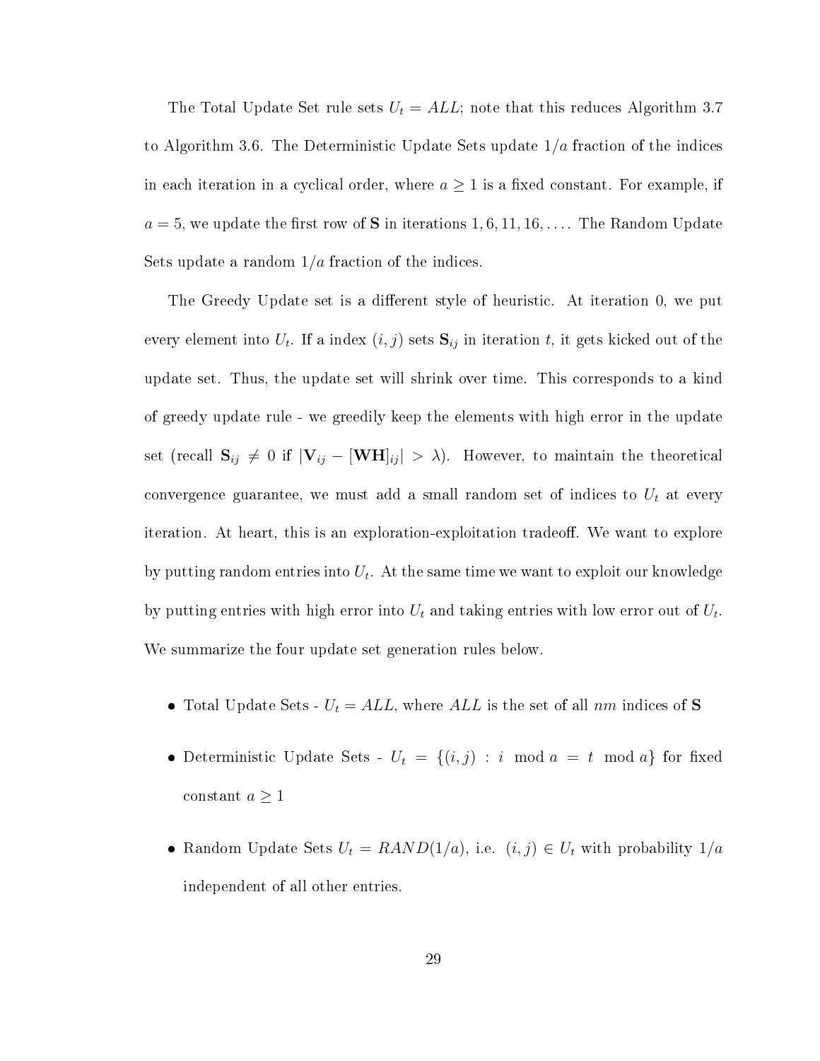The Total Update Set rule sets $U_t = ALL$; note that this reduces Algorithm 3.7 to Algorithm 3.6. The Deterministic Update Sets update $1/a$ fraction of the indices in each iteration in a cyclical order, where $a \geq 1$ is a fixed constant. For example, if $a = 5$, we update the first row of $\mathbf{S}$ in iterations $1, 6, 11, 16, \ldots$. The Random Update Sets update a random $1/a$ fraction of the indices.

The Greedy Update set is a different style of heuristic. At iteration 0, we put every element into $U_t$. If a index $(i, j)$ sets $\mathbf{S}_{ij}$ in iteration $t$, it gets kicked out of the update set. Thus, the update set will shrink over time. This corresponds to a kind of greedy update rule - we greedily keep the elements with high error in the update set (recall $\mathbf{S}_{ij} \neq 0$ if $|\mathbf{V}_{ij} - [\mathbf{WH}]_{ij}| > \lambda$). However, to maintain the theoretical convergence guarantee, we must add a small random set of indices to $U_t$ at every iteration. At heart, this is an exploration-exploitation tradeoff. We want to explore by putting random entries into $U_t$. At the same time we want to exploit our knowledge by putting entries with high error into $U_t$ and taking entries with low error out of $U_t$. We summarize the four update set generation rules below.

- Total Update Sets - $U_t = ALL$, where $ALL$ is the set of all $nm$ indices of $\mathbf{S}$
- Deterministic Update Sets - $U_t = \{(i, j) : i \mod a = t \mod a\}$ for fixed constant $a \geq 1$
- Random Update Sets $U_t = RAND(1/a)$, i.e. $(i, j) \in U_t$ with probability $1/a$ independent of all other entries.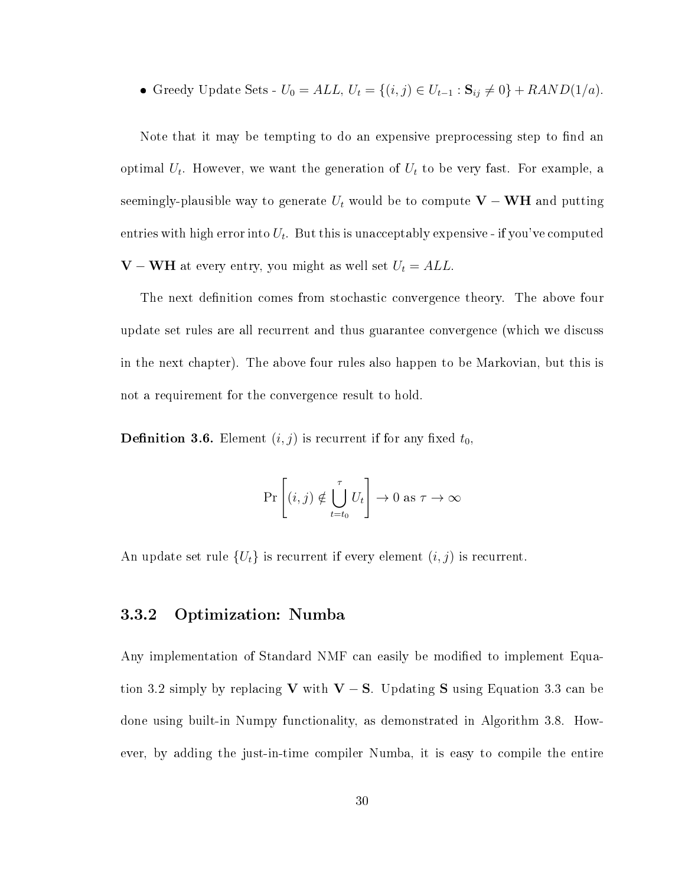- Greedy Update Sets - $U_0 = ALL$, $U_t = \{(i, j) \in U_{t-1} : \mathbf{S}_{ij} \neq 0\} + RAND(1/a)$.

Note that it may be tempting to do an expensive preprocessing step to find an optimal $U_t$. However, we want the generation of $U_t$ to be very fast. For example, a seemingly-plausible way to generate $U_t$ would be to compute $\mathbf{V} - \mathbf{WH}$ and putting entries with high error into $U_t$. But this is unacceptably expensive - if you've computed $\mathbf{V} - \mathbf{WH}$ at every entry, you might as well set $U_t = ALL$.

The next definition comes from stochastic convergence theory. The above four update set rules are all recurrent and thus guarantee convergence (which we discuss in the next chapter). The above four rules also happen to be Markovian, but this is not a requirement for the convergence result to hold.

**Definition 3.6.** Element $(i, j)$ is recurrent if for any fixed $t_0$,

$$\Pr\left[(i, j) \notin \bigcup_{t=t_0}^{\tau} U_t\right] \to 0 \text{ as } \tau \to \infty$$

An update set rule $\{U_t\}$ is recurrent if every element $(i, j)$ is recurrent.

### 3.3.2 Optimization: Numba

Any implementation of Standard NMF can easily be modified to implement Equation 3.2 simply by replacing $\mathbf{V}$ with $\mathbf{V} - \mathbf{S}$. Updating $\mathbf{S}$ using Equation 3.3 can be done using built-in Numpy functionality, as demonstrated in Algorithm 3.8. However, by adding the just-in-time compiler Numba, it is easy to compile the entire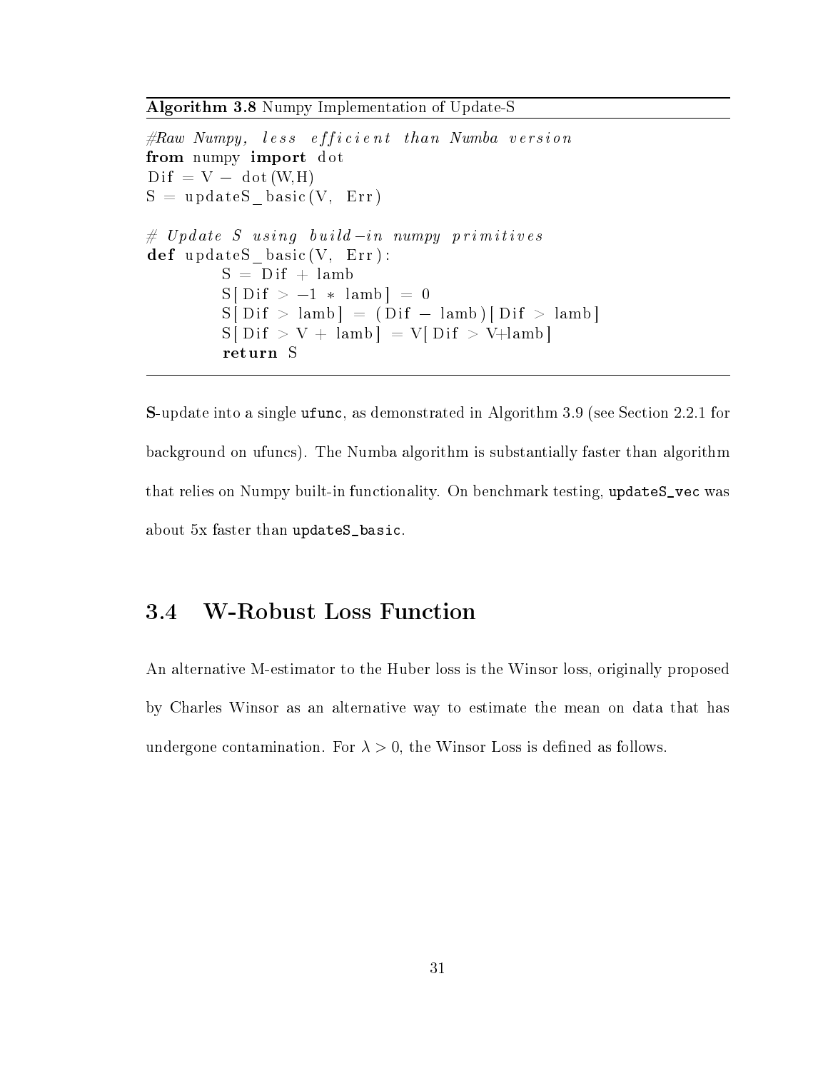**Algorithm 3.8** Numpy Implementation of Update-S

```
#Raw Numpy, less efficient than Numba version
from numpy import dot
Dif = V - dot(W,H)
S = updateS_basic(V, Err)

# Update S using build-in numpy primitives
def updateS_basic(V, Err):
        S = Dif + lamb
        S[Dif > -1 * lamb] = 0
        S[Dif > lamb] = (Dif - lamb)[Dif > lamb]
        S[Dif > V + lamb] = V[Dif > V+lamb]
        return S
```

**S**-update into a single `ufunc`, as demonstrated in Algorithm 3.9 (see Section 2.2.1 for background on ufuncs). The Numba algorithm is substantially faster than algorithm that relies on Numpy built-in functionality. On benchmark testing, `updateS_vec` was about 5x faster than `updateS_basic`.

## 3.4 W-Robust Loss Function

An alternative M-estimator to the Huber loss is the Winsor loss, originally proposed by Charles Winsor as an alternative way to estimate the mean on data that has undergone contamination. For $\lambda > 0$, the Winsor Loss is defined as follows.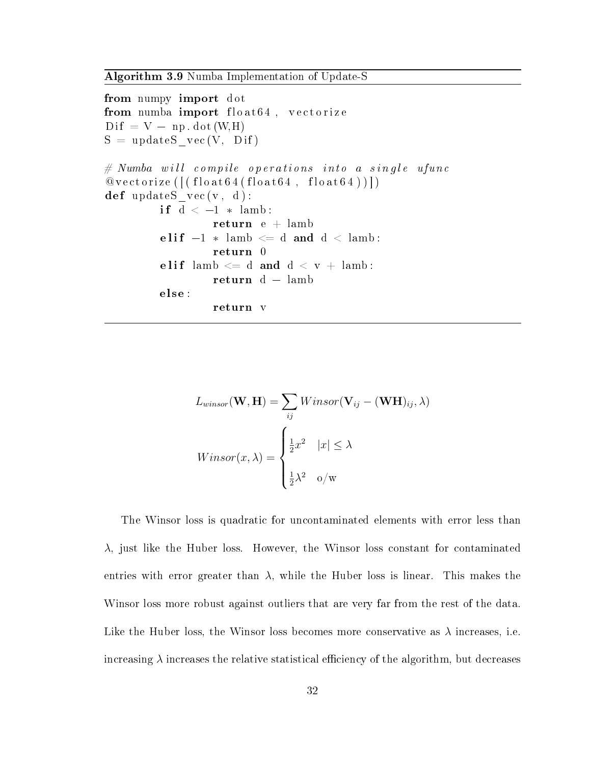**Algorithm 3.9** Numba Implementation of Update-S

```
from numpy import dot
from numba import float64, vectorize
Dif = V - np.dot(W,H)
S = updateS_vec(V, Dif)

# Numba will compile operations into a single ufunc
@vectorize([(float64(float64, float64))])
def updateS_vec(v, d):
        if d < -1 * lamb:
                return e + lamb
        elif -1 * lamb <= d and d < lamb:
                return 0
        elif lamb <= d and d < v + lamb:
                return d - lamb
        else:
                return v
```

$$L_{winsor}(\mathbf{W}, \mathbf{H}) = \sum_{ij} Winsor(\mathbf{V}_{ij} - (\mathbf{WH})_{ij}, \lambda)$$

$$Winsor(x, \lambda) = \begin{cases} \frac{1}{2}x^2 & |x| \leq \lambda \\ \\ \frac{1}{2}\lambda^2 & \text{o/w} \end{cases}$$

The Winsor loss is quadratic for uncontaminated elements with error less than $\lambda$, just like the Huber loss. However, the Winsor loss constant for contaminated entries with error greater than $\lambda$, while the Huber loss is linear. This makes the Winsor loss more robust against outliers that are very far from the rest of the data. Like the Huber loss, the Winsor loss becomes more conservative as $\lambda$ increases, i.e. increasing $\lambda$ increases the relative statistical efficiency of the algorithm, but decreases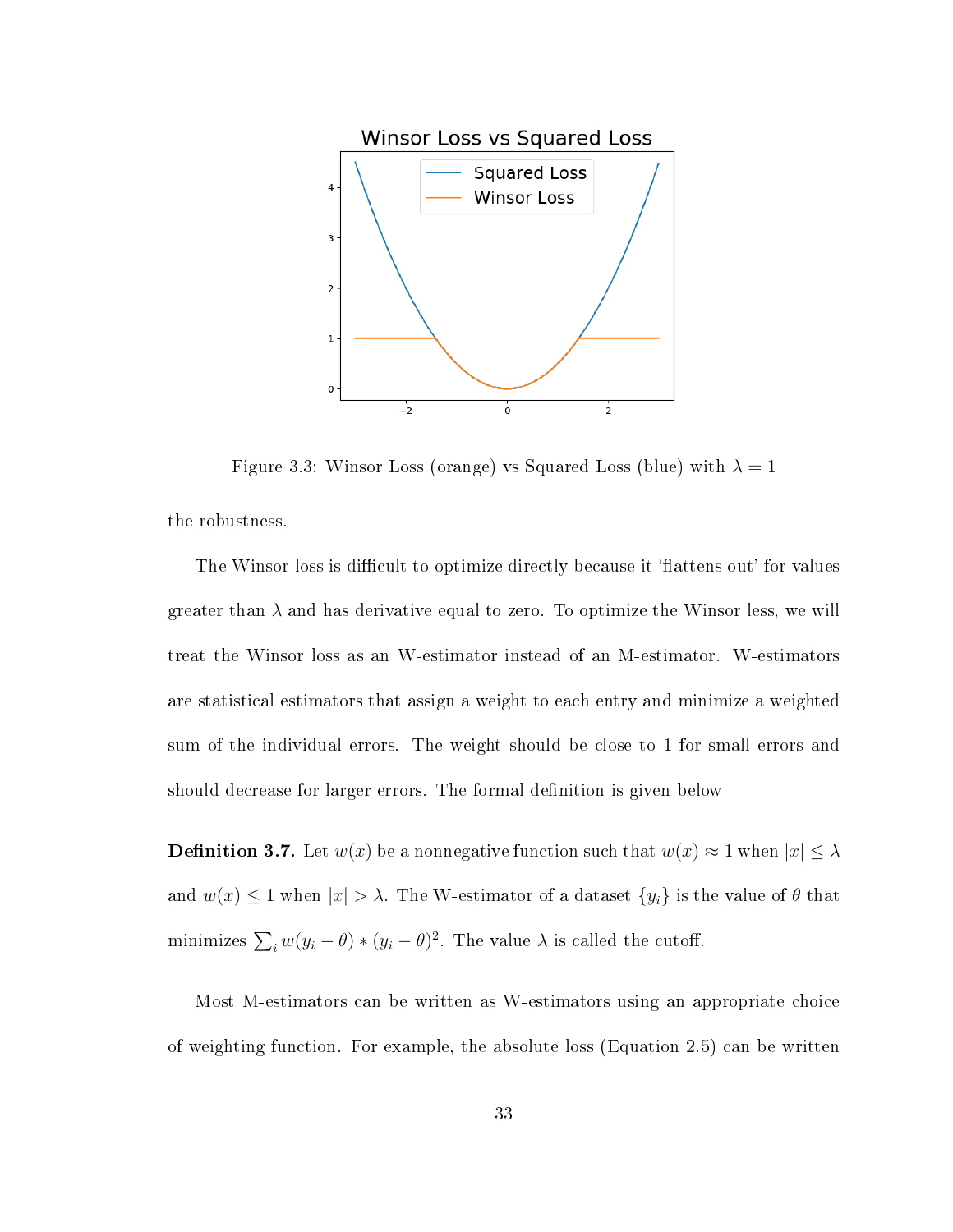Figure 3.3: Winsor Loss (orange) vs Squared Loss (blue) with $\lambda = 1$

the robustness.

The Winsor loss is difficult to optimize directly because it 'flattens out' for values greater than $\lambda$ and has derivative equal to zero. To optimize the Winsor less, we will treat the Winsor loss as an W-estimator instead of an M-estimator. W-estimators are statistical estimators that assign a weight to each entry and minimize a weighted sum of the individual errors. The weight should be close to 1 for small errors and should decrease for larger errors. The formal definition is given below

**Definition 3.7.** Let $w(x)$ be a nonnegative function such that $w(x) \approx 1$ when $|x| \leq \lambda$ and $w(x) \leq 1$ when $|x| > \lambda$. The W-estimator of a dataset $\{y_i\}$ is the value of $\theta$ that minimizes $\sum_i w(y_i - \theta) * (y_i - \theta)^2$. The value $\lambda$ is called the cutoff.

Most M-estimators can be written as W-estimators using an appropriate choice of weighting function. For example, the absolute loss (Equation 2.5) can be written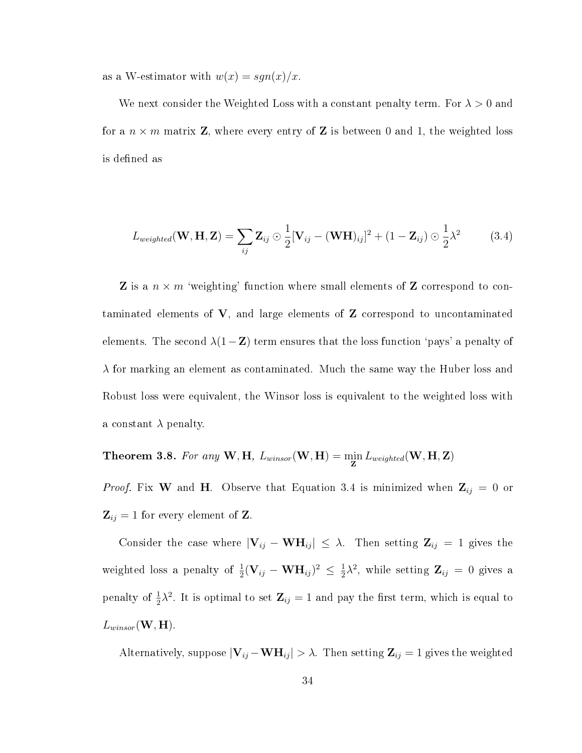as a W-estimator with $w(x) = sgn(x)/x$.

We next consider the Weighted Loss with a constant penalty term. For $\lambda > 0$ and for a $n \times m$ matrix $\mathbf{Z}$, where every entry of $\mathbf{Z}$ is between 0 and 1, the weighted loss is defined as

$$L_{weighted}(\mathbf{W}, \mathbf{H}, \mathbf{Z}) = \sum_{ij} \mathbf{Z}_{ij} \odot \frac{1}{2}[\mathbf{V}_{ij} - (\mathbf{WH})_{ij}]^2 + (1 - \mathbf{Z}_{ij}) \odot \frac{1}{2}\lambda^2 \tag{3.4}$$

$\mathbf{Z}$ is a $n \times m$ 'weighting' function where small elements of $\mathbf{Z}$ correspond to contaminated elements of $\mathbf{V}$, and large elements of $\mathbf{Z}$ correspond to uncontaminated elements. The second $\lambda(1 - \mathbf{Z})$ term ensures that the loss function 'pays' a penalty of $\lambda$ for marking an element as contaminated. Much the same way the Huber loss and Robust loss were equivalent, the Winsor loss is equivalent to the weighted loss with a constant $\lambda$ penalty.

**Theorem 3.8.** *For any* $\mathbf{W}, \mathbf{H}$*,* $L_{winsor}(\mathbf{W}, \mathbf{H}) = \min_{\mathbf{Z}} L_{weighted}(\mathbf{W}, \mathbf{H}, \mathbf{Z})$

*Proof.* Fix $\mathbf{W}$ and $\mathbf{H}$. Observe that Equation 3.4 is minimized when $\mathbf{Z}_{ij} = 0$ or $\mathbf{Z}_{ij} = 1$ for every element of $\mathbf{Z}$.

Consider the case where $|\mathbf{V}_{ij} - \mathbf{WH}_{ij}| \leq \lambda$. Then setting $\mathbf{Z}_{ij} = 1$ gives the weighted loss a penalty of $\frac{1}{2}(\mathbf{V}_{ij} - \mathbf{WH}_{ij})^2 \leq \frac{1}{2}\lambda^2$, while setting $\mathbf{Z}_{ij} = 0$ gives a penalty of $\frac{1}{2}\lambda^2$. It is optimal to set $\mathbf{Z}_{ij} = 1$ and pay the first term, which is equal to $L_{winsor}(\mathbf{W}, \mathbf{H})$.

Alternatively, suppose $|\mathbf{V}_{ij} - \mathbf{WH}_{ij}| > \lambda$. Then setting $\mathbf{Z}_{ij} = 1$ gives the weighted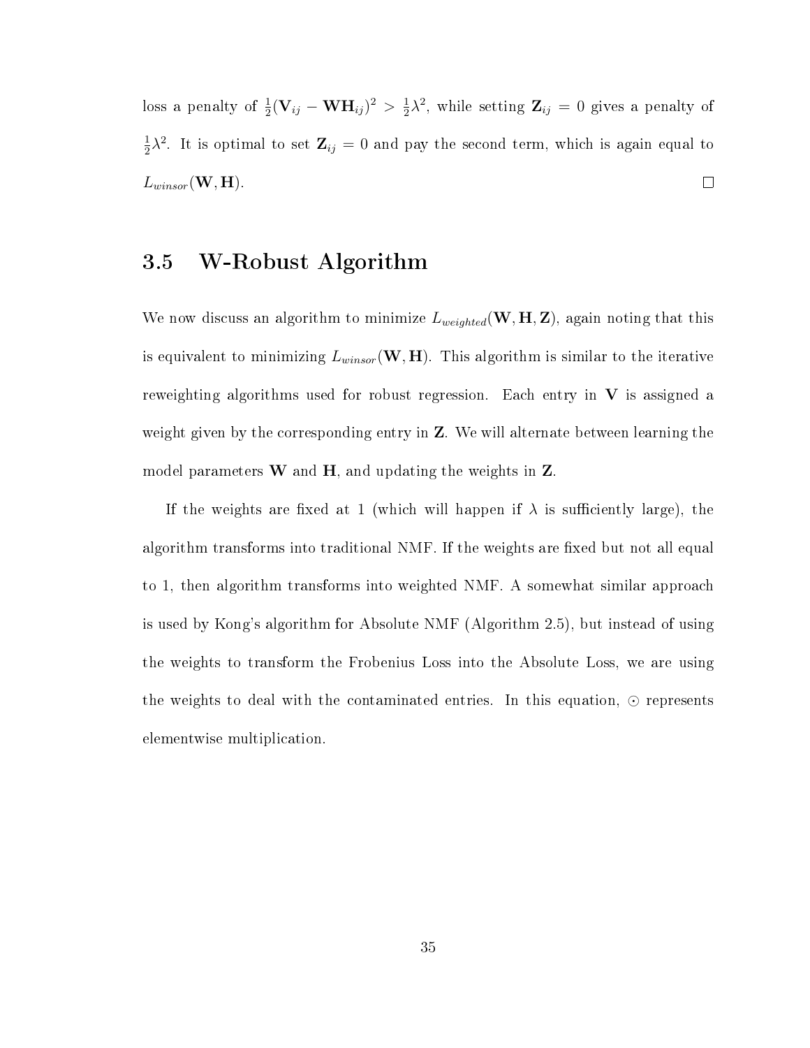loss a penalty of $\frac{1}{2}(\mathbf{V}_{ij} - \mathbf{WH}_{ij})^2 > \frac{1}{2}\lambda^2$, while setting $\mathbf{Z}_{ij} = 0$ gives a penalty of $\frac{1}{2}\lambda^2$. It is optimal to set $\mathbf{Z}_{ij} = 0$ and pay the second term, which is again equal to $L_{winsor}(\mathbf{W}, \mathbf{H})$. □

## 3.5 W-Robust Algorithm

We now discuss an algorithm to minimize $L_{weighted}(\mathbf{W}, \mathbf{H}, \mathbf{Z})$, again noting that this is equivalent to minimizing $L_{winsor}(\mathbf{W}, \mathbf{H})$. This algorithm is similar to the iterative reweighting algorithms used for robust regression. Each entry in $\mathbf{V}$ is assigned a weight given by the corresponding entry in $\mathbf{Z}$. We will alternate between learning the model parameters $\mathbf{W}$ and $\mathbf{H}$, and updating the weights in $\mathbf{Z}$.

If the weights are fixed at 1 (which will happen if $\lambda$ is sufficiently large), the algorithm transforms into traditional NMF. If the weights are fixed but not all equal to 1, then algorithm transforms into weighted NMF. A somewhat similar approach is used by Kong's algorithm for Absolute NMF (Algorithm 2.5), but instead of using the weights to transform the Frobenius Loss into the Absolute Loss, we are using the weights to deal with the contaminated entries. In this equation, $\odot$ represents elementwise multiplication.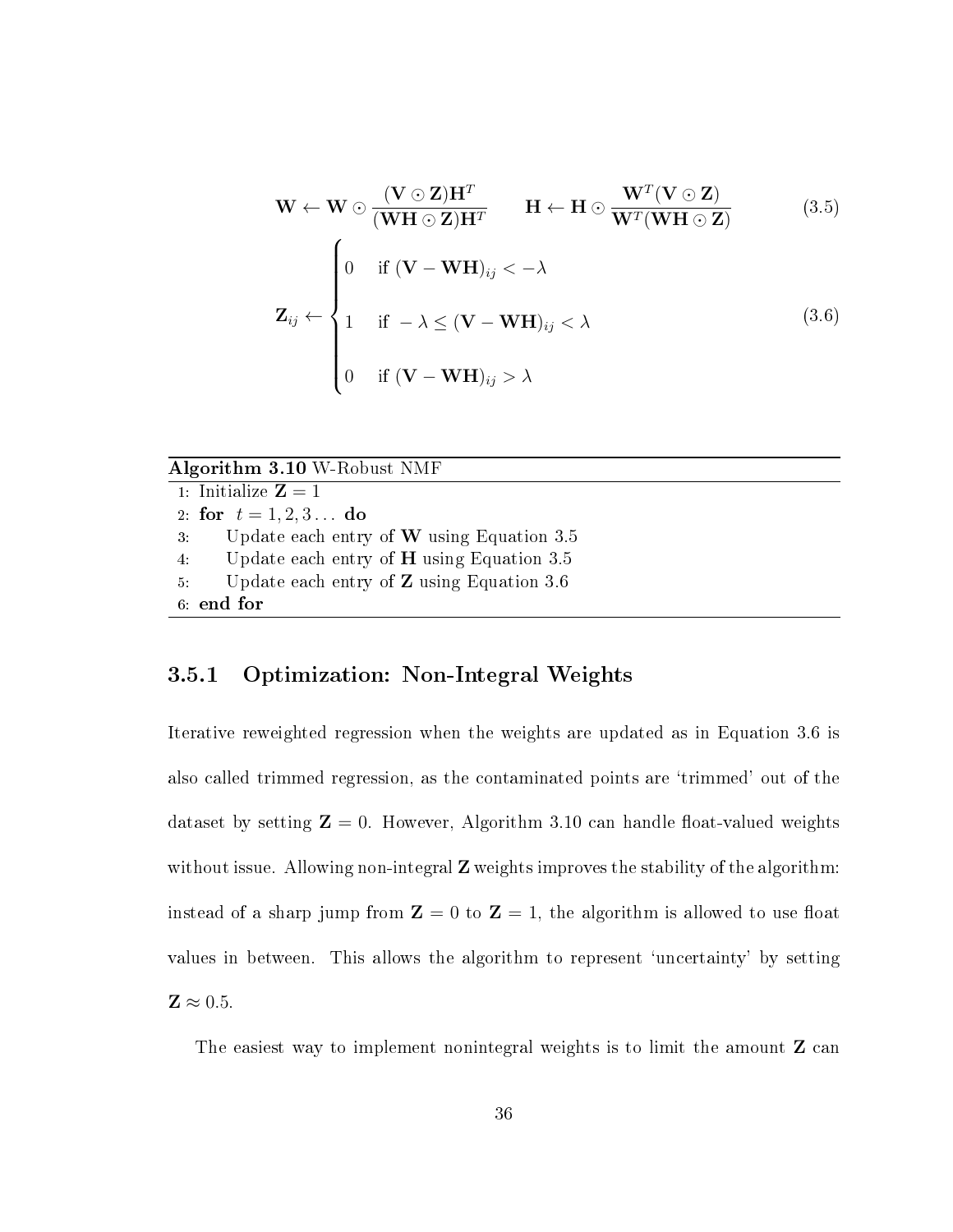$$\mathbf{W} \leftarrow \mathbf{W} \odot \frac{(\mathbf{V} \odot \mathbf{Z})\mathbf{H}^T}{(\mathbf{WH} \odot \mathbf{Z})\mathbf{H}^T} \qquad \mathbf{H} \leftarrow \mathbf{H} \odot \frac{\mathbf{W}^T(\mathbf{V} \odot \mathbf{Z})}{\mathbf{W}^T(\mathbf{WH} \odot \mathbf{Z})} \tag{3.5}$$

$$\mathbf{Z}_{ij} \leftarrow \begin{cases} 0 & \text{if } (\mathbf{V} - \mathbf{WH})_{ij} < -\lambda \\ 1 & \text{if } -\lambda \leq (\mathbf{V} - \mathbf{WH})_{ij} < \lambda \\ 0 & \text{if } (\mathbf{V} - \mathbf{WH})_{ij} > \lambda \end{cases} \tag{3.6}$$

**Algorithm 3.10** W-Robust NMF

```
1: Initialize Z = 1
2: for t = 1, 2, 3 ... do
3:     Update each entry of W using Equation 3.5
4:     Update each entry of H using Equation 3.5
5:     Update each entry of Z using Equation 3.6
6: end for
```

### 3.5.1 Optimization: Non-Integral Weights

Iterative reweighted regression when the weights are updated as in Equation 3.6 is also called trimmed regression, as the contaminated points are 'trimmed' out of the dataset by setting $\mathbf{Z} = 0$. However, Algorithm 3.10 can handle float-valued weights without issue. Allowing non-integral $\mathbf{Z}$ weights improves the stability of the algorithm: instead of a sharp jump from $\mathbf{Z} = 0$ to $\mathbf{Z} = 1$, the algorithm is allowed to use float values in between. This allows the algorithm to represent 'uncertainty' by setting $\mathbf{Z} \approx 0.5$.

The easiest way to implement nonintegral weights is to limit the amount $\mathbf{Z}$ can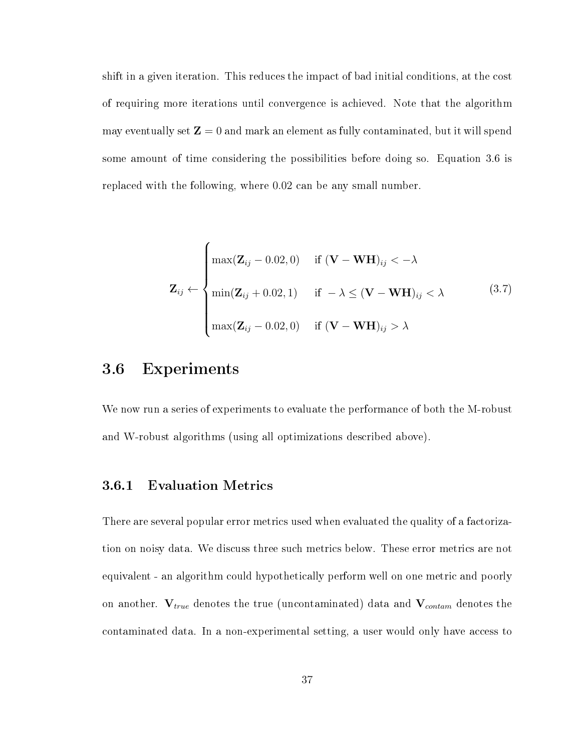shift in a given iteration. This reduces the impact of bad initial conditions, at the cost of requiring more iterations until convergence is achieved. Note that the algorithm may eventually set $\mathbf{Z} = 0$ and mark an element as fully contaminated, but it will spend some amount of time considering the possibilities before doing so. Equation 3.6 is replaced with the following, where 0.02 can be any small number.

$$
\mathbf{Z}_{ij} \leftarrow \begin{cases} \max(\mathbf{Z}_{ij} - 0.02, 0) & \text{if } (\mathbf{V} - \mathbf{WH})_{ij} < -\lambda \\ \min(\mathbf{Z}_{ij} + 0.02, 1) & \text{if } -\lambda \leq (\mathbf{V} - \mathbf{WH})_{ij} < \lambda \\ \max(\mathbf{Z}_{ij} - 0.02, 0) & \text{if } (\mathbf{V} - \mathbf{WH})_{ij} > \lambda \end{cases} \tag{3.7}
$$

## 3.6 Experiments

We now run a series of experiments to evaluate the performance of both the M-robust and W-robust algorithms (using all optimizations described above).

### 3.6.1 Evaluation Metrics

There are several popular error metrics used when evaluated the quality of a factorization on noisy data. We discuss three such metrics below. These error metrics are not equivalent - an algorithm could hypothetically perform well on one metric and poorly on another. $\mathbf{V}_{true}$ denotes the true (uncontaminated) data and $\mathbf{V}_{contam}$ denotes the contaminated data. In a non-experimental setting, a user would only have access to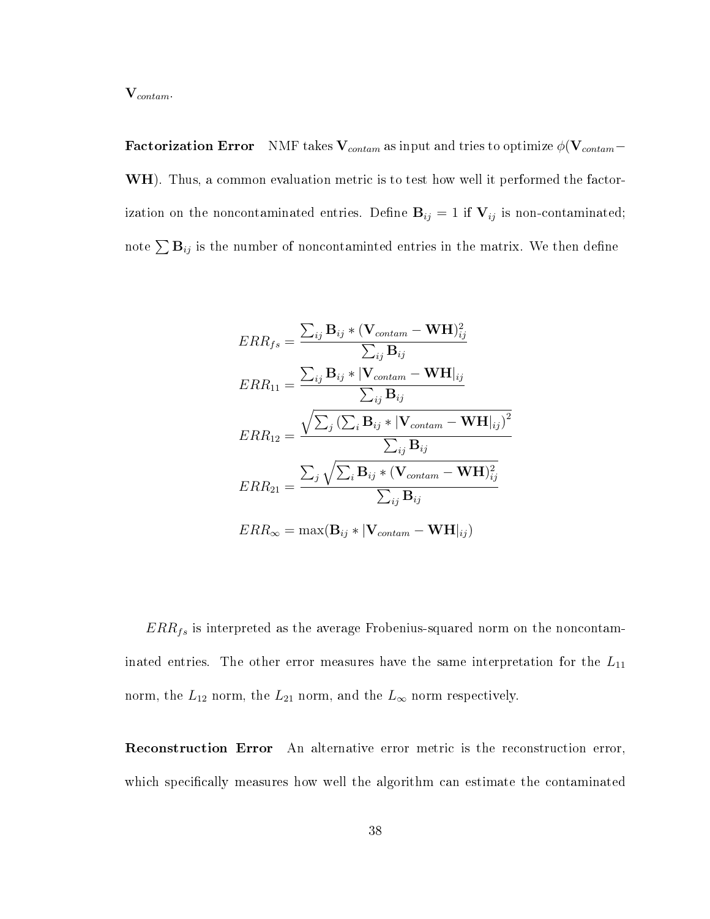$\mathbf{V}_{contam}$.

**Factorization Error** NMF takes $\mathbf{V}_{contam}$ as input and tries to optimize $\phi(\mathbf{V}_{contam} - \mathbf{WH})$. Thus, a common evaluation metric is to test how well it performed the factorization on the noncontaminated entries. Define $\mathbf{B}_{ij} = 1$ if $\mathbf{V}_{ij}$ is non-contaminated; note $\sum \mathbf{B}_{ij}$ is the number of noncontaminted entries in the matrix. We then define

$$
\begin{aligned}
ERR_{fs} &= \frac{\sum_{ij} \mathbf{B}_{ij} * (\mathbf{V}_{contam} - \mathbf{WH})^2_{ij}}{\sum_{ij} \mathbf{B}_{ij}} \\
ERR_{11} &= \frac{\sum_{ij} \mathbf{B}_{ij} * |\mathbf{V}_{contam} - \mathbf{WH}|_{ij}}{\sum_{ij} \mathbf{B}_{ij}} \\
ERR_{12} &= \frac{\sqrt{\sum_{j} \left(\sum_{i} \mathbf{B}_{ij} * |\mathbf{V}_{contam} - \mathbf{WH}|_{ij}\right)^2}}{\sum_{ij} \mathbf{B}_{ij}} \\
ERR_{21} &= \frac{\sum_{j} \sqrt{\sum_{i} \mathbf{B}_{ij} * (\mathbf{V}_{contam} - \mathbf{WH})^2_{ij}}}{\sum_{ij} \mathbf{B}_{ij}} \\
ERR_{\infty} &= \max(\mathbf{B}_{ij} * |\mathbf{V}_{contam} - \mathbf{WH}|_{ij})
\end{aligned}
$$

$ERR_{fs}$ is interpreted as the average Frobenius-squared norm on the noncontaminated entries. The other error measures have the same interpretation for the $L_{11}$ norm, the $L_{12}$ norm, the $L_{21}$ norm, and the $L_{\infty}$ norm respectively.

**Reconstruction Error** An alternative error metric is the reconstruction error, which specifically measures how well the algorithm can estimate the contaminated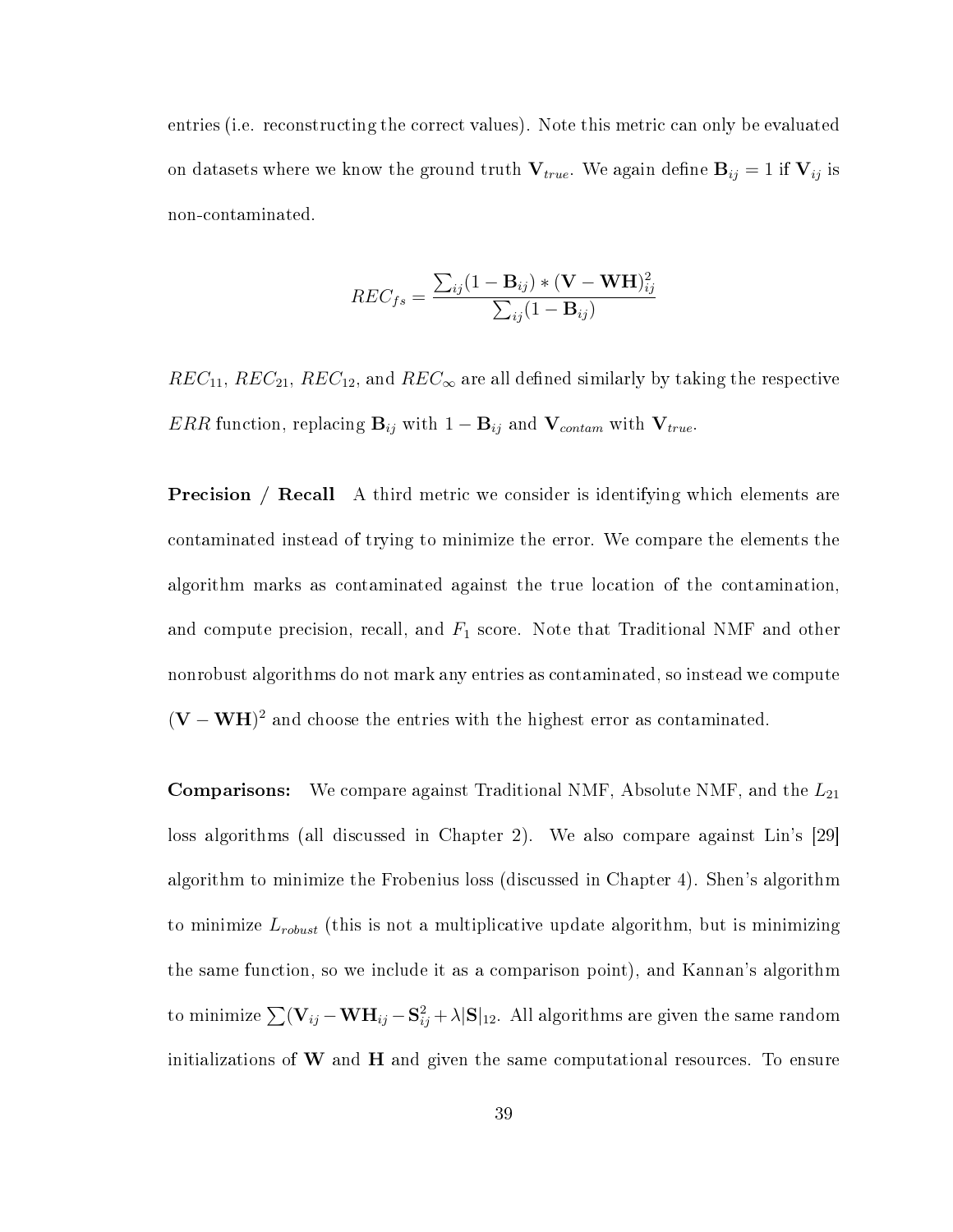entries (i.e. reconstructing the correct values). Note this metric can only be evaluated on datasets where we know the ground truth $\mathbf{V}_{true}$. We again define $\mathbf{B}_{ij} = 1$ if $\mathbf{V}_{ij}$ is non-contaminated.

$$REC_{fs} = \frac{\sum_{ij}(1 - \mathbf{B}_{ij}) * (\mathbf{V} - \mathbf{WH})^2_{ij}}{\sum_{ij}(1 - \mathbf{B}_{ij})}$$

$REC_{11}$, $REC_{21}$, $REC_{12}$, and $REC_{\infty}$ are all defined similarly by taking the respective $ERR$ function, replacing $\mathbf{B}_{ij}$ with $1 - \mathbf{B}_{ij}$ and $\mathbf{V}_{contam}$ with $\mathbf{V}_{true}$.

**Precision / Recall** A third metric we consider is identifying which elements are contaminated instead of trying to minimize the error. We compare the elements the algorithm marks as contaminated against the true location of the contamination, and compute precision, recall, and $F_1$ score. Note that Traditional NMF and other nonrobust algorithms do not mark any entries as contaminated, so instead we compute $(\mathbf{V} - \mathbf{WH})^2$ and choose the entries with the highest error as contaminated.

**Comparisons:** We compare against Traditional NMF, Absolute NMF, and the $L_{21}$ loss algorithms (all discussed in Chapter 2). We also compare against Lin's [29] algorithm to minimize the Frobenius loss (discussed in Chapter 4). Shen's algorithm to minimize $L_{robust}$ (this is not a multiplicative update algorithm, but is minimizing the same function, so we include it as a comparison point), and Kannan's algorithm to minimize $\sum(\mathbf{V}_{ij} - \mathbf{WH}_{ij} - \mathbf{S}^2_{ij} + \lambda|\mathbf{S}|_{12}$. All algorithms are given the same random initializations of $\mathbf{W}$ and $\mathbf{H}$ and given the same computational resources. To ensure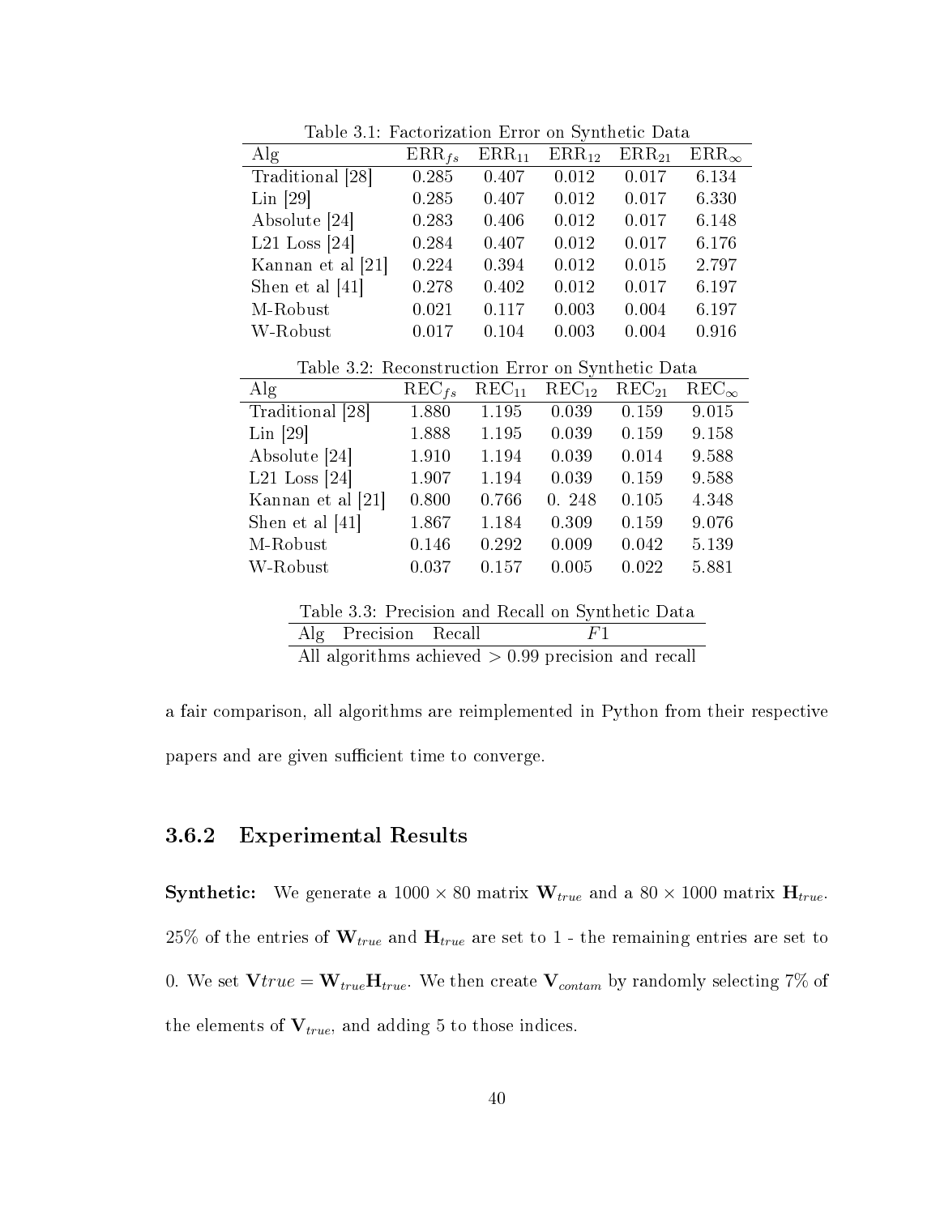Table 3.1: Factorization Error on Synthetic Data

| Alg | $\text{ERR}_{fs}$ | $\text{ERR}_{11}$ | $\text{ERR}_{12}$ | $\text{ERR}_{21}$ | $\text{ERR}_{\infty}$ |
|---|---|---|---|---|---|
| Traditional [28] | 0.285 | 0.407 | 0.012 | 0.017 | 6.134 |
| Lin [29] | 0.285 | 0.407 | 0.012 | 0.017 | 6.330 |
| Absolute [24] | 0.283 | 0.406 | 0.012 | 0.017 | 6.148 |
| L21 Loss [24] | 0.284 | 0.407 | 0.012 | 0.017 | 6.176 |
| Kannan et al [21] | 0.224 | 0.394 | 0.012 | 0.015 | 2.797 |
| Shen et al [41] | 0.278 | 0.402 | 0.012 | 0.017 | 6.197 |
| M-Robust | 0.021 | 0.117 | 0.003 | 0.004 | 6.197 |
| W-Robust | 0.017 | 0.104 | 0.003 | 0.004 | 0.916 |

Table 3.2: Reconstruction Error on Synthetic Data

| Alg | $\text{REC}_{fs}$ | $\text{REC}_{11}$ | $\text{REC}_{12}$ | $\text{REC}_{21}$ | $\text{REC}_{\infty}$ |
|---|---|---|---|---|---|
| Traditional [28] | 1.880 | 1.195 | 0.039 | 0.159 | 9.015 |
| Lin [29] | 1.888 | 1.195 | 0.039 | 0.159 | 9.158 |
| Absolute [24] | 1.910 | 1.194 | 0.039 | 0.014 | 9.588 |
| L21 Loss [24] | 1.907 | 1.194 | 0.039 | 0.159 | 9.588 |
| Kannan et al [21] | 0.800 | 0.766 | 0. 248 | 0.105 | 4.348 |
| Shen et al [41] | 1.867 | 1.184 | 0.309 | 0.159 | 9.076 |
| M-Robust | 0.146 | 0.292 | 0.009 | 0.042 | 5.139 |
| W-Robust | 0.037 | 0.157 | 0.005 | 0.022 | 5.881 |

Table 3.3: Precision and Recall on Synthetic Data

| Alg | Precision | Recall | $F1$ |
|---|---|---|---|
| All algorithms achieved $> 0.99$ precision and recall | | | |

a fair comparison, all algorithms are reimplemented in Python from their respective papers and are given sufficient time to converge.

### 3.6.2 Experimental Results

**Synthetic:** We generate a $1000 \times 80$ matrix $\mathbf{W}_{true}$ and a $80 \times 1000$ matrix $\mathbf{H}_{true}$. 25% of the entries of $\mathbf{W}_{true}$ and $\mathbf{H}_{true}$ are set to 1 - the remaining entries are set to 0. We set $\mathbf{V}true = \mathbf{W}_{true}\mathbf{H}_{true}$. We then create $\mathbf{V}_{contam}$ by randomly selecting 7% of the elements of $\mathbf{V}_{true}$, and adding 5 to those indices.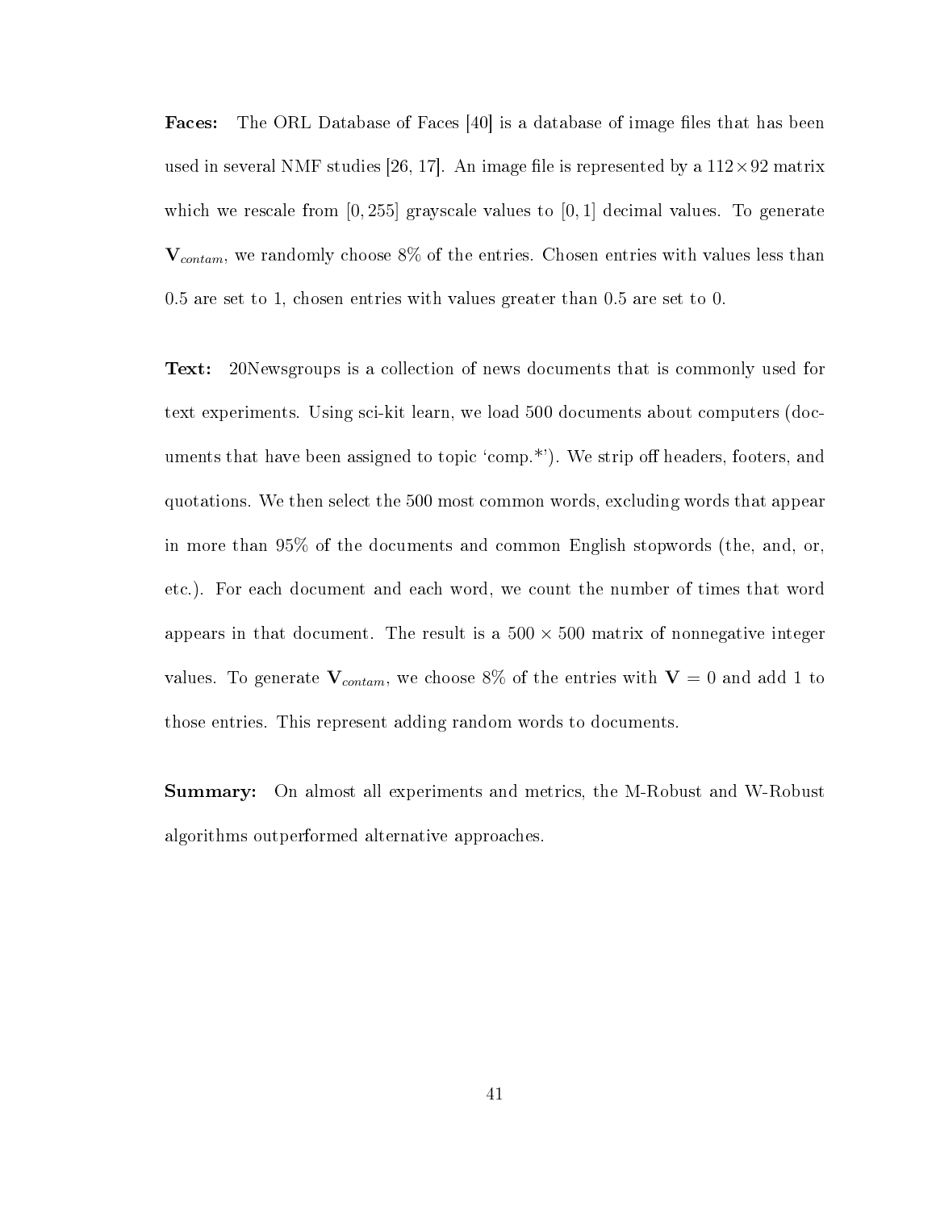**Faces:** The ORL Database of Faces [40] is a database of image files that has been used in several NMF studies [26, 17]. An image file is represented by a $112 \times 92$ matrix which we rescale from $[0, 255]$ grayscale values to $[0, 1]$ decimal values. To generate $\mathbf{V}_{contam}$, we randomly choose 8% of the entries. Chosen entries with values less than 0.5 are set to 1, chosen entries with values greater than 0.5 are set to 0.

**Text:** 20Newsgroups is a collection of news documents that is commonly used for text experiments. Using sci-kit learn, we load 500 documents about computers (documents that have been assigned to topic 'comp.*'). We strip off headers, footers, and quotations. We then select the 500 most common words, excluding words that appear in more than 95% of the documents and common English stopwords (the, and, or, etc.). For each document and each word, we count the number of times that word appears in that document. The result is a $500 \times 500$ matrix of nonnegative integer values. To generate $\mathbf{V}_{contam}$, we choose 8% of the entries with $\mathbf{V} = 0$ and add 1 to those entries. This represent adding random words to documents.

**Summary:** On almost all experiments and metrics, the M-Robust and W-Robust algorithms outperformed alternative approaches.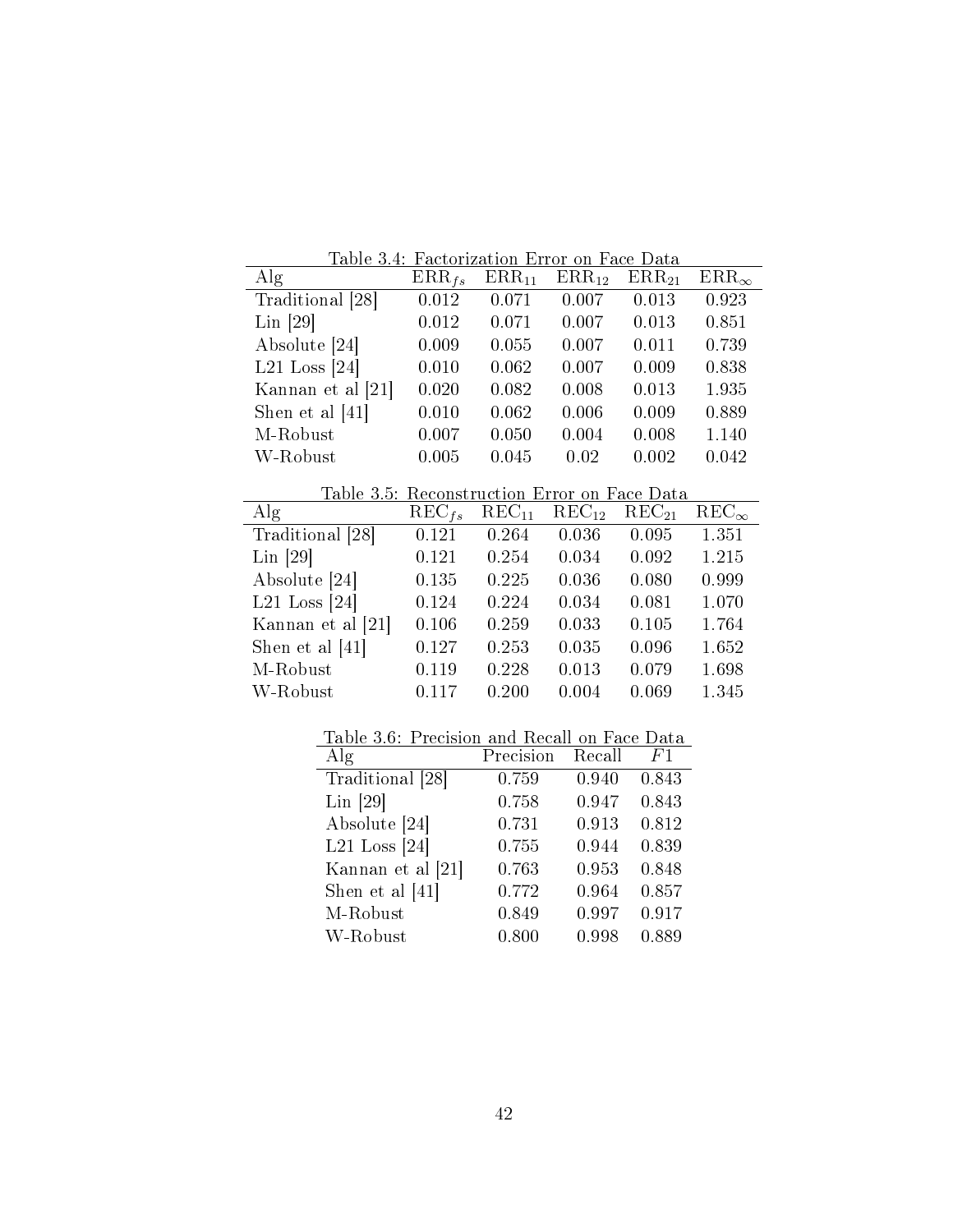Table 3.4: Factorization Error on Face Data

| Alg | $\text{ERR}_{fs}$ | $\text{ERR}_{11}$ | $\text{ERR}_{12}$ | $\text{ERR}_{21}$ | $\text{ERR}_{\infty}$ |
|---|---|---|---|---|---|
| Traditional [28] | 0.012 | 0.071 | 0.007 | 0.013 | 0.923 |
| Lin [29] | 0.012 | 0.071 | 0.007 | 0.013 | 0.851 |
| Absolute [24] | 0.009 | 0.055 | 0.007 | 0.011 | 0.739 |
| L21 Loss [24] | 0.010 | 0.062 | 0.007 | 0.009 | 0.838 |
| Kannan et al [21] | 0.020 | 0.082 | 0.008 | 0.013 | 1.935 |
| Shen et al [41] | 0.010 | 0.062 | 0.006 | 0.009 | 0.889 |
| M-Robust | 0.007 | 0.050 | 0.004 | 0.008 | 1.140 |
| W-Robust | 0.005 | 0.045 | 0.02 | 0.002 | 0.042 |

Table 3.5: Reconstruction Error on Face Data

| Alg | $\text{REC}_{fs}$ | $\text{REC}_{11}$ | $\text{REC}_{12}$ | $\text{REC}_{21}$ | $\text{REC}_{\infty}$ |
|---|---|---|---|---|---|
| Traditional [28] | 0.121 | 0.264 | 0.036 | 0.095 | 1.351 |
| Lin [29] | 0.121 | 0.254 | 0.034 | 0.092 | 1.215 |
| Absolute [24] | 0.135 | 0.225 | 0.036 | 0.080 | 0.999 |
| L21 Loss [24] | 0.124 | 0.224 | 0.034 | 0.081 | 1.070 |
| Kannan et al [21] | 0.106 | 0.259 | 0.033 | 0.105 | 1.764 |
| Shen et al [41] | 0.127 | 0.253 | 0.035 | 0.096 | 1.652 |
| M-Robust | 0.119 | 0.228 | 0.013 | 0.079 | 1.698 |
| W-Robust | 0.117 | 0.200 | 0.004 | 0.069 | 1.345 |

Table 3.6: Precision and Recall on Face Data

| Alg | Precision | Recall | $F1$ |
|---|---|---|---|
| Traditional [28] | 0.759 | 0.940 | 0.843 |
| Lin [29] | 0.758 | 0.947 | 0.843 |
| Absolute [24] | 0.731 | 0.913 | 0.812 |
| L21 Loss [24] | 0.755 | 0.944 | 0.839 |
| Kannan et al [21] | 0.763 | 0.953 | 0.848 |
| Shen et al [41] | 0.772 | 0.964 | 0.857 |
| M-Robust | 0.849 | 0.997 | 0.917 |
| W-Robust | 0.800 | 0.998 | 0.889 |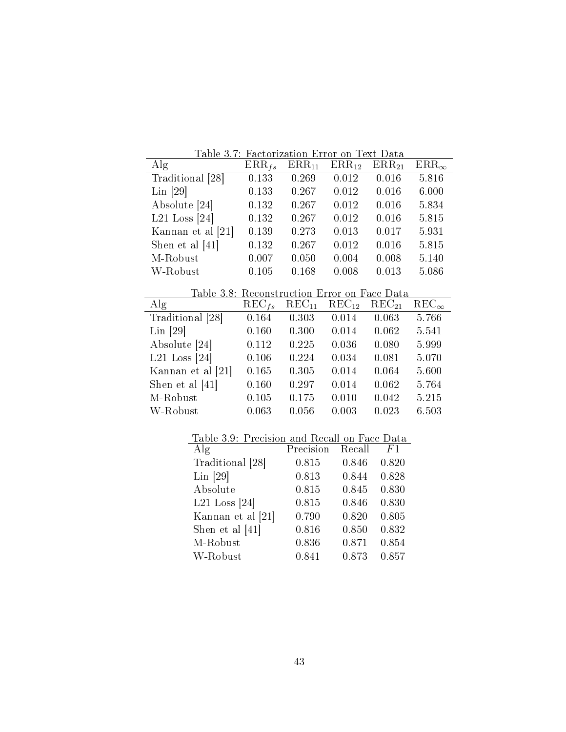Table 3.7: Factorization Error on Text Data

| Alg | $\text{ERR}_{fs}$ | $\text{ERR}_{11}$ | $\text{ERR}_{12}$ | $\text{ERR}_{21}$ | $\text{ERR}_{\infty}$ |
|---|---|---|---|---|---|
| Traditional [28] | 0.133 | 0.269 | 0.012 | 0.016 | 5.816 |
| Lin [29] | 0.133 | 0.267 | 0.012 | 0.016 | 6.000 |
| Absolute [24] | 0.132 | 0.267 | 0.012 | 0.016 | 5.834 |
| L21 Loss [24] | 0.132 | 0.267 | 0.012 | 0.016 | 5.815 |
| Kannan et al [21] | 0.139 | 0.273 | 0.013 | 0.017 | 5.931 |
| Shen et al [41] | 0.132 | 0.267 | 0.012 | 0.016 | 5.815 |
| M-Robust | 0.007 | 0.050 | 0.004 | 0.008 | 5.140 |
| W-Robust | 0.105 | 0.168 | 0.008 | 0.013 | 5.086 |

Table 3.8: Reconstruction Error on Face Data

| Alg | $\text{REC}_{fs}$ | $\text{REC}_{11}$ | $\text{REC}_{12}$ | $\text{REC}_{21}$ | $\text{REC}_{\infty}$ |
|---|---|---|---|---|---|
| Traditional [28] | 0.164 | 0.303 | 0.014 | 0.063 | 5.766 |
| Lin [29] | 0.160 | 0.300 | 0.014 | 0.062 | 5.541 |
| Absolute [24] | 0.112 | 0.225 | 0.036 | 0.080 | 5.999 |
| L21 Loss [24] | 0.106 | 0.224 | 0.034 | 0.081 | 5.070 |
| Kannan et al [21] | 0.165 | 0.305 | 0.014 | 0.064 | 5.600 |
| Shen et al [41] | 0.160 | 0.297 | 0.014 | 0.062 | 5.764 |
| M-Robust | 0.105 | 0.175 | 0.010 | 0.042 | 5.215 |
| W-Robust | 0.063 | 0.056 | 0.003 | 0.023 | 6.503 |

Table 3.9: Precision and Recall on Face Data

| Alg | Precision | Recall | $F1$ |
|---|---|---|---|
| Traditional [28] | 0.815 | 0.846 | 0.820 |
| Lin [29] | 0.813 | 0.844 | 0.828 |
| Absolute | 0.815 | 0.845 | 0.830 |
| L21 Loss [24] | 0.815 | 0.846 | 0.830 |
| Kannan et al [21] | 0.790 | 0.820 | 0.805 |
| Shen et al [41] | 0.816 | 0.850 | 0.832 |
| M-Robust | 0.836 | 0.871 | 0.854 |
| W-Robust | 0.841 | 0.873 | 0.857 |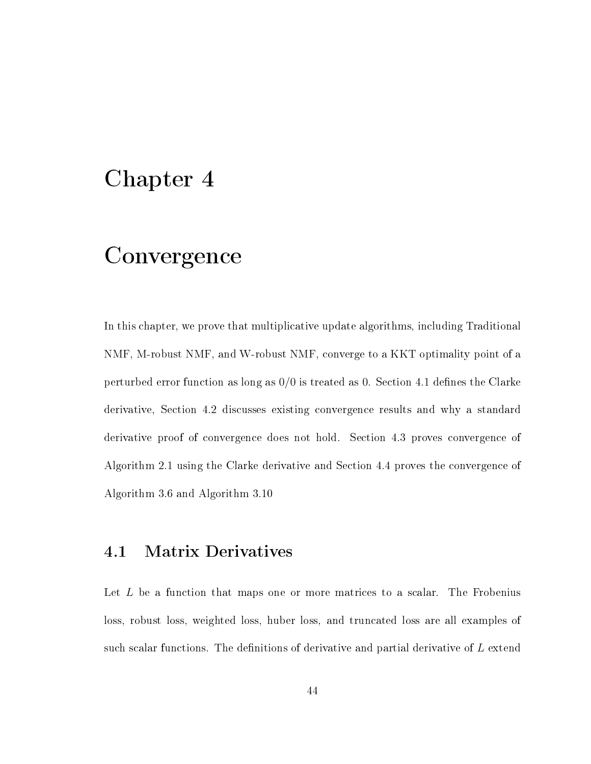# Chapter 4

# Convergence

In this chapter, we prove that multiplicative update algorithms, including Traditional NMF, M-robust NMF, and W-robust NMF, converge to a KKT optimality point of a perturbed error function as long as $0/0$ is treated as 0. Section 4.1 defines the Clarke derivative, Section 4.2 discusses existing convergence results and why a standard derivative proof of convergence does not hold. Section 4.3 proves convergence of Algorithm 2.1 using the Clarke derivative and Section 4.4 proves the convergence of Algorithm 3.6 and Algorithm 3.10

## 4.1 Matrix Derivatives

Let $L$ be a function that maps one or more matrices to a scalar. The Frobenius loss, robust loss, weighted loss, huber loss, and truncated loss are all examples of such scalar functions. The definitions of derivative and partial derivative of $L$ extend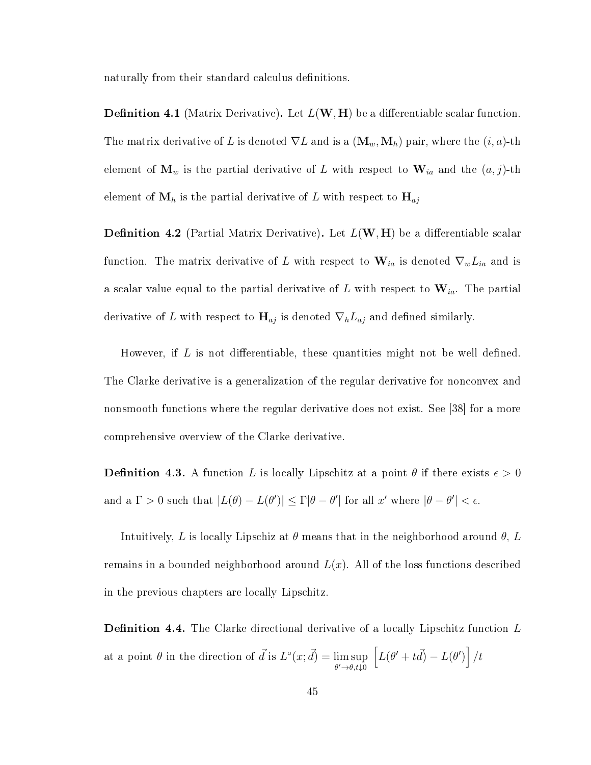naturally from their standard calculus definitions.

**Definition 4.1** (Matrix Derivative)**.** Let $L(\mathbf{W}, \mathbf{H})$ be a differentiable scalar function. The matrix derivative of $L$ is denoted $\nabla L$ and is a $(\mathbf{M}_w, \mathbf{M}_h)$ pair, where the $(i, a)$-th element of $\mathbf{M}_w$ is the partial derivative of $L$ with respect to $\mathbf{W}_{ia}$ and the $(a, j)$-th element of $\mathbf{M}_h$ is the partial derivative of $L$ with respect to $\mathbf{H}_{aj}$

**Definition 4.2** (Partial Matrix Derivative)**.** Let $L(\mathbf{W}, \mathbf{H})$ be a differentiable scalar function. The matrix derivative of $L$ with respect to $\mathbf{W}_{ia}$ is denoted $\nabla_w L_{ia}$ and is a scalar value equal to the partial derivative of $L$ with respect to $\mathbf{W}_{ia}$. The partial derivative of $L$ with respect to $\mathbf{H}_{aj}$ is denoted $\nabla_h L_{aj}$ and defined similarly.

However, if $L$ is not differentiable, these quantities might not be well defined. The Clarke derivative is a generalization of the regular derivative for nonconvex and nonsmooth functions where the regular derivative does not exist. See [38] for a more comprehensive overview of the Clarke derivative.

**Definition 4.3.** A function $L$ is locally Lipschitz at a point $\theta$ if there exists $\epsilon > 0$ and a $\Gamma > 0$ such that $|L(\theta) - L(\theta')| \leq \Gamma|\theta - \theta'|$ for all $x'$ where $|\theta - \theta'| < \epsilon$.

Intuitively, $L$ is locally Lipschiz at $\theta$ means that in the neighborhood around $\theta$, $L$ remains in a bounded neighborhood around $L(x)$. All of the loss functions described in the previous chapters are locally Lipschitz.

**Definition 4.4.** The Clarke directional derivative of a locally Lipschitz function $L$ at a point $\theta$ in the direction of $\vec{d}$ is $L^{\circ}(x; \vec{d}) = \limsup_{\theta' \to \theta, t \downarrow 0} \left[ L(\theta' + t\vec{d}) - L(\theta') \right] / t$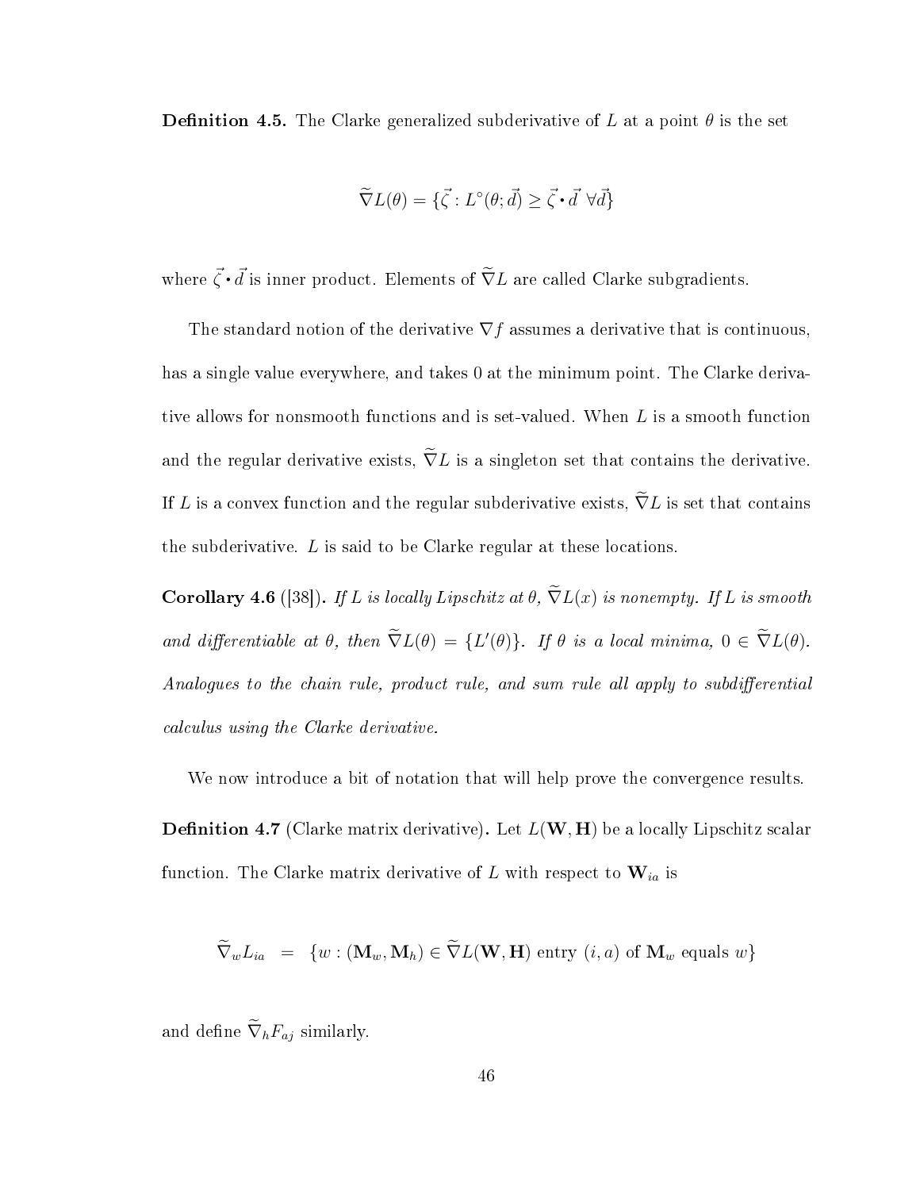**Definition 4.5.** The Clarke generalized subderivative of $L$ at a point $\theta$ is the set

$$\widetilde{\nabla} L(\theta) = \{\vec{\zeta} : L^{\circ}(\theta; \vec{d}) \geq \vec{\zeta} \cdot \vec{d} \ \forall \vec{d}\}$$

where $\vec{\zeta} \cdot \vec{d}$ is inner product. Elements of $\widetilde{\nabla} L$ are called Clarke subgradients.

The standard notion of the derivative $\nabla f$ assumes a derivative that is continuous, has a single value everywhere, and takes 0 at the minimum point. The Clarke derivative allows for nonsmooth functions and is set-valued. When $L$ is a smooth function and the regular derivative exists, $\widetilde{\nabla} L$ is a singleton set that contains the derivative. If $L$ is a convex function and the regular subderivative exists, $\widetilde{\nabla} L$ is set that contains the subderivative. $L$ is said to be Clarke regular at these locations.

**Corollary 4.6** ([38])**.** *If $L$ is locally Lipschitz at $\theta$, $\widetilde{\nabla} L(x)$ is nonempty. If $L$ is smooth and differentiable at $\theta$, then $\widetilde{\nabla} L(\theta) = \{L'(\theta)\}$. If $\theta$ is a local minima, $0 \in \widetilde{\nabla} L(\theta)$. Analogues to the chain rule, product rule, and sum rule all apply to subdifferential calculus using the Clarke derivative.*

We now introduce a bit of notation that will help prove the convergence results.

**Definition 4.7** (Clarke matrix derivative)**.** Let $L(\mathbf{W}, \mathbf{H})$ be a locally Lipschitz scalar function. The Clarke matrix derivative of $L$ with respect to $\mathbf{W}_{ia}$ is

$$\widetilde{\nabla}_w L_{ia} \quad = \quad \{w : (\mathbf{M}_w, \mathbf{M}_h) \in \widetilde{\nabla} L(\mathbf{W}, \mathbf{H}) \text{ entry } (i, a) \text{ of } \mathbf{M}_w \text{ equals } w\}$$

and define $\widetilde{\nabla}_h F_{aj}$ similarly.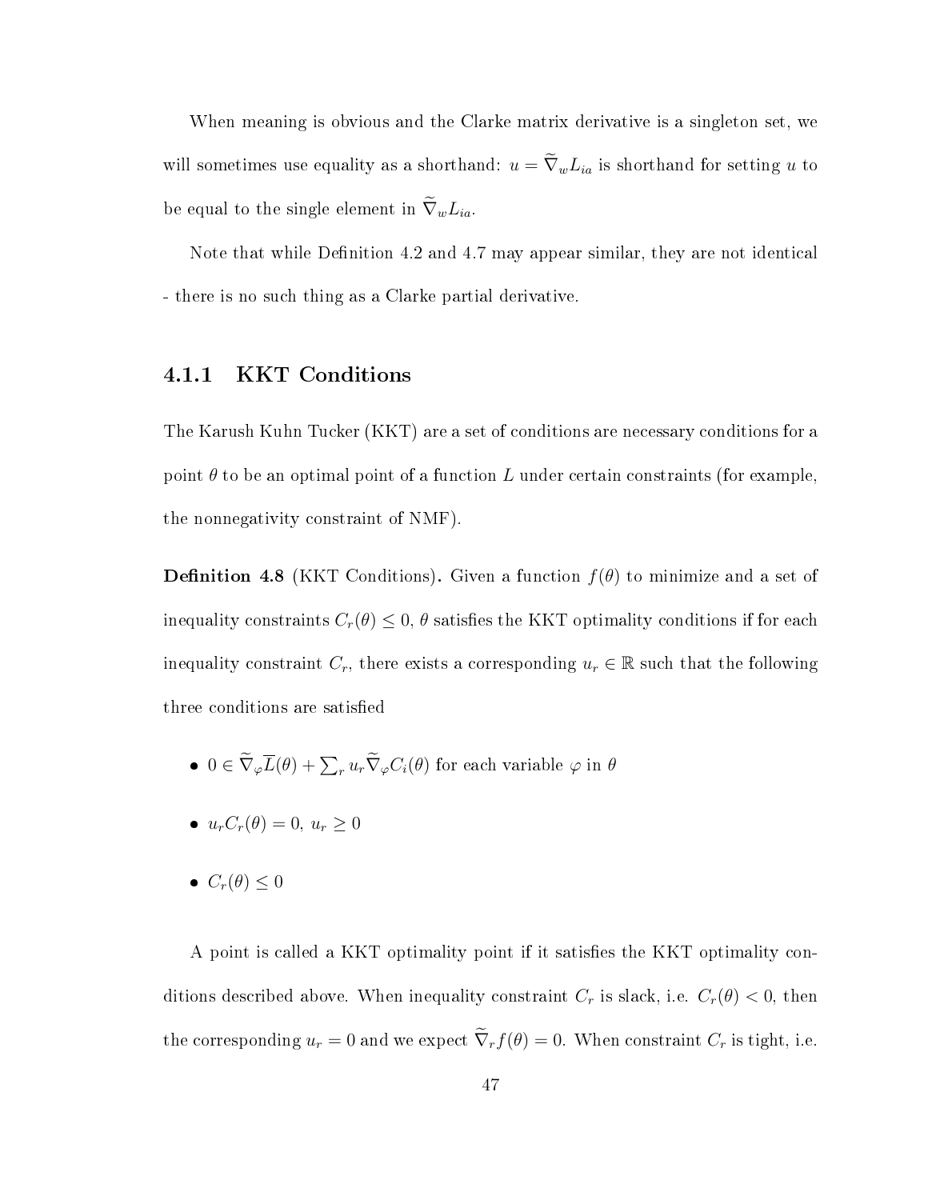When meaning is obvious and the Clarke matrix derivative is a singleton set, we will sometimes use equality as a shorthand: $u = \widetilde{\nabla}_w L_{ia}$ is shorthand for setting $u$ to be equal to the single element in $\widetilde{\nabla}_w L_{ia}$.

Note that while Definition 4.2 and 4.7 may appear similar, they are not identical - there is no such thing as a Clarke partial derivative.

### 4.1.1 KKT Conditions

The Karush Kuhn Tucker (KKT) are a set of conditions are necessary conditions for a point $\theta$ to be an optimal point of a function $L$ under certain constraints (for example, the nonnegativity constraint of NMF).

**Definition 4.8** (KKT Conditions)**.** Given a function $f(\theta)$ to minimize and a set of inequality constraints $C_r(\theta) \leq 0$, $\theta$ satisfies the KKT optimality conditions if for each inequality constraint $C_r$, there exists a corresponding $u_r \in \mathbb{R}$ such that the following three conditions are satisfied

- $0 \in \widetilde{\nabla}_\varphi \overline{L}(\theta) + \sum_r u_r \widetilde{\nabla}_\varphi C_i(\theta)$ for each variable $\varphi$ in $\theta$
- $u_r C_r(\theta) = 0$, $u_r \geq 0$
- $C_r(\theta) \leq 0$

A point is called a KKT optimality point if it satisfies the KKT optimality conditions described above. When inequality constraint $C_r$ is slack, i.e. $C_r(\theta) < 0$, then the corresponding $u_r = 0$ and we expect $\widetilde{\nabla}_r f(\theta) = 0$. When constraint $C_r$ is tight, i.e.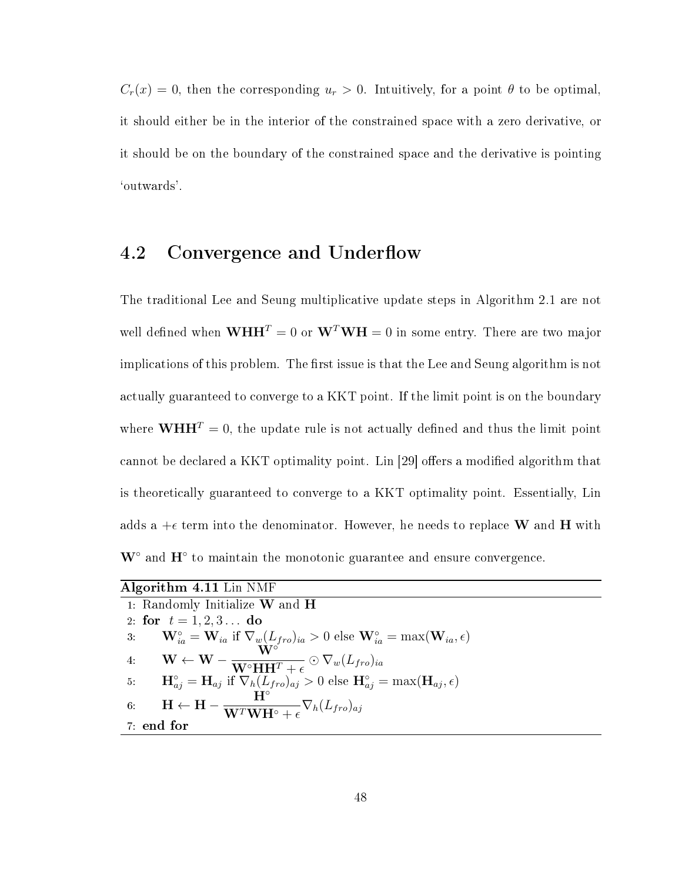$C_r(x) = 0$, then the corresponding $u_r > 0$. Intuitively, for a point $\theta$ to be optimal, it should either be in the interior of the constrained space with a zero derivative, or it should be on the boundary of the constrained space and the derivative is pointing 'outwards'.

## 4.2 Convergence and Underflow

The traditional Lee and Seung multiplicative update steps in Algorithm 2.1 are not well defined when $\mathbf{W}\mathbf{H}\mathbf{H}^T = 0$ or $\mathbf{W}^T\mathbf{W}\mathbf{H} = 0$ in some entry. There are two major implications of this problem. The first issue is that the Lee and Seung algorithm is not actually guaranteed to converge to a KKT point. If the limit point is on the boundary where $\mathbf{W}\mathbf{H}\mathbf{H}^T = 0$, the update rule is not actually defined and thus the limit point cannot be declared a KKT optimality point. Lin [29] offers a modified algorithm that is theoretically guaranteed to converge to a KKT optimality point. Essentially, Lin adds a $+\epsilon$ term into the denominator. However, he needs to replace $\mathbf{W}$ and $\mathbf{H}$ with $\mathbf{W}^\circ$ and $\mathbf{H}^\circ$ to maintain the monotonic guarantee and ensure convergence.

**Algorithm 4.11** Lin NMF

1: Randomly Initialize $\mathbf{W}$ and $\mathbf{H}$

2: **for** $t = 1, 2, 3 \ldots$ **do**

3: $\quad \mathbf{W}^\circ_{ia} = \mathbf{W}_{ia}$ if $\nabla_w(L_{fro})_{ia} > 0$ else $\mathbf{W}^\circ_{ia} = \max(\mathbf{W}_{ia}, \epsilon)$

4: $\quad \mathbf{W} \leftarrow \mathbf{W} - \dfrac{\mathbf{W}^\circ}{\mathbf{W}^\circ\mathbf{H}\mathbf{H}^T + \epsilon} \odot \nabla_w(L_{fro})_{ia}$

5: $\quad \mathbf{H}^\circ_{aj} = \mathbf{H}_{aj}$ if $\nabla_h(L_{fro})_{aj} > 0$ else $\mathbf{H}^\circ_{aj} = \max(\mathbf{H}_{aj}, \epsilon)$

6: $\quad \mathbf{H} \leftarrow \mathbf{H} - \dfrac{\mathbf{H}^\circ}{\mathbf{W}^T\mathbf{W}\mathbf{H}^\circ + \epsilon} \nabla_h(L_{fro})_{aj}$

7: **end for**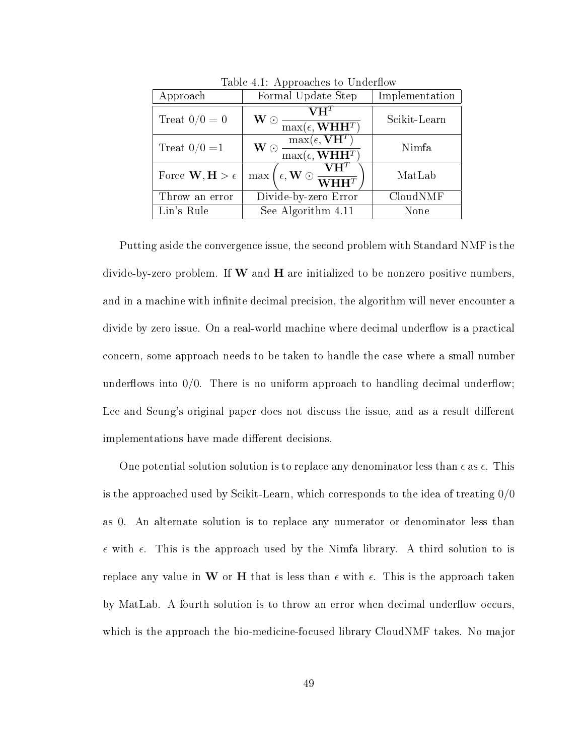Table 4.1: Approaches to Underflow

| Approach | Formal Update Step | Implementation |
|---|---|---|
| Treat $0/0 = 0$ | $\mathbf{W} \odot \dfrac{\mathbf{V}\mathbf{H}^T}{\max(\epsilon, \mathbf{W}\mathbf{H}\mathbf{H}^T)}$ | Scikit-Learn |
| Treat $0/0 = 1$ | $\mathbf{W} \odot \dfrac{\max(\epsilon, \mathbf{V}\mathbf{H}^T)}{\max(\epsilon, \mathbf{W}\mathbf{H}\mathbf{H}^T)}$ | Nimfa |
| Force $\mathbf{W}, \mathbf{H} > \epsilon$ | $\max\left(\epsilon, \mathbf{W} \odot \dfrac{\mathbf{V}\mathbf{H}^T}{\mathbf{W}\mathbf{H}\mathbf{H}^T}\right)$ | MatLab |
| Throw an error | Divide-by-zero Error | CloudNMF |
| Lin's Rule | See Algorithm 4.11 | None |

Putting aside the convergence issue, the second problem with Standard NMF is the divide-by-zero problem. If $\mathbf{W}$ and $\mathbf{H}$ are initialized to be nonzero positive numbers, and in a machine with infinite decimal precision, the algorithm will never encounter a divide by zero issue. On a real-world machine where decimal underflow is a practical concern, some approach needs to be taken to handle the case where a small number underflows into 0/0. There is no uniform approach to handling decimal underflow; Lee and Seung's original paper does not discuss the issue, and as a result different implementations have made different decisions.

One potential solution solution is to replace any denominator less than $\epsilon$ as $\epsilon$. This is the approached used by Scikit-Learn, which corresponds to the idea of treating 0/0 as 0. An alternate solution is to replace any numerator or denominator less than $\epsilon$ with $\epsilon$. This is the approach used by the Nimfa library. A third solution to is replace any value in $\mathbf{W}$ or $\mathbf{H}$ that is less than $\epsilon$ with $\epsilon$. This is the approach taken by MatLab. A fourth solution is to throw an error when decimal underflow occurs, which is the approach the bio-medicine-focused library CloudNMF takes. No major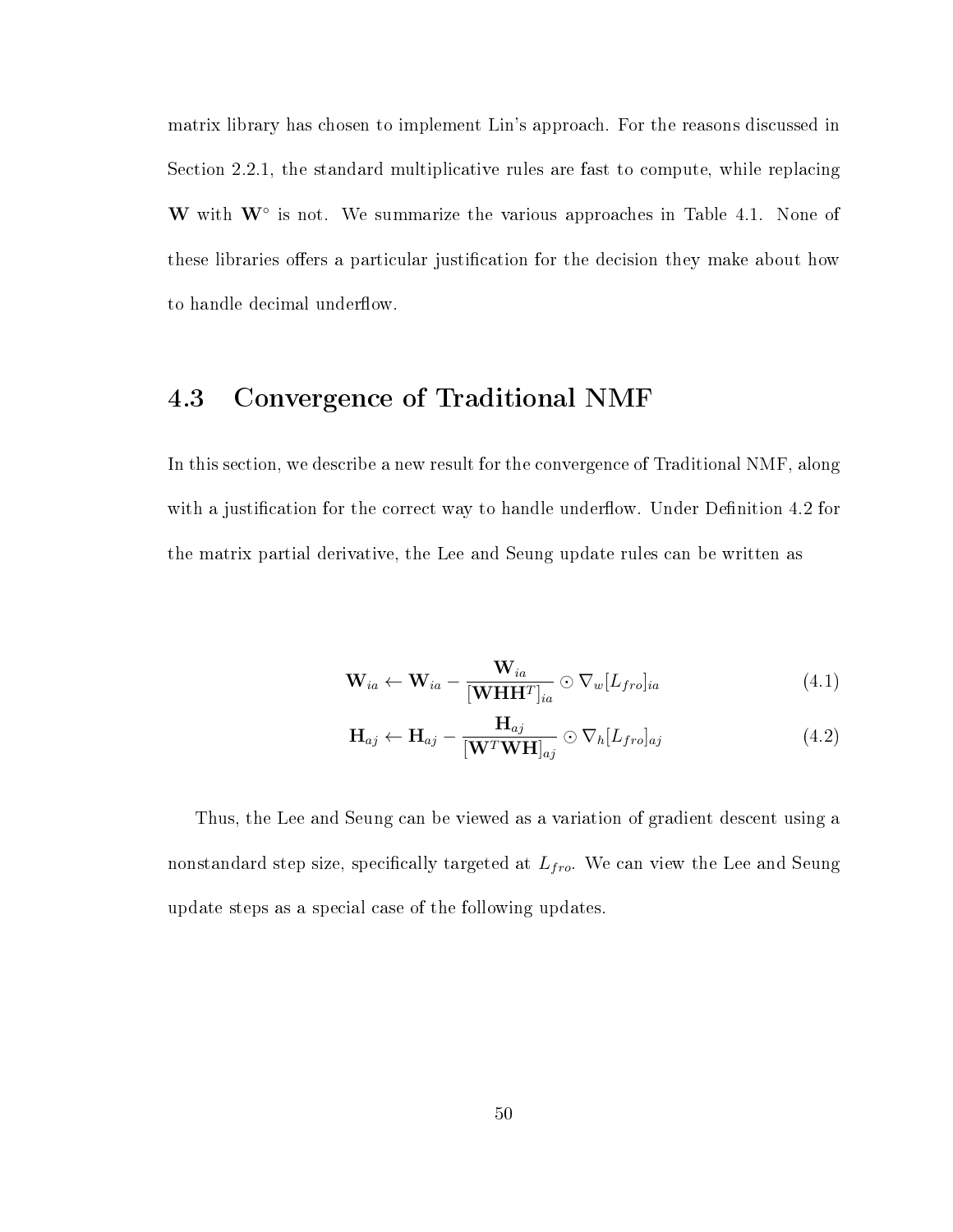matrix library has chosen to implement Lin's approach. For the reasons discussed in Section 2.2.1, the standard multiplicative rules are fast to compute, while replacing $\mathbf{W}$ with $\mathbf{W}^{\circ}$ is not. We summarize the various approaches in Table 4.1. None of these libraries offers a particular justification for the decision they make about how to handle decimal underflow.

## 4.3 Convergence of Traditional NMF

In this section, we describe a new result for the convergence of Traditional NMF, along with a justification for the correct way to handle underflow. Under Definition 4.2 for the matrix partial derivative, the Lee and Seung update rules can be written as

$$\mathbf{W}_{ia} \leftarrow \mathbf{W}_{ia} - \frac{\mathbf{W}_{ia}}{[\mathbf{W}\mathbf{H}\mathbf{H}^{T}]_{ia}} \odot \nabla_{w}[L_{fro}]_{ia} \tag{4.1}$$

$$\mathbf{H}_{aj} \leftarrow \mathbf{H}_{aj} - \frac{\mathbf{H}_{aj}}{[\mathbf{W}^{T}\mathbf{W}\mathbf{H}]_{aj}} \odot \nabla_{h}[L_{fro}]_{aj} \tag{4.2}$$

Thus, the Lee and Seung can be viewed as a variation of gradient descent using a nonstandard step size, specifically targeted at $L_{fro}$. We can view the Lee and Seung update steps as a special case of the following updates.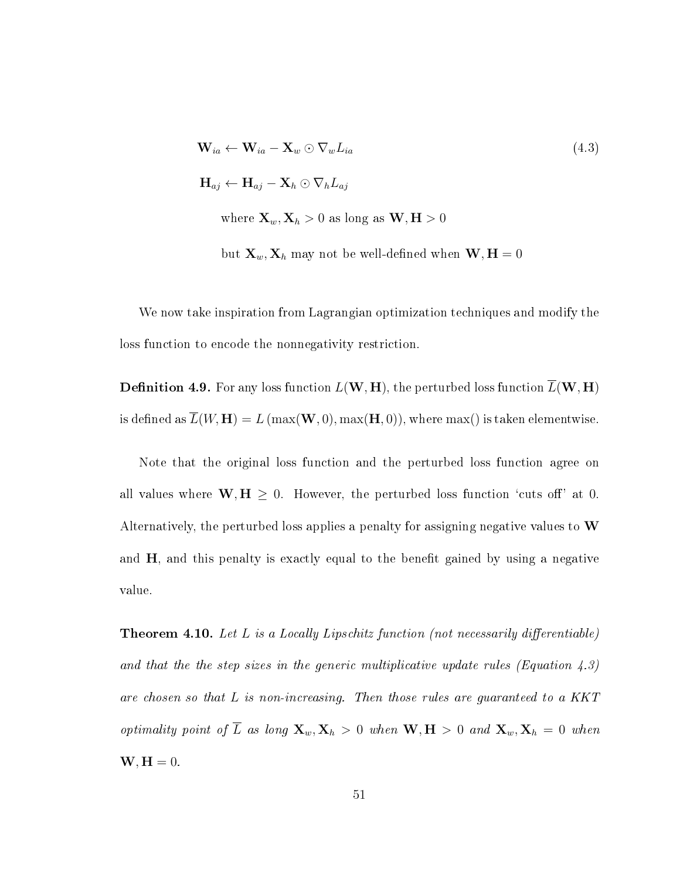$$
\begin{aligned}
&\mathbf{W}_{ia} \leftarrow \mathbf{W}_{ia} - \mathbf{X}_w \odot \nabla_w L_{ia} \\
&\mathbf{H}_{aj} \leftarrow \mathbf{H}_{aj} - \mathbf{X}_h \odot \nabla_h L_{aj} \\
&\qquad \text{where } \mathbf{X}_w, \mathbf{X}_h > 0 \text{ as long as } \mathbf{W}, \mathbf{H} > 0 \\
&\qquad \text{but } \mathbf{X}_w, \mathbf{X}_h \text{ may not be well-defined when } \mathbf{W}, \mathbf{H} = 0
\end{aligned}
\tag{4.3}
$$

We now take inspiration from Lagrangian optimization techniques and modify the loss function to encode the nonnegativity restriction.

**Definition 4.9.** For any loss function $L(\mathbf{W}, \mathbf{H})$, the perturbed loss function $\overline{L}(\mathbf{W}, \mathbf{H})$ is defined as $\overline{L}(W, \mathbf{H}) = L(\max(\mathbf{W}, 0), \max(\mathbf{H}, 0))$, where max() is taken elementwise.

Note that the original loss function and the perturbed loss function agree on all values where $\mathbf{W}, \mathbf{H} \geq 0$. However, the perturbed loss function 'cuts off' at 0. Alternatively, the perturbed loss applies a penalty for assigning negative values to $\mathbf{W}$ and $\mathbf{H}$, and this penalty is exactly equal to the benefit gained by using a negative value.

**Theorem 4.10.** *Let $L$ is a Locally Lipschitz function (not necessarily differentiable) and that the the step sizes in the generic multiplicative update rules (Equation 4.3) are chosen so that $L$ is non-increasing. Then those rules are guaranteed to a KKT optimality point of $\overline{L}$ as long $\mathbf{X}_w, \mathbf{X}_h > 0$ when $\mathbf{W}, \mathbf{H} > 0$ and $\mathbf{X}_w, \mathbf{X}_h = 0$ when $\mathbf{W}, \mathbf{H} = 0$.*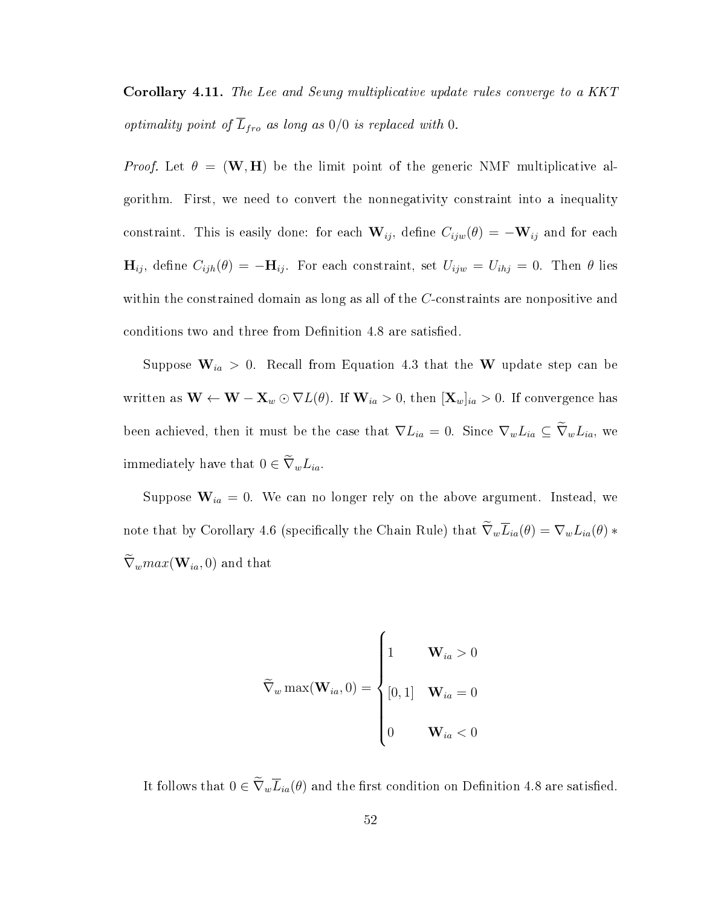**Corollary 4.11.** *The Lee and Seung multiplicative update rules converge to a KKT optimality point of $\overline{L}_{fro}$ as long as 0/0 is replaced with 0.*

*Proof.* Let $\theta = (\mathbf{W}, \mathbf{H})$ be the limit point of the generic NMF multiplicative algorithm. First, we need to convert the nonnegativity constraint into a inequality constraint. This is easily done: for each $\mathbf{W}_{ij}$, define $C_{ijw}(\theta) = -\mathbf{W}_{ij}$ and for each $\mathbf{H}_{ij}$, define $C_{ijh}(\theta) = -\mathbf{H}_{ij}$. For each constraint, set $U_{ijw} = U_{ihj} = 0$. Then $\theta$ lies within the constrained domain as long as all of the $C$-constraints are nonpositive and conditions two and three from Definition 4.8 are satisfied.

Suppose $\mathbf{W}_{ia} > 0$. Recall from Equation 4.3 that the $\mathbf{W}$ update step can be written as $\mathbf{W} \leftarrow \mathbf{W} - \mathbf{X}_w \odot \nabla L(\theta)$. If $\mathbf{W}_{ia} > 0$, then $[\mathbf{X}_w]_{ia} > 0$. If convergence has been achieved, then it must be the case that $\nabla L_{ia} = 0$. Since $\nabla_w L_{ia} \subseteq \widetilde{\nabla}_w L_{ia}$, we immediately have that $0 \in \widetilde{\nabla}_w L_{ia}$.

Suppose $\mathbf{W}_{ia} = 0$. We can no longer rely on the above argument. Instead, we note that by Corollary 4.6 (specifically the Chain Rule) that $\widetilde{\nabla}_w \overline{L}_{ia}(\theta) = \nabla_w L_{ia}(\theta) * \widetilde{\nabla}_w max(\mathbf{W}_{ia}, 0)$ and that

$$
\widetilde{\nabla}_w \max(\mathbf{W}_{ia}, 0) = \begin{cases} 1 & \mathbf{W}_{ia} > 0 \\ [0, 1] & \mathbf{W}_{ia} = 0 \\ 0 & \mathbf{W}_{ia} < 0 \end{cases}
$$

It follows that $0 \in \widetilde{\nabla}_w \overline{L}_{ia}(\theta)$ and the first condition on Definition 4.8 are satisfied.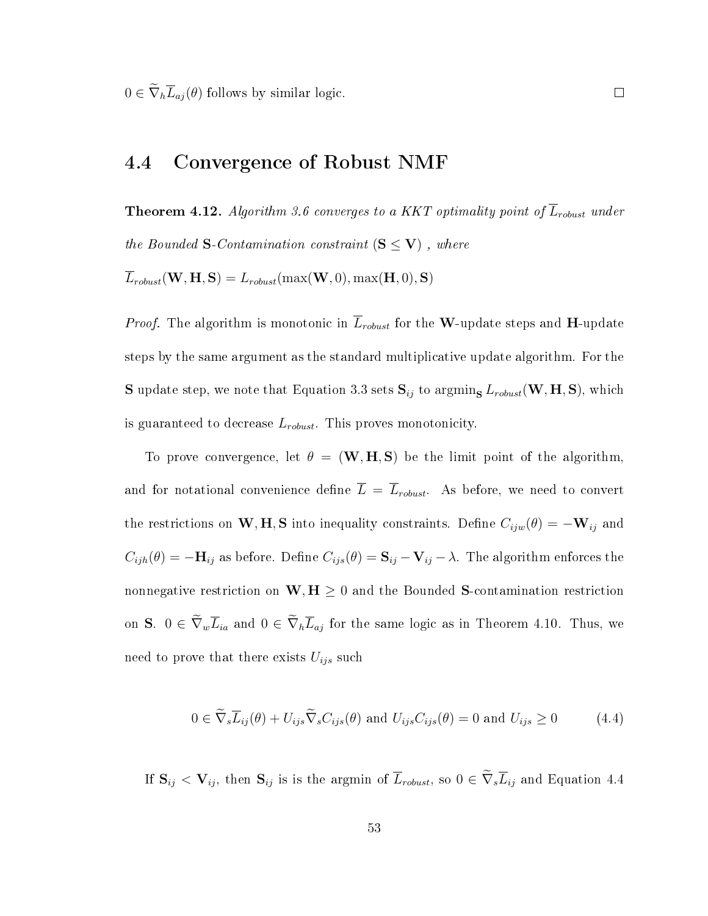$0 \in \widetilde{\nabla}_h \overline{L}_{aj}(\theta)$ follows by similar logic. □

## 4.4 Convergence of Robust NMF

**Theorem 4.12.** *Algorithm 3.6 converges to a KKT optimality point of $\overline{L}_{robust}$ under the Bounded* **S***-Contamination constraint* $(\mathbf{S} \leq \mathbf{V})$ *, where*

$\overline{L}_{robust}(\mathbf{W}, \mathbf{H}, \mathbf{S}) = L_{robust}(\max(\mathbf{W}, 0), \max(\mathbf{H}, 0), \mathbf{S})$

*Proof.* The algorithm is monotonic in $\overline{L}_{robust}$ for the **W**-update steps and **H**-update steps by the same argument as the standard multiplicative update algorithm. For the **S** update step, we note that Equation 3.3 sets $\mathbf{S}_{ij}$ to $\text{argmin}_{\mathbf{S}} L_{robust}(\mathbf{W}, \mathbf{H}, \mathbf{S})$, which is guaranteed to decrease $L_{robust}$. This proves monotonicity.

To prove convergence, let $\theta = (\mathbf{W}, \mathbf{H}, \mathbf{S})$ be the limit point of the algorithm, and for notational convenience define $\overline{L} = \overline{L}_{robust}$. As before, we need to convert the restrictions on $\mathbf{W}, \mathbf{H}, \mathbf{S}$ into inequality constraints. Define $C_{ijw}(\theta) = -\mathbf{W}_{ij}$ and $C_{ijh}(\theta) = -\mathbf{H}_{ij}$ as before. Define $C_{ijs}(\theta) = \mathbf{S}_{ij} - \mathbf{V}_{ij} - \lambda$. The algorithm enforces the nonnegative restriction on $\mathbf{W}, \mathbf{H} \geq 0$ and the Bounded **S**-contamination restriction on **S**. $0 \in \widetilde{\nabla}_w \overline{L}_{ia}$ and $0 \in \widetilde{\nabla}_h \overline{L}_{aj}$ for the same logic as in Theorem 4.10. Thus, we need to prove that there exists $U_{ijs}$ such

$$0 \in \widetilde{\nabla}_s \overline{L}_{ij}(\theta) + U_{ijs} \widetilde{\nabla}_s C_{ijs}(\theta) \text{ and } U_{ijs} C_{ijs}(\theta) = 0 \text{ and } U_{ijs} \geq 0 \tag{4.4}$$

If $\mathbf{S}_{ij} < \mathbf{V}_{ij}$, then $\mathbf{S}_{ij}$ is is the argmin of $\overline{L}_{robust}$, so $0 \in \widetilde{\nabla}_s \overline{L}_{ij}$ and Equation 4.4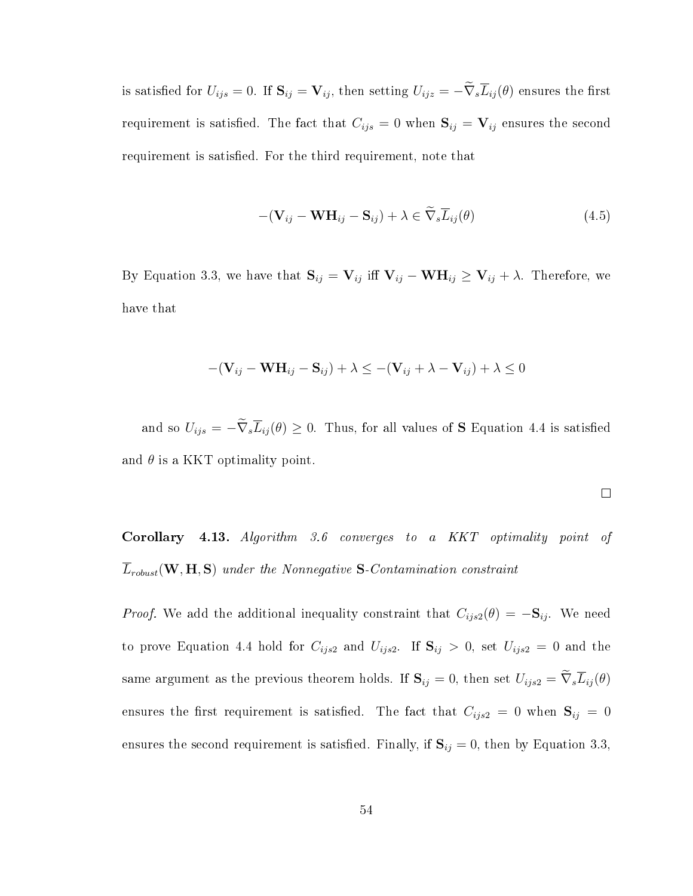is satisfied for $U_{ijs} = 0$. If $\mathbf{S}_{ij} = \mathbf{V}_{ij}$, then setting $U_{ijz} = -\widetilde{\nabla}_s \overline{L}_{ij}(\theta)$ ensures the first requirement is satisfied. The fact that $C_{ijs} = 0$ when $\mathbf{S}_{ij} = \mathbf{V}_{ij}$ ensures the second requirement is satisfied. For the third requirement, note that

$$-(\mathbf{V}_{ij} - \mathbf{W}\mathbf{H}_{ij} - \mathbf{S}_{ij}) + \lambda \in \widetilde{\nabla}_s \overline{L}_{ij}(\theta) \tag{4.5}$$

By Equation 3.3, we have that $\mathbf{S}_{ij} = \mathbf{V}_{ij}$ iff $\mathbf{V}_{ij} - \mathbf{W}\mathbf{H}_{ij} \geq \mathbf{V}_{ij} + \lambda$. Therefore, we have that

$$-(\mathbf{V}_{ij} - \mathbf{W}\mathbf{H}_{ij} - \mathbf{S}_{ij}) + \lambda \leq -(\mathbf{V}_{ij} + \lambda - \mathbf{V}_{ij}) + \lambda \leq 0$$

and so $U_{ijs} = -\widetilde{\nabla}_s \overline{L}_{ij}(\theta) \geq 0$. Thus, for all values of $\mathbf{S}$ Equation 4.4 is satisfied and $\theta$ is a KKT optimality point.

□

**Corollary 4.13.** *Algorithm 3.6 converges to a KKT optimality point of* $\overline{L}_{robust}(\mathbf{W}, \mathbf{H}, \mathbf{S})$ *under the Nonnegative* $\mathbf{S}$*-Contamination constraint*

*Proof.* We add the additional inequality constraint that $C_{ijs2}(\theta) = -\mathbf{S}_{ij}$. We need to prove Equation 4.4 hold for $C_{ijs2}$ and $U_{ijs2}$. If $\mathbf{S}_{ij} > 0$, set $U_{ijs2} = 0$ and the same argument as the previous theorem holds. If $\mathbf{S}_{ij} = 0$, then set $U_{ijs2} = \widetilde{\nabla}_s \overline{L}_{ij}(\theta)$ ensures the first requirement is satisfied. The fact that $C_{ijs2} = 0$ when $\mathbf{S}_{ij} = 0$ ensures the second requirement is satisfied. Finally, if $\mathbf{S}_{ij} = 0$, then by Equation 3.3,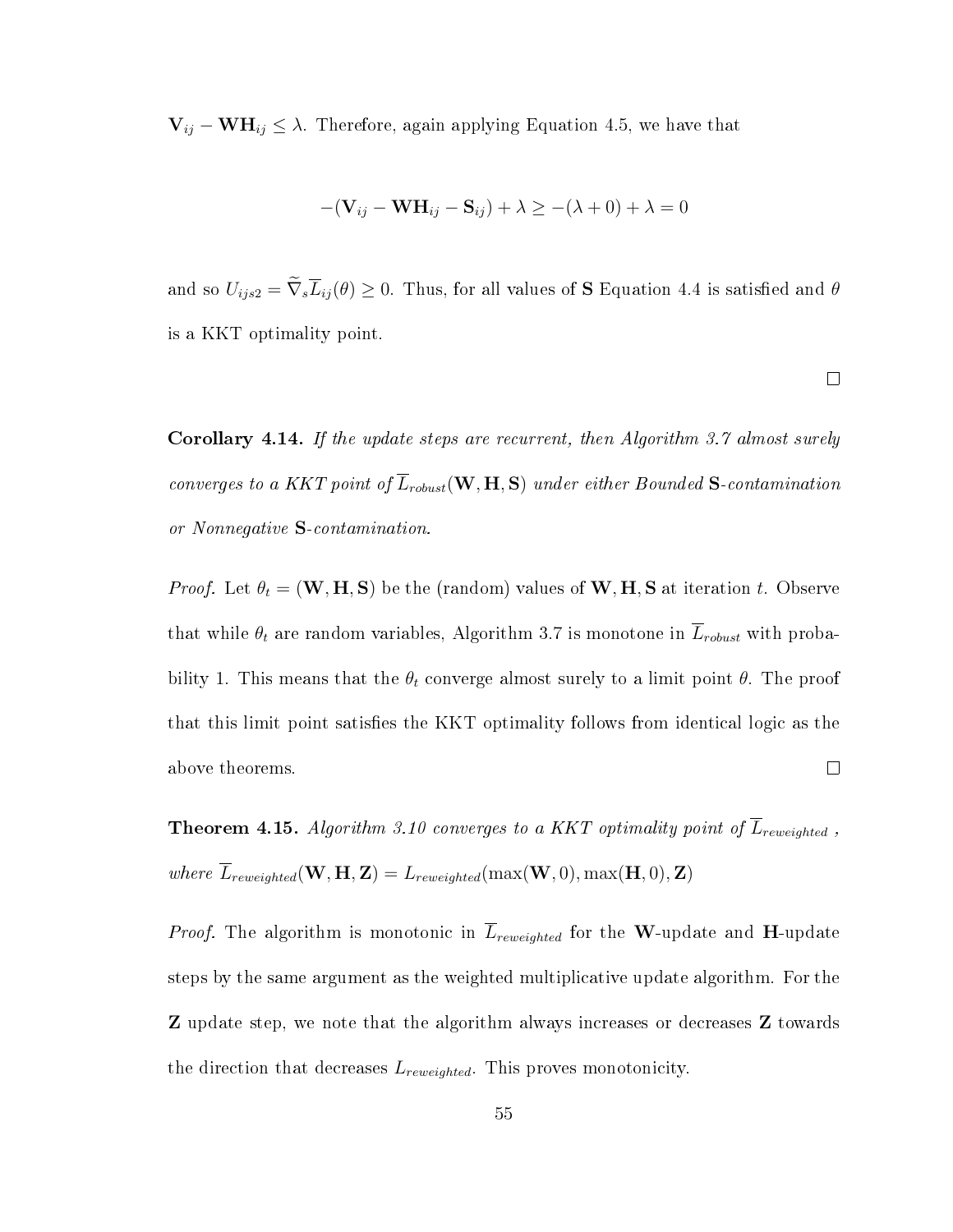$\mathbf{V}_{ij} - \mathbf{WH}_{ij} \leq \lambda$. Therefore, again applying Equation 4.5, we have that

$$-(\mathbf{V}_{ij} - \mathbf{WH}_{ij} - \mathbf{S}_{ij}) + \lambda \geq -(\lambda + 0) + \lambda = 0$$

and so $U_{ijs2} = \widetilde{\nabla}_s \overline{L}_{ij}(\theta) \geq 0$. Thus, for all values of $\mathbf{S}$ Equation 4.4 is satisfied and $\theta$ is a KKT optimality point.

□

**Corollary 4.14.** *If the update steps are recurrent, then Algorithm 3.7 almost surely converges to a KKT point of $\overline{L}_{robust}(\mathbf{W}, \mathbf{H}, \mathbf{S})$ under either Bounded $\mathbf{S}$-contamination or Nonnegative $\mathbf{S}$-contamination.*

*Proof.* Let $\theta_t = (\mathbf{W}, \mathbf{H}, \mathbf{S})$ be the (random) values of $\mathbf{W}, \mathbf{H}, \mathbf{S}$ at iteration $t$. Observe that while $\theta_t$ are random variables, Algorithm 3.7 is monotone in $\overline{L}_{robust}$ with probability 1. This means that the $\theta_t$ converge almost surely to a limit point $\theta$. The proof that this limit point satisfies the KKT optimality follows from identical logic as the above theorems. □

**Theorem 4.15.** *Algorithm 3.10 converges to a KKT optimality point of $\overline{L}_{reweighted}$, where $\overline{L}_{reweighted}(\mathbf{W}, \mathbf{H}, \mathbf{Z}) = L_{reweighted}(\max(\mathbf{W}, 0), \max(\mathbf{H}, 0), \mathbf{Z})$*

*Proof.* The algorithm is monotonic in $\overline{L}_{reweighted}$ for the $\mathbf{W}$-update and $\mathbf{H}$-update steps by the same argument as the weighted multiplicative update algorithm. For the $\mathbf{Z}$ update step, we note that the algorithm always increases or decreases $\mathbf{Z}$ towards the direction that decreases $L_{reweighted}$. This proves monotonicity.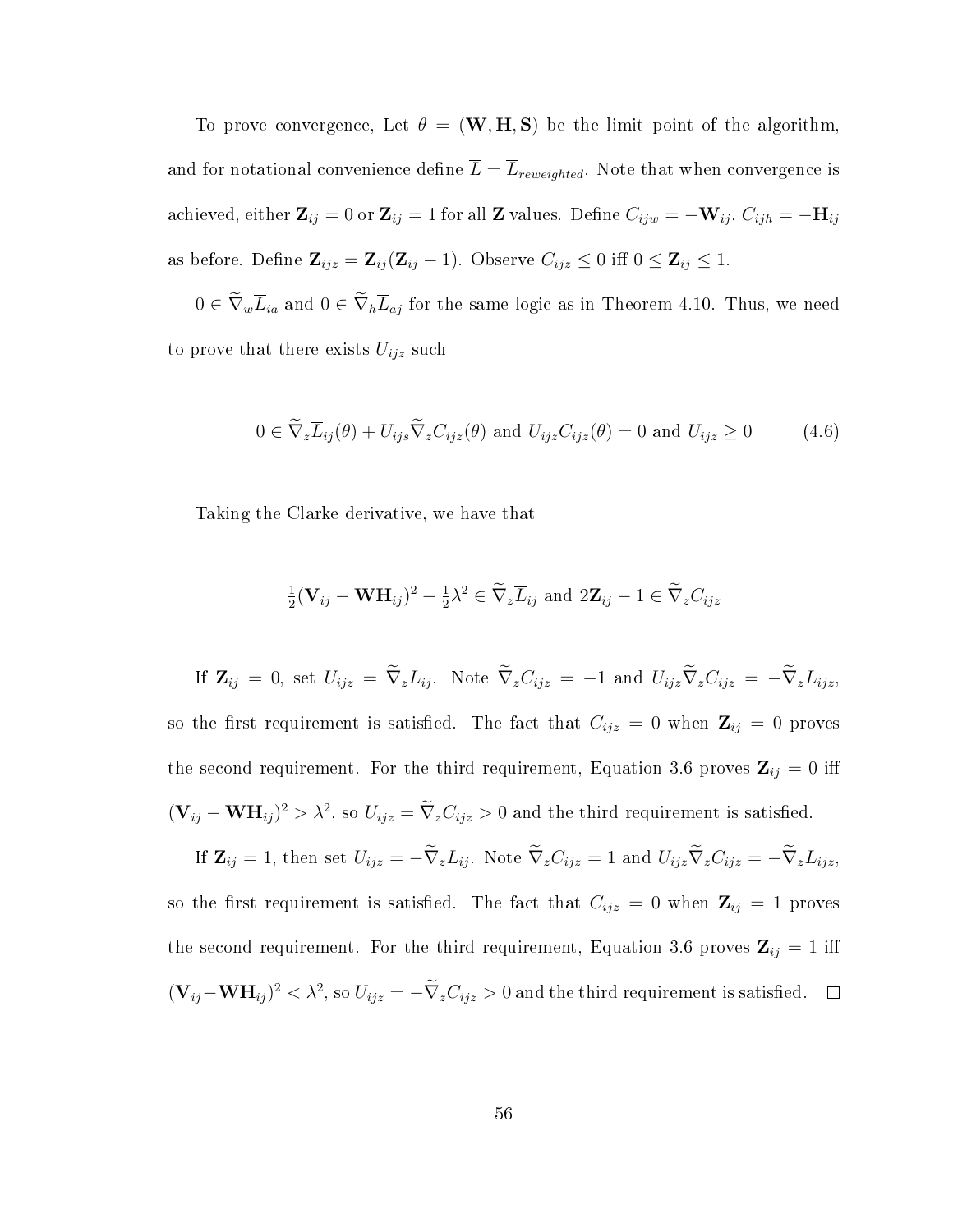To prove convergence, Let $\theta = (\mathbf{W}, \mathbf{H}, \mathbf{S})$ be the limit point of the algorithm, and for notational convenience define $\overline{L} = \overline{L}_{reweighted}$. Note that when convergence is achieved, either $\mathbf{Z}_{ij} = 0$ or $\mathbf{Z}_{ij} = 1$ for all $\mathbf{Z}$ values. Define $C_{ijw} = -\mathbf{W}_{ij}$, $C_{ijh} = -\mathbf{H}_{ij}$ as before. Define $\mathbf{Z}_{ijz} = \mathbf{Z}_{ij}(\mathbf{Z}_{ij} - 1)$. Observe $C_{ijz} \leq 0$ iff $0 \leq \mathbf{Z}_{ij} \leq 1$.

$0 \in \widetilde{\nabla}_w \overline{L}_{ia}$ and $0 \in \widetilde{\nabla}_h \overline{L}_{aj}$ for the same logic as in Theorem 4.10. Thus, we need to prove that there exists $U_{ijz}$ such

$$0 \in \widetilde{\nabla}_z \overline{L}_{ij}(\theta) + U_{ijs} \widetilde{\nabla}_z C_{ijz}(\theta) \text{ and } U_{ijz} C_{ijz}(\theta) = 0 \text{ and } U_{ijz} \geq 0 \tag{4.6}$$

Taking the Clarke derivative, we have that

$$\tfrac{1}{2}(\mathbf{V}_{ij} - \mathbf{W}\mathbf{H}_{ij})^2 - \tfrac{1}{2}\lambda^2 \in \widetilde{\nabla}_z \overline{L}_{ij} \text{ and } 2\mathbf{Z}_{ij} - 1 \in \widetilde{\nabla}_z C_{ijz}$$

If $\mathbf{Z}_{ij} = 0$, set $U_{ijz} = \widetilde{\nabla}_z \overline{L}_{ij}$. Note $\widetilde{\nabla}_z C_{ijz} = -1$ and $U_{ijz} \widetilde{\nabla}_z C_{ijz} = -\widetilde{\nabla}_z \overline{L}_{ijz}$, so the first requirement is satisfied. The fact that $C_{ijz} = 0$ when $\mathbf{Z}_{ij} = 0$ proves the second requirement. For the third requirement, Equation 3.6 proves $\mathbf{Z}_{ij} = 0$ iff $(\mathbf{V}_{ij} - \mathbf{W}\mathbf{H}_{ij})^2 > \lambda^2$, so $U_{ijz} = \widetilde{\nabla}_z C_{ijz} > 0$ and the third requirement is satisfied.

If $\mathbf{Z}_{ij} = 1$, then set $U_{ijz} = -\widetilde{\nabla}_z \overline{L}_{ij}$. Note $\widetilde{\nabla}_z C_{ijz} = 1$ and $U_{ijz} \widetilde{\nabla}_z C_{ijz} = -\widetilde{\nabla}_z \overline{L}_{ijz}$, so the first requirement is satisfied. The fact that $C_{ijz} = 0$ when $\mathbf{Z}_{ij} = 1$ proves the second requirement. For the third requirement, Equation 3.6 proves $\mathbf{Z}_{ij} = 1$ iff $(\mathbf{V}_{ij} - \mathbf{W}\mathbf{H}_{ij})^2 < \lambda^2$, so $U_{ijz} = -\widetilde{\nabla}_z C_{ijz} > 0$ and the third requirement is satisfied. □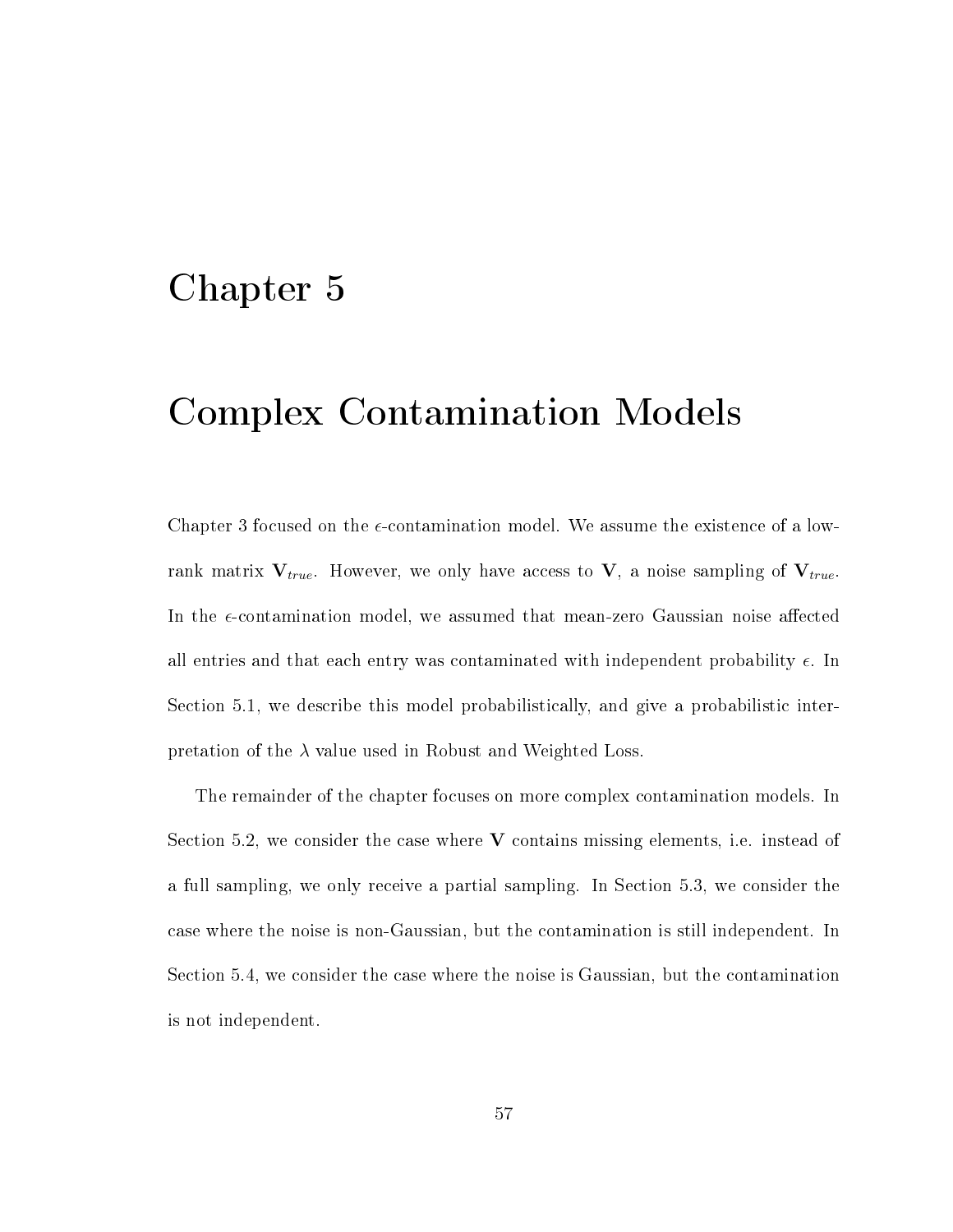# Chapter 5

# Complex Contamination Models

Chapter 3 focused on the $\epsilon$-contamination model. We assume the existence of a low-rank matrix $\mathbf{V}_{true}$. However, we only have access to $\mathbf{V}$, a noise sampling of $\mathbf{V}_{true}$. In the $\epsilon$-contamination model, we assumed that mean-zero Gaussian noise affected all entries and that each entry was contaminated with independent probability $\epsilon$. In Section 5.1, we describe this model probabilistically, and give a probabilistic interpretation of the $\lambda$ value used in Robust and Weighted Loss.

The remainder of the chapter focuses on more complex contamination models. In Section 5.2, we consider the case where $\mathbf{V}$ contains missing elements, i.e. instead of a full sampling, we only receive a partial sampling. In Section 5.3, we consider the case where the noise is non-Gaussian, but the contamination is still independent. In Section 5.4, we consider the case where the noise is Gaussian, but the contamination is not independent.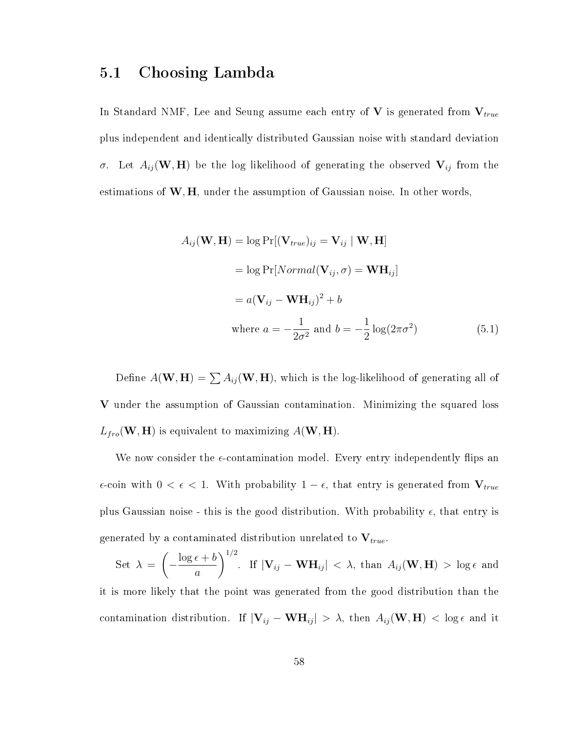## 5.1 Choosing Lambda

In Standard NMF, Lee and Seung assume each entry of $\mathbf{V}$ is generated from $\mathbf{V}_{true}$ plus independent and identically distributed Gaussian noise with standard deviation $\sigma$. Let $A_{ij}(\mathbf{W}, \mathbf{H})$ be the log likelihood of generating the observed $\mathbf{V}_{ij}$ from the estimations of $\mathbf{W}, \mathbf{H}$, under the assumption of Gaussian noise. In other words,

$$
\begin{aligned}
A_{ij}(\mathbf{W}, \mathbf{H}) &= \log \Pr[(\mathbf{V}_{true})_{ij} = \mathbf{V}_{ij} \mid \mathbf{W}, \mathbf{H}] \\
&= \log \Pr[Normal(\mathbf{V}_{ij}, \sigma) = \mathbf{W}\mathbf{H}_{ij}] \\
&= a(\mathbf{V}_{ij} - \mathbf{W}\mathbf{H}_{ij})^2 + b \\
&\text{where } a = -\frac{1}{2\sigma^2} \text{ and } b = -\frac{1}{2}\log(2\pi\sigma^2)
\end{aligned}
\tag{5.1}
$$

Define $A(\mathbf{W}, \mathbf{H}) = \sum A_{ij}(\mathbf{W}, \mathbf{H})$, which is the log-likelihood of generating all of $\mathbf{V}$ under the assumption of Gaussian contamination. Minimizing the squared loss $L_{fro}(\mathbf{W}, \mathbf{H})$ is equivalent to maximizing $A(\mathbf{W}, \mathbf{H})$.

We now consider the $\epsilon$-contamination model. Every entry independently flips an $\epsilon$-coin with $0 < \epsilon < 1$. With probability $1 - \epsilon$, that entry is generated from $\mathbf{V}_{true}$ plus Gaussian noise - this is the good distribution. With probability $\epsilon$, that entry is generated by a contaminated distribution unrelated to $\mathbf{V}_{true}$.

Set $\lambda = \left(-\frac{\log \epsilon + b}{a}\right)^{1/2}$. If $|\mathbf{V}_{ij} - \mathbf{W}\mathbf{H}_{ij}| < \lambda$, than $A_{ij}(\mathbf{W}, \mathbf{H}) > \log \epsilon$ and it is more likely that the point was generated from the good distribution than the contamination distribution. If $|\mathbf{V}_{ij} - \mathbf{W}\mathbf{H}_{ij}| > \lambda$, then $A_{ij}(\mathbf{W}, \mathbf{H}) < \log \epsilon$ and it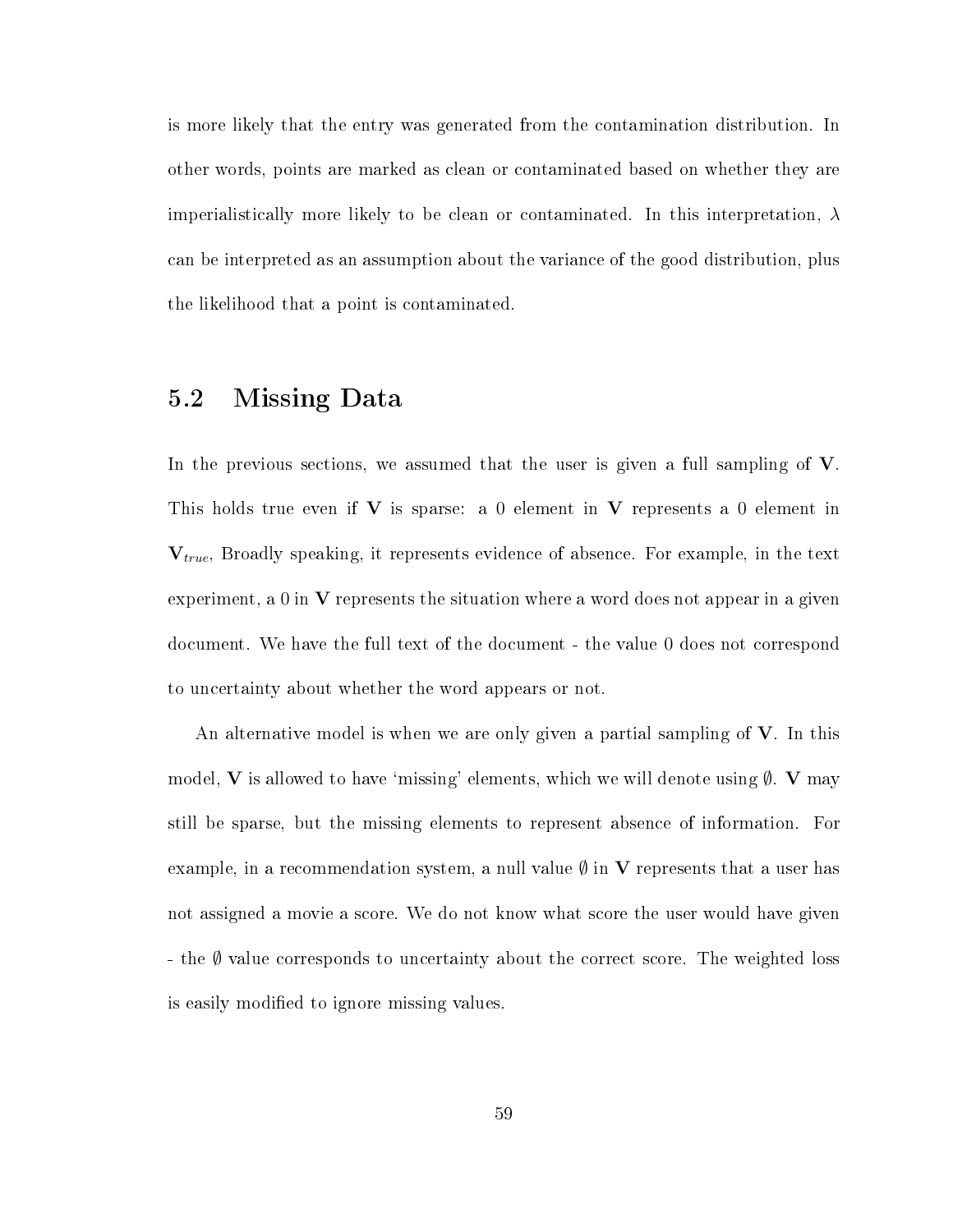is more likely that the entry was generated from the contamination distribution. In other words, points are marked as clean or contaminated based on whether they are imperialistically more likely to be clean or contaminated. In this interpretation, $\lambda$ can be interpreted as an assumption about the variance of the good distribution, plus the likelihood that a point is contaminated.

## 5.2 Missing Data

In the previous sections, we assumed that the user is given a full sampling of $\mathbf{V}$. This holds true even if $\mathbf{V}$ is sparse: a 0 element in $\mathbf{V}$ represents a 0 element in $\mathbf{V}_{true}$, Broadly speaking, it represents evidence of absence. For example, in the text experiment, a 0 in $\mathbf{V}$ represents the situation where a word does not appear in a given document. We have the full text of the document - the value 0 does not correspond to uncertainty about whether the word appears or not.

An alternative model is when we are only given a partial sampling of $\mathbf{V}$. In this model, $\mathbf{V}$ is allowed to have 'missing' elements, which we will denote using $\emptyset$. $\mathbf{V}$ may still be sparse, but the missing elements to represent absence of information. For example, in a recommendation system, a null value $\emptyset$ in $\mathbf{V}$ represents that a user has not assigned a movie a score. We do not know what score the user would have given - the $\emptyset$ value corresponds to uncertainty about the correct score. The weighted loss is easily modified to ignore missing values.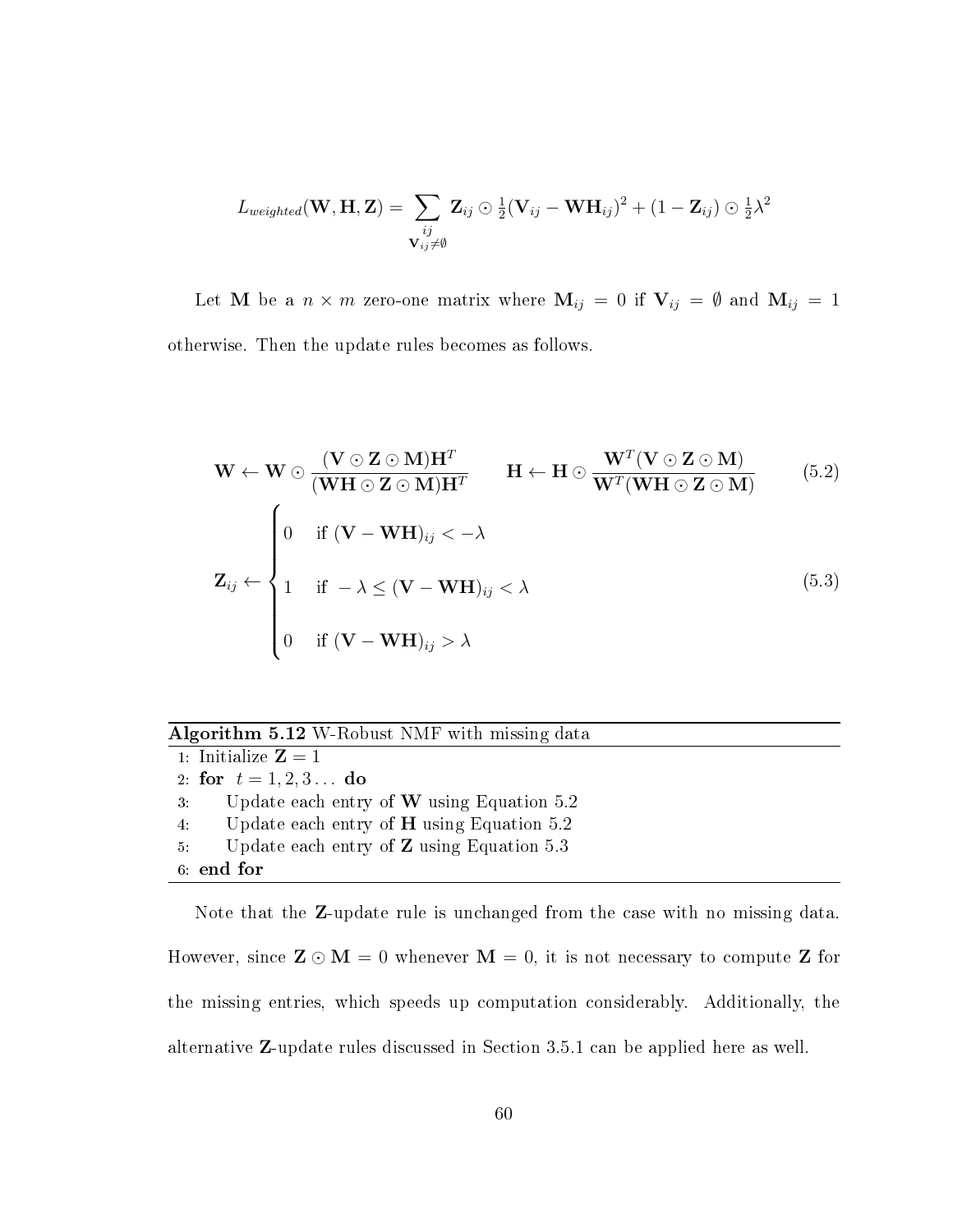$$L_{weighted}(\mathbf{W}, \mathbf{H}, \mathbf{Z}) = \sum_{\substack{ij \\ \mathbf{V}_{ij} \neq \emptyset}} \mathbf{Z}_{ij} \odot \tfrac{1}{2}(\mathbf{V}_{ij} - \mathbf{WH}_{ij})^2 + (1 - \mathbf{Z}_{ij}) \odot \tfrac{1}{2}\lambda^2$$

Let $\mathbf{M}$ be a $n \times m$ zero-one matrix where $\mathbf{M}_{ij} = 0$ if $\mathbf{V}_{ij} = \emptyset$ and $\mathbf{M}_{ij} = 1$ otherwise. Then the update rules becomes as follows.

$$\mathbf{W} \leftarrow \mathbf{W} \odot \frac{(\mathbf{V} \odot \mathbf{Z} \odot \mathbf{M})\mathbf{H}^T}{(\mathbf{WH} \odot \mathbf{Z} \odot \mathbf{M})\mathbf{H}^T} \qquad \mathbf{H} \leftarrow \mathbf{H} \odot \frac{\mathbf{W}^T(\mathbf{V} \odot \mathbf{Z} \odot \mathbf{M})}{\mathbf{W}^T(\mathbf{WH} \odot \mathbf{Z} \odot \mathbf{M})} \tag{5.2}$$

$$\mathbf{Z}_{ij} \leftarrow \begin{cases} 0 & \text{if } (\mathbf{V} - \mathbf{WH})_{ij} < -\lambda \\ 1 & \text{if } -\lambda \leq (\mathbf{V} - \mathbf{WH})_{ij} < \lambda \\ 0 & \text{if } (\mathbf{V} - \mathbf{WH})_{ij} > \lambda \end{cases} \tag{5.3}$$

**Algorithm 5.12** W-Robust NMF with missing data

```
1: Initialize Z = 1
2: for t = 1, 2, 3 ... do
3:     Update each entry of W using Equation 5.2
4:     Update each entry of H using Equation 5.2
5:     Update each entry of Z using Equation 5.3
6: end for
```

Note that the **Z**-update rule is unchanged from the case with no missing data. However, since $\mathbf{Z} \odot \mathbf{M} = 0$ whenever $\mathbf{M} = 0$, it is not necessary to compute $\mathbf{Z}$ for the missing entries, which speeds up computation considerably. Additionally, the alternative **Z**-update rules discussed in Section 3.5.1 can be applied here as well.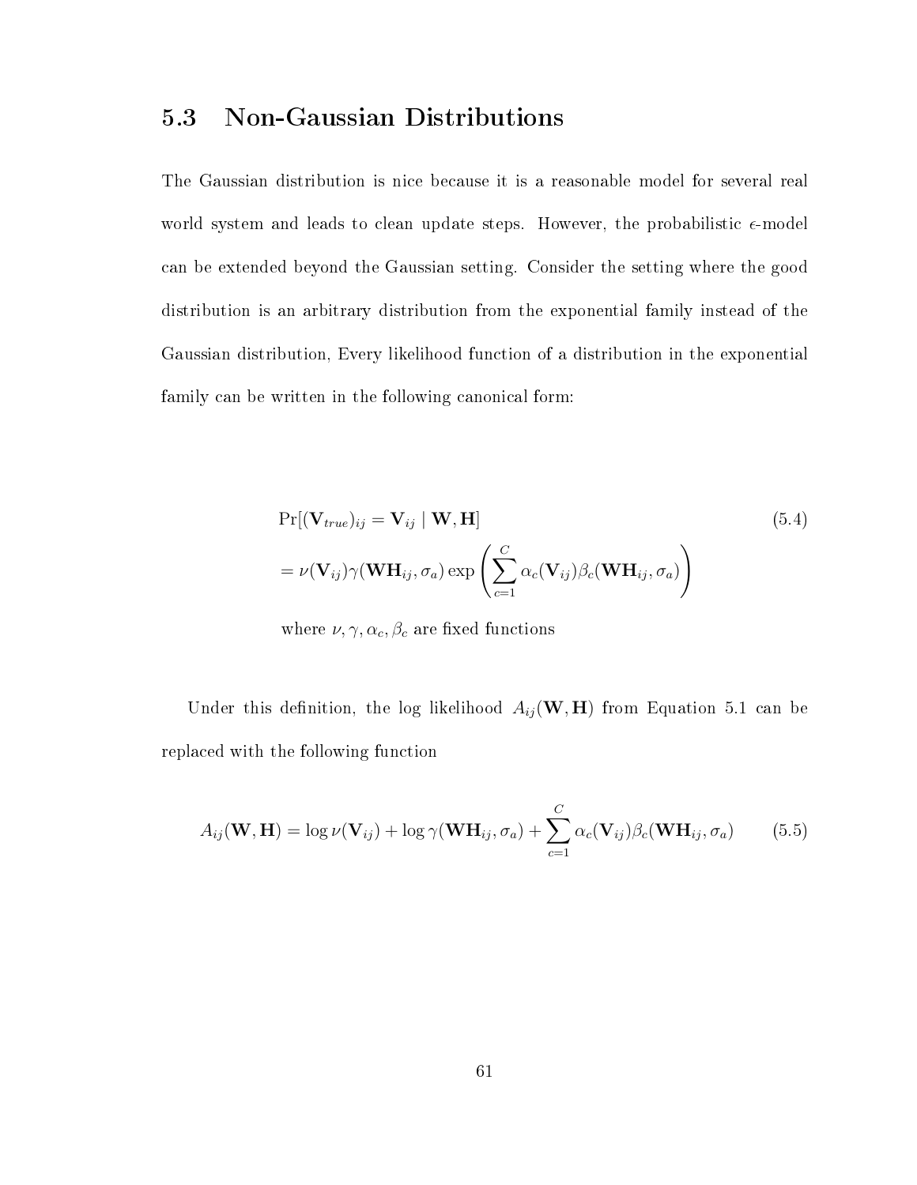## 5.3 Non-Gaussian Distributions

The Gaussian distribution is nice because it is a reasonable model for several real world system and leads to clean update steps. However, the probabilistic $\epsilon$-model can be extended beyond the Gaussian setting. Consider the setting where the good distribution is an arbitrary distribution from the exponential family instead of the Gaussian distribution, Every likelihood function of a distribution in the exponential family can be written in the following canonical form:

$$
\begin{aligned}
&\Pr[(\mathbf{V}_{true})_{ij} = \mathbf{V}_{ij} \mid \mathbf{W}, \mathbf{H}] \qquad (5.4)\\
&= \nu(\mathbf{V}_{ij})\gamma(\mathbf{WH}_{ij}, \sigma_a) \exp\left(\sum_{c=1}^{C} \alpha_c(\mathbf{V}_{ij})\beta_c(\mathbf{WH}_{ij}, \sigma_a)\right)\\
&\text{where } \nu, \gamma, \alpha_c, \beta_c \text{ are fixed functions}
\end{aligned}
$$

Under this definition, the log likelihood $A_{ij}(\mathbf{W}, \mathbf{H})$ from Equation 5.1 can be replaced with the following function

$$
A_{ij}(\mathbf{W}, \mathbf{H}) = \log \nu(\mathbf{V}_{ij}) + \log \gamma(\mathbf{WH}_{ij}, \sigma_a) + \sum_{c=1}^{C} \alpha_c(\mathbf{V}_{ij})\beta_c(\mathbf{WH}_{ij}, \sigma_a) \qquad (5.5)
$$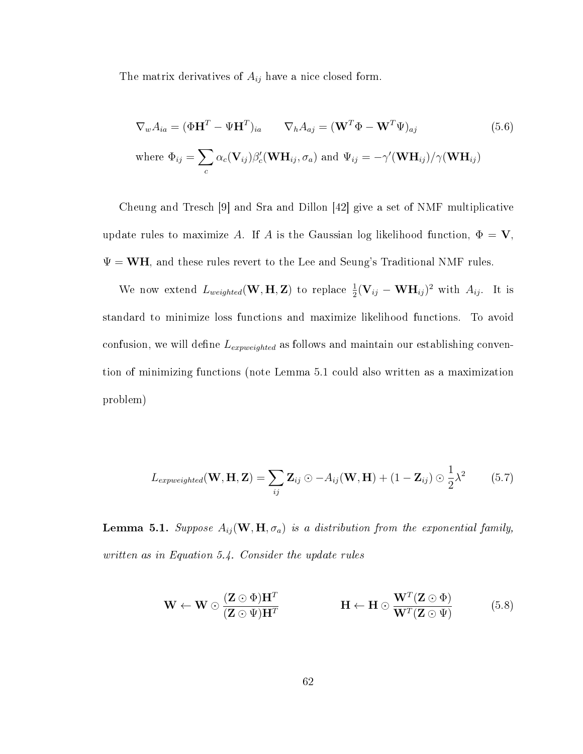The matrix derivatives of $A_{ij}$ have a nice closed form.

$$\nabla_w A_{ia} = (\Phi \mathbf{H}^T - \Psi \mathbf{H}^T)_{ia} \qquad \nabla_h A_{aj} = (\mathbf{W}^T \Phi - \mathbf{W}^T \Psi)_{aj} \tag{5.6}$$

$$\text{where } \Phi_{ij} = \sum_c \alpha_c(\mathbf{V}_{ij}) \beta_c'(\mathbf{WH}_{ij}, \sigma_a) \text{ and } \Psi_{ij} = -\gamma'(\mathbf{WH}_{ij})/\gamma(\mathbf{WH}_{ij})$$

Cheung and Tresch [9] and Sra and Dillon [42] give a set of NMF multiplicative update rules to maximize $A$. If $A$ is the Gaussian log likelihood function, $\Phi = \mathbf{V}$, $\Psi = \mathbf{WH}$, and these rules revert to the Lee and Seung's Traditional NMF rules.

We now extend $L_{weighted}(\mathbf{W}, \mathbf{H}, \mathbf{Z})$ to replace $\frac{1}{2}(\mathbf{V}_{ij} - \mathbf{WH}_{ij})^2$ with $A_{ij}$. It is standard to minimize loss functions and maximize likelihood functions. To avoid confusion, we will define $L_{expweighted}$ as follows and maintain our establishing convention of minimizing functions (note Lemma 5.1 could also written as a maximization problem)

$$L_{expweighted}(\mathbf{W}, \mathbf{H}, \mathbf{Z}) = \sum_{ij} \mathbf{Z}_{ij} \odot -A_{ij}(\mathbf{W}, \mathbf{H}) + (1 - \mathbf{Z}_{ij}) \odot \frac{1}{2}\lambda^2 \tag{5.7}$$

**Lemma 5.1.** *Suppose $A_{ij}(\mathbf{W}, \mathbf{H}, \sigma_a)$ is a distribution from the exponential family, written as in Equation 5.4. Consider the update rules*

$$\mathbf{W} \leftarrow \mathbf{W} \odot \frac{(\mathbf{Z} \odot \Phi)\mathbf{H}^T}{(\mathbf{Z} \odot \Psi)\mathbf{H}^T} \qquad\qquad \mathbf{H} \leftarrow \mathbf{H} \odot \frac{\mathbf{W}^T(\mathbf{Z} \odot \Phi)}{\mathbf{W}^T(\mathbf{Z} \odot \Psi)} \tag{5.8}$$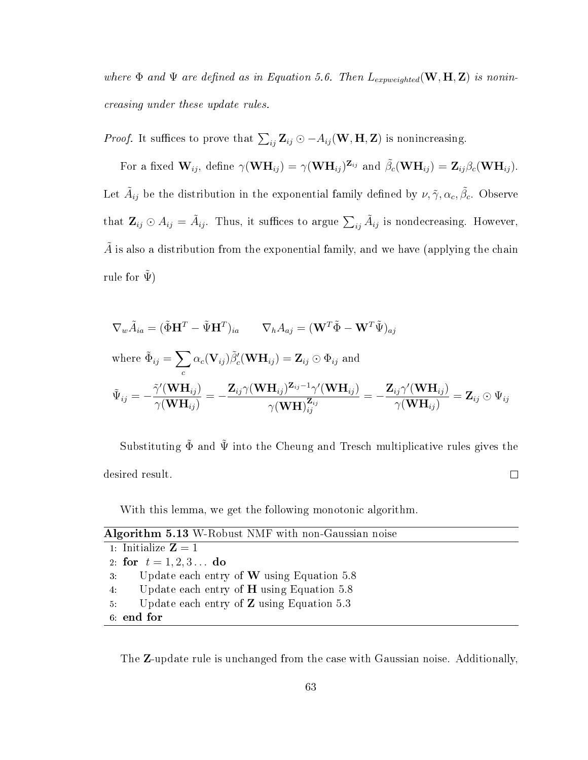*where $\Phi$ and $\Psi$ are defined as in Equation 5.6. Then $L_{expweighted}(\mathbf{W}, \mathbf{H}, \mathbf{Z})$ is nonincreasing under these update rules.*

*Proof.* It suffices to prove that $\sum_{ij} \mathbf{Z}_{ij} \odot -A_{ij}(\mathbf{W}, \mathbf{H}, \mathbf{Z})$ is nonincreasing.

For a fixed $\mathbf{W}_{ij}$, define $\gamma(\mathbf{WH}_{ij}) = \gamma(\mathbf{WH}_{ij})^{\mathbf{Z}_{ij}}$ and $\tilde{\beta}_c(\mathbf{WH}_{ij}) = \mathbf{Z}_{ij}\beta_c(\mathbf{WH}_{ij})$. Let $\tilde{A}_{ij}$ be the distribution in the exponential family defined by $\nu, \tilde{\gamma}, \alpha_c, \tilde{\beta}_c$. Observe that $\mathbf{Z}_{ij} \odot A_{ij} = \tilde{A}_{ij}$. Thus, it suffices to argue $\sum_{ij} \tilde{A}_{ij}$ is nondecreasing. However, $\tilde{A}$ is also a distribution from the exponential family, and we have (applying the chain rule for $\tilde{\Psi}$)

$$\nabla_w \tilde{A}_{ia} = (\tilde{\Phi}\mathbf{H}^T - \tilde{\Psi}\mathbf{H}^T)_{ia} \qquad \nabla_h A_{aj} = (\mathbf{W}^T\tilde{\Phi} - \mathbf{W}^T\tilde{\Psi})_{aj}$$

$$\text{where } \tilde{\Phi}_{ij} = \sum_c \alpha_c(\mathbf{V}_{ij})\tilde{\beta}_c'(\mathbf{WH}_{ij}) = \mathbf{Z}_{ij} \odot \Phi_{ij} \text{ and}$$

$$\tilde{\Psi}_{ij} = -\frac{\tilde{\gamma}'(\mathbf{WH}_{ij})}{\gamma(\mathbf{WH}_{ij})} = -\frac{\mathbf{Z}_{ij}\gamma(\mathbf{WH}_{ij})^{\mathbf{Z}_{ij}-1}\gamma'(\mathbf{WH}_{ij})}{\gamma(\mathbf{WH})_{ij}^{\mathbf{Z}_{ij}}} = -\frac{\mathbf{Z}_{ij}\gamma'(\mathbf{WH}_{ij})}{\gamma(\mathbf{WH}_{ij})} = \mathbf{Z}_{ij} \odot \Psi_{ij}$$

Substituting $\tilde{\Phi}$ and $\tilde{\Psi}$ into the Cheung and Tresch multiplicative rules gives the desired result. ☐

With this lemma, we get the following monotonic algorithm.

**Algorithm 5.13** W-Robust NMF with non-Gaussian noise

```
1: Initialize Z = 1
2: for t = 1, 2, 3 ... do
3:     Update each entry of W using Equation 5.8
4:     Update each entry of H using Equation 5.8
5:     Update each entry of Z using Equation 5.3
6: end for
```

The $\mathbf{Z}$-update rule is unchanged from the case with Gaussian noise. Additionally,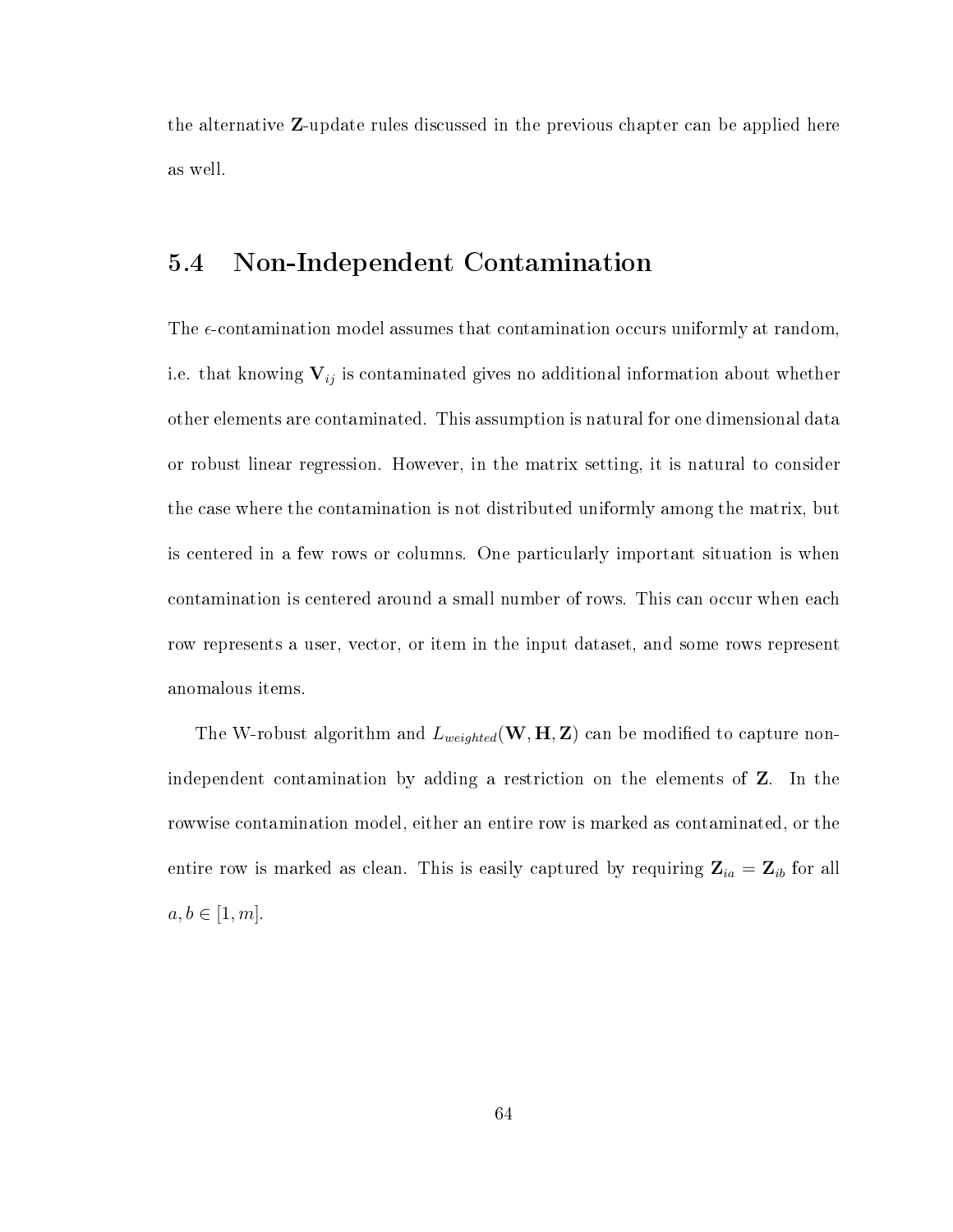the alternative $\mathbf{Z}$-update rules discussed in the previous chapter can be applied here as well.

## 5.4 Non-Independent Contamination

The $\epsilon$-contamination model assumes that contamination occurs uniformly at random, i.e. that knowing $\mathbf{V}_{ij}$ is contaminated gives no additional information about whether other elements are contaminated. This assumption is natural for one dimensional data or robust linear regression. However, in the matrix setting, it is natural to consider the case where the contamination is not distributed uniformly among the matrix, but is centered in a few rows or columns. One particularly important situation is when contamination is centered around a small number of rows. This can occur when each row represents a user, vector, or item in the input dataset, and some rows represent anomalous items.

The W-robust algorithm and $L_{weighted}(\mathbf{W}, \mathbf{H}, \mathbf{Z})$ can be modified to capture non-independent contamination by adding a restriction on the elements of $\mathbf{Z}$. In the rowwise contamination model, either an entire row is marked as contaminated, or the entire row is marked as clean. This is easily captured by requiring $\mathbf{Z}_{ia} = \mathbf{Z}_{ib}$ for all $a, b \in [1, m]$.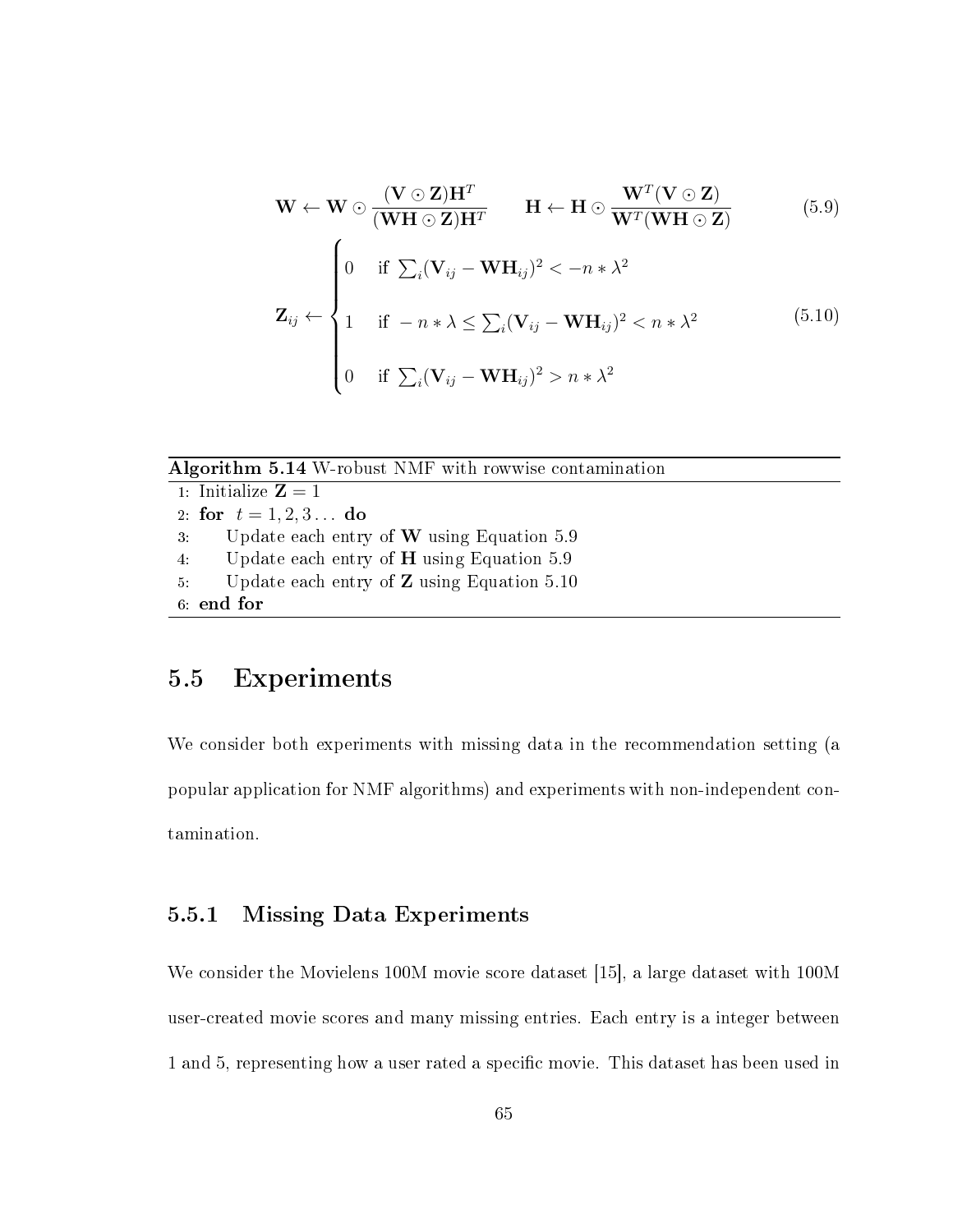$$\mathbf{W} \leftarrow \mathbf{W} \odot \frac{(\mathbf{V} \odot \mathbf{Z})\mathbf{H}^T}{(\mathbf{WH} \odot \mathbf{Z})\mathbf{H}^T} \qquad \mathbf{H} \leftarrow \mathbf{H} \odot \frac{\mathbf{W}^T(\mathbf{V} \odot \mathbf{Z})}{\mathbf{W}^T(\mathbf{WH} \odot \mathbf{Z})} \tag{5.9}$$

$$\mathbf{Z}_{ij} \leftarrow \begin{cases} 0 & \text{if } \sum_i (\mathbf{V}_{ij} - \mathbf{WH}_{ij})^2 < -n * \lambda^2 \\ 1 & \text{if } -n * \lambda \leq \sum_i (\mathbf{V}_{ij} - \mathbf{WH}_{ij})^2 < n * \lambda^2 \\ 0 & \text{if } \sum_i (\mathbf{V}_{ij} - \mathbf{WH}_{ij})^2 > n * \lambda^2 \end{cases} \tag{5.10}$$

**Algorithm 5.14** W-robust NMF with rowwise contamination

```
1: Initialize Z = 1
2: for t = 1, 2, 3 . . . do
3:     Update each entry of W using Equation 5.9
4:     Update each entry of H using Equation 5.9
5:     Update each entry of Z using Equation 5.10
6: end for
```

## 5.5 Experiments

We consider both experiments with missing data in the recommendation setting (a popular application for NMF algorithms) and experiments with non-independent contamination.

### 5.5.1 Missing Data Experiments

We consider the Movielens 100M movie score dataset [15], a large dataset with 100M user-created movie scores and many missing entries. Each entry is a integer between 1 and 5, representing how a user rated a specific movie. This dataset has been used in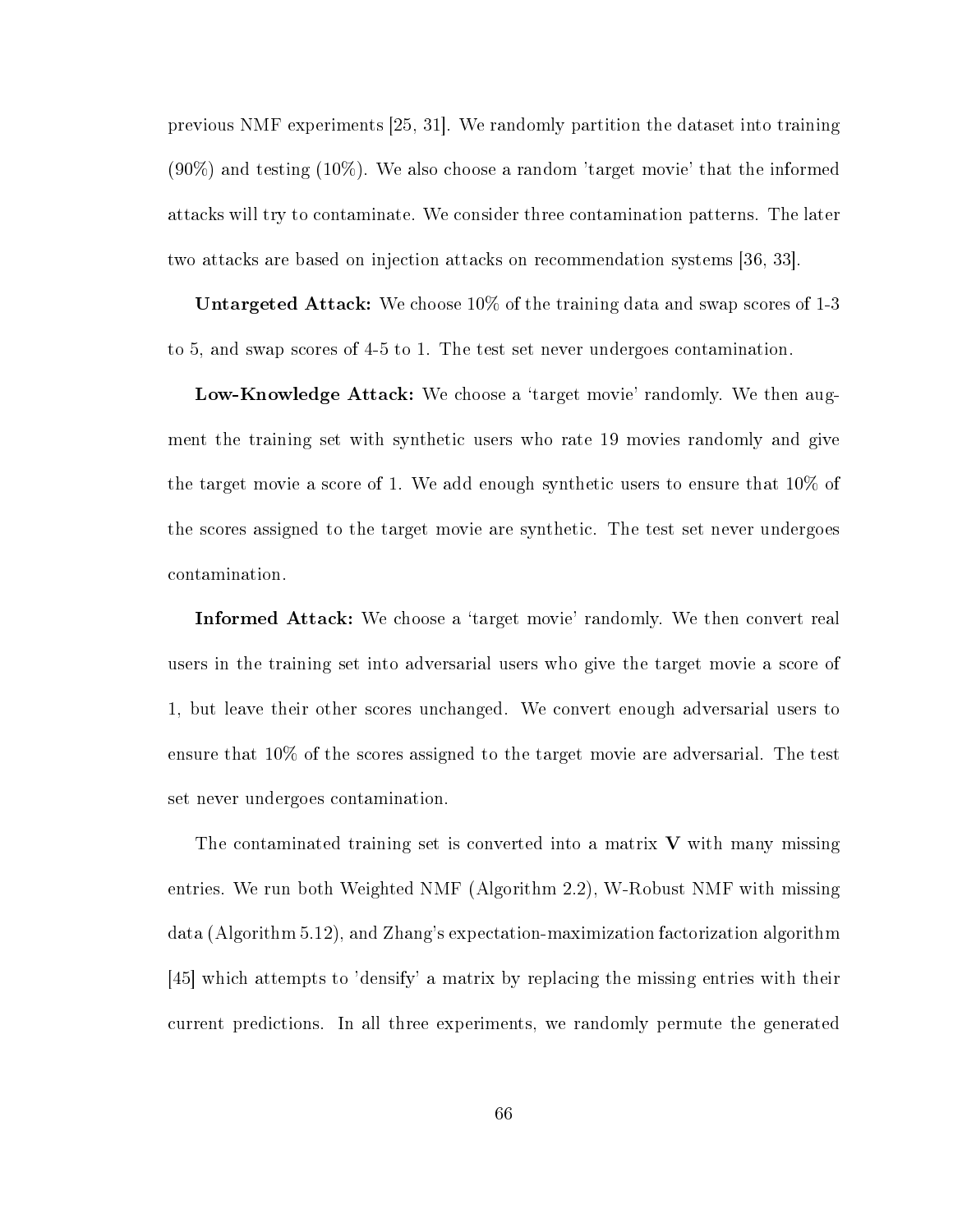previous NMF experiments [25, 31]. We randomly partition the dataset into training (90%) and testing (10%). We also choose a random 'target movie' that the informed attacks will try to contaminate. We consider three contamination patterns. The later two attacks are based on injection attacks on recommendation systems [36, 33].

**Untargeted Attack:** We choose 10% of the training data and swap scores of 1-3 to 5, and swap scores of 4-5 to 1. The test set never undergoes contamination.

**Low-Knowledge Attack:** We choose a 'target movie' randomly. We then augment the training set with synthetic users who rate 19 movies randomly and give the target movie a score of 1. We add enough synthetic users to ensure that 10% of the scores assigned to the target movie are synthetic. The test set never undergoes contamination.

**Informed Attack:** We choose a 'target movie' randomly. We then convert real users in the training set into adversarial users who give the target movie a score of 1, but leave their other scores unchanged. We convert enough adversarial users to ensure that 10% of the scores assigned to the target movie are adversarial. The test set never undergoes contamination.

The contaminated training set is converted into a matrix $\mathbf{V}$ with many missing entries. We run both Weighted NMF (Algorithm 2.2), W-Robust NMF with missing data (Algorithm 5.12), and Zhang's expectation-maximization factorization algorithm [45] which attempts to 'densify' a matrix by replacing the missing entries with their current predictions. In all three experiments, we randomly permute the generated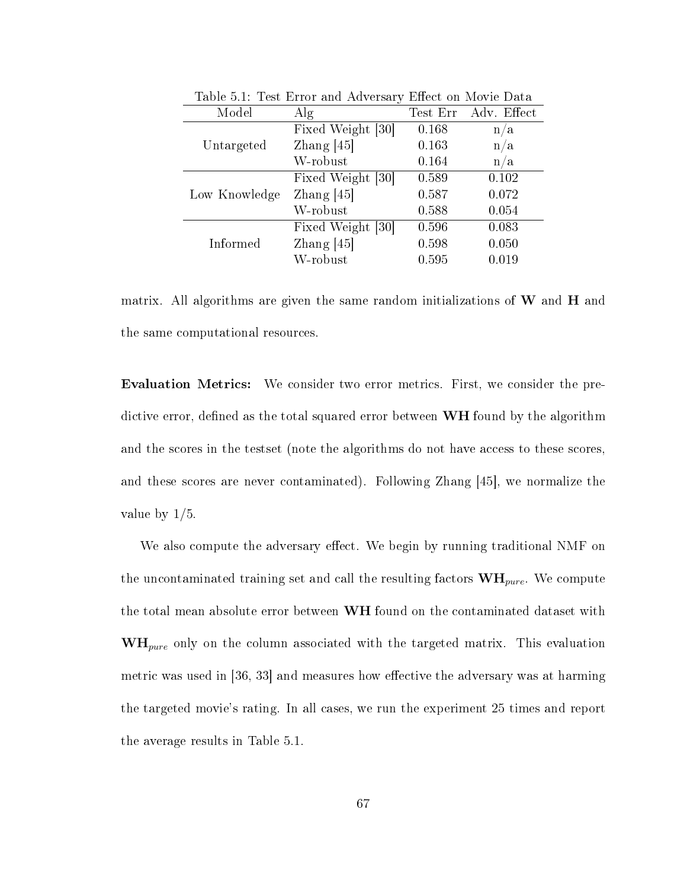Table 5.1: Test Error and Adversary Effect on Movie Data

| Model | Alg | Test Err | Adv. Effect |
|---|---|---|---|
| Untargeted | Fixed Weight [30] | 0.168 | n/a |
| | Zhang [45] | 0.163 | n/a |
| | W-robust | 0.164 | n/a |
| Low Knowledge | Fixed Weight [30] | 0.589 | 0.102 |
| | Zhang [45] | 0.587 | 0.072 |
| | W-robust | 0.588 | 0.054 |
| Informed | Fixed Weight [30] | 0.596 | 0.083 |
| | Zhang [45] | 0.598 | 0.050 |
| | W-robust | 0.595 | 0.019 |

matrix. All algorithms are given the same random initializations of $\mathbf{W}$ and $\mathbf{H}$ and the same computational resources.

**Evaluation Metrics:** We consider two error metrics. First, we consider the predictive error, defined as the total squared error between $\mathbf{WH}$ found by the algorithm and the scores in the testset (note the algorithms do not have access to these scores, and these scores are never contaminated). Following Zhang [45], we normalize the value by 1/5.

We also compute the adversary effect. We begin by running traditional NMF on the uncontaminated training set and call the resulting factors $\mathbf{WH}_{pure}$. We compute the total mean absolute error between $\mathbf{WH}$ found on the contaminated dataset with $\mathbf{WH}_{pure}$ only on the column associated with the targeted matrix. This evaluation metric was used in [36, 33] and measures how effective the adversary was at harming the targeted movie's rating. In all cases, we run the experiment 25 times and report the average results in Table 5.1.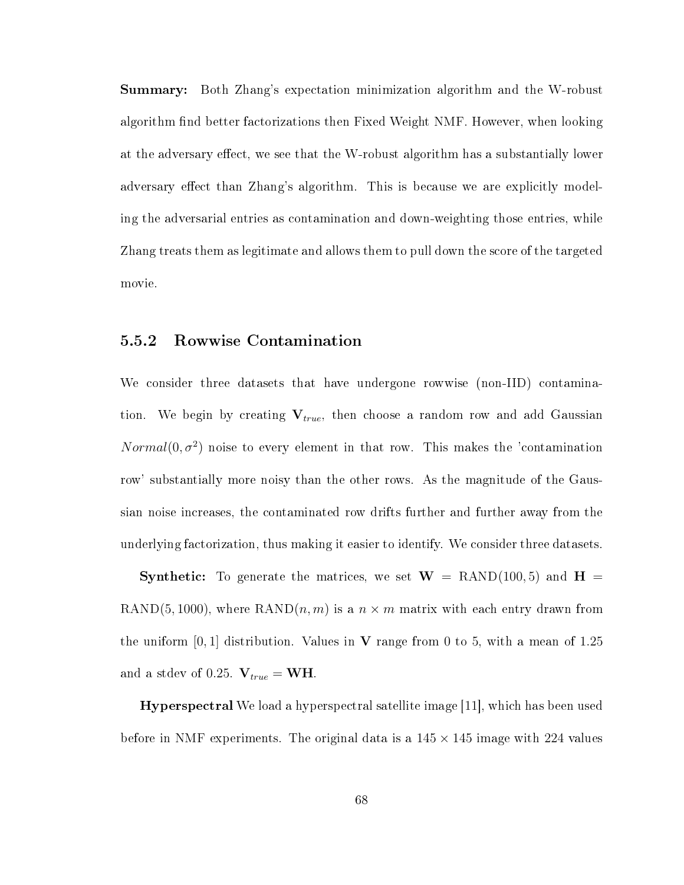**Summary:** Both Zhang's expectation minimization algorithm and the W-robust algorithm find better factorizations then Fixed Weight NMF. However, when looking at the adversary effect, we see that the W-robust algorithm has a substantially lower adversary effect than Zhang's algorithm. This is because we are explicitly modeling the adversarial entries as contamination and down-weighting those entries, while Zhang treats them as legitimate and allows them to pull down the score of the targeted movie.

### 5.5.2 Rowwise Contamination

We consider three datasets that have undergone rowwise (non-IID) contamination. We begin by creating $\mathbf{V}_{true}$, then choose a random row and add Gaussian $Normal(0, \sigma^2)$ noise to every element in that row. This makes the 'contamination row' substantially more noisy than the other rows. As the magnitude of the Gaussian noise increases, the contaminated row drifts further and further away from the underlying factorization, thus making it easier to identify. We consider three datasets.

**Synthetic:** To generate the matrices, we set $\mathbf{W} = \text{RAND}(100, 5)$ and $\mathbf{H} = \text{RAND}(5, 1000)$, where $\text{RAND}(n, m)$ is a $n \times m$ matrix with each entry drawn from the uniform $[0, 1]$ distribution. Values in $\mathbf{V}$ range from 0 to 5, with a mean of 1.25 and a stdev of 0.25. $\mathbf{V}_{true} = \mathbf{WH}$.

**Hyperspectral** We load a hyperspectral satellite image [11], which has been used before in NMF experiments. The original data is a $145 \times 145$ image with 224 values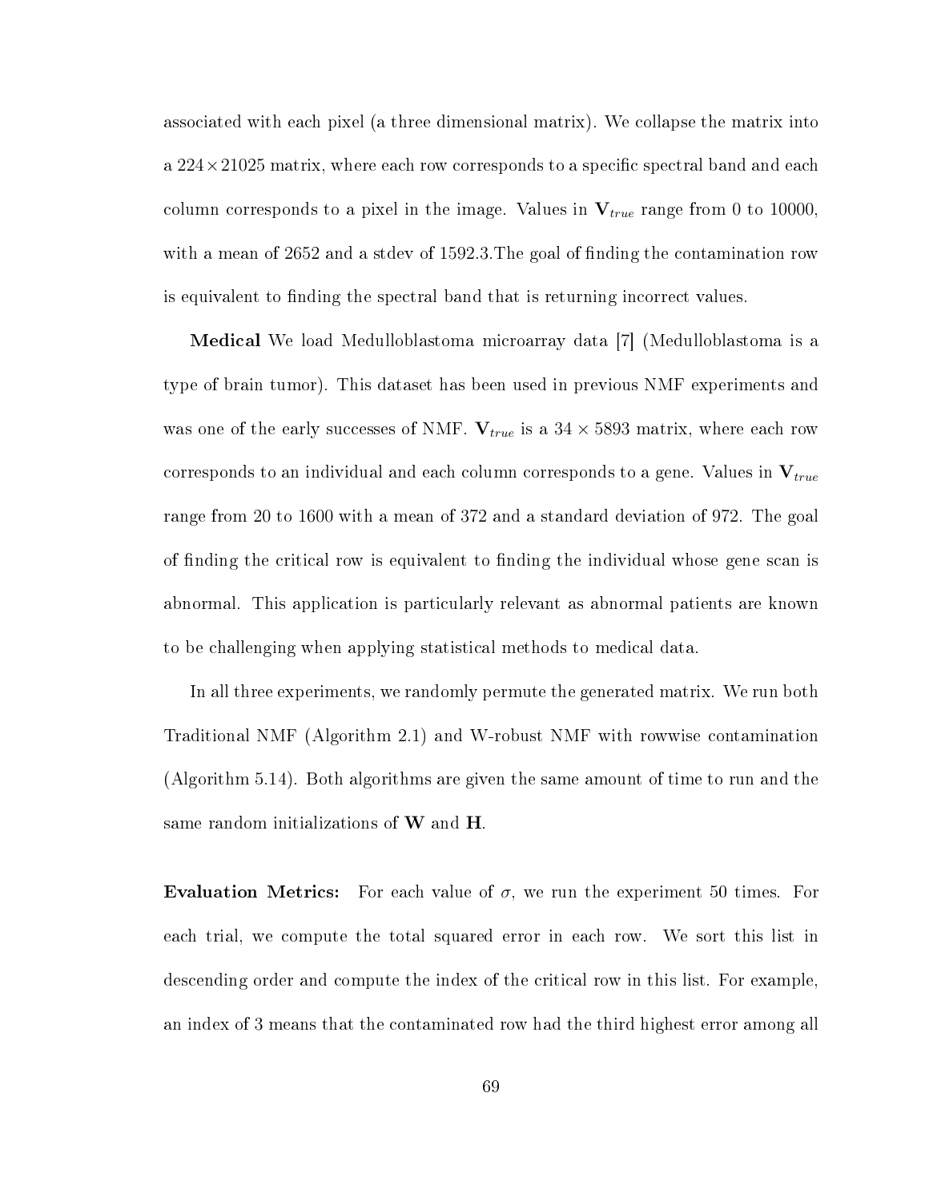associated with each pixel (a three dimensional matrix). We collapse the matrix into a $224 \times 21025$ matrix, where each row corresponds to a specific spectral band and each column corresponds to a pixel in the image. Values in $\mathbf{V}_{true}$ range from 0 to 10000, with a mean of 2652 and a stdev of 1592.3.The goal of finding the contamination row is equivalent to finding the spectral band that is returning incorrect values.

**Medical** We load Medulloblastoma microarray data [7] (Medulloblastoma is a type of brain tumor). This dataset has been used in previous NMF experiments and was one of the early successes of NMF. $\mathbf{V}_{true}$ is a $34 \times 5893$ matrix, where each row corresponds to an individual and each column corresponds to a gene. Values in $\mathbf{V}_{true}$ range from 20 to 1600 with a mean of 372 and a standard deviation of 972. The goal of finding the critical row is equivalent to finding the individual whose gene scan is abnormal. This application is particularly relevant as abnormal patients are known to be challenging when applying statistical methods to medical data.

In all three experiments, we randomly permute the generated matrix. We run both Traditional NMF (Algorithm 2.1) and W-robust NMF with rowwise contamination (Algorithm 5.14). Both algorithms are given the same amount of time to run and the same random initializations of $\mathbf{W}$ and $\mathbf{H}$.

**Evaluation Metrics:** For each value of $\sigma$, we run the experiment 50 times. For each trial, we compute the total squared error in each row. We sort this list in descending order and compute the index of the critical row in this list. For example, an index of 3 means that the contaminated row had the third highest error among all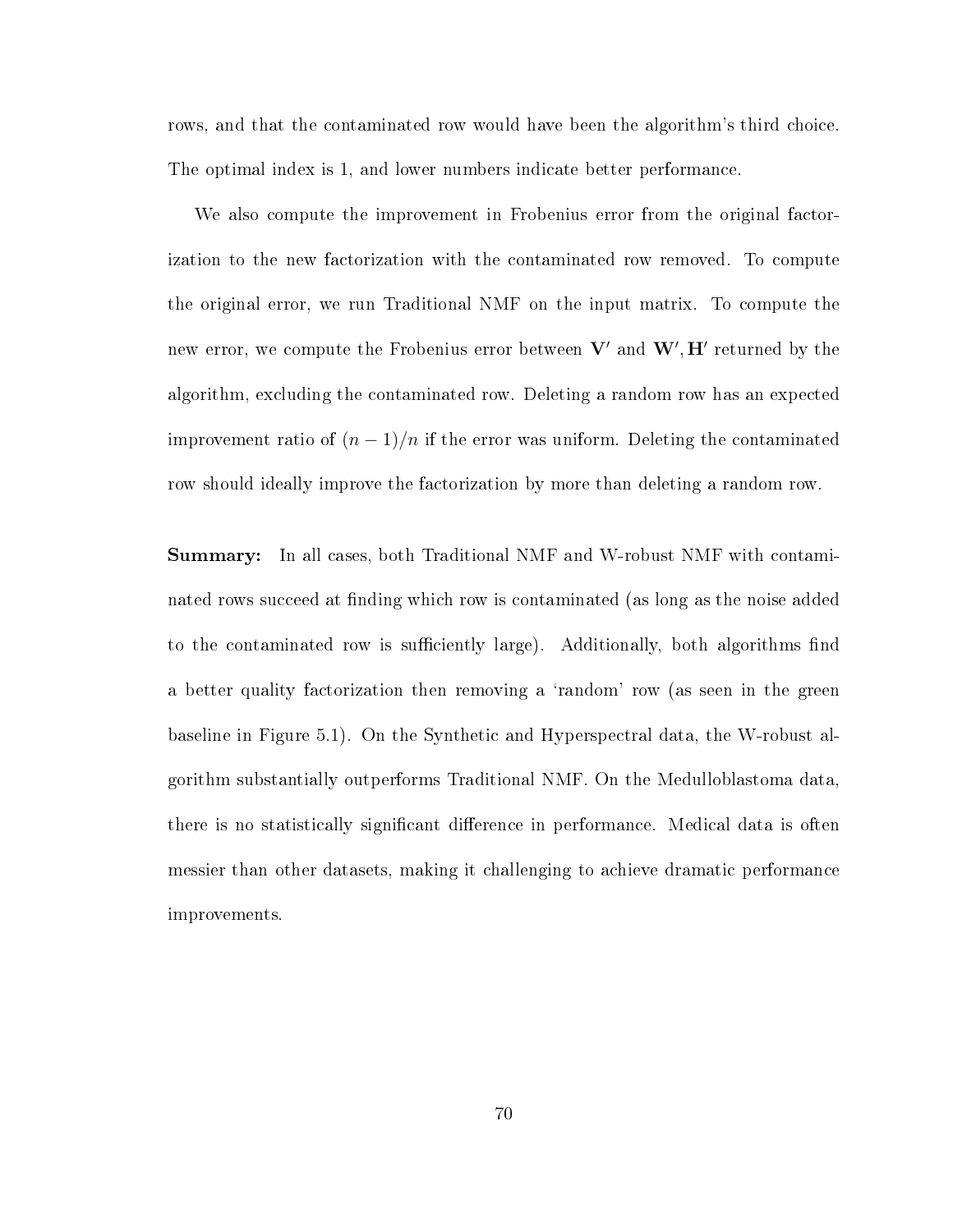rows, and that the contaminated row would have been the algorithm's third choice. The optimal index is 1, and lower numbers indicate better performance.

We also compute the improvement in Frobenius error from the original factorization to the new factorization with the contaminated row removed. To compute the original error, we run Traditional NMF on the input matrix. To compute the new error, we compute the Frobenius error between $\mathbf{V}'$ and $\mathbf{W}', \mathbf{H}'$ returned by the algorithm, excluding the contaminated row. Deleting a random row has an expected improvement ratio of $(n-1)/n$ if the error was uniform. Deleting the contaminated row should ideally improve the factorization by more than deleting a random row.

**Summary:** In all cases, both Traditional NMF and W-robust NMF with contaminated rows succeed at finding which row is contaminated (as long as the noise added to the contaminated row is sufficiently large). Additionally, both algorithms find a better quality factorization then removing a 'random' row (as seen in the green baseline in Figure 5.1). On the Synthetic and Hyperspectral data, the W-robust algorithm substantially outperforms Traditional NMF. On the Medulloblastoma data, there is no statistically significant difference in performance. Medical data is often messier than other datasets, making it challenging to achieve dramatic performance improvements.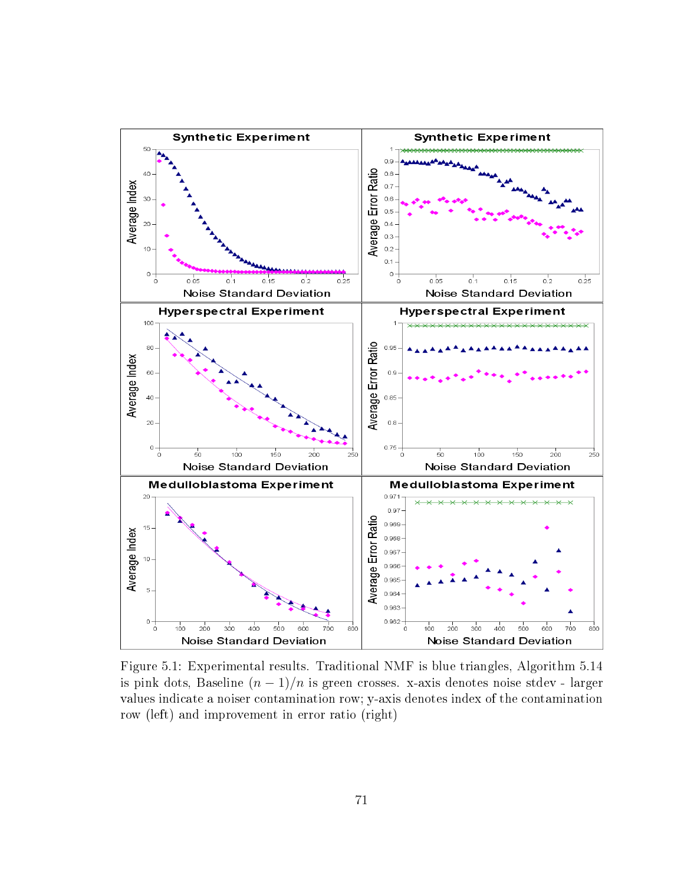Figure 5.1: Experimental results. Traditional NMF is blue triangles, Algorithm 5.14 is pink dots, Baseline $(n-1)/n$ is green crosses. x-axis denotes noise stdev - larger values indicate a noiser contamination row; y-axis denotes index of the contamination row (left) and improvement in error ratio (right)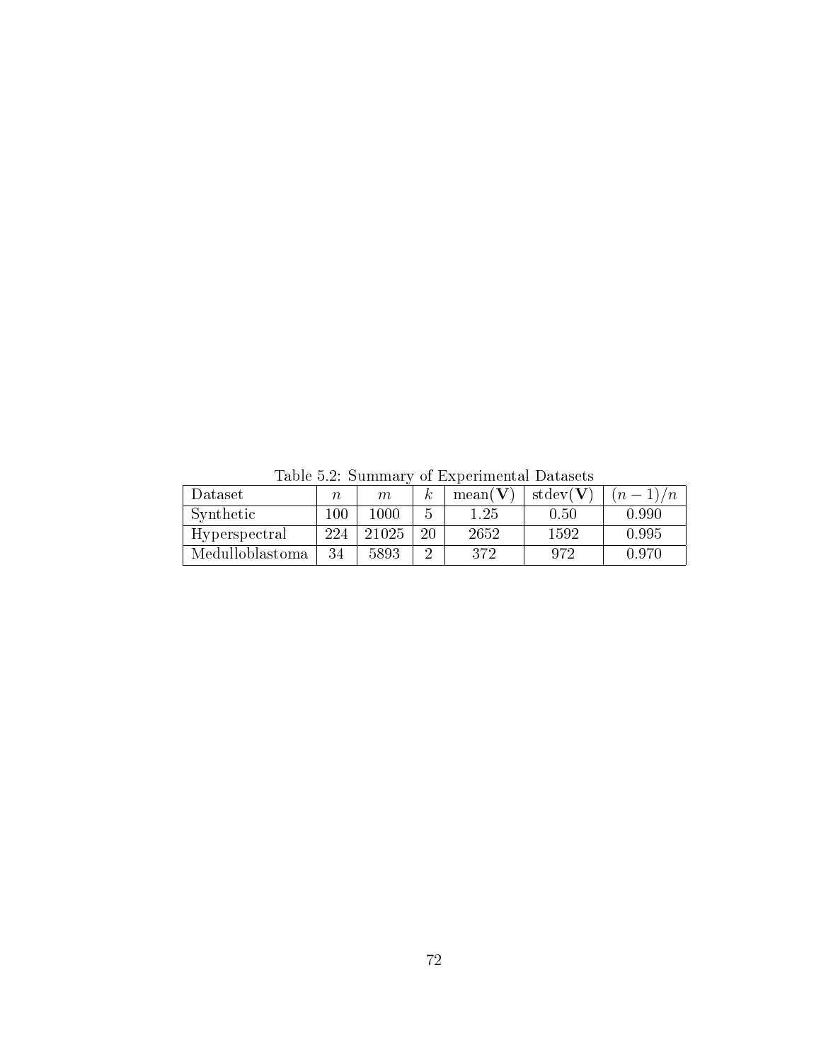Table 5.2: Summary of Experimental Datasets

| Dataset | $n$ | $m$ | $k$ | mean($\mathbf{V}$) | stdev($\mathbf{V}$) | $(n-1)/n$ |
|---|---|---|---|---|---|---|
| Synthetic | 100 | 1000 | 5 | 1.25 | 0.50 | 0.990 |
| Hyperspectral | 224 | 21025 | 20 | 2652 | 1592 | 0.995 |
| Medulloblastoma | 34 | 5893 | 2 | 372 | 972 | 0.970 |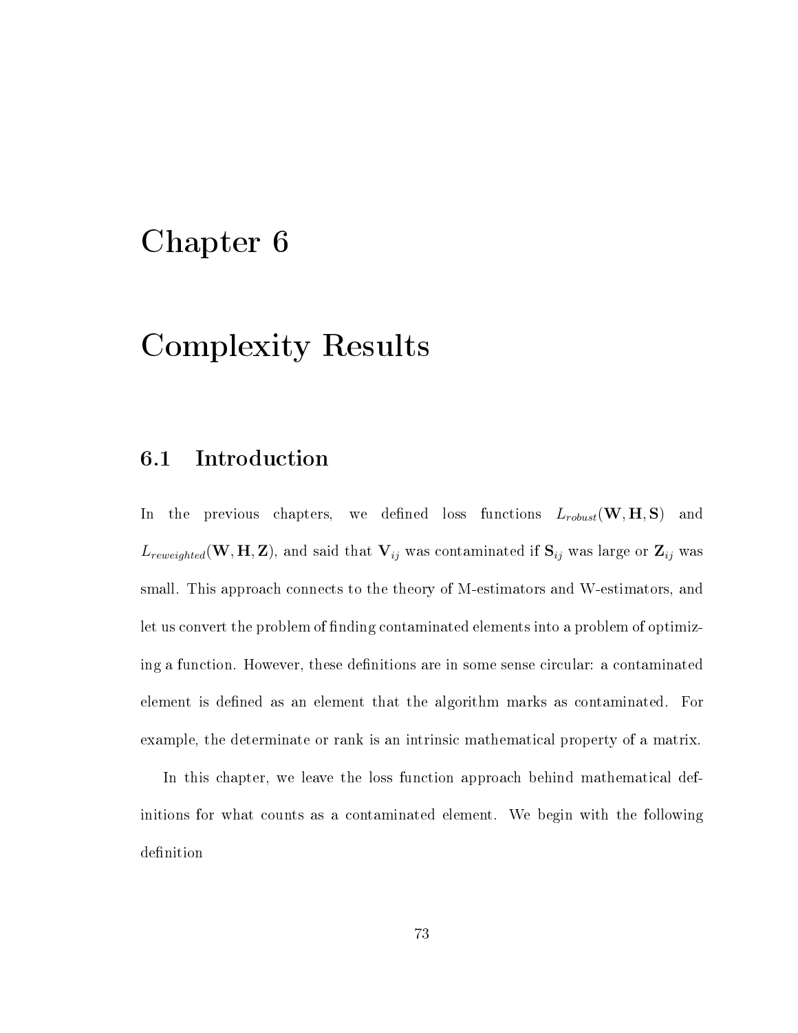# Chapter 6

# Complexity Results

## 6.1 Introduction

In the previous chapters, we defined loss functions $L_{robust}(\mathbf{W}, \mathbf{H}, \mathbf{S})$ and $L_{reweighted}(\mathbf{W}, \mathbf{H}, \mathbf{Z})$, and said that $\mathbf{V}_{ij}$ was contaminated if $\mathbf{S}_{ij}$ was large or $\mathbf{Z}_{ij}$ was small. This approach connects to the theory of M-estimators and W-estimators, and let us convert the problem of finding contaminated elements into a problem of optimizing a function. However, these definitions are in some sense circular: a contaminated element is defined as an element that the algorithm marks as contaminated. For example, the determinate or rank is an intrinsic mathematical property of a matrix.

In this chapter, we leave the loss function approach behind mathematical definitions for what counts as a contaminated element. We begin with the following definition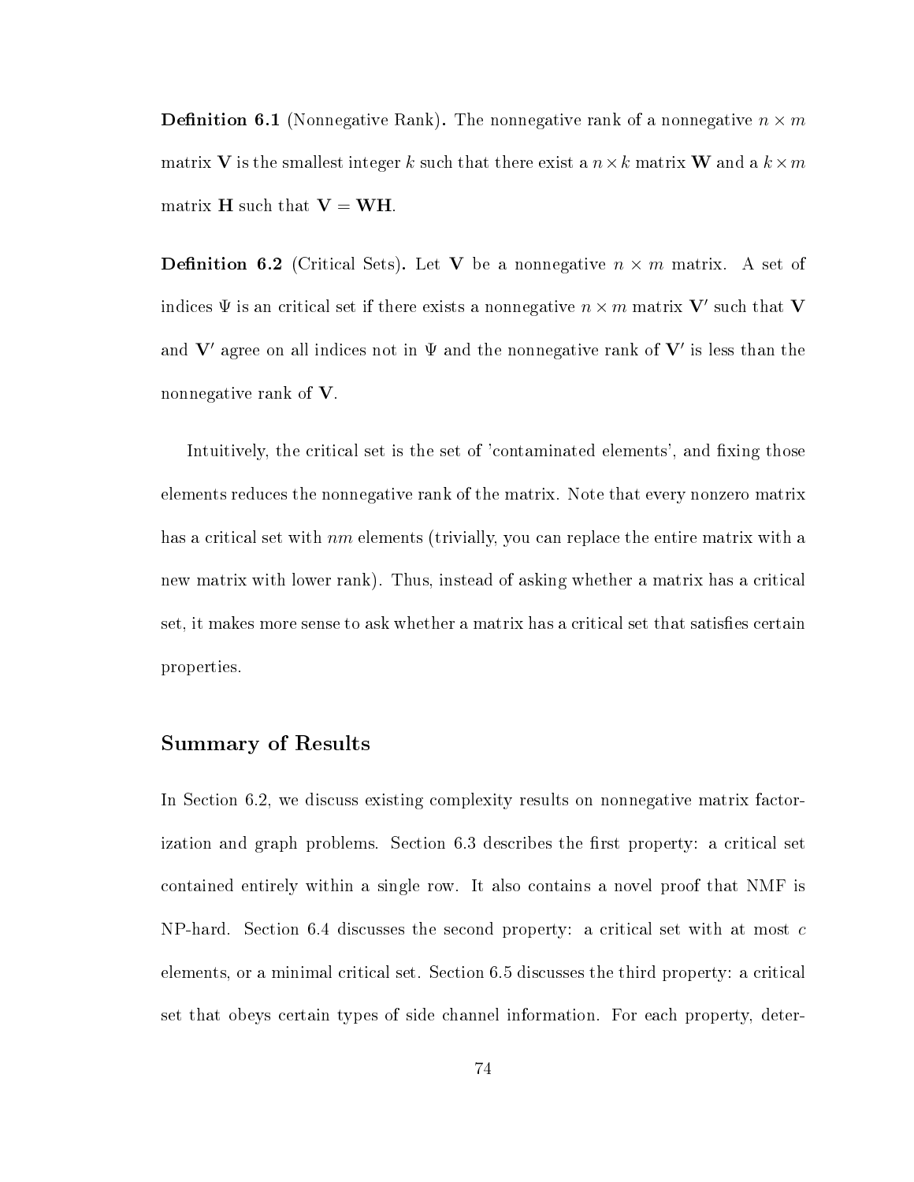**Definition 6.1** (Nonnegative Rank)**.** The nonnegative rank of a nonnegative $n \times m$ matrix $\mathbf{V}$ is the smallest integer $k$ such that there exist a $n \times k$ matrix $\mathbf{W}$ and a $k \times m$ matrix $\mathbf{H}$ such that $\mathbf{V} = \mathbf{WH}$.

**Definition 6.2** (Critical Sets)**.** Let $\mathbf{V}$ be a nonnegative $n \times m$ matrix. A set of indices $\Psi$ is an critical set if there exists a nonnegative $n \times m$ matrix $\mathbf{V}'$ such that $\mathbf{V}$ and $\mathbf{V}'$ agree on all indices not in $\Psi$ and the nonnegative rank of $\mathbf{V}'$ is less than the nonnegative rank of $\mathbf{V}$.

Intuitively, the critical set is the set of 'contaminated elements', and fixing those elements reduces the nonnegative rank of the matrix. Note that every nonzero matrix has a critical set with $nm$ elements (trivially, you can replace the entire matrix with a new matrix with lower rank). Thus, instead of asking whether a matrix has a critical set, it makes more sense to ask whether a matrix has a critical set that satisfies certain properties.

## Summary of Results

In Section 6.2, we discuss existing complexity results on nonnegative matrix factorization and graph problems. Section 6.3 describes the first property: a critical set contained entirely within a single row. It also contains a novel proof that NMF is NP-hard. Section 6.4 discusses the second property: a critical set with at most $c$ elements, or a minimal critical set. Section 6.5 discusses the third property: a critical set that obeys certain types of side channel information. For each property, deter-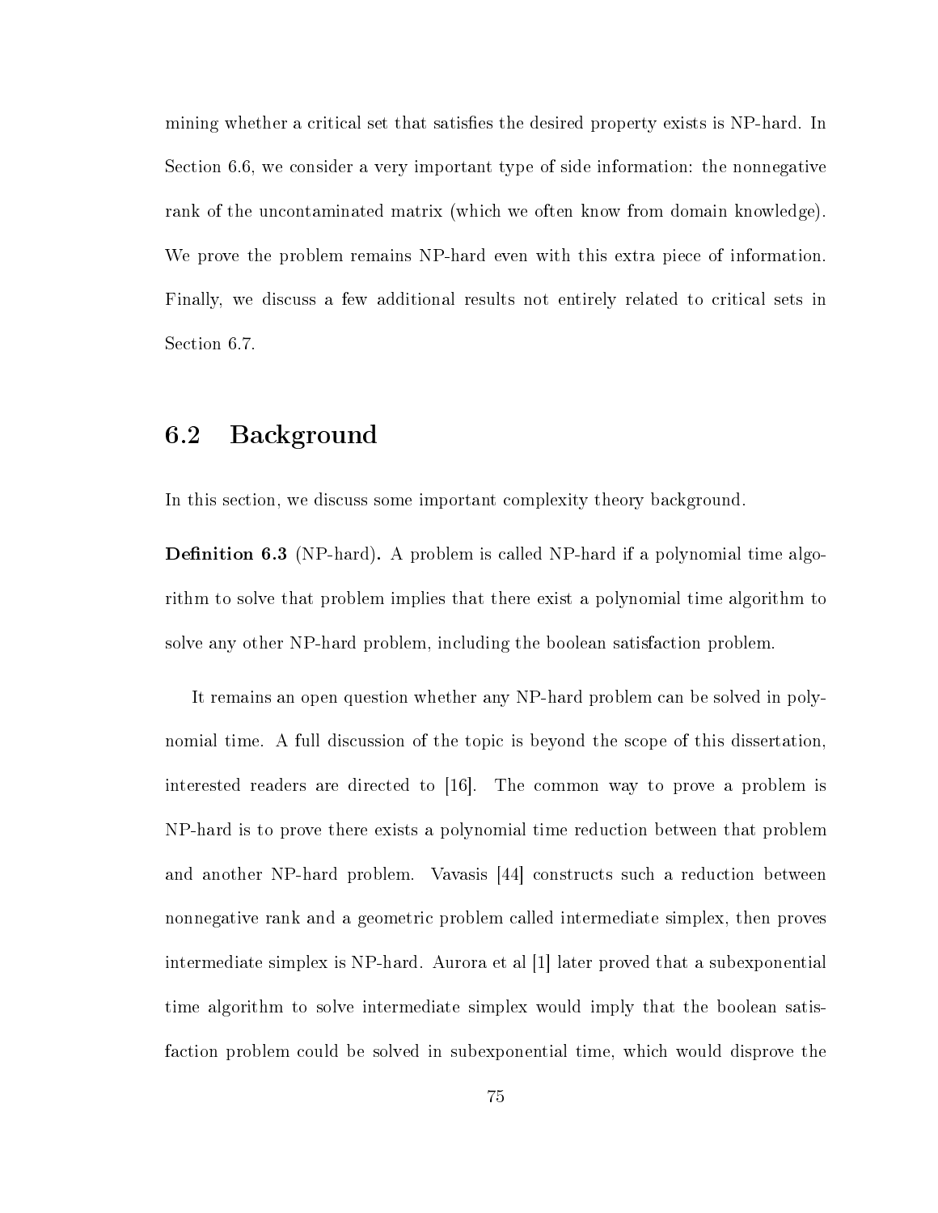mining whether a critical set that satisfies the desired property exists is NP-hard. In Section 6.6, we consider a very important type of side information: the nonnegative rank of the uncontaminated matrix (which we often know from domain knowledge). We prove the problem remains NP-hard even with this extra piece of information. Finally, we discuss a few additional results not entirely related to critical sets in Section 6.7.

## 6.2 Background

In this section, we discuss some important complexity theory background.

**Definition 6.3** (NP-hard)**.** A problem is called NP-hard if a polynomial time algorithm to solve that problem implies that there exist a polynomial time algorithm to solve any other NP-hard problem, including the boolean satisfaction problem.

It remains an open question whether any NP-hard problem can be solved in polynomial time. A full discussion of the topic is beyond the scope of this dissertation, interested readers are directed to [16]. The common way to prove a problem is NP-hard is to prove there exists a polynomial time reduction between that problem and another NP-hard problem. Vavasis [44] constructs such a reduction between nonnegative rank and a geometric problem called intermediate simplex, then proves intermediate simplex is NP-hard. Aurora et al [1] later proved that a subexponential time algorithm to solve intermediate simplex would imply that the boolean satisfaction problem could be solved in subexponential time, which would disprove the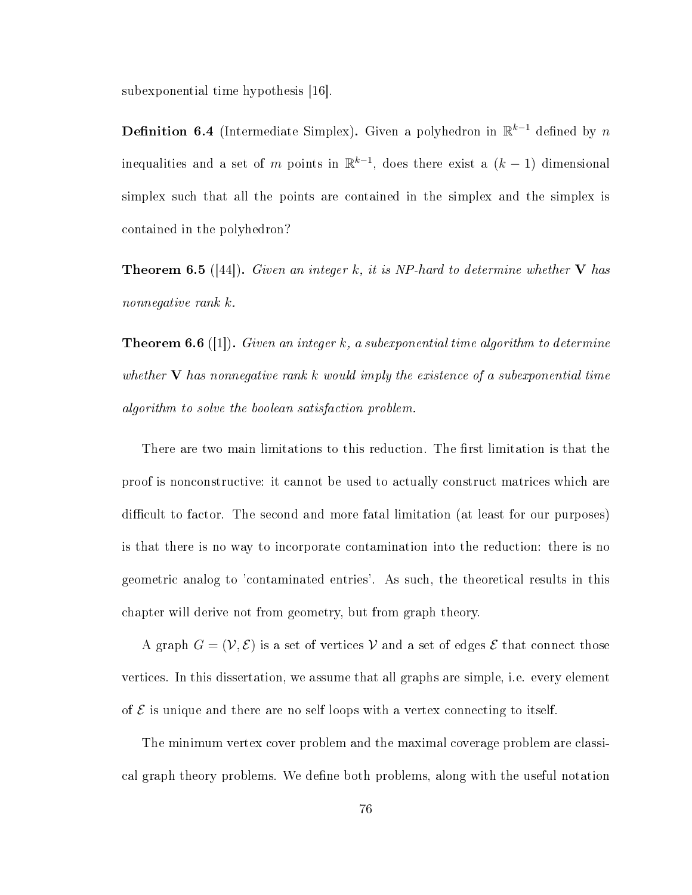subexponential time hypothesis [16].

**Definition 6.4** (Intermediate Simplex)**.** Given a polyhedron in $\mathbb{R}^{k-1}$ defined by $n$ inequalities and a set of $m$ points in $\mathbb{R}^{k-1}$, does there exist a $(k-1)$ dimensional simplex such that all the points are contained in the simplex and the simplex is contained in the polyhedron?

**Theorem 6.5** ([44])**.** *Given an integer $k$, it is NP-hard to determine whether $\mathbf{V}$ has nonnegative rank $k$.*

**Theorem 6.6** ([1])**.** *Given an integer $k$, a subexponential time algorithm to determine whether $\mathbf{V}$ has nonnegative rank $k$ would imply the existence of a subexponential time algorithm to solve the boolean satisfaction problem.*

There are two main limitations to this reduction. The first limitation is that the proof is nonconstructive: it cannot be used to actually construct matrices which are difficult to factor. The second and more fatal limitation (at least for our purposes) is that there is no way to incorporate contamination into the reduction: there is no geometric analog to 'contaminated entries'. As such, the theoretical results in this chapter will derive not from geometry, but from graph theory.

A graph $G = (\mathcal{V}, \mathcal{E})$ is a set of vertices $\mathcal{V}$ and a set of edges $\mathcal{E}$ that connect those vertices. In this dissertation, we assume that all graphs are simple, i.e. every element of $\mathcal{E}$ is unique and there are no self loops with a vertex connecting to itself.

The minimum vertex cover problem and the maximal coverage problem are classical graph theory problems. We define both problems, along with the useful notation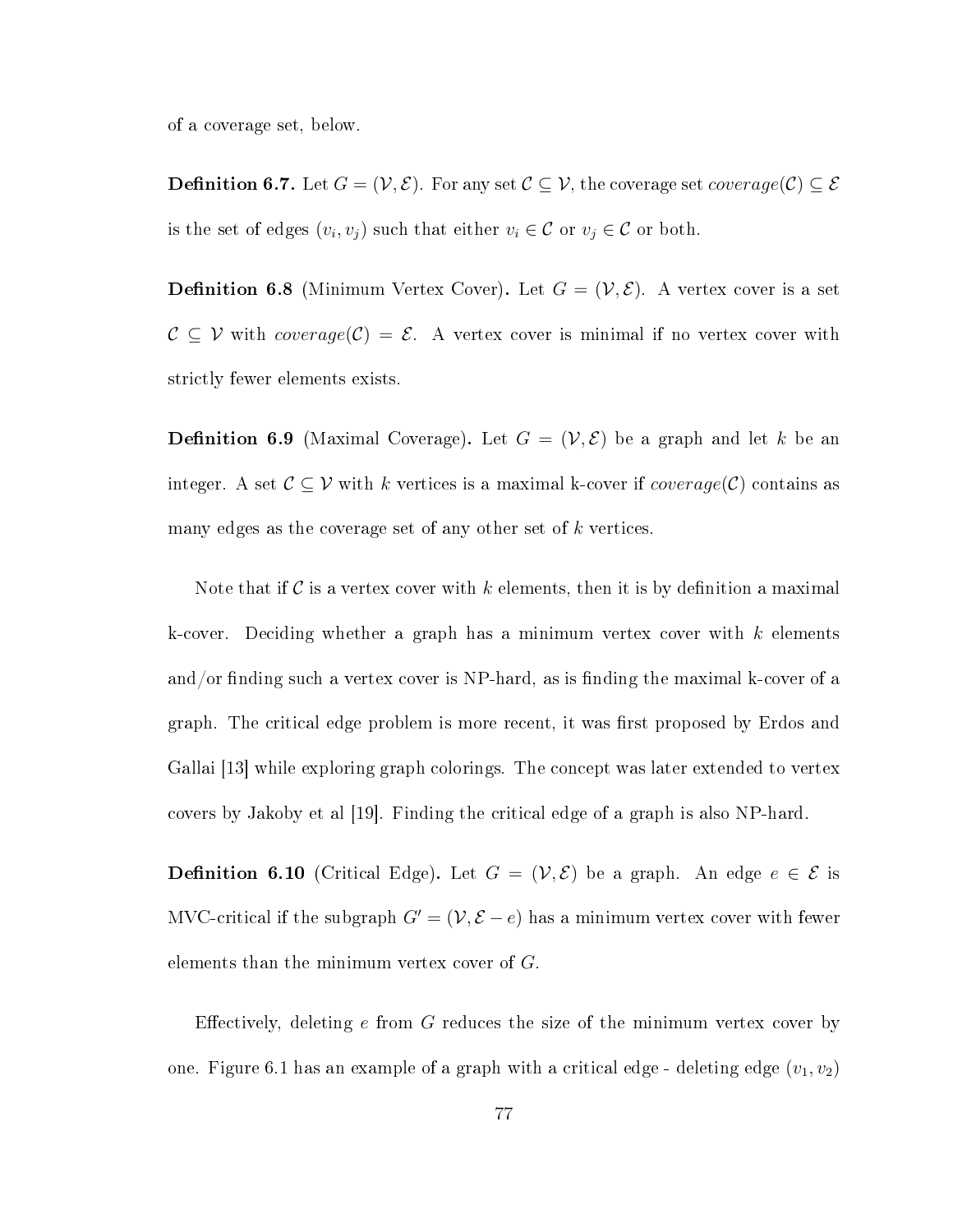of a coverage set, below.

**Definition 6.7.** Let $G = (\mathcal{V}, \mathcal{E})$. For any set $\mathcal{C} \subseteq \mathcal{V}$, the coverage set $coverage(\mathcal{C}) \subseteq \mathcal{E}$ is the set of edges $(v_i, v_j)$ such that either $v_i \in \mathcal{C}$ or $v_j \in \mathcal{C}$ or both.

**Definition 6.8** (Minimum Vertex Cover)**.** Let $G = (\mathcal{V}, \mathcal{E})$. A vertex cover is a set $\mathcal{C} \subseteq \mathcal{V}$ with $coverage(\mathcal{C}) = \mathcal{E}$. A vertex cover is minimal if no vertex cover with strictly fewer elements exists.

**Definition 6.9** (Maximal Coverage)**.** Let $G = (\mathcal{V}, \mathcal{E})$ be a graph and let $k$ be an integer. A set $\mathcal{C} \subseteq \mathcal{V}$ with $k$ vertices is a maximal k-cover if $coverage(\mathcal{C})$ contains as many edges as the coverage set of any other set of $k$ vertices.

Note that if $\mathcal{C}$ is a vertex cover with $k$ elements, then it is by definition a maximal k-cover. Deciding whether a graph has a minimum vertex cover with $k$ elements and/or finding such a vertex cover is NP-hard, as is finding the maximal k-cover of a graph. The critical edge problem is more recent, it was first proposed by Erdos and Gallai [13] while exploring graph colorings. The concept was later extended to vertex covers by Jakoby et al [19]. Finding the critical edge of a graph is also NP-hard.

**Definition 6.10** (Critical Edge)**.** Let $G = (\mathcal{V}, \mathcal{E})$ be a graph. An edge $e \in \mathcal{E}$ is MVC-critical if the subgraph $G' = (\mathcal{V}, \mathcal{E} - e)$ has a minimum vertex cover with fewer elements than the minimum vertex cover of $G$.

Effectively, deleting $e$ from $G$ reduces the size of the minimum vertex cover by one. Figure 6.1 has an example of a graph with a critical edge - deleting edge $(v_1, v_2)$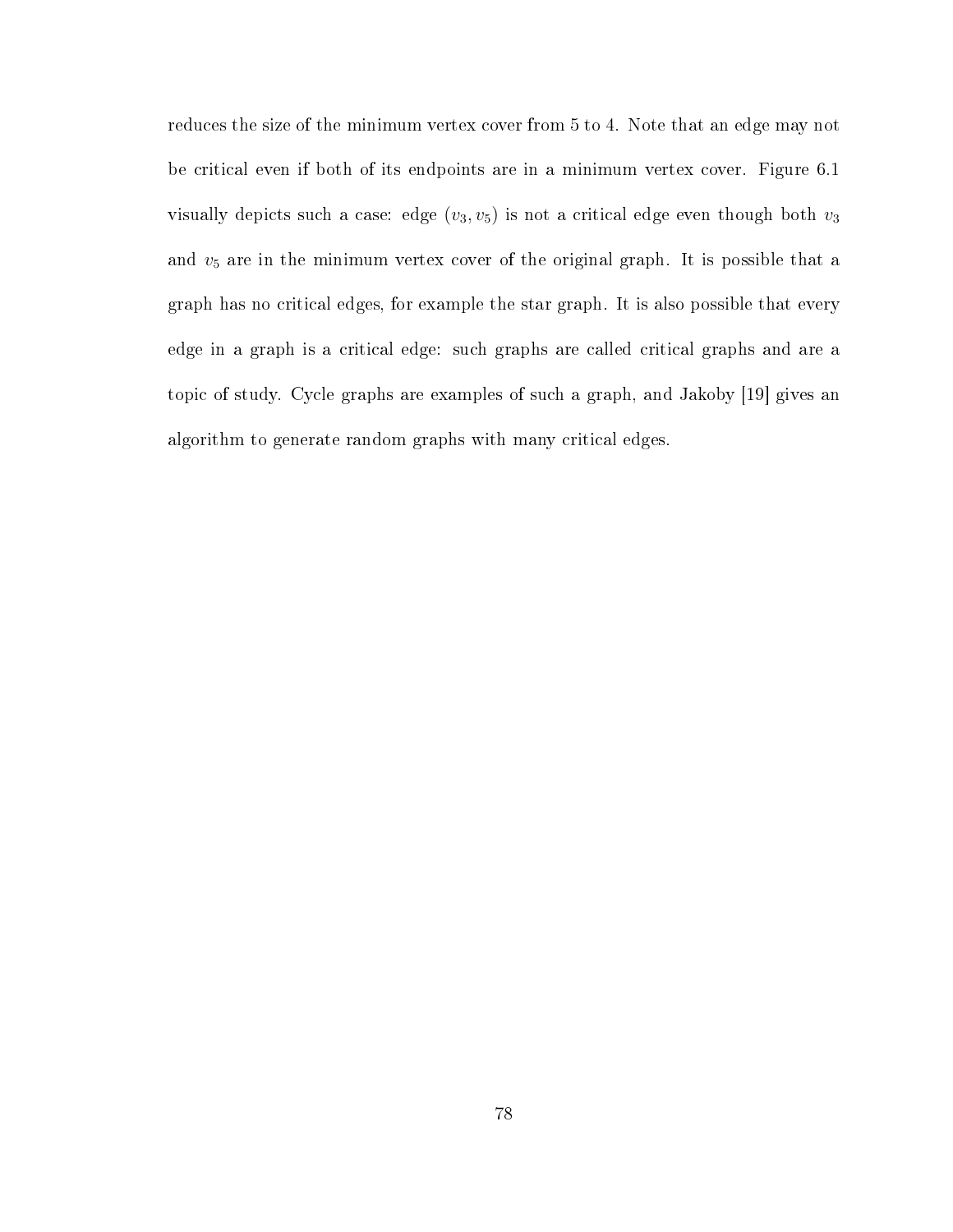reduces the size of the minimum vertex cover from 5 to 4. Note that an edge may not be critical even if both of its endpoints are in a minimum vertex cover. Figure 6.1 visually depicts such a case: edge $(v_3, v_5)$ is not a critical edge even though both $v_3$ and $v_5$ are in the minimum vertex cover of the original graph. It is possible that a graph has no critical edges, for example the star graph. It is also possible that every edge in a graph is a critical edge: such graphs are called critical graphs and are a topic of study. Cycle graphs are examples of such a graph, and Jakoby [19] gives an algorithm to generate random graphs with many critical edges.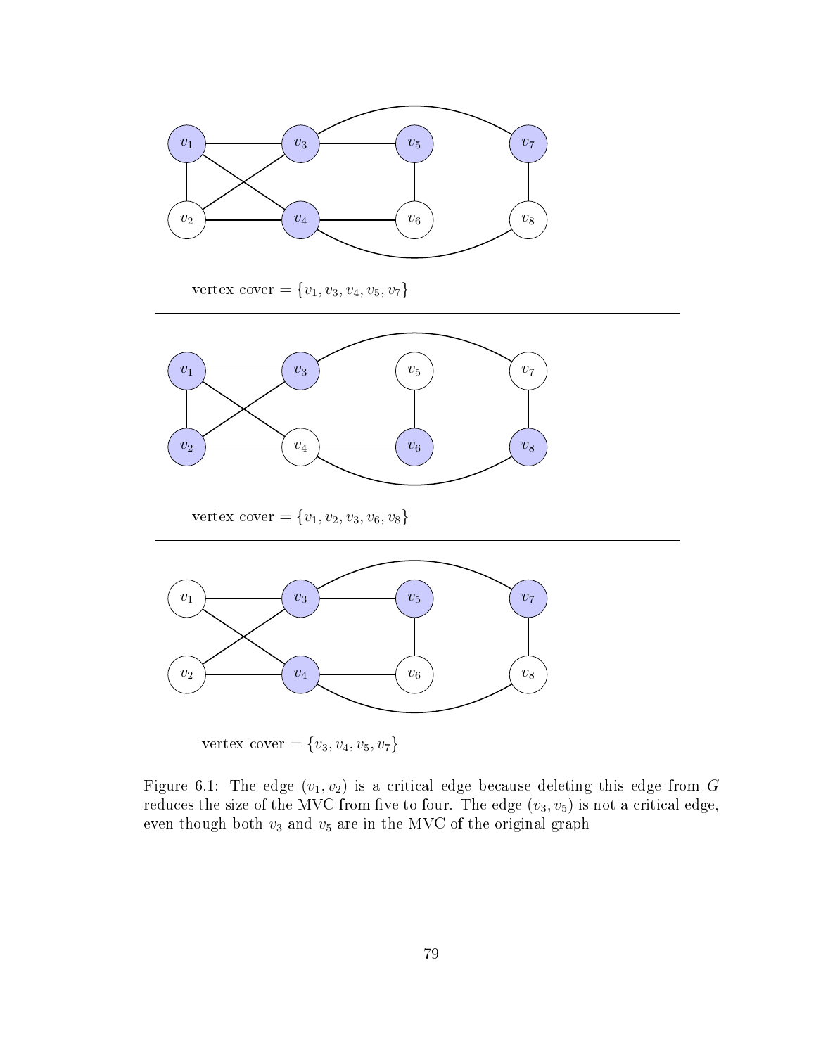vertex cover = $\{v_1, v_3, v_4, v_5, v_7\}$

vertex cover = $\{v_1, v_2, v_3, v_6, v_8\}$

vertex cover = $\{v_3, v_4, v_5, v_7\}$

Figure 6.1: The edge $(v_1, v_2)$ is a critical edge because deleting this edge from $G$ reduces the size of the MVC from five to four. The edge $(v_3, v_5)$ is not a critical edge, even though both $v_3$ and $v_5$ are in the MVC of the original graph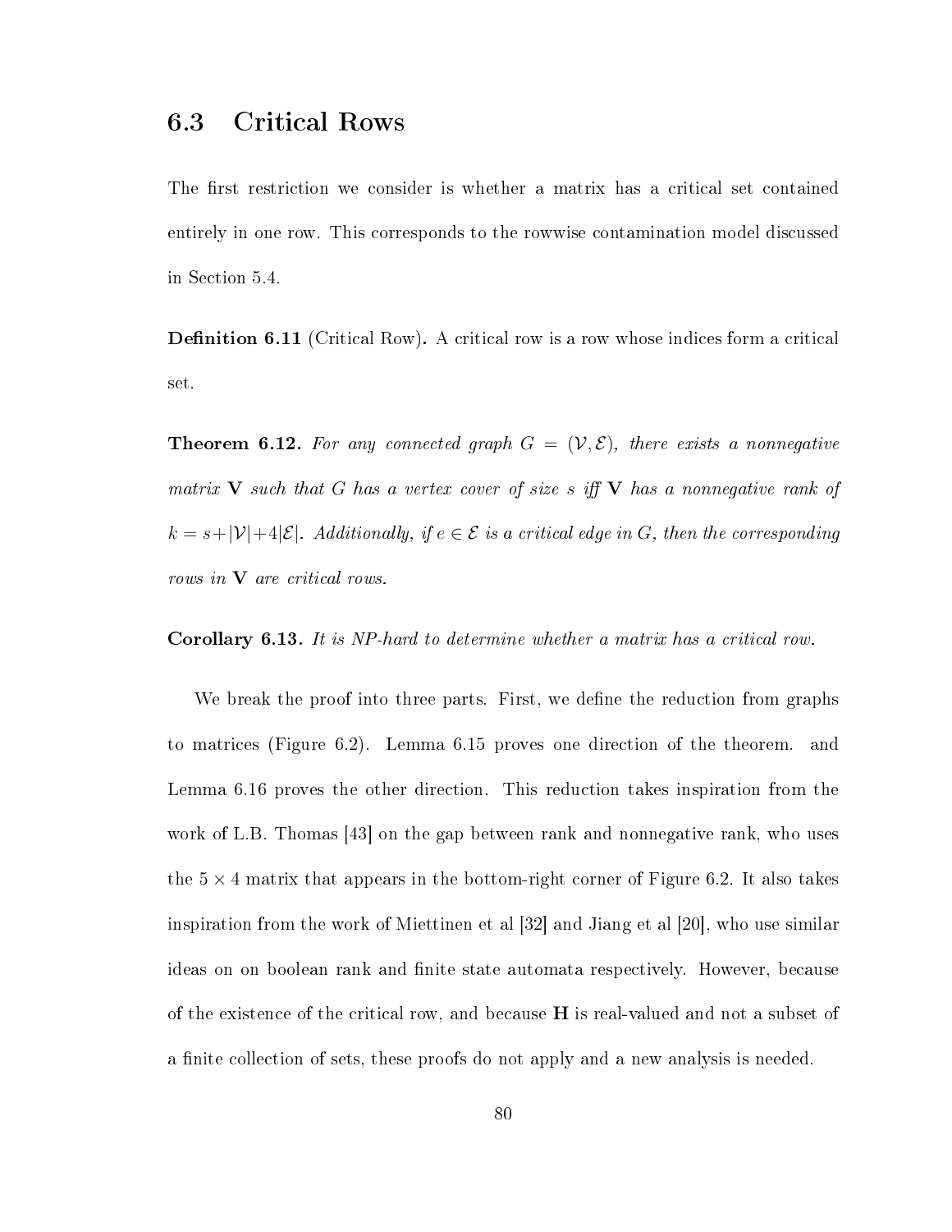## 6.3 Critical Rows

The first restriction we consider is whether a matrix has a critical set contained entirely in one row. This corresponds to the rowwise contamination model discussed in Section 5.4.

**Definition 6.11** (Critical Row)**.** A critical row is a row whose indices form a critical set.

**Theorem 6.12.** *For any connected graph* $G = (\mathcal{V}, \mathcal{E})$*, there exists a nonnegative matrix* $\mathbf{V}$ *such that* $G$ *has a vertex cover of size* $s$ *iff* $\mathbf{V}$ *has a nonnegative rank of* $k = s + |\mathcal{V}| + 4|\mathcal{E}|$*. Additionally, if* $e \in \mathcal{E}$ *is a critical edge in* $G$*, then the corresponding rows in* $\mathbf{V}$ *are critical rows.*

**Corollary 6.13.** *It is NP-hard to determine whether a matrix has a critical row.*

We break the proof into three parts. First, we define the reduction from graphs to matrices (Figure 6.2). Lemma 6.15 proves one direction of the theorem. and Lemma 6.16 proves the other direction. This reduction takes inspiration from the work of L.B. Thomas [43] on the gap between rank and nonnegative rank, who uses the $5 \times 4$ matrix that appears in the bottom-right corner of Figure 6.2. It also takes inspiration from the work of Miettinen et al [32] and Jiang et al [20], who use similar ideas on on boolean rank and finite state automata respectively. However, because of the existence of the critical row, and because $\mathbf{H}$ is real-valued and not a subset of a finite collection of sets, these proofs do not apply and a new analysis is needed.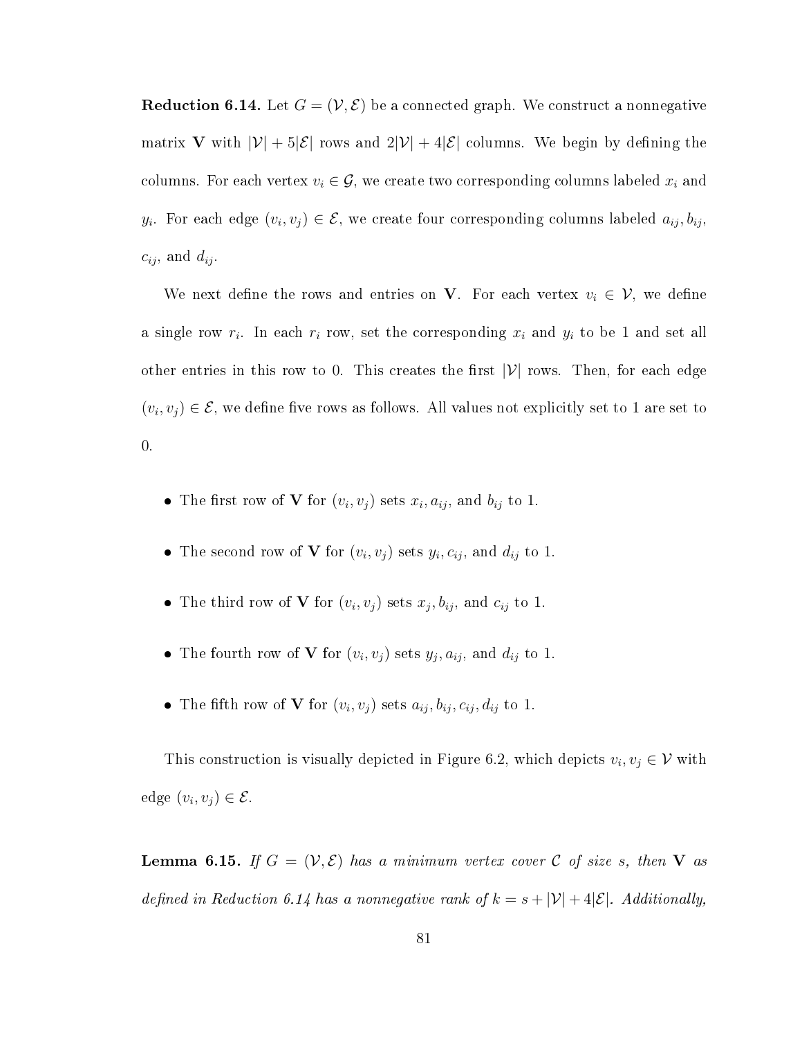**Reduction 6.14.** Let $G = (\mathcal{V}, \mathcal{E})$ be a connected graph. We construct a nonnegative matrix $\mathbf{V}$ with $|\mathcal{V}| + 5|\mathcal{E}|$ rows and $2|\mathcal{V}| + 4|\mathcal{E}|$ columns. We begin by defining the columns. For each vertex $v_i \in \mathcal{G}$, we create two corresponding columns labeled $x_i$ and $y_i$. For each edge $(v_i, v_j) \in \mathcal{E}$, we create four corresponding columns labeled $a_{ij}, b_{ij}$, $c_{ij}$, and $d_{ij}$.

We next define the rows and entries on $\mathbf{V}$. For each vertex $v_i \in \mathcal{V}$, we define a single row $r_i$. In each $r_i$ row, set the corresponding $x_i$ and $y_i$ to be 1 and set all other entries in this row to 0. This creates the first $|\mathcal{V}|$ rows. Then, for each edge $(v_i, v_j) \in \mathcal{E}$, we define five rows as follows. All values not explicitly set to 1 are set to 0.

- The first row of $\mathbf{V}$ for $(v_i, v_j)$ sets $x_i, a_{ij}$, and $b_{ij}$ to 1.
- The second row of $\mathbf{V}$ for $(v_i, v_j)$ sets $y_i, c_{ij}$, and $d_{ij}$ to 1.
- The third row of $\mathbf{V}$ for $(v_i, v_j)$ sets $x_j, b_{ij}$, and $c_{ij}$ to 1.
- The fourth row of $\mathbf{V}$ for $(v_i, v_j)$ sets $y_j, a_{ij}$, and $d_{ij}$ to 1.
- The fifth row of $\mathbf{V}$ for $(v_i, v_j)$ sets $a_{ij}, b_{ij}, c_{ij}, d_{ij}$ to 1.

This construction is visually depicted in Figure 6.2, which depicts $v_i, v_j \in \mathcal{V}$ with edge $(v_i, v_j) \in \mathcal{E}$.

**Lemma 6.15.** *If $G = (\mathcal{V}, \mathcal{E})$ has a minimum vertex cover $\mathcal{C}$ of size $s$, then $\mathbf{V}$ as defined in Reduction 6.14 has a nonnegative rank of $k = s + |\mathcal{V}| + 4|\mathcal{E}|$. Additionally,*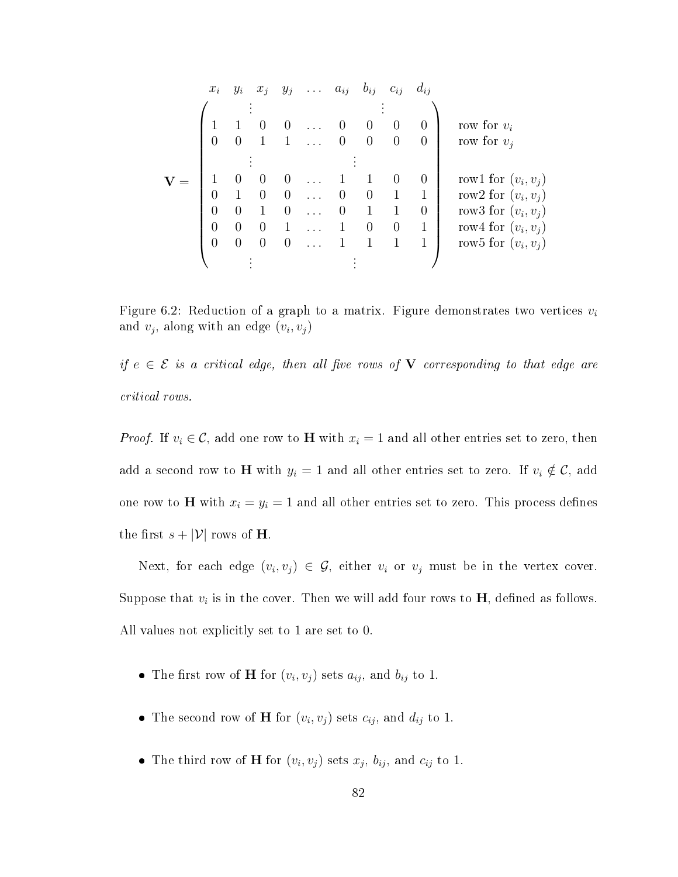$$
\mathbf{V} = \begin{array}{c}
\begin{array}{ccccccccc} x_i & y_i & x_j & y_j & \dots & a_{ij} & b_{ij} & c_{ij} & d_{ij} \end{array} \\
\left(\begin{array}{ccccccccc}
 & \vdots & & & & & \vdots & & \\
1 & 1 & 0 & 0 & \dots & 0 & 0 & 0 & 0 \\
0 & 0 & 1 & 1 & \dots & 0 & 0 & 0 & 0 \\
 & \vdots & & & & \vdots & & & \\
1 & 0 & 0 & 0 & \dots & 1 & 1 & 0 & 0 \\
0 & 1 & 0 & 0 & \dots & 0 & 0 & 1 & 1 \\
0 & 0 & 1 & 0 & \dots & 0 & 1 & 1 & 0 \\
0 & 0 & 0 & 1 & \dots & 1 & 0 & 0 & 1 \\
0 & 0 & 0 & 0 & \dots & 1 & 1 & 1 & 1 \\
 & \vdots & & & & \vdots & & &
\end{array}\right)
\end{array}
\begin{array}{l}
\\ \\
\text{row for } v_i \\
\text{row for } v_j \\
\\
\text{row1 for } (v_i, v_j) \\
\text{row2 for } (v_i, v_j) \\
\text{row3 for } (v_i, v_j) \\
\text{row4 for } (v_i, v_j) \\
\text{row5 for } (v_i, v_j) \\
\\
\end{array}
$$

Figure 6.2: Reduction of a graph to a matrix. Figure demonstrates two vertices $v_i$ and $v_j$, along with an edge $(v_i, v_j)$

*if $e \in \mathcal{E}$ is a critical edge, then all five rows of $\mathbf{V}$ corresponding to that edge are critical rows.*

*Proof.* If $v_i \in \mathcal{C}$, add one row to $\mathbf{H}$ with $x_i = 1$ and all other entries set to zero, then add a second row to $\mathbf{H}$ with $y_i = 1$ and all other entries set to zero. If $v_i \notin \mathcal{C}$, add one row to $\mathbf{H}$ with $x_i = y_i = 1$ and all other entries set to zero. This process defines the first $s + |\mathcal{V}|$ rows of $\mathbf{H}$.

Next, for each edge $(v_i, v_j) \in \mathcal{G}$, either $v_i$ or $v_j$ must be in the vertex cover. Suppose that $v_i$ is in the cover. Then we will add four rows to $\mathbf{H}$, defined as follows. All values not explicitly set to 1 are set to 0.

- The first row of $\mathbf{H}$ for $(v_i, v_j)$ sets $a_{ij}$, and $b_{ij}$ to 1.
- The second row of $\mathbf{H}$ for $(v_i, v_j)$ sets $c_{ij}$, and $d_{ij}$ to 1.
- The third row of $\mathbf{H}$ for $(v_i, v_j)$ sets $x_j$, $b_{ij}$, and $c_{ij}$ to 1.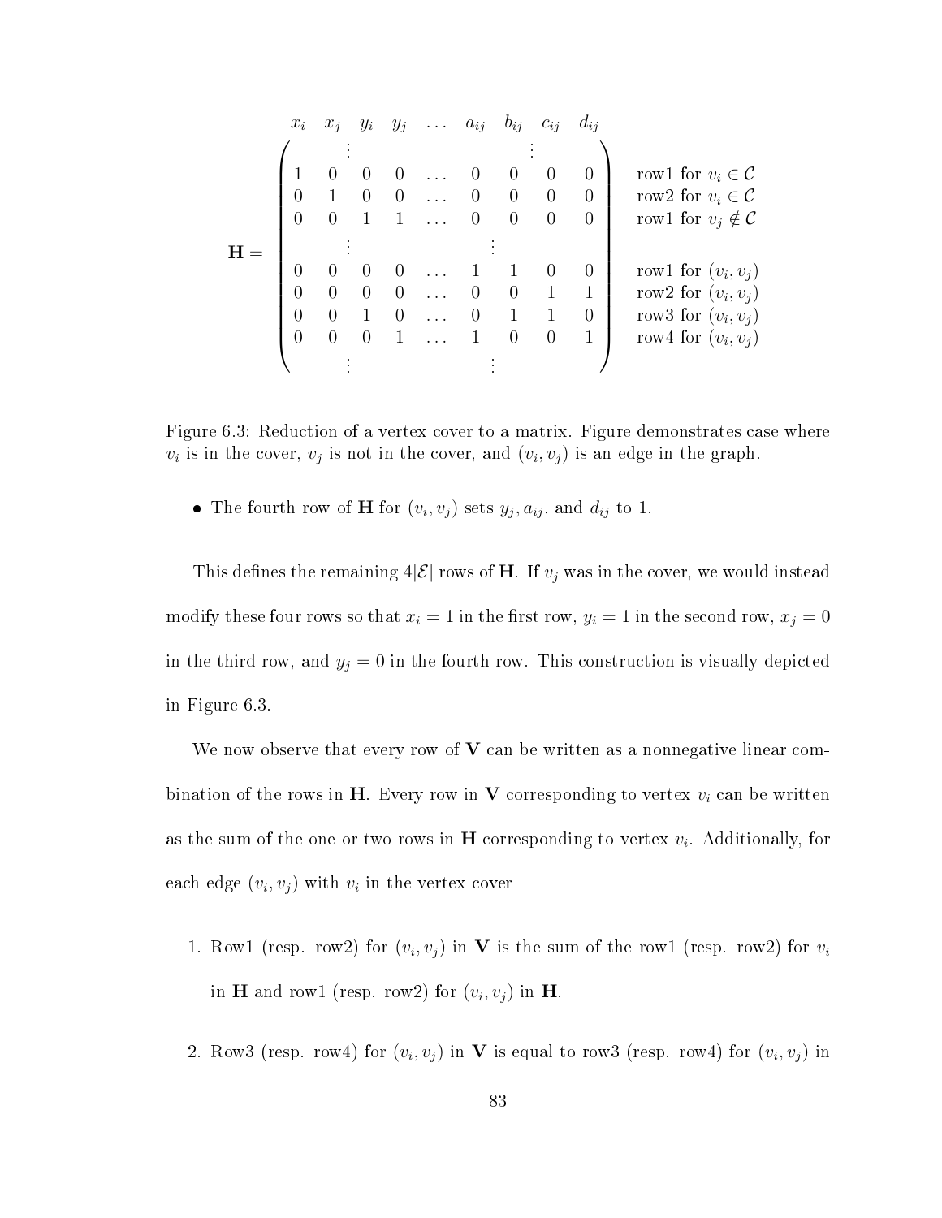$$
\mathbf{H} = \begin{array}{c} \begin{array}{ccccccccc} x_i & x_j & y_i & y_j & \dots & a_{ij} & b_{ij} & c_{ij} & d_{ij} \end{array} \\ \left( \begin{array}{ccccccccc} & \vdots & & & & & \vdots & & \\ 1 & 0 & 0 & 0 & \dots & 0 & 0 & 0 & 0 \\ 0 & 1 & 0 & 0 & \dots & 0 & 0 & 0 & 0 \\ 0 & 0 & 1 & 1 & \dots & 0 & 0 & 0 & 0 \\ & \vdots & & & & \vdots & & & \\ 0 & 0 & 0 & 0 & \dots & 1 & 1 & 0 & 0 \\ 0 & 0 & 0 & 0 & \dots & 0 & 0 & 1 & 1 \\ 0 & 0 & 1 & 0 & \dots & 0 & 1 & 1 & 0 \\ 0 & 0 & 0 & 1 & \dots & 1 & 0 & 0 & 1 \\ & \vdots & & & & \vdots & & & \end{array} \right) \end{array} \begin{array}{l} \\ \\ \text{row1 for } v_i \in \mathcal{C} \\ \text{row2 for } v_i \in \mathcal{C} \\ \text{row1 for } v_j \notin \mathcal{C} \\ \\ \text{row1 for } (v_i, v_j) \\ \text{row2 for } (v_i, v_j) \\ \text{row3 for } (v_i, v_j) \\ \text{row4 for } (v_i, v_j) \\ \\ \end{array}
$$

Figure 6.3: Reduction of a vertex cover to a matrix. Figure demonstrates case where $v_i$ is in the cover, $v_j$ is not in the cover, and $(v_i, v_j)$ is an edge in the graph.

- The fourth row of $\mathbf{H}$ for $(v_i, v_j)$ sets $y_j, a_{ij}$, and $d_{ij}$ to 1.

This defines the remaining $4|\mathcal{E}|$ rows of $\mathbf{H}$. If $v_j$ was in the cover, we would instead modify these four rows so that $x_i = 1$ in the first row, $y_i = 1$ in the second row, $x_j = 0$ in the third row, and $y_j = 0$ in the fourth row. This construction is visually depicted in Figure 6.3.

We now observe that every row of $\mathbf{V}$ can be written as a nonnegative linear combination of the rows in $\mathbf{H}$. Every row in $\mathbf{V}$ corresponding to vertex $v_i$ can be written as the sum of the one or two rows in $\mathbf{H}$ corresponding to vertex $v_i$. Additionally, for each edge $(v_i, v_j)$ with $v_i$ in the vertex cover

1. Row1 (resp. row2) for $(v_i, v_j)$ in $\mathbf{V}$ is the sum of the row1 (resp. row2) for $v_i$ in $\mathbf{H}$ and row1 (resp. row2) for $(v_i, v_j)$ in $\mathbf{H}$.

2. Row3 (resp. row4) for $(v_i, v_j)$ in $\mathbf{V}$ is equal to row3 (resp. row4) for $(v_i, v_j)$ in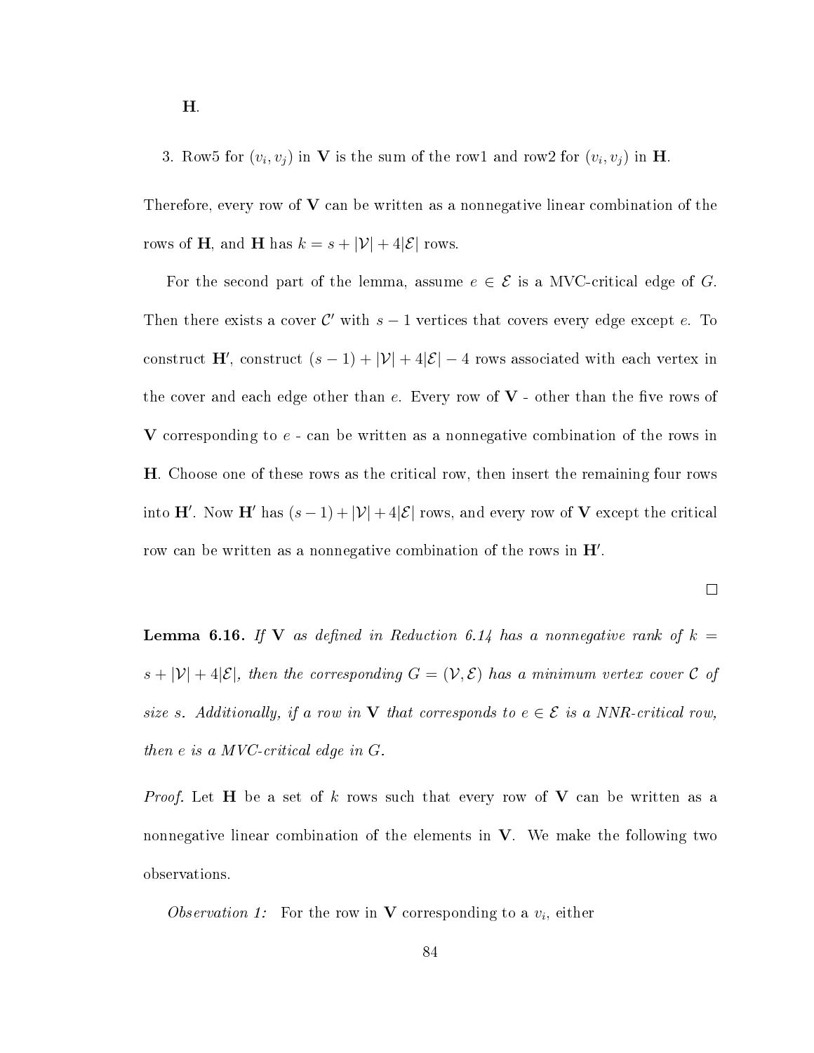**H**.

3. Row5 for $(v_i, v_j)$ in $\mathbf{V}$ is the sum of the row1 and row2 for $(v_i, v_j)$ in $\mathbf{H}$.

Therefore, every row of $\mathbf{V}$ can be written as a nonnegative linear combination of the rows of $\mathbf{H}$, and $\mathbf{H}$ has $k = s + |\mathcal{V}| + 4|\mathcal{E}|$ rows.

For the second part of the lemma, assume $e \in \mathcal{E}$ is a MVC-critical edge of $G$. Then there exists a cover $\mathcal{C}'$ with $s-1$ vertices that covers every edge except $e$. To construct $\mathbf{H}'$, construct $(s-1) + |\mathcal{V}| + 4|\mathcal{E}| - 4$ rows associated with each vertex in the cover and each edge other than $e$. Every row of $\mathbf{V}$ - other than the five rows of $\mathbf{V}$ corresponding to $e$ - can be written as a nonnegative combination of the rows in $\mathbf{H}$. Choose one of these rows as the critical row, then insert the remaining four rows into $\mathbf{H}'$. Now $\mathbf{H}'$ has $(s-1) + |\mathcal{V}| + 4|\mathcal{E}|$ rows, and every row of $\mathbf{V}$ except the critical row can be written as a nonnegative combination of the rows in $\mathbf{H}'$.

□

**Lemma 6.16.** *If* $\mathbf{V}$ *as defined in Reduction 6.14 has a nonnegative rank of* $k = s + |\mathcal{V}| + 4|\mathcal{E}|$*, then the corresponding* $G = (\mathcal{V}, \mathcal{E})$ *has a minimum vertex cover* $\mathcal{C}$ *of size* $s$*. Additionally, if a row in* $\mathbf{V}$ *that corresponds to* $e \in \mathcal{E}$ *is a NNR-critical row, then* $e$ *is a MVC-critical edge in* $G$*.*

*Proof.* Let $\mathbf{H}$ be a set of $k$ rows such that every row of $\mathbf{V}$ can be written as a nonnegative linear combination of the elements in $\mathbf{V}$. We make the following two observations.

*Observation 1:* For the row in $\mathbf{V}$ corresponding to a $v_i$, either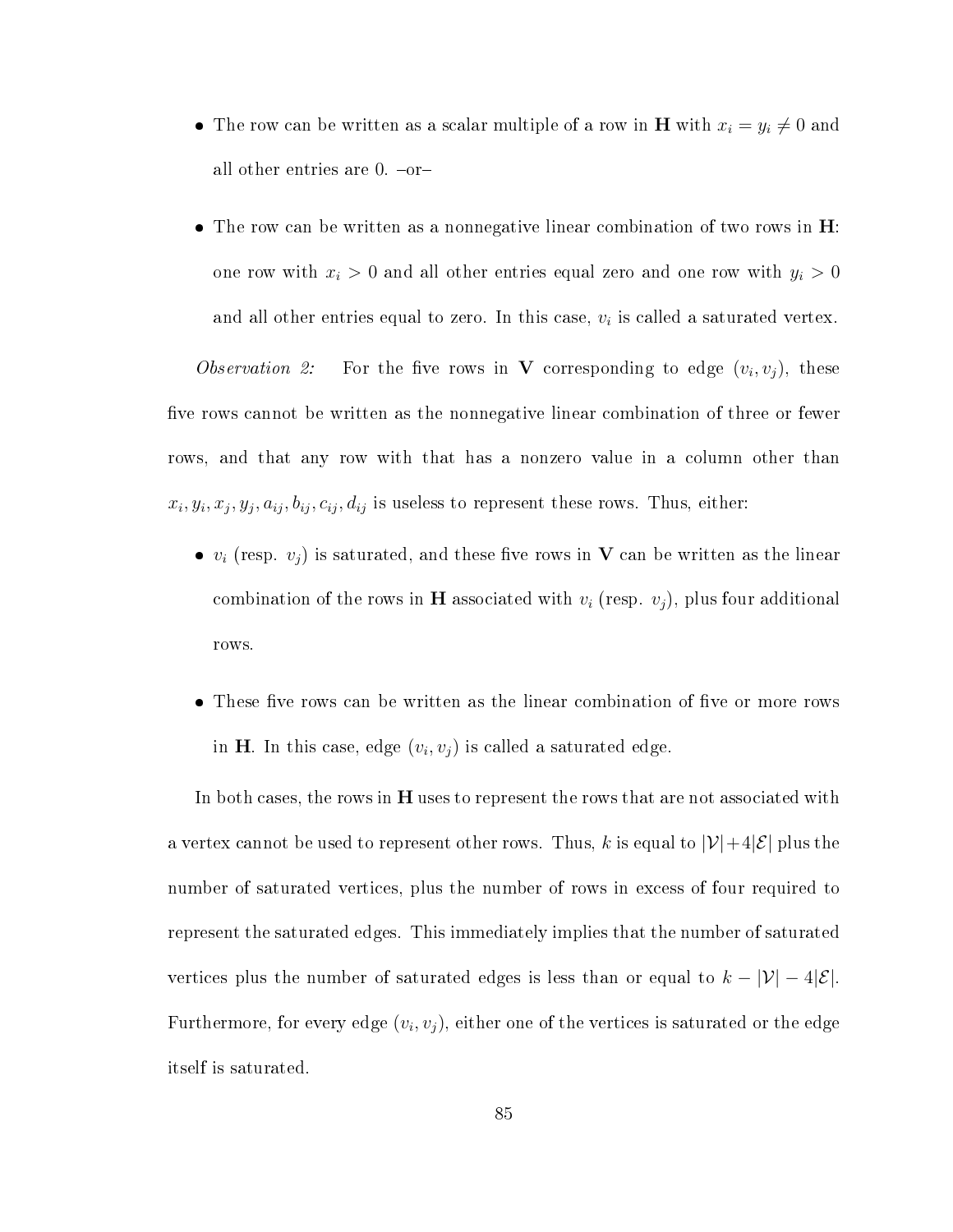- The row can be written as a scalar multiple of a row in $\mathbf{H}$ with $x_i = y_i \neq 0$ and all other entries are 0. –or–

- The row can be written as a nonnegative linear combination of two rows in $\mathbf{H}$: one row with $x_i > 0$ and all other entries equal zero and one row with $y_i > 0$ and all other entries equal to zero. In this case, $v_i$ is called a saturated vertex.

*Observation 2:* For the five rows in $\mathbf{V}$ corresponding to edge $(v_i, v_j)$, these five rows cannot be written as the nonnegative linear combination of three or fewer rows, and that any row with that has a nonzero value in a column other than $x_i, y_i, x_j, y_j, a_{ij}, b_{ij}, c_{ij}, d_{ij}$ is useless to represent these rows. Thus, either:

- $v_i$ (resp. $v_j$) is saturated, and these five rows in $\mathbf{V}$ can be written as the linear combination of the rows in $\mathbf{H}$ associated with $v_i$ (resp. $v_j$), plus four additional rows.

- These five rows can be written as the linear combination of five or more rows in $\mathbf{H}$. In this case, edge $(v_i, v_j)$ is called a saturated edge.

In both cases, the rows in $\mathbf{H}$ uses to represent the rows that are not associated with a vertex cannot be used to represent other rows. Thus, $k$ is equal to $|\mathcal{V}| + 4|\mathcal{E}|$ plus the number of saturated vertices, plus the number of rows in excess of four required to represent the saturated edges. This immediately implies that the number of saturated vertices plus the number of saturated edges is less than or equal to $k - |\mathcal{V}| - 4|\mathcal{E}|$. Furthermore, for every edge $(v_i, v_j)$, either one of the vertices is saturated or the edge itself is saturated.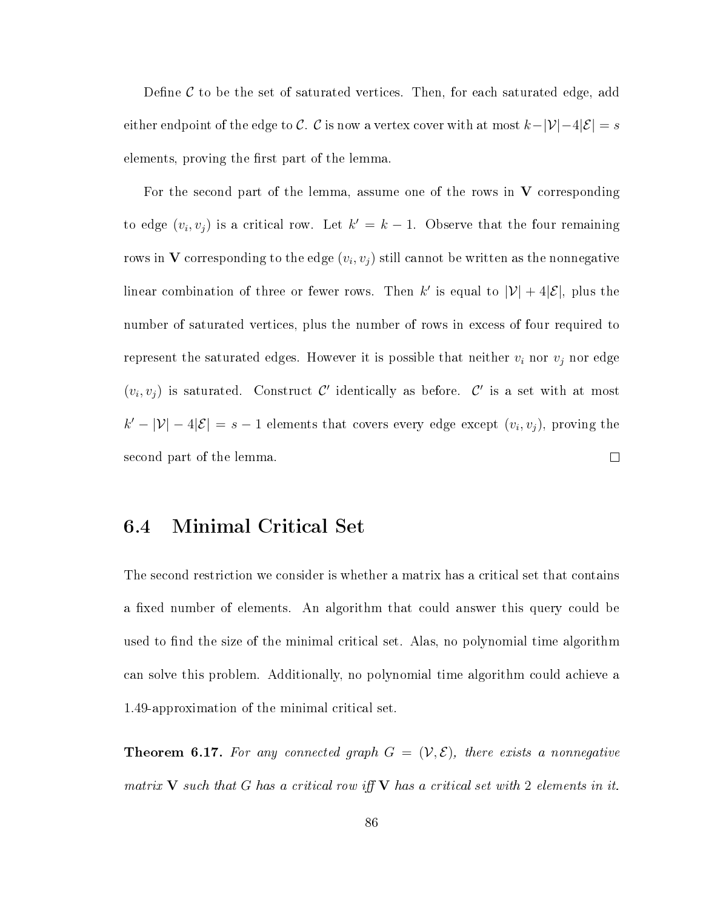Define $\mathcal{C}$ to be the set of saturated vertices. Then, for each saturated edge, add either endpoint of the edge to $\mathcal{C}$. $\mathcal{C}$ is now a vertex cover with at most $k - |\mathcal{V}| - 4|\mathcal{E}| = s$ elements, proving the first part of the lemma.

For the second part of the lemma, assume one of the rows in $\mathbf{V}$ corresponding to edge $(v_i, v_j)$ is a critical row. Let $k' = k - 1$. Observe that the four remaining rows in $\mathbf{V}$ corresponding to the edge $(v_i, v_j)$ still cannot be written as the nonnegative linear combination of three or fewer rows. Then $k'$ is equal to $|\mathcal{V}| + 4|\mathcal{E}|$, plus the number of saturated vertices, plus the number of rows in excess of four required to represent the saturated edges. However it is possible that neither $v_i$ nor $v_j$ nor edge $(v_i, v_j)$ is saturated. Construct $\mathcal{C}'$ identically as before. $\mathcal{C}'$ is a set with at most $k' - |\mathcal{V}| - 4|\mathcal{E}| = s - 1$ elements that covers every edge except $(v_i, v_j)$, proving the second part of the lemma. □

## 6.4 Minimal Critical Set

The second restriction we consider is whether a matrix has a critical set that contains a fixed number of elements. An algorithm that could answer this query could be used to find the size of the minimal critical set. Alas, no polynomial time algorithm can solve this problem. Additionally, no polynomial time algorithm could achieve a 1.49-approximation of the minimal critical set.

**Theorem 6.17.** *For any connected graph $G = (\mathcal{V}, \mathcal{E})$, there exists a nonnegative matrix $\mathbf{V}$ such that $G$ has a critical row iff $\mathbf{V}$ has a critical set with 2 elements in it.*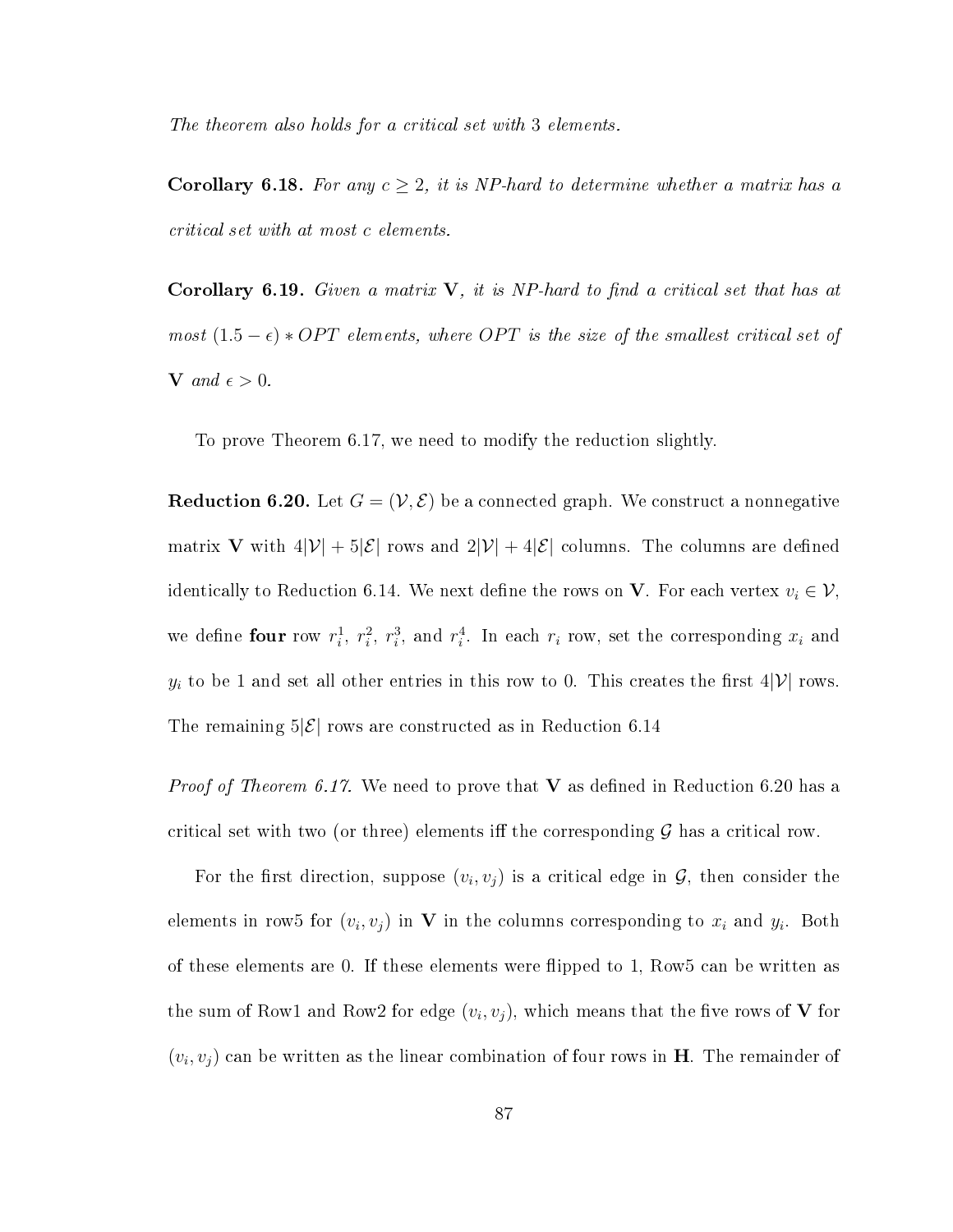*The theorem also holds for a critical set with 3 elements.*

**Corollary 6.18.** *For any $c \geq 2$, it is NP-hard to determine whether a matrix has a critical set with at most $c$ elements.*

**Corollary 6.19.** *Given a matrix $\mathbf{V}$, it is NP-hard to find a critical set that has at most $(1.5 - \epsilon) * OPT$ elements, where $OPT$ is the size of the smallest critical set of $\mathbf{V}$ and $\epsilon > 0$.*

To prove Theorem 6.17, we need to modify the reduction slightly.

**Reduction 6.20.** Let $G = (\mathcal{V}, \mathcal{E})$ be a connected graph. We construct a nonnegative matrix $\mathbf{V}$ with $4|\mathcal{V}| + 5|\mathcal{E}|$ rows and $2|\mathcal{V}| + 4|\mathcal{E}|$ columns. The columns are defined identically to Reduction 6.14. We next define the rows on $\mathbf{V}$. For each vertex $v_i \in \mathcal{V}$, we define **four** row $r_i^1$, $r_i^2$, $r_i^3$, and $r_i^4$. In each $r_i$ row, set the corresponding $x_i$ and $y_i$ to be 1 and set all other entries in this row to 0. This creates the first $4|\mathcal{V}|$ rows. The remaining $5|\mathcal{E}|$ rows are constructed as in Reduction 6.14

*Proof of Theorem 6.17.* We need to prove that $\mathbf{V}$ as defined in Reduction 6.20 has a critical set with two (or three) elements iff the corresponding $\mathcal{G}$ has a critical row.

For the first direction, suppose $(v_i, v_j)$ is a critical edge in $\mathcal{G}$, then consider the elements in row5 for $(v_i, v_j)$ in $\mathbf{V}$ in the columns corresponding to $x_i$ and $y_i$. Both of these elements are 0. If these elements were flipped to 1, Row5 can be written as the sum of Row1 and Row2 for edge $(v_i, v_j)$, which means that the five rows of $\mathbf{V}$ for $(v_i, v_j)$ can be written as the linear combination of four rows in $\mathbf{H}$. The remainder of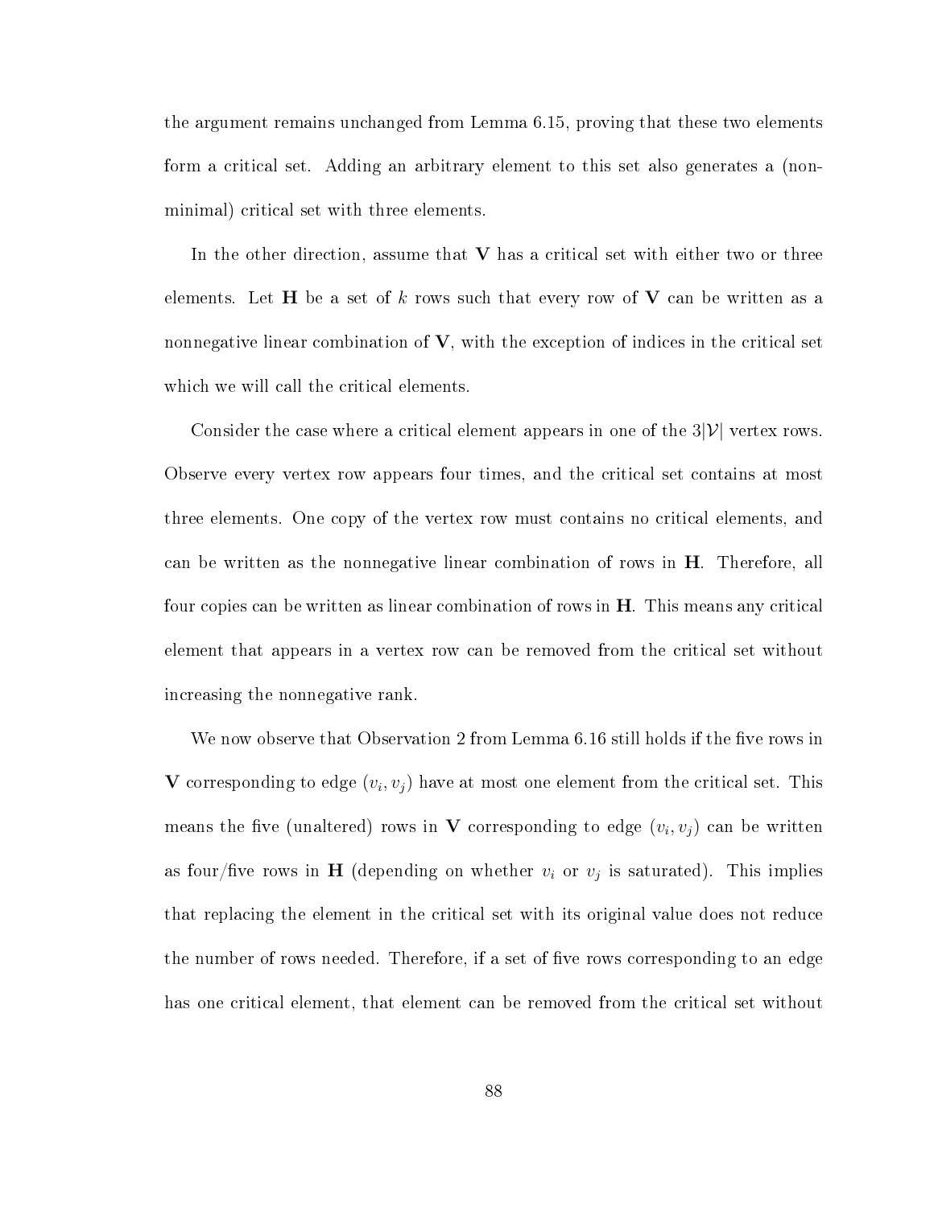the argument remains unchanged from Lemma 6.15, proving that these two elements form a critical set. Adding an arbitrary element to this set also generates a (non-minimal) critical set with three elements.

In the other direction, assume that $\mathbf{V}$ has a critical set with either two or three elements. Let $\mathbf{H}$ be a set of $k$ rows such that every row of $\mathbf{V}$ can be written as a nonnegative linear combination of $\mathbf{V}$, with the exception of indices in the critical set which we will call the critical elements.

Consider the case where a critical element appears in one of the $3|\mathcal{V}|$ vertex rows. Observe every vertex row appears four times, and the critical set contains at most three elements. One copy of the vertex row must contains no critical elements, and can be written as the nonnegative linear combination of rows in $\mathbf{H}$. Therefore, all four copies can be written as linear combination of rows in $\mathbf{H}$. This means any critical element that appears in a vertex row can be removed from the critical set without increasing the nonnegative rank.

We now observe that Observation 2 from Lemma 6.16 still holds if the five rows in $\mathbf{V}$ corresponding to edge $(v_i, v_j)$ have at most one element from the critical set. This means the five (unaltered) rows in $\mathbf{V}$ corresponding to edge $(v_i, v_j)$ can be written as four/five rows in $\mathbf{H}$ (depending on whether $v_i$ or $v_j$ is saturated). This implies that replacing the element in the critical set with its original value does not reduce the number of rows needed. Therefore, if a set of five rows corresponding to an edge has one critical element, that element can be removed from the critical set without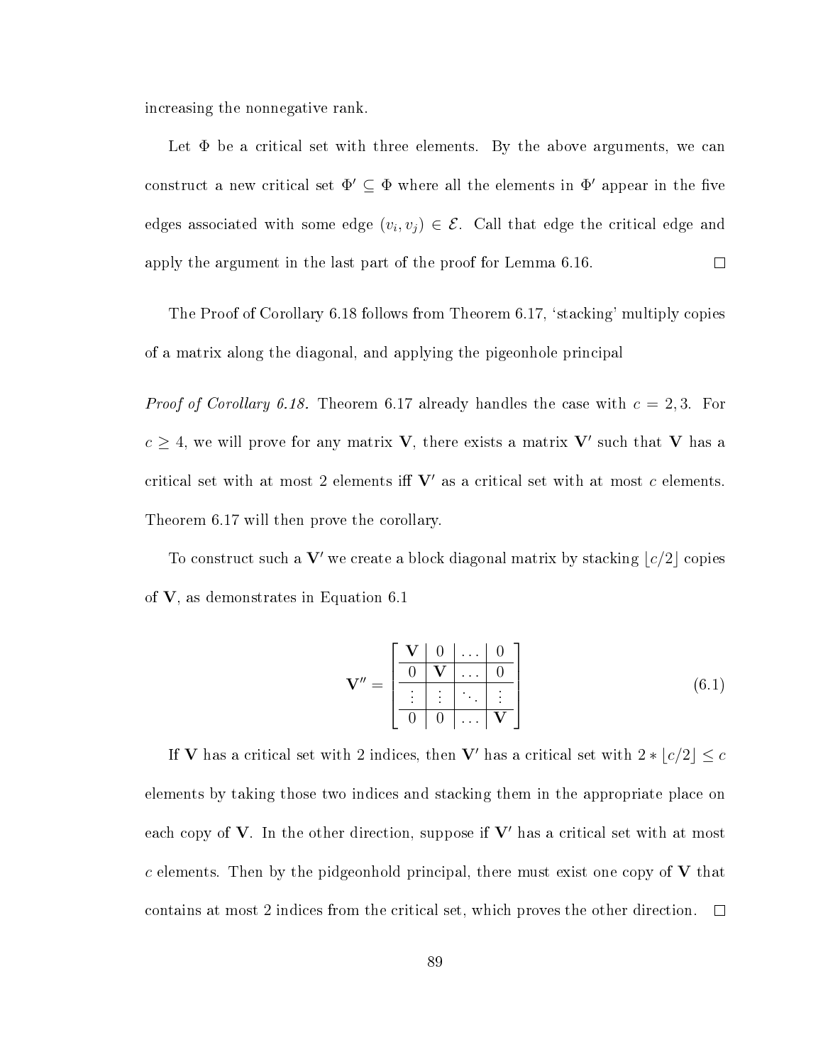increasing the nonnegative rank.

Let $\Phi$ be a critical set with three elements. By the above arguments, we can construct a new critical set $\Phi' \subseteq \Phi$ where all the elements in $\Phi'$ appear in the five edges associated with some edge $(v_i, v_j) \in \mathcal{E}$. Call that edge the critical edge and apply the argument in the last part of the proof for Lemma 6.16. $\square$

The Proof of Corollary 6.18 follows from Theorem 6.17, 'stacking' multiply copies of a matrix along the diagonal, and applying the pigeonhole principal

*Proof of Corollary 6.18.* Theorem 6.17 already handles the case with $c = 2, 3$. For $c \geq 4$, we will prove for any matrix $\mathbf{V}$, there exists a matrix $\mathbf{V}'$ such that $\mathbf{V}$ has a critical set with at most 2 elements iff $\mathbf{V}'$ as a critical set with at most $c$ elements. Theorem 6.17 will then prove the corollary.

To construct such a $\mathbf{V}'$ we create a block diagonal matrix by stacking $\lfloor c/2 \rfloor$ copies of $\mathbf{V}$, as demonstrates in Equation 6.1

$$\mathbf{V}'' = \left[\begin{array}{c|c|c|c} \mathbf{V} & 0 & \dots & 0 \\ \hline 0 & \mathbf{V} & \dots & 0 \\ \hline \vdots & \vdots & \ddots & \vdots \\ \hline 0 & 0 & \dots & \mathbf{V} \end{array}\right] \tag{6.1}$$

If $\mathbf{V}$ has a critical set with 2 indices, then $\mathbf{V}'$ has a critical set with $2 * \lfloor c/2 \rfloor \leq c$ elements by taking those two indices and stacking them in the appropriate place on each copy of $\mathbf{V}$. In the other direction, suppose if $\mathbf{V}'$ has a critical set with at most $c$ elements. Then by the pidgeonhold principal, there must exist one copy of $\mathbf{V}$ that contains at most 2 indices from the critical set, which proves the other direction. $\square$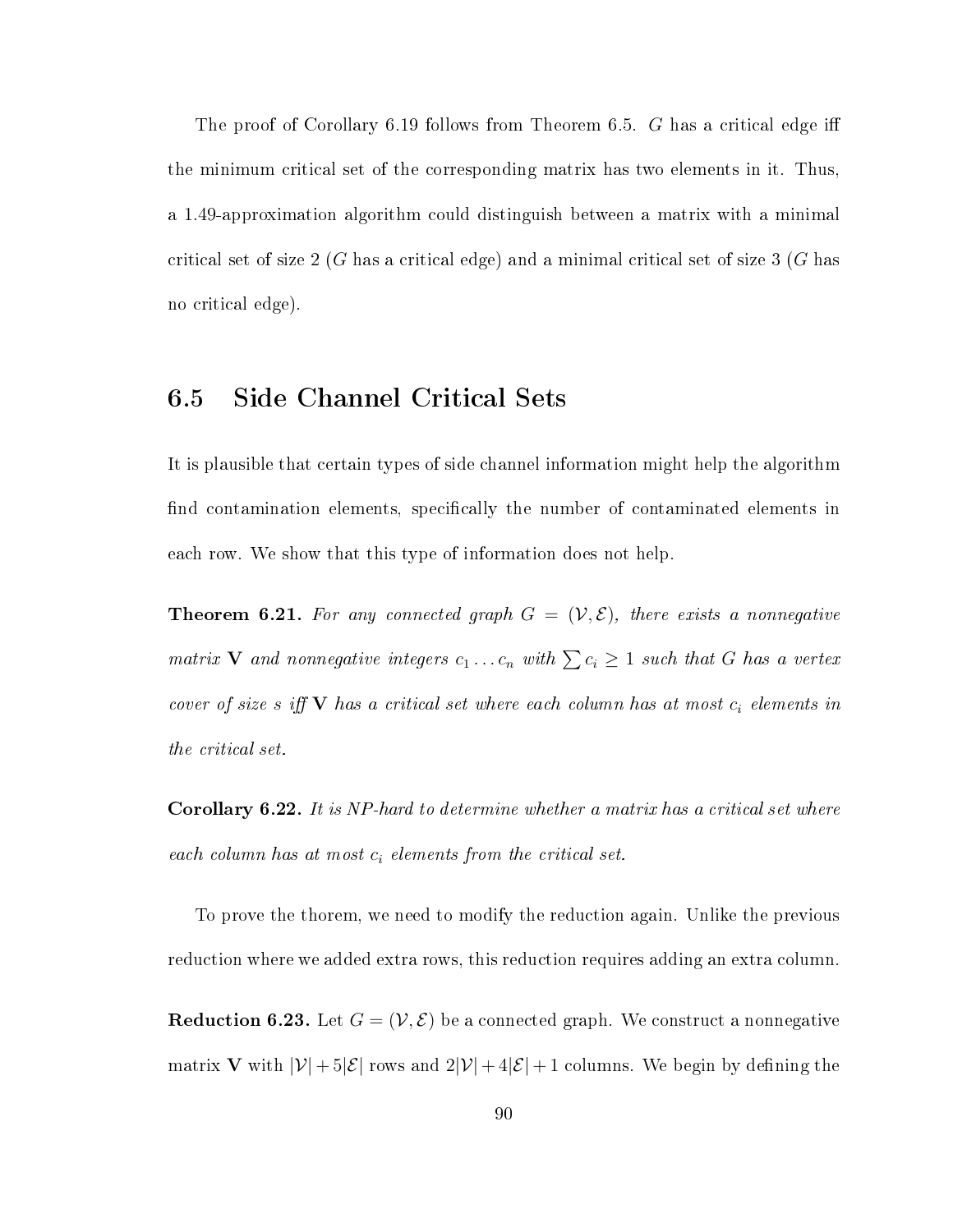The proof of Corollary 6.19 follows from Theorem 6.5. $G$ has a critical edge iff the minimum critical set of the corresponding matrix has two elements in it. Thus, a 1.49-approximation algorithm could distinguish between a matrix with a minimal critical set of size 2 ($G$ has a critical edge) and a minimal critical set of size 3 ($G$ has no critical edge).

## 6.5 Side Channel Critical Sets

It is plausible that certain types of side channel information might help the algorithm find contamination elements, specifically the number of contaminated elements in each row. We show that this type of information does not help.

**Theorem 6.21.** *For any connected graph $G = (\mathcal{V}, \mathcal{E})$, there exists a nonnegative matrix $\mathbf{V}$ and nonnegative integers $c_1 \ldots c_n$ with $\sum c_i \geq 1$ such that $G$ has a vertex cover of size $s$ iff $\mathbf{V}$ has a critical set where each column has at most $c_i$ elements in the critical set.*

**Corollary 6.22.** *It is NP-hard to determine whether a matrix has a critical set where each column has at most $c_i$ elements from the critical set.*

To prove the thorem, we need to modify the reduction again. Unlike the previous reduction where we added extra rows, this reduction requires adding an extra column.

**Reduction 6.23.** Let $G = (\mathcal{V}, \mathcal{E})$ be a connected graph. We construct a nonnegative matrix $\mathbf{V}$ with $|\mathcal{V}| + 5|\mathcal{E}|$ rows and $2|\mathcal{V}| + 4|\mathcal{E}| + 1$ columns. We begin by defining the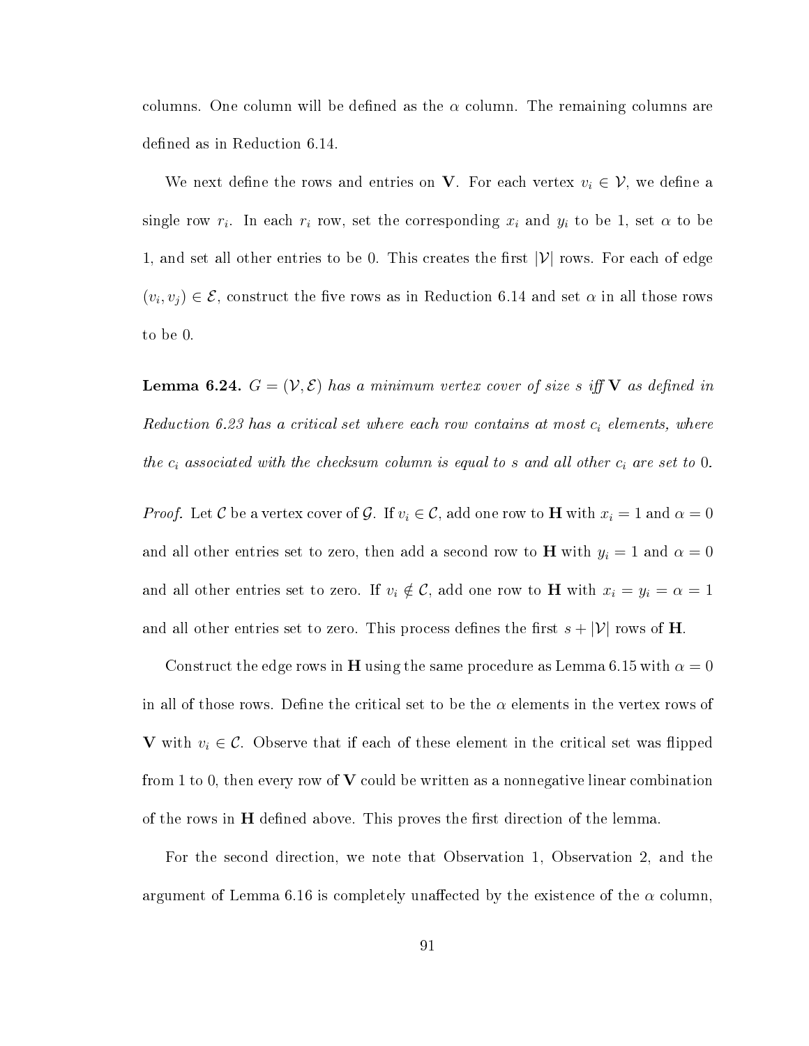columns. One column will be defined as the $\alpha$ column. The remaining columns are defined as in Reduction 6.14.

We next define the rows and entries on $\mathbf{V}$. For each vertex $v_i \in \mathcal{V}$, we define a single row $r_i$. In each $r_i$ row, set the corresponding $x_i$ and $y_i$ to be 1, set $\alpha$ to be 1, and set all other entries to be 0. This creates the first $|\mathcal{V}|$ rows. For each of edge $(v_i, v_j) \in \mathcal{E}$, construct the five rows as in Reduction 6.14 and set $\alpha$ in all those rows to be 0.

**Lemma 6.24.** *$G = (\mathcal{V}, \mathcal{E})$ has a minimum vertex cover of size $s$ iff $\mathbf{V}$ as defined in Reduction 6.23 has a critical set where each row contains at most $c_i$ elements, where the $c_i$ associated with the checksum column is equal to $s$ and all other $c_i$ are set to 0.*

*Proof.* Let $\mathcal{C}$ be a vertex cover of $\mathcal{G}$. If $v_i \in \mathcal{C}$, add one row to $\mathbf{H}$ with $x_i = 1$ and $\alpha = 0$ and all other entries set to zero, then add a second row to $\mathbf{H}$ with $y_i = 1$ and $\alpha = 0$ and all other entries set to zero. If $v_i \notin \mathcal{C}$, add one row to $\mathbf{H}$ with $x_i = y_i = \alpha = 1$ and all other entries set to zero. This process defines the first $s + |\mathcal{V}|$ rows of $\mathbf{H}$.

Construct the edge rows in $\mathbf{H}$ using the same procedure as Lemma 6.15 with $\alpha = 0$ in all of those rows. Define the critical set to be the $\alpha$ elements in the vertex rows of $\mathbf{V}$ with $v_i \in \mathcal{C}$. Observe that if each of these element in the critical set was flipped from 1 to 0, then every row of $\mathbf{V}$ could be written as a nonnegative linear combination of the rows in $\mathbf{H}$ defined above. This proves the first direction of the lemma.

For the second direction, we note that Observation 1, Observation 2, and the argument of Lemma 6.16 is completely unaffected by the existence of the $\alpha$ column,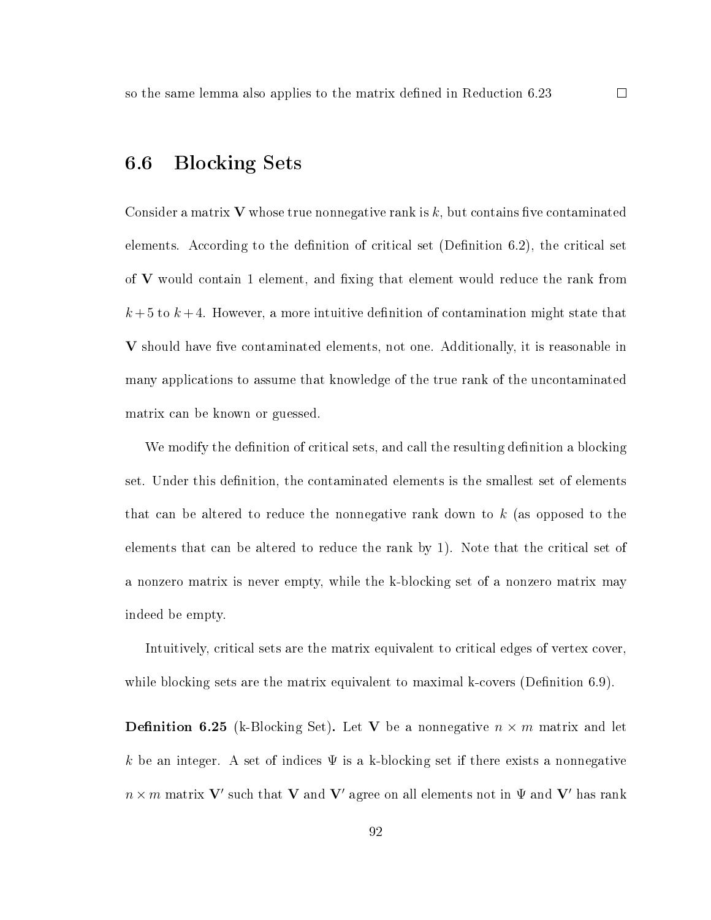so the same lemma also applies to the matrix defined in Reduction 6.23 □

## 6.6 Blocking Sets

Consider a matrix $\mathbf{V}$ whose true nonnegative rank is $k$, but contains five contaminated elements. According to the definition of critical set (Definition 6.2), the critical set of $\mathbf{V}$ would contain 1 element, and fixing that element would reduce the rank from $k+5$ to $k+4$. However, a more intuitive definition of contamination might state that $\mathbf{V}$ should have five contaminated elements, not one. Additionally, it is reasonable in many applications to assume that knowledge of the true rank of the uncontaminated matrix can be known or guessed.

We modify the definition of critical sets, and call the resulting definition a blocking set. Under this definition, the contaminated elements is the smallest set of elements that can be altered to reduce the nonnegative rank down to $k$ (as opposed to the elements that can be altered to reduce the rank by 1). Note that the critical set of a nonzero matrix is never empty, while the k-blocking set of a nonzero matrix may indeed be empty.

Intuitively, critical sets are the matrix equivalent to critical edges of vertex cover, while blocking sets are the matrix equivalent to maximal k-covers (Definition 6.9).

**Definition 6.25** (k-Blocking Set)**.** Let $\mathbf{V}$ be a nonnegative $n \times m$ matrix and let $k$ be an integer. A set of indices $\Psi$ is a k-blocking set if there exists a nonnegative $n \times m$ matrix $\mathbf{V}'$ such that $\mathbf{V}$ and $\mathbf{V}'$ agree on all elements not in $\Psi$ and $\mathbf{V}'$ has rank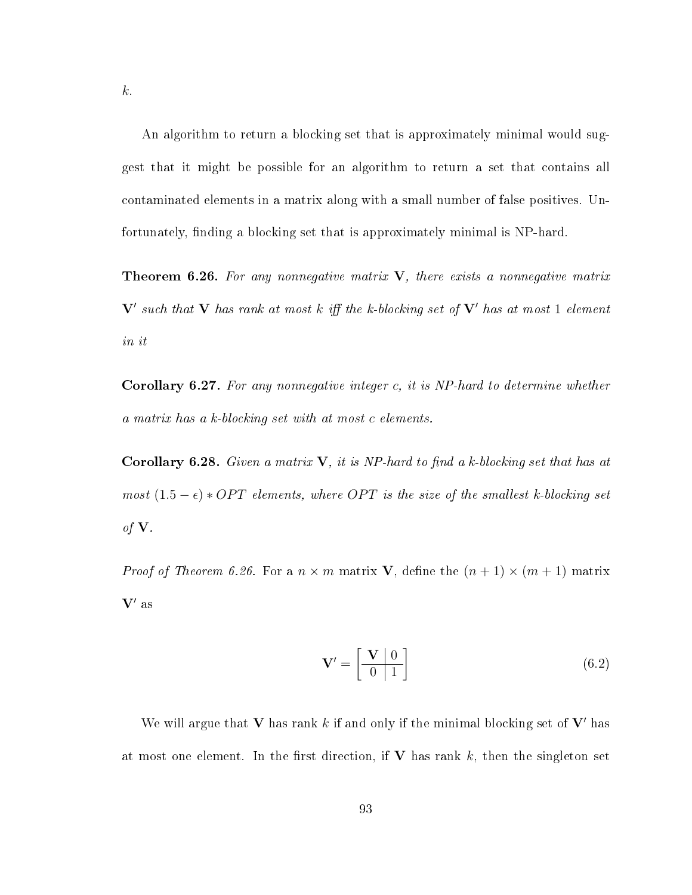$k$.

An algorithm to return a blocking set that is approximately minimal would suggest that it might be possible for an algorithm to return a set that contains all contaminated elements in a matrix along with a small number of false positives. Unfortunately, finding a blocking set that is approximately minimal is NP-hard.

**Theorem 6.26.** *For any nonnegative matrix* $\mathbf{V}$*, there exists a nonnegative matrix* $\mathbf{V}'$ *such that* $\mathbf{V}$ *has rank at most* $k$ *iff the* $k$*-blocking set of* $\mathbf{V}'$ *has at most* 1 *element in it*

**Corollary 6.27.** *For any nonnegative integer* $c$*, it is NP-hard to determine whether a matrix has a* $k$*-blocking set with at most* $c$ *elements.*

**Corollary 6.28.** *Given a matrix* $\mathbf{V}$*, it is NP-hard to find a* $k$*-blocking set that has at most* $(1.5 - \epsilon) * OPT$ *elements, where* $OPT$ *is the size of the smallest* $k$*-blocking set of* $\mathbf{V}$*.*

*Proof of Theorem 6.26.* For a $n \times m$ matrix $\mathbf{V}$, define the $(n+1) \times (m+1)$ matrix $\mathbf{V}'$ as

$$\mathbf{V}' = \left[ \begin{array}{c|c} \mathbf{V} & 0 \\ \hline 0 & 1 \end{array} \right] \tag{6.2}$$

We will argue that $\mathbf{V}$ has rank $k$ if and only if the minimal blocking set of $\mathbf{V}'$ has at most one element. In the first direction, if $\mathbf{V}$ has rank $k$, then the singleton set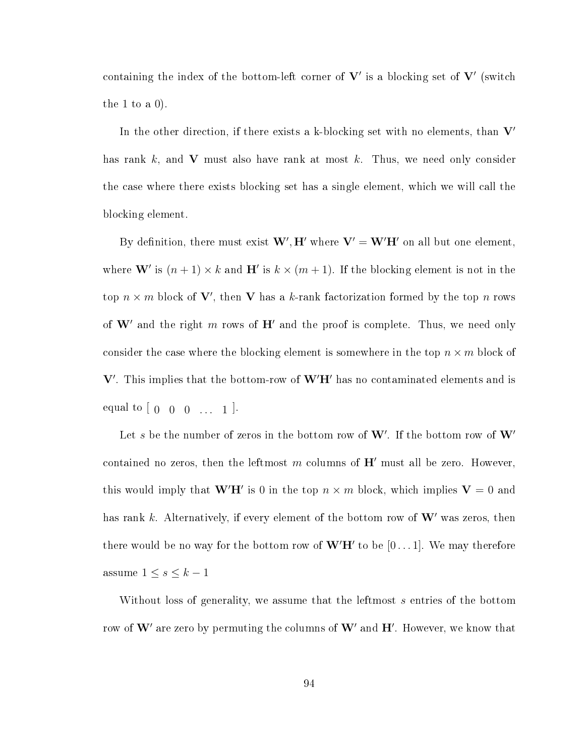containing the index of the bottom-left corner of $\mathbf{V}'$ is a blocking set of $\mathbf{V}'$ (switch the 1 to a 0).

In the other direction, if there exists a k-blocking set with no elements, than $\mathbf{V}'$ has rank $k$, and $\mathbf{V}$ must also have rank at most $k$. Thus, we need only consider the case where there exists blocking set has a single element, which we will call the blocking element.

By definition, there must exist $\mathbf{W}', \mathbf{H}'$ where $\mathbf{V}' = \mathbf{W}'\mathbf{H}'$ on all but one element, where $\mathbf{W}'$ is $(n+1) \times k$ and $\mathbf{H}'$ is $k \times (m+1)$. If the blocking element is not in the top $n \times m$ block of $\mathbf{V}'$, then $\mathbf{V}$ has a $k$-rank factorization formed by the top $n$ rows of $\mathbf{W}'$ and the right $m$ rows of $\mathbf{H}'$ and the proof is complete. Thus, we need only consider the case where the blocking element is somewhere in the top $n \times m$ block of $\mathbf{V}'$. This implies that the bottom-row of $\mathbf{W}'\mathbf{H}'$ has no contaminated elements and is equal to $[\begin{array}{ccccc} 0 & 0 & 0 & \dots & 1 \end{array}]$.

Let $s$ be the number of zeros in the bottom row of $\mathbf{W}'$. If the bottom row of $\mathbf{W}'$ contained no zeros, then the leftmost $m$ columns of $\mathbf{H}'$ must all be zero. However, this would imply that $\mathbf{W}'\mathbf{H}'$ is 0 in the top $n \times m$ block, which implies $\mathbf{V} = 0$ and has rank $k$. Alternatively, if every element of the bottom row of $\mathbf{W}'$ was zeros, then there would be no way for the bottom row of $\mathbf{W}'\mathbf{H}'$ to be $[0 \dots 1]$. We may therefore assume $1 \leq s \leq k - 1$

Without loss of generality, we assume that the leftmost $s$ entries of the bottom row of $\mathbf{W}'$ are zero by permuting the columns of $\mathbf{W}'$ and $\mathbf{H}'$. However, we know that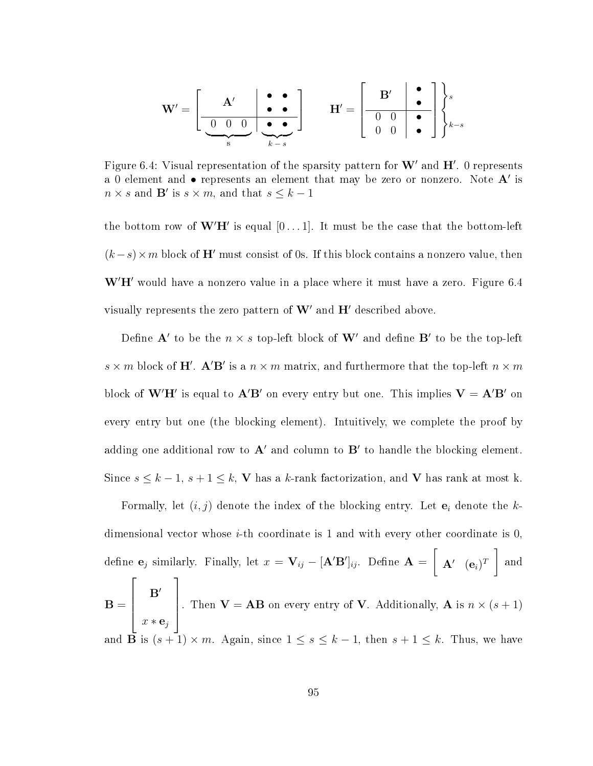$$\mathbf{W}' = \left[\begin{array}{ccc|cc} & \mathbf{A}' & & \bullet & \bullet \\ & & & \bullet & \bullet \\ \hline \underbrace{0 \quad 0 \quad 0}_{s} & & & \underbrace{\bullet \quad \bullet}_{k-s} & \end{array}\right] \qquad \mathbf{H}' = \left[\begin{array}{cc|c} \mathbf{B}' & & \bullet \\ & & \bullet \\ \hline 0 & 0 & \bullet \\ 0 & 0 & \bullet \end{array}\right] \begin{array}{l} \}{s} \\ \}{k-s} \end{array}$$

Figure 6.4: Visual representation of the sparsity pattern for $\mathbf{W}'$ and $\mathbf{H}'$. 0 represents a 0 element and $\bullet$ represents an element that may be zero or nonzero. Note $\mathbf{A}'$ is $n \times s$ and $\mathbf{B}'$ is $s \times m$, and that $s \leq k - 1$

the bottom row of $\mathbf{W}'\mathbf{H}'$ is equal $[0 \ldots 1]$. It must be the case that the bottom-left $(k-s) \times m$ block of $\mathbf{H}'$ must consist of 0s. If this block contains a nonzero value, then $\mathbf{W}'\mathbf{H}'$ would have a nonzero value in a place where it must have a zero. Figure 6.4 visually represents the zero pattern of $\mathbf{W}'$ and $\mathbf{H}'$ described above.

Define $\mathbf{A}'$ to be the $n \times s$ top-left block of $\mathbf{W}'$ and define $\mathbf{B}'$ to be the top-left $s \times m$ block of $\mathbf{H}'$. $\mathbf{A}'\mathbf{B}'$ is a $n \times m$ matrix, and furthermore that the top-left $n \times m$ block of $\mathbf{W}'\mathbf{H}'$ is equal to $\mathbf{A}'\mathbf{B}'$ on every entry but one. This implies $\mathbf{V} = \mathbf{A}'\mathbf{B}'$ on every entry but one (the blocking element). Intuitively, we complete the proof by adding one additional row to $\mathbf{A}'$ and column to $\mathbf{B}'$ to handle the blocking element. Since $s \leq k-1$, $s+1 \leq k$, $\mathbf{V}$ has a $k$-rank factorization, and $\mathbf{V}$ has rank at most k.

Formally, let $(i, j)$ denote the index of the blocking entry. Let $\mathbf{e}_i$ denote the $k$-dimensional vector whose $i$-th coordinate is 1 and with every other coordinate is 0, define $\mathbf{e}_j$ similarly. Finally, let $x = \mathbf{V}_{ij} - [\mathbf{A}'\mathbf{B}']_{ij}$. Define $\mathbf{A} = \left[\begin{array}{cc} \mathbf{A}' & (\mathbf{e}_i)^T \end{array}\right]$ and $\mathbf{B} = \left[\begin{array}{c} \mathbf{B}' \\ \\ x * \mathbf{e}_j \end{array}\right]$. Then $\mathbf{V} = \mathbf{AB}$ on every entry of $\mathbf{V}$. Additionally, $\mathbf{A}$ is $n \times (s+1)$ and $\mathbf{B}$ is $(s+1) \times m$. Again, since $1 \leq s \leq k-1$, then $s+1 \leq k$. Thus, we have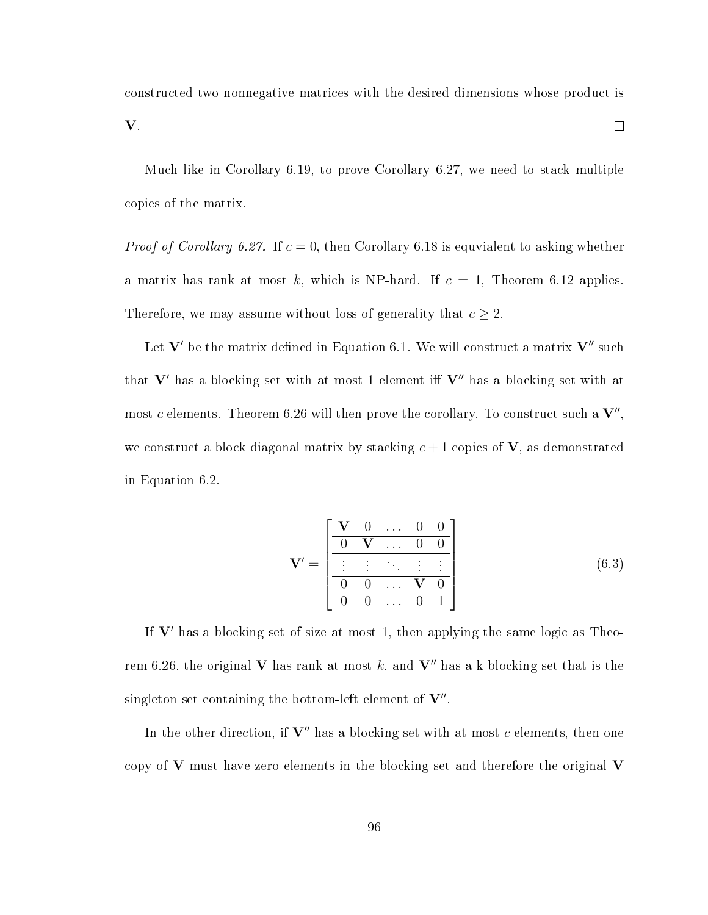constructed two nonnegative matrices with the desired dimensions whose product is $\mathbf{V}$. $\square$

Much like in Corollary 6.19, to prove Corollary 6.27, we need to stack multiple copies of the matrix.

*Proof of Corollary 6.27.* If $c = 0$, then Corollary 6.18 is equvialent to asking whether a matrix has rank at most $k$, which is NP-hard. If $c = 1$, Theorem 6.12 applies. Therefore, we may assume without loss of generality that $c \geq 2$.

Let $\mathbf{V}'$ be the matrix defined in Equation 6.1. We will construct a matrix $\mathbf{V}''$ such that $\mathbf{V}'$ has a blocking set with at most 1 element iff $\mathbf{V}''$ has a blocking set with at most $c$ elements. Theorem 6.26 will then prove the corollary. To construct such a $\mathbf{V}''$, we construct a block diagonal matrix by stacking $c + 1$ copies of $\mathbf{V}$, as demonstrated in Equation 6.2.

$$\mathbf{V}' = \left[\begin{array}{c|c|c|c|c} \mathbf{V} & 0 & \dots & 0 & 0 \\ \hline 0 & \mathbf{V} & \dots & 0 & 0 \\ \hline \vdots & \vdots & \ddots & \vdots & \vdots \\ \hline 0 & 0 & \dots & \mathbf{V} & 0 \\ \hline 0 & 0 & \dots & 0 & 1 \end{array}\right] \tag{6.3}$$

If $\mathbf{V}'$ has a blocking set of size at most 1, then applying the same logic as Theorem 6.26, the original $\mathbf{V}$ has rank at most $k$, and $\mathbf{V}''$ has a k-blocking set that is the singleton set containing the bottom-left element of $\mathbf{V}''$.

In the other direction, if $\mathbf{V}''$ has a blocking set with at most $c$ elements, then one copy of $\mathbf{V}$ must have zero elements in the blocking set and therefore the original $\mathbf{V}$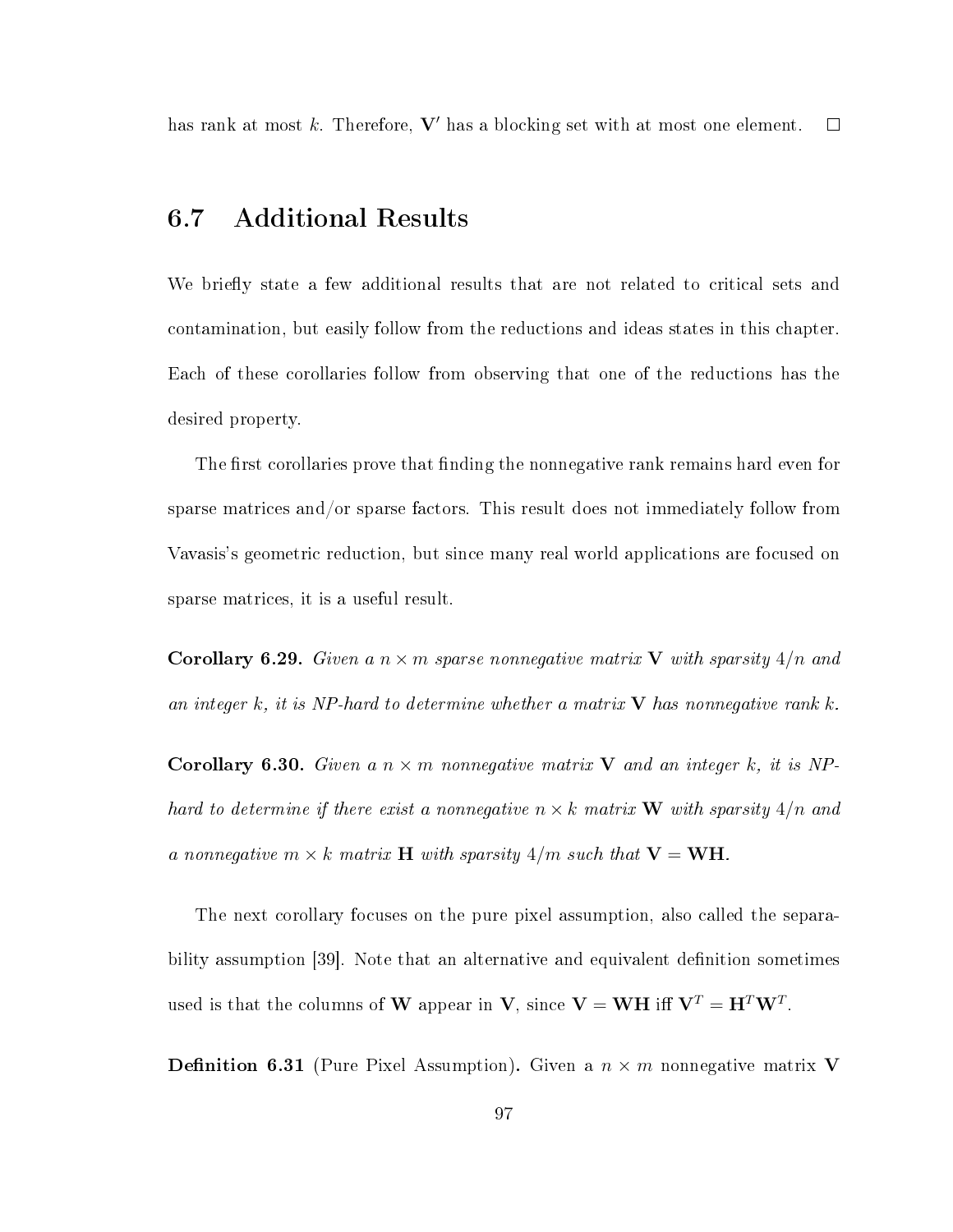has rank at most $k$. Therefore, $\mathbf{V}'$ has a blocking set with at most one element. $\square$

## 6.7 Additional Results

We briefly state a few additional results that are not related to critical sets and contamination, but easily follow from the reductions and ideas states in this chapter. Each of these corollaries follow from observing that one of the reductions has the desired property.

The first corollaries prove that finding the nonnegative rank remains hard even for sparse matrices and/or sparse factors. This result does not immediately follow from Vavasis's geometric reduction, but since many real world applications are focused on sparse matrices, it is a useful result.

**Corollary 6.29.** *Given a $n \times m$ sparse nonnegative matrix $\mathbf{V}$ with sparsity $4/n$ and an integer $k$, it is NP-hard to determine whether a matrix $\mathbf{V}$ has nonnegative rank $k$.*

**Corollary 6.30.** *Given a $n \times m$ nonnegative matrix $\mathbf{V}$ and an integer $k$, it is NP-hard to determine if there exist a nonnegative $n \times k$ matrix $\mathbf{W}$ with sparsity $4/n$ and a nonnegative $m \times k$ matrix $\mathbf{H}$ with sparsity $4/m$ such that $\mathbf{V} = \mathbf{WH}$.*

The next corollary focuses on the pure pixel assumption, also called the separability assumption [39]. Note that an alternative and equivalent definition sometimes used is that the columns of $\mathbf{W}$ appear in $\mathbf{V}$, since $\mathbf{V} = \mathbf{WH}$ iff $\mathbf{V}^T = \mathbf{H}^T\mathbf{W}^T$.

**Definition 6.31** (Pure Pixel Assumption). Given a $n \times m$ nonnegative matrix $\mathbf{V}$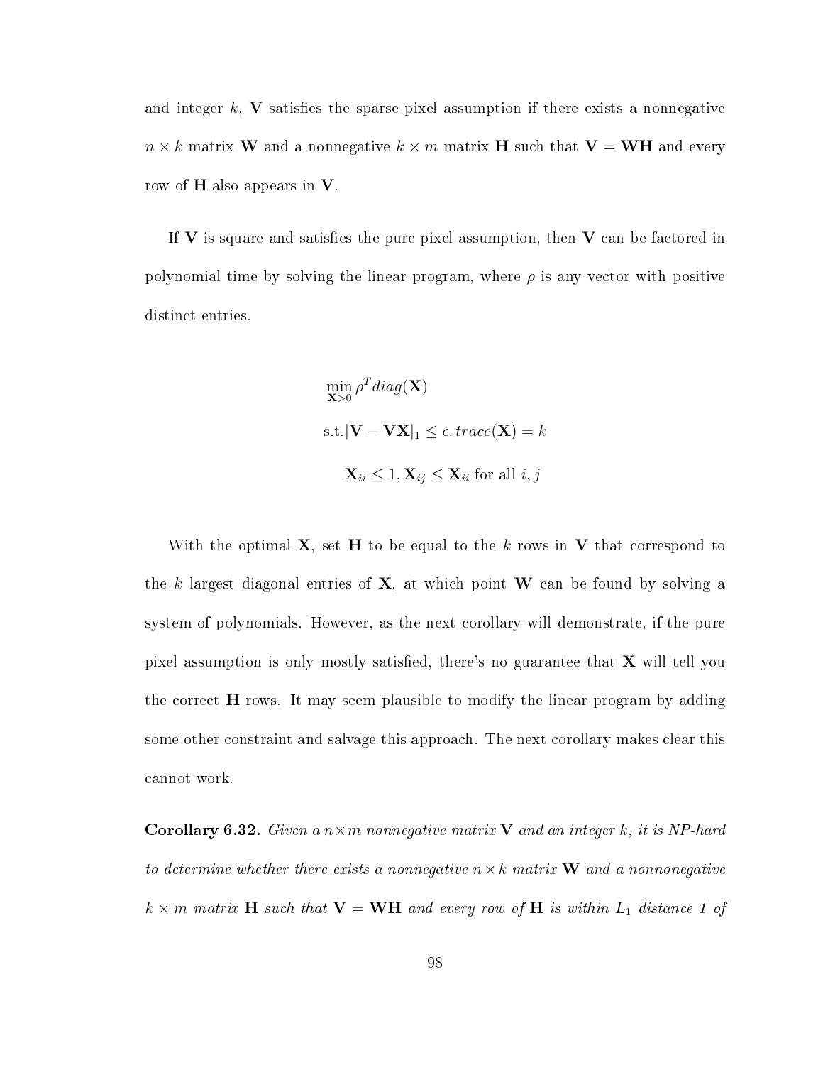and integer $k$, $\mathbf{V}$ satisfies the sparse pixel assumption if there exists a nonnegative $n \times k$ matrix $\mathbf{W}$ and a nonnegative $k \times m$ matrix $\mathbf{H}$ such that $\mathbf{V} = \mathbf{WH}$ and every row of $\mathbf{H}$ also appears in $\mathbf{V}$.

If $\mathbf{V}$ is square and satisfies the pure pixel assumption, then $\mathbf{V}$ can be factored in polynomial time by solving the linear program, where $\rho$ is any vector with positive distinct entries.

$$\min_{\mathbf{X}>0} \rho^T diag(\mathbf{X})$$

$$\text{s.t.} |\mathbf{V} - \mathbf{VX}|_1 \leq \epsilon. \, trace(\mathbf{X}) = k$$

$$\mathbf{X}_{ii} \leq 1, \mathbf{X}_{ij} \leq \mathbf{X}_{ii} \text{ for all } i, j$$

With the optimal $\mathbf{X}$, set $\mathbf{H}$ to be equal to the $k$ rows in $\mathbf{V}$ that correspond to the $k$ largest diagonal entries of $\mathbf{X}$, at which point $\mathbf{W}$ can be found by solving a system of polynomials. However, as the next corollary will demonstrate, if the pure pixel assumption is only mostly satisfied, there's no guarantee that $\mathbf{X}$ will tell you the correct $\mathbf{H}$ rows. It may seem plausible to modify the linear program by adding some other constraint and salvage this approach. The next corollary makes clear this cannot work.

**Corollary 6.32.** *Given a $n \times m$ nonnegative matrix $\mathbf{V}$ and an integer $k$, it is NP-hard to determine whether there exists a nonnegative $n \times k$ matrix $\mathbf{W}$ and a nonnonegative $k \times m$ matrix $\mathbf{H}$ such that $\mathbf{V} = \mathbf{WH}$ and every row of $\mathbf{H}$ is within $L_1$ distance 1 of*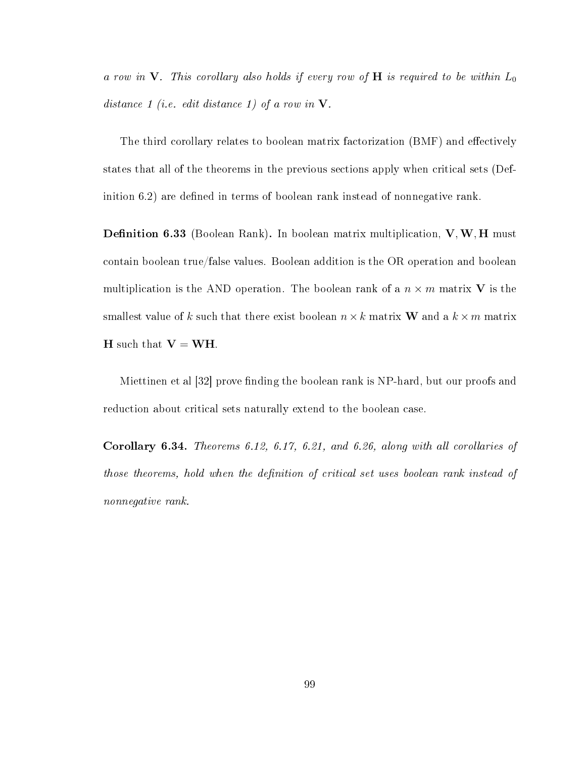*a row in* $\mathbf{V}$*. This corollary also holds if every row of* $\mathbf{H}$ *is required to be within* $L_0$ *distance 1 (i.e. edit distance 1) of a row in* $\mathbf{V}$*.*

The third corollary relates to boolean matrix factorization (BMF) and effectively states that all of the theorems in the previous sections apply when critical sets (Definition 6.2) are defined in terms of boolean rank instead of nonnegative rank.

**Definition 6.33** (Boolean Rank)**.** In boolean matrix multiplication, $\mathbf{V}, \mathbf{W}, \mathbf{H}$ must contain boolean true/false values. Boolean addition is the OR operation and boolean multiplication is the AND operation. The boolean rank of a $n \times m$ matrix $\mathbf{V}$ is the smallest value of $k$ such that there exist boolean $n \times k$ matrix $\mathbf{W}$ and a $k \times m$ matrix $\mathbf{H}$ such that $\mathbf{V} = \mathbf{WH}$.

Miettinen et al [32] prove finding the boolean rank is NP-hard, but our proofs and reduction about critical sets naturally extend to the boolean case.

**Corollary 6.34.** *Theorems 6.12, 6.17, 6.21, and 6.26, along with all corollaries of those theorems, hold when the definition of critical set uses boolean rank instead of nonnegative rank.*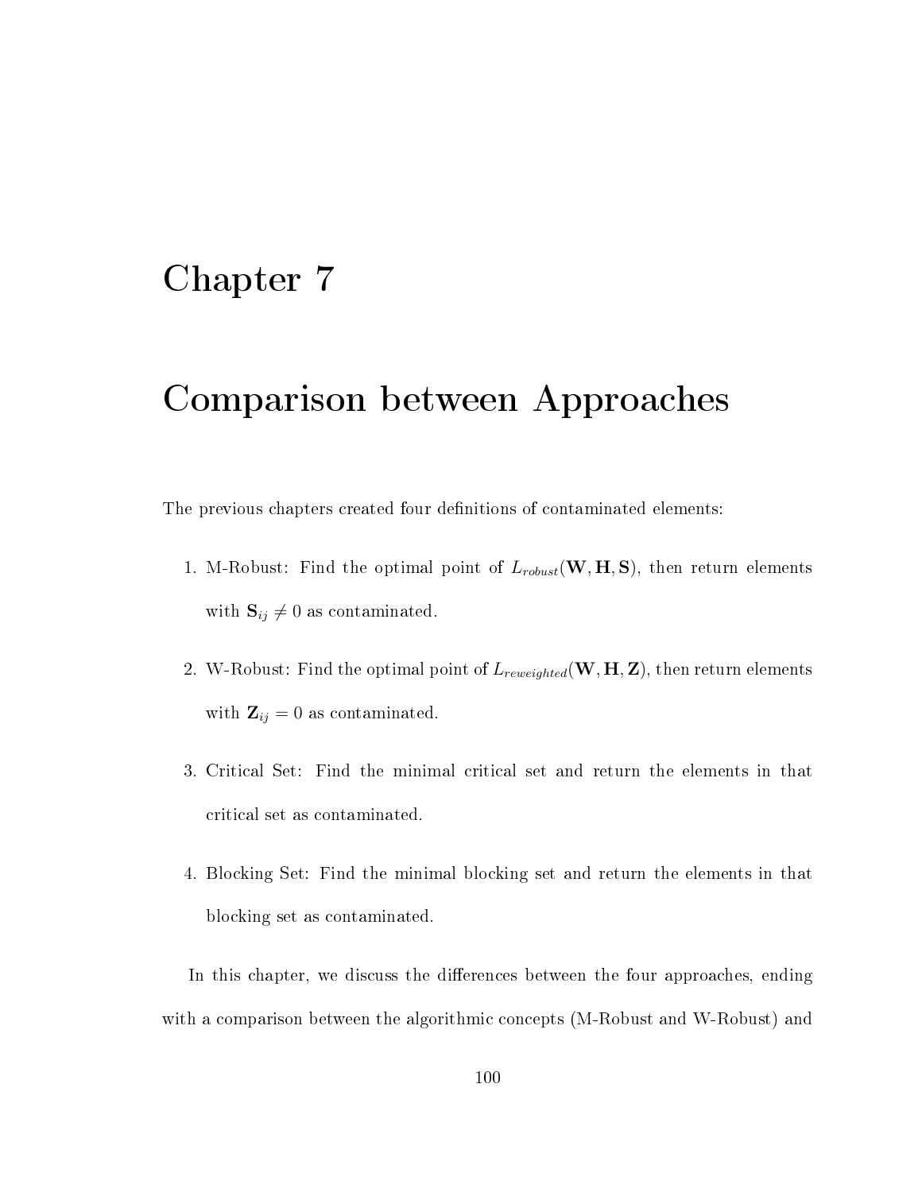# Chapter 7

# Comparison between Approaches

The previous chapters created four definitions of contaminated elements:

1. M-Robust: Find the optimal point of $L_{robust}(\mathbf{W}, \mathbf{H}, \mathbf{S})$, then return elements with $\mathbf{S}_{ij} \neq 0$ as contaminated.
2. W-Robust: Find the optimal point of $L_{reweighted}(\mathbf{W}, \mathbf{H}, \mathbf{Z})$, then return elements with $\mathbf{Z}_{ij} = 0$ as contaminated.
3. Critical Set: Find the minimal critical set and return the elements in that critical set as contaminated.
4. Blocking Set: Find the minimal blocking set and return the elements in that blocking set as contaminated.

In this chapter, we discuss the differences between the four approaches, ending with a comparison between the algorithmic concepts (M-Robust and W-Robust) and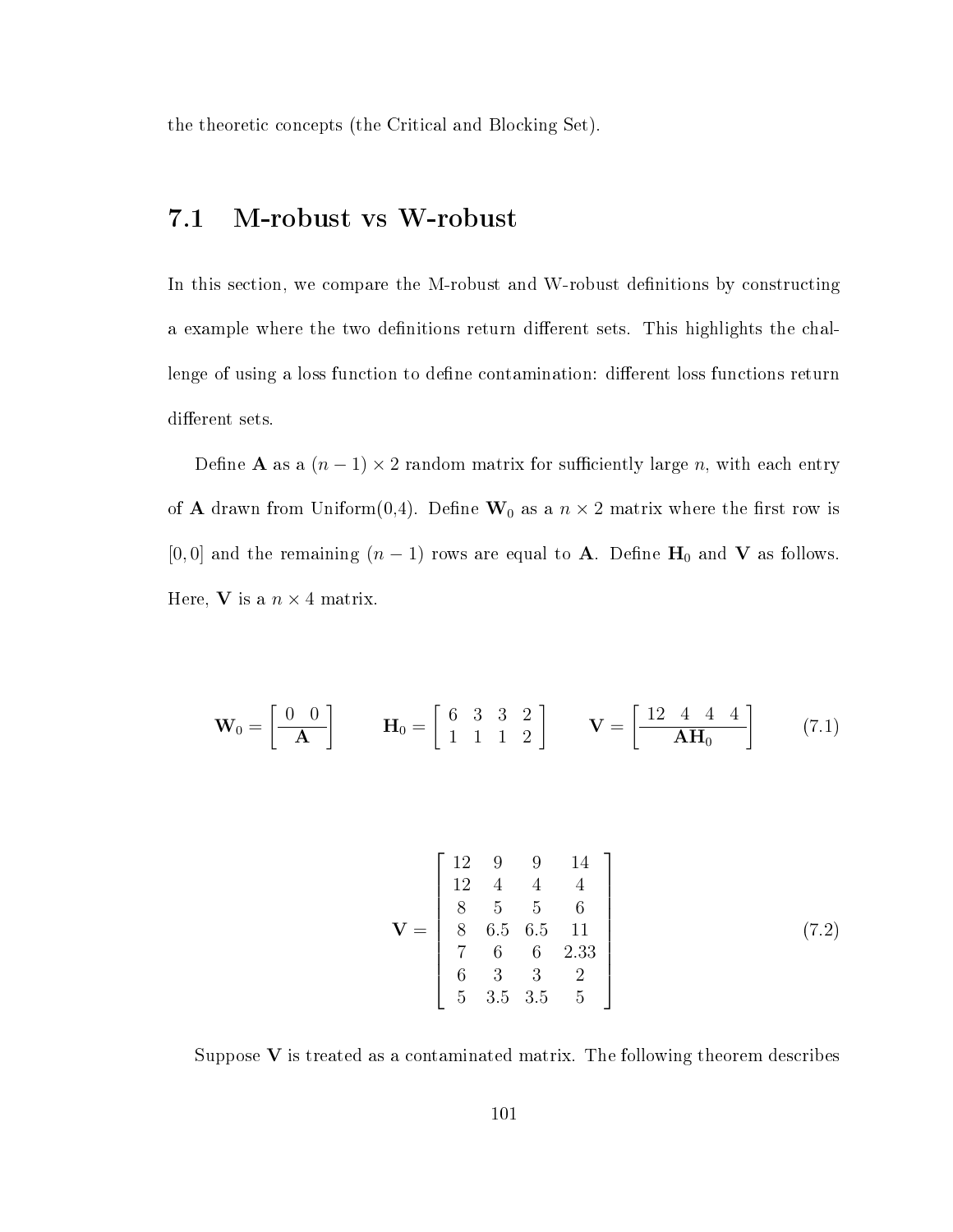the theoretic concepts (the Critical and Blocking Set).

## 7.1 M-robust vs W-robust

In this section, we compare the M-robust and W-robust definitions by constructing a example where the two definitions return different sets. This highlights the challenge of using a loss function to define contamination: different loss functions return different sets.

Define $\mathbf{A}$ as a $(n-1) \times 2$ random matrix for sufficiently large $n$, with each entry of $\mathbf{A}$ drawn from Uniform(0,4). Define $\mathbf{W}_0$ as a $n \times 2$ matrix where the first row is $[0, 0]$ and the remaining $(n-1)$ rows are equal to $\mathbf{A}$. Define $\mathbf{H}_0$ and $\mathbf{V}$ as follows. Here, $\mathbf{V}$ is a $n \times 4$ matrix.

$$\mathbf{W}_0 = \left[\begin{array}{cc} 0 & 0 \\ \hline \multicolumn{2}{c}{\mathbf{A}} \end{array}\right] \qquad \mathbf{H}_0 = \begin{bmatrix} 6 & 3 & 3 & 2 \\ 1 & 1 & 1 & 2 \end{bmatrix} \qquad \mathbf{V} = \left[\begin{array}{cccc} 12 & 4 & 4 & 4 \\ \hline \multicolumn{4}{c}{\mathbf{AH}_0} \end{array}\right] \tag{7.1}$$

$$\mathbf{V} = \begin{bmatrix} 12 & 9 & 9 & 14 \\ 12 & 4 & 4 & 4 \\ 8 & 5 & 5 & 6 \\ 8 & 6.5 & 6.5 & 11 \\ 7 & 6 & 6 & 2.33 \\ 6 & 3 & 3 & 2 \\ 5 & 3.5 & 3.5 & 5 \end{bmatrix} \tag{7.2}$$

Suppose $\mathbf{V}$ is treated as a contaminated matrix. The following theorem describes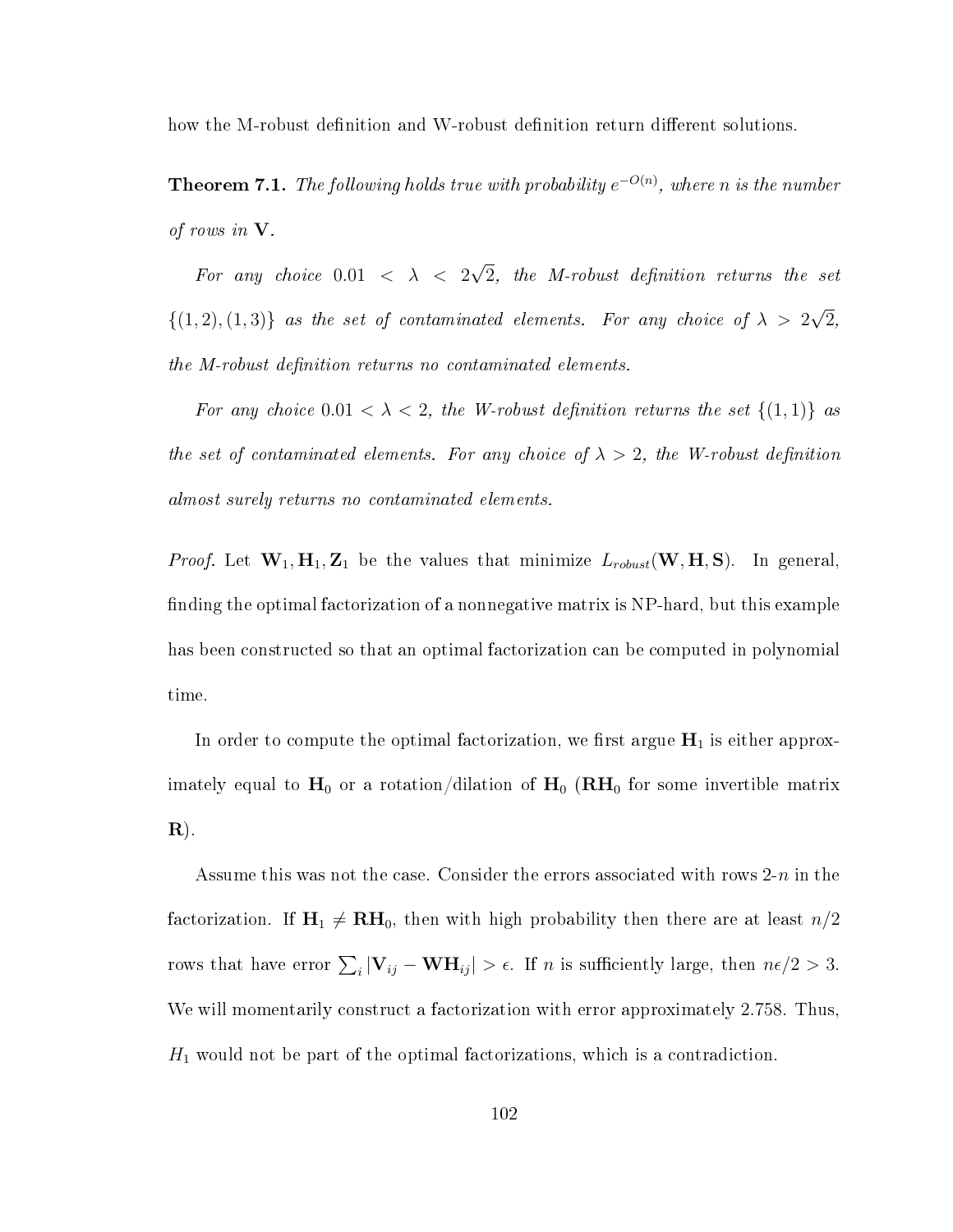how the M-robust definition and W-robust definition return different solutions.

**Theorem 7.1.** *The following holds true with probability $e^{-O(n)}$, where $n$ is the number of rows in $\mathbf{V}$.*

*For any choice $0.01 < \lambda < 2\sqrt{2}$, the M-robust definition returns the set $\{(1,2),(1,3)\}$ as the set of contaminated elements. For any choice of $\lambda > 2\sqrt{2}$, the M-robust definition returns no contaminated elements.*

*For any choice $0.01 < \lambda < 2$, the W-robust definition returns the set $\{(1,1)\}$ as the set of contaminated elements. For any choice of $\lambda > 2$, the W-robust definition almost surely returns no contaminated elements.*

*Proof.* Let $\mathbf{W}_1, \mathbf{H}_1, \mathbf{Z}_1$ be the values that minimize $L_{robust}(\mathbf{W}, \mathbf{H}, \mathbf{S})$. In general, finding the optimal factorization of a nonnegative matrix is NP-hard, but this example has been constructed so that an optimal factorization can be computed in polynomial time.

In order to compute the optimal factorization, we first argue $\mathbf{H}_1$ is either approximately equal to $\mathbf{H}_0$ or a rotation/dilation of $\mathbf{H}_0$ ($\mathbf{R}\mathbf{H}_0$ for some invertible matrix $\mathbf{R}$).

Assume this was not the case. Consider the errors associated with rows 2-$n$ in the factorization. If $\mathbf{H}_1 \neq \mathbf{R}\mathbf{H}_0$, then with high probability then there are at least $n/2$ rows that have error $\sum_i |\mathbf{V}_{ij} - \mathbf{W}\mathbf{H}_{ij}| > \epsilon$. If $n$ is sufficiently large, then $n\epsilon/2 > 3$. We will momentarily construct a factorization with error approximately 2.758. Thus, $H_1$ would not be part of the optimal factorizations, which is a contradiction.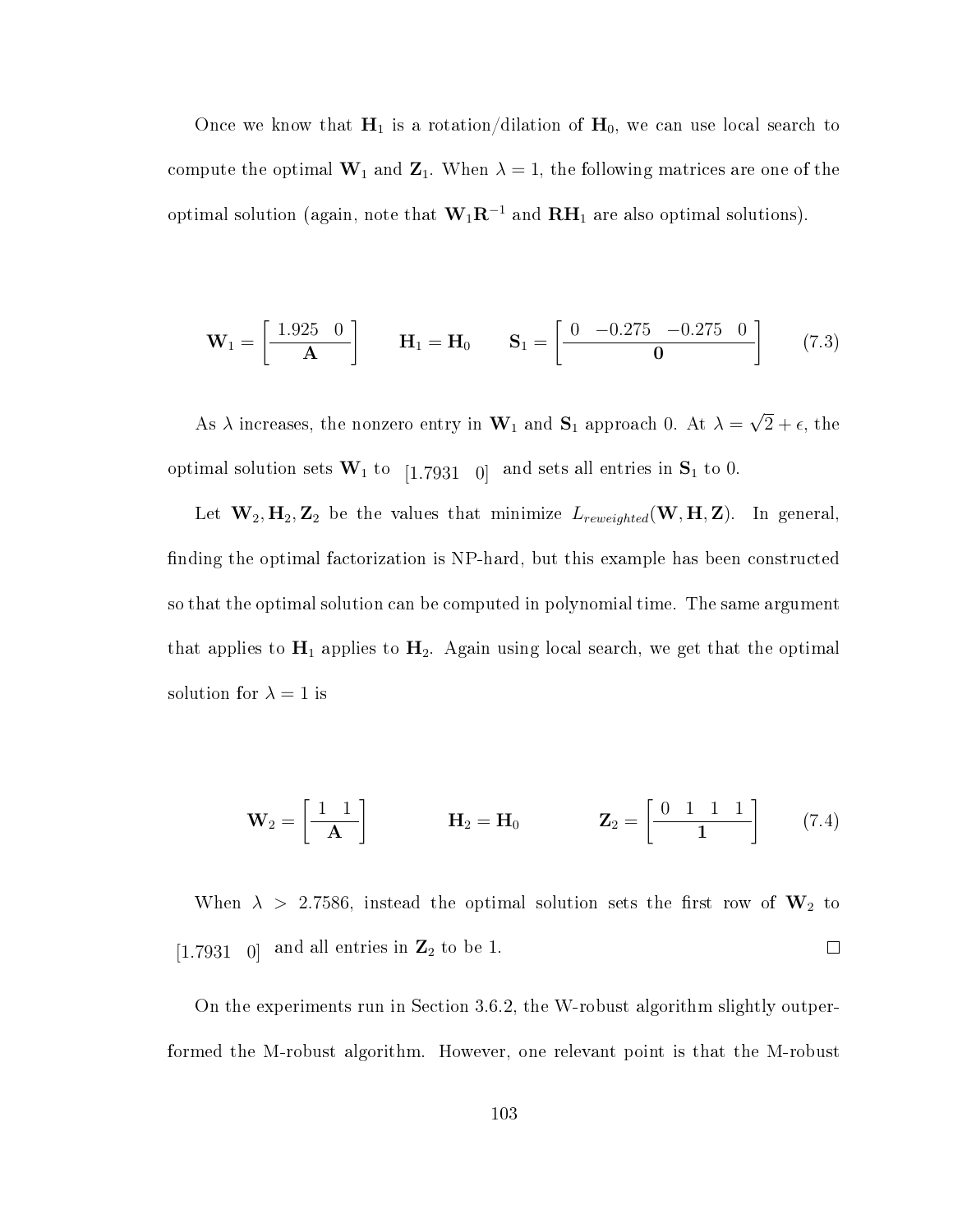Once we know that $\mathbf{H}_1$ is a rotation/dilation of $\mathbf{H}_0$, we can use local search to compute the optimal $\mathbf{W}_1$ and $\mathbf{Z}_1$. When $\lambda = 1$, the following matrices are one of the optimal solution (again, note that $\mathbf{W}_1\mathbf{R}^{-1}$ and $\mathbf{R}\mathbf{H}_1$ are also optimal solutions).

$$\mathbf{W}_1 = \left[ \begin{array}{cc} 1.925 & 0 \\ \hline \multicolumn{2}{c}{\mathbf{A}} \end{array} \right] \qquad \mathbf{H}_1 = \mathbf{H}_0 \qquad \mathbf{S}_1 = \left[ \begin{array}{cccc} 0 & -0.275 & -0.275 & 0 \\ \hline \multicolumn{4}{c}{\mathbf{0}} \end{array} \right] \tag{7.3}$$

As $\lambda$ increases, the nonzero entry in $\mathbf{W}_1$ and $\mathbf{S}_1$ approach 0. At $\lambda = \sqrt{2} + \epsilon$, the optimal solution sets $\mathbf{W}_1$ to $[1.7931 \quad 0]$ and sets all entries in $\mathbf{S}_1$ to 0.

Let $\mathbf{W}_2, \mathbf{H}_2, \mathbf{Z}_2$ be the values that minimize $L_{reweighted}(\mathbf{W}, \mathbf{H}, \mathbf{Z})$. In general, finding the optimal factorization is NP-hard, but this example has been constructed so that the optimal solution can be computed in polynomial time. The same argument that applies to $\mathbf{H}_1$ applies to $\mathbf{H}_2$. Again using local search, we get that the optimal solution for $\lambda = 1$ is

$$\mathbf{W}_2 = \left[ \begin{array}{cc} 1 & 1 \\ \hline \multicolumn{2}{c}{\mathbf{A}} \end{array} \right] \qquad \mathbf{H}_2 = \mathbf{H}_0 \qquad \mathbf{Z}_2 = \left[ \begin{array}{cccc} 0 & 1 & 1 & 1 \\ \hline \multicolumn{4}{c}{\mathbf{1}} \end{array} \right] \tag{7.4}$$

When $\lambda > 2.7586$, instead the optimal solution sets the first row of $\mathbf{W}_2$ to $[1.7931 \quad 0]$ and all entries in $\mathbf{Z}_2$ to be 1. $\square$

On the experiments run in Section 3.6.2, the W-robust algorithm slightly outperformed the M-robust algorithm. However, one relevant point is that the M-robust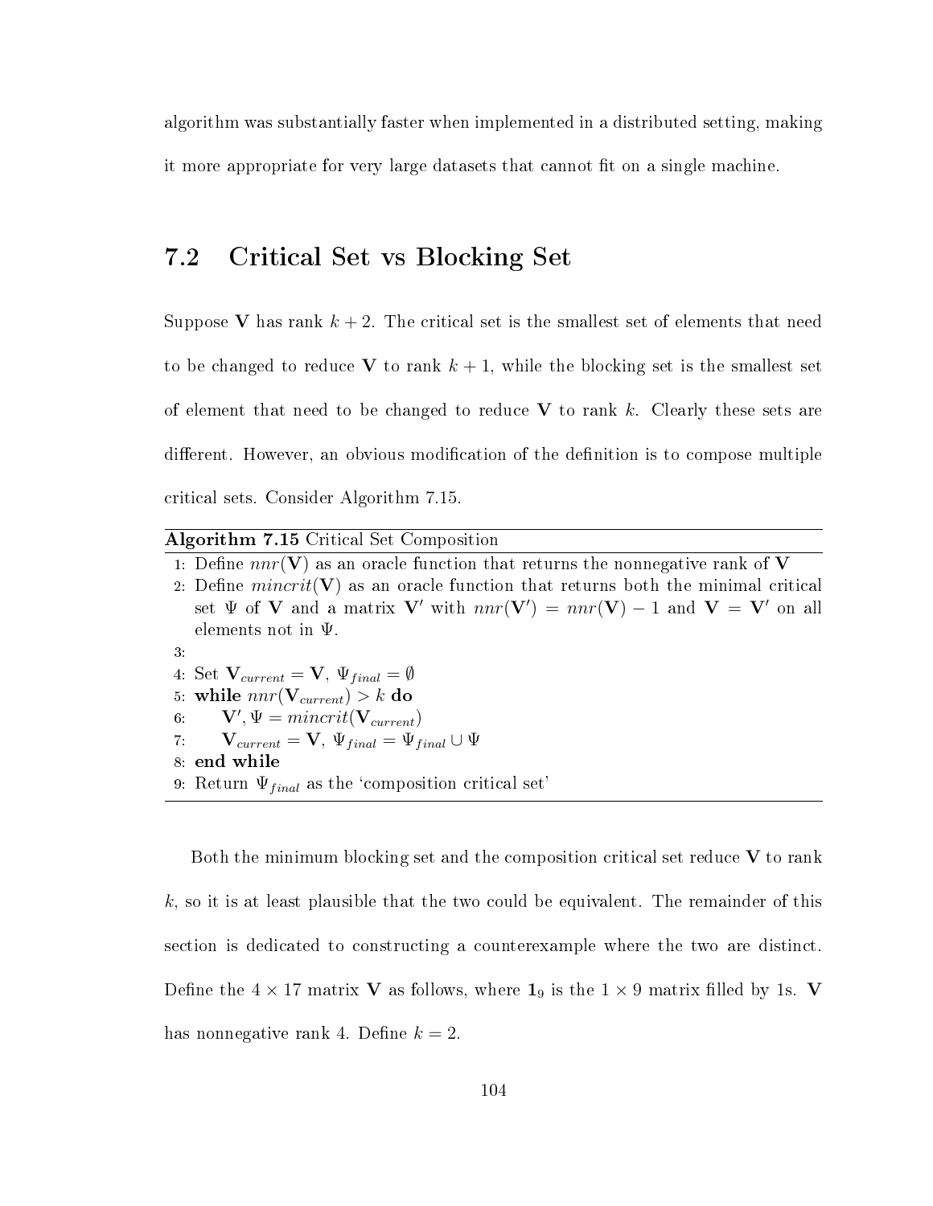algorithm was substantially faster when implemented in a distributed setting, making it more appropriate for very large datasets that cannot fit on a single machine.

## 7.2 Critical Set vs Blocking Set

Suppose $\mathbf{V}$ has rank $k+2$. The critical set is the smallest set of elements that need to be changed to reduce $\mathbf{V}$ to rank $k+1$, while the blocking set is the smallest set of element that need to be changed to reduce $\mathbf{V}$ to rank $k$. Clearly these sets are different. However, an obvious modification of the definition is to compose multiple critical sets. Consider Algorithm 7.15.

---

**Algorithm 7.15** Critical Set Composition

---

1: Define $nnr(\mathbf{V})$ as an oracle function that returns the nonnegative rank of $\mathbf{V}$
2: Define $mincrit(\mathbf{V})$ as an oracle function that returns both the minimal critical set $\Psi$ of $\mathbf{V}$ and a matrix $\mathbf{V}'$ with $nnr(\mathbf{V}') = nnr(\mathbf{V}) - 1$ and $\mathbf{V} = \mathbf{V}'$ on all elements not in $\Psi$.
3:
4: Set $\mathbf{V}_{current} = \mathbf{V}$, $\Psi_{final} = \emptyset$
5: **while** $nnr(\mathbf{V}_{current}) > k$ **do**
6: $\quad$ $\mathbf{V}', \Psi = mincrit(\mathbf{V}_{current})$
7: $\quad$ $\mathbf{V}_{current} = \mathbf{V}$, $\Psi_{final} = \Psi_{final} \cup \Psi$
8: **end while**
9: Return $\Psi_{final}$ as the 'composition critical set'

---

Both the minimum blocking set and the composition critical set reduce $\mathbf{V}$ to rank $k$, so it is at least plausible that the two could be equivalent. The remainder of this section is dedicated to constructing a counterexample where the two are distinct. Define the $4 \times 17$ matrix $\mathbf{V}$ as follows, where $\mathbf{1}_9$ is the $1 \times 9$ matrix filled by 1s. $\mathbf{V}$ has nonnegative rank 4. Define $k = 2$.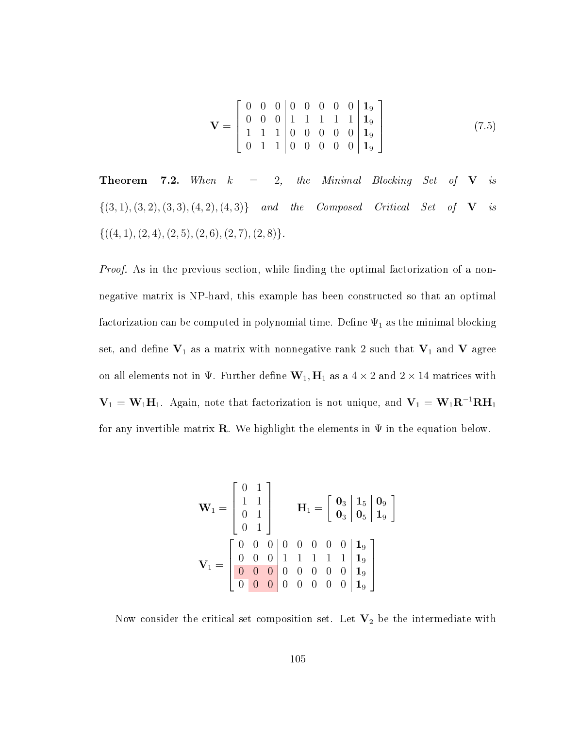$$
\mathbf{V} = \left[\begin{array}{ccc|ccccc|c} 0 & 0 & 0 & 0 & 0 & 0 & 0 & 0 & \mathbf{1}_9 \\ 0 & 0 & 0 & 1 & 1 & 1 & 1 & 1 & \mathbf{1}_9 \\ 1 & 1 & 1 & 0 & 0 & 0 & 0 & 0 & \mathbf{1}_9 \\ 0 & 1 & 1 & 0 & 0 & 0 & 0 & 0 & \mathbf{1}_9 \end{array}\right] \tag{7.5}
$$

**Theorem 7.2.** *When $k = 2$, the Minimal Blocking Set of $\mathbf{V}$ is $\{(3,1),(3,2),(3,3),(4,2),(4,3)\}$ and the Composed Critical Set of $\mathbf{V}$ is $\{((4,1),(2,4),(2,5),(2,6),(2,7),(2,8)\}$.*

*Proof.* As in the previous section, while finding the optimal factorization of a nonnegative matrix is NP-hard, this example has been constructed so that an optimal factorization can be computed in polynomial time. Define $\Psi_1$ as the minimal blocking set, and define $\mathbf{V}_1$ as a matrix with nonnegative rank 2 such that $\mathbf{V}_1$ and $\mathbf{V}$ agree on all elements not in $\Psi$. Further define $\mathbf{W}_1, \mathbf{H}_1$ as a $4 \times 2$ and $2 \times 14$ matrices with $\mathbf{V}_1 = \mathbf{W}_1\mathbf{H}_1$. Again, note that factorization is not unique, and $\mathbf{V}_1 = \mathbf{W}_1\mathbf{R}^{-1}\mathbf{R}\mathbf{H}_1$ for any invertible matrix $\mathbf{R}$. We highlight the elements in $\Psi$ in the equation below.

$$
\mathbf{W}_1 = \begin{bmatrix} 0 & 1 \\ 1 & 1 \\ 0 & 1 \\ 0 & 1 \end{bmatrix} \qquad \mathbf{H}_1 = \left[\begin{array}{c|c|c} \mathbf{0}_3 & \mathbf{1}_5 & \mathbf{0}_9 \\ \mathbf{0}_3 & \mathbf{0}_5 & \mathbf{1}_9 \end{array}\right]
$$

$$
\mathbf{V}_1 = \left[\begin{array}{ccc|ccccc|c} 0 & 0 & 0 & 0 & 0 & 0 & 0 & 0 & \mathbf{1}_9 \\ 0 & 0 & 0 & 1 & 1 & 1 & 1 & 1 & \mathbf{1}_9 \\ 0 & 0 & 0 & 0 & 0 & 0 & 0 & 0 & \mathbf{1}_9 \\ 0 & 0 & 0 & 0 & 0 & 0 & 0 & 0 & \mathbf{1}_9 \end{array}\right]
$$

Now consider the critical set composition set. Let $\mathbf{V}_2$ be the intermediate with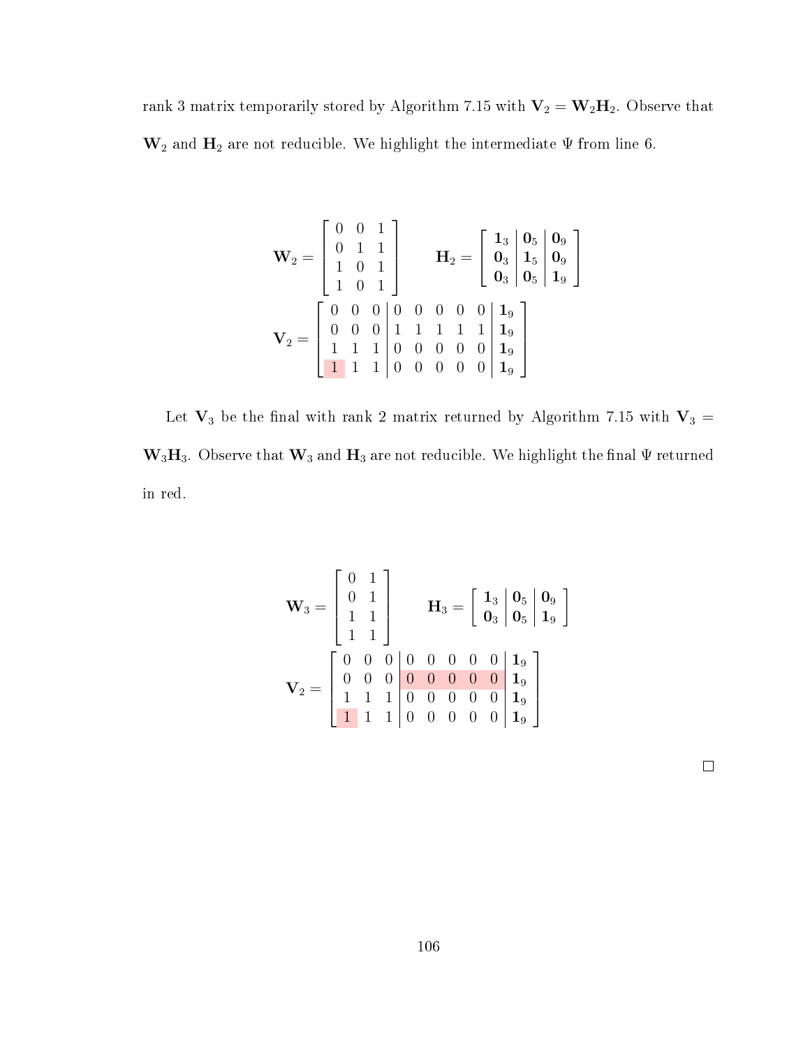rank 3 matrix temporarily stored by Algorithm 7.15 with $\mathbf{V}_2 = \mathbf{W}_2\mathbf{H}_2$. Observe that $\mathbf{W}_2$ and $\mathbf{H}_2$ are not reducible. We highlight the intermediate $\Psi$ from line 6.

$$
\mathbf{W}_2 = \begin{bmatrix} 0 & 0 & 1 \\ 0 & 1 & 1 \\ 1 & 0 & 1 \\ 1 & 0 & 1 \end{bmatrix} \qquad \mathbf{H}_2 = \left[\begin{array}{c|c|c} \mathbf{1}_3 & \mathbf{0}_5 & \mathbf{0}_9 \\ \mathbf{0}_3 & \mathbf{1}_5 & \mathbf{0}_9 \\ \mathbf{0}_3 & \mathbf{0}_5 & \mathbf{1}_9 \end{array}\right]
$$

$$
\mathbf{V}_2 = \left[\begin{array}{ccc|ccccc|c} 0 & 0 & 0 & 0 & 0 & 0 & 0 & 0 & \mathbf{1}_9 \\ 0 & 0 & 0 & 1 & 1 & 1 & 1 & 1 & \mathbf{1}_9 \\ 1 & 1 & 1 & 0 & 0 & 0 & 0 & 0 & \mathbf{1}_9 \\ 1 & 1 & 1 & 0 & 0 & 0 & 0 & 0 & \mathbf{1}_9 \end{array}\right]
$$

Let $\mathbf{V}_3$ be the final with rank 2 matrix returned by Algorithm 7.15 with $\mathbf{V}_3 = \mathbf{W}_3\mathbf{H}_3$. Observe that $\mathbf{W}_3$ and $\mathbf{H}_3$ are not reducible. We highlight the final $\Psi$ returned in red.

$$
\mathbf{W}_3 = \begin{bmatrix} 0 & 1 \\ 0 & 1 \\ 1 & 1 \\ 1 & 1 \end{bmatrix} \qquad \mathbf{H}_3 = \left[\begin{array}{c|c|c} \mathbf{1}_3 & \mathbf{0}_5 & \mathbf{0}_9 \\ \mathbf{0}_3 & \mathbf{0}_5 & \mathbf{1}_9 \end{array}\right]
$$

$$
\mathbf{V}_2 = \left[\begin{array}{ccc|ccccc|c} 0 & 0 & 0 & 0 & 0 & 0 & 0 & 0 & \mathbf{1}_9 \\ 0 & 0 & 0 & 0 & 0 & 0 & 0 & 0 & \mathbf{1}_9 \\ 1 & 1 & 1 & 0 & 0 & 0 & 0 & 0 & \mathbf{1}_9 \\ 1 & 1 & 1 & 0 & 0 & 0 & 0 & 0 & \mathbf{1}_9 \end{array}\right]
$$

□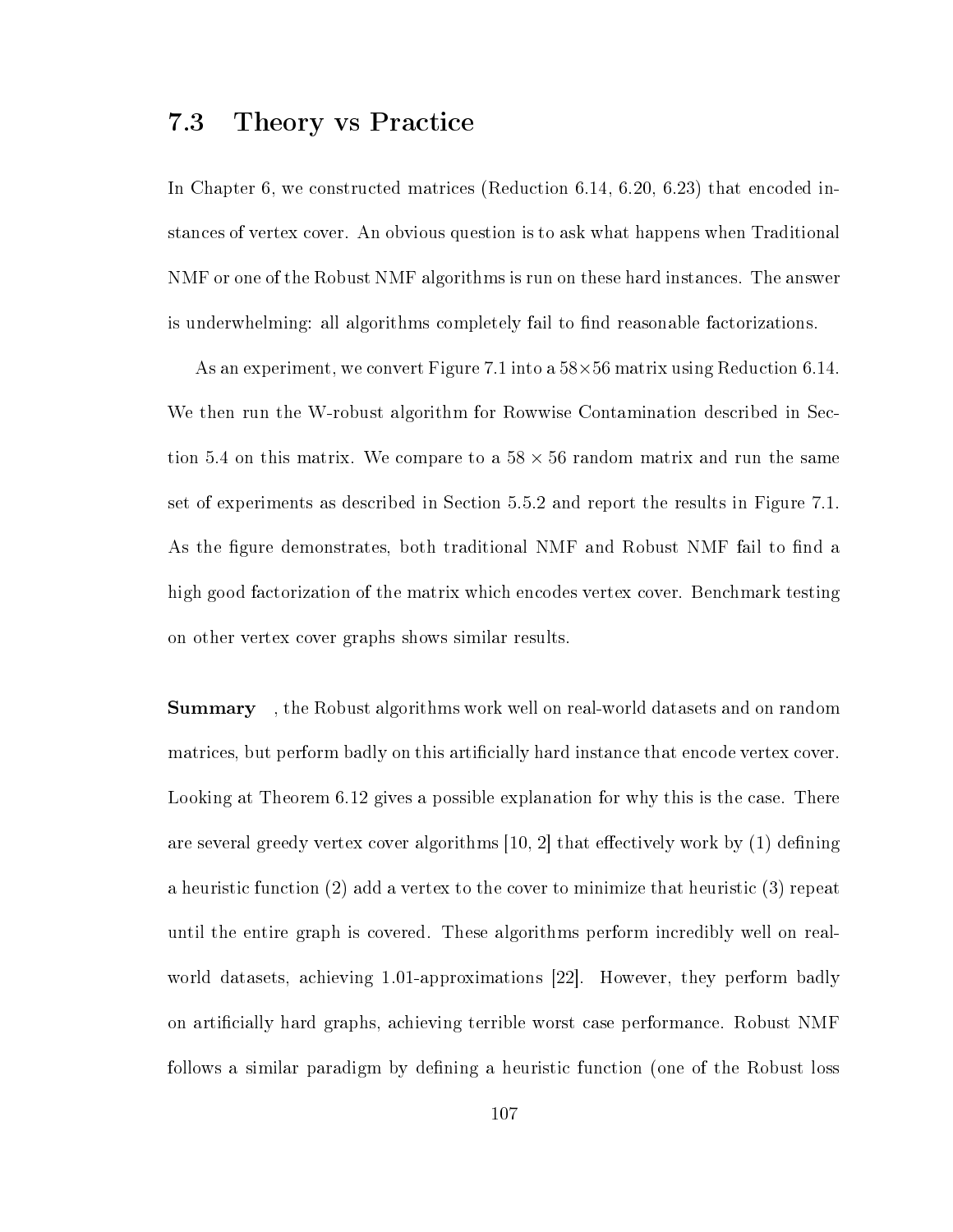## 7.3 Theory vs Practice

In Chapter 6, we constructed matrices (Reduction 6.14, 6.20, 6.23) that encoded instances of vertex cover. An obvious question is to ask what happens when Traditional NMF or one of the Robust NMF algorithms is run on these hard instances. The answer is underwhelming: all algorithms completely fail to find reasonable factorizations.

As an experiment, we convert Figure 7.1 into a $58 \times 56$ matrix using Reduction 6.14. We then run the W-robust algorithm for Rowwise Contamination described in Section 5.4 on this matrix. We compare to a $58 \times 56$ random matrix and run the same set of experiments as described in Section 5.5.2 and report the results in Figure 7.1. As the figure demonstrates, both traditional NMF and Robust NMF fail to find a high good factorization of the matrix which encodes vertex cover. Benchmark testing on other vertex cover graphs shows similar results.

**Summary** , the Robust algorithms work well on real-world datasets and on random matrices, but perform badly on this artificially hard instance that encode vertex cover. Looking at Theorem 6.12 gives a possible explanation for why this is the case. There are several greedy vertex cover algorithms [10, 2] that effectively work by (1) defining a heuristic function (2) add a vertex to the cover to minimize that heuristic (3) repeat until the entire graph is covered. These algorithms perform incredibly well on real-world datasets, achieving 1.01-approximations [22]. However, they perform badly on artificially hard graphs, achieving terrible worst case performance. Robust NMF follows a similar paradigm by defining a heuristic function (one of the Robust loss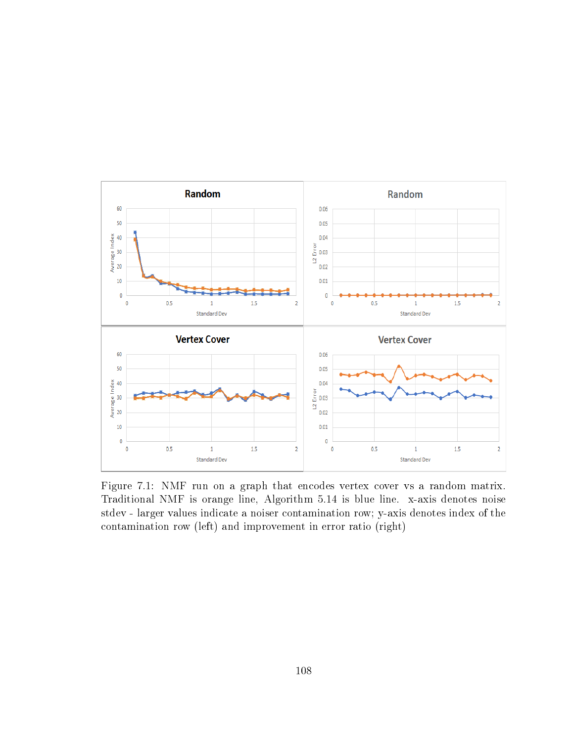Figure 7.1: NMF run on a graph that encodes vertex cover vs a random matrix. Traditional NMF is orange line, Algorithm 5.14 is blue line. x-axis denotes noise stdev - larger values indicate a noiser contamination row; y-axis denotes index of the contamination row (left) and improvement in error ratio (right)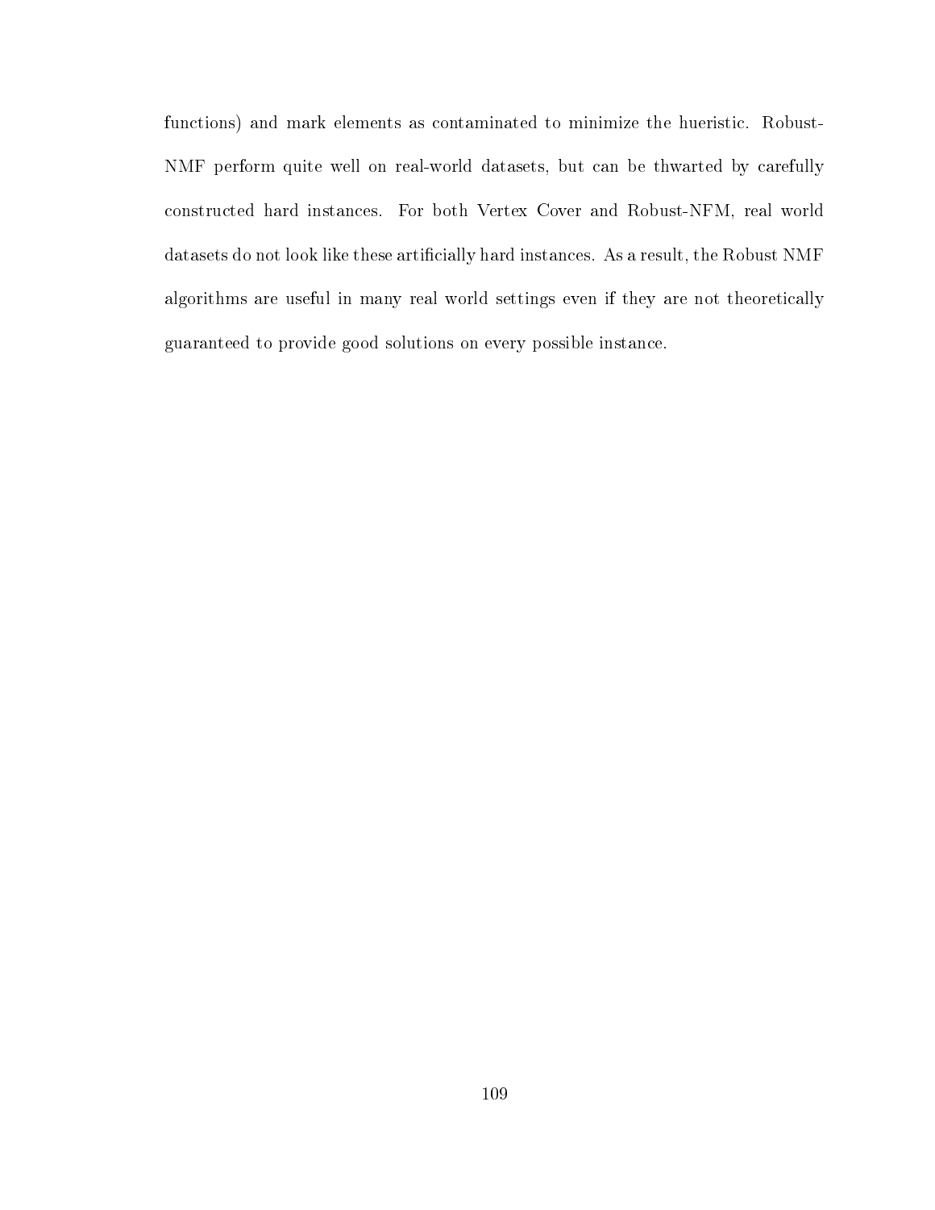functions) and mark elements as contaminated to minimize the hueristic. Robust-NMF perform quite well on real-world datasets, but can be thwarted by carefully constructed hard instances. For both Vertex Cover and Robust-NFM, real world datasets do not look like these artificially hard instances. As a result, the Robust NMF algorithms are useful in many real world settings even if they are not theoretically guaranteed to provide good solutions on every possible instance.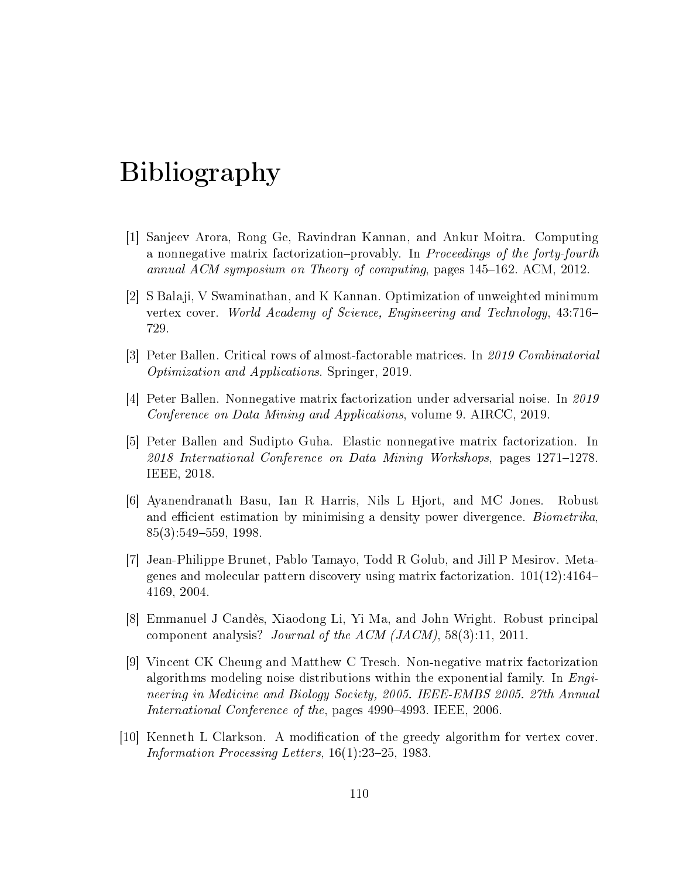# Bibliography

[1] Sanjeev Arora, Rong Ge, Ravindran Kannan, and Ankur Moitra. Computing a nonnegative matrix factorization–provably. In *Proceedings of the forty-fourth annual ACM symposium on Theory of computing*, pages 145–162. ACM, 2012.

[2] S Balaji, V Swaminathan, and K Kannan. Optimization of unweighted minimum vertex cover. *World Academy of Science, Engineering and Technology*, 43:716–729.

[3] Peter Ballen. Critical rows of almost-factorable matrices. In *2019 Combinatorial Optimization and Applications*. Springer, 2019.

[4] Peter Ballen. Nonnegative matrix factorization under adversarial noise. In *2019 Conference on Data Mining and Applications*, volume 9. AIRCC, 2019.

[5] Peter Ballen and Sudipto Guha. Elastic nonnegative matrix factorization. In *2018 International Conference on Data Mining Workshops*, pages 1271–1278. IEEE, 2018.

[6] Ayanendranath Basu, Ian R Harris, Nils L Hjort, and MC Jones. Robust and efficient estimation by minimising a density power divergence. *Biometrika*, 85(3):549–559, 1998.

[7] Jean-Philippe Brunet, Pablo Tamayo, Todd R Golub, and Jill P Mesirov. Metagenes and molecular pattern discovery using matrix factorization. 101(12):4164–4169, 2004.

[8] Emmanuel J Candès, Xiaodong Li, Yi Ma, and John Wright. Robust principal component analysis? *Journal of the ACM (JACM)*, 58(3):11, 2011.

[9] Vincent CK Cheung and Matthew C Tresch. Non-negative matrix factorization algorithms modeling noise distributions within the exponential family. In *Engineering in Medicine and Biology Society, 2005. IEEE-EMBS 2005. 27th Annual International Conference of the*, pages 4990–4993. IEEE, 2006.

[10] Kenneth L Clarkson. A modification of the greedy algorithm for vertex cover. *Information Processing Letters*, 16(1):23–25, 1983.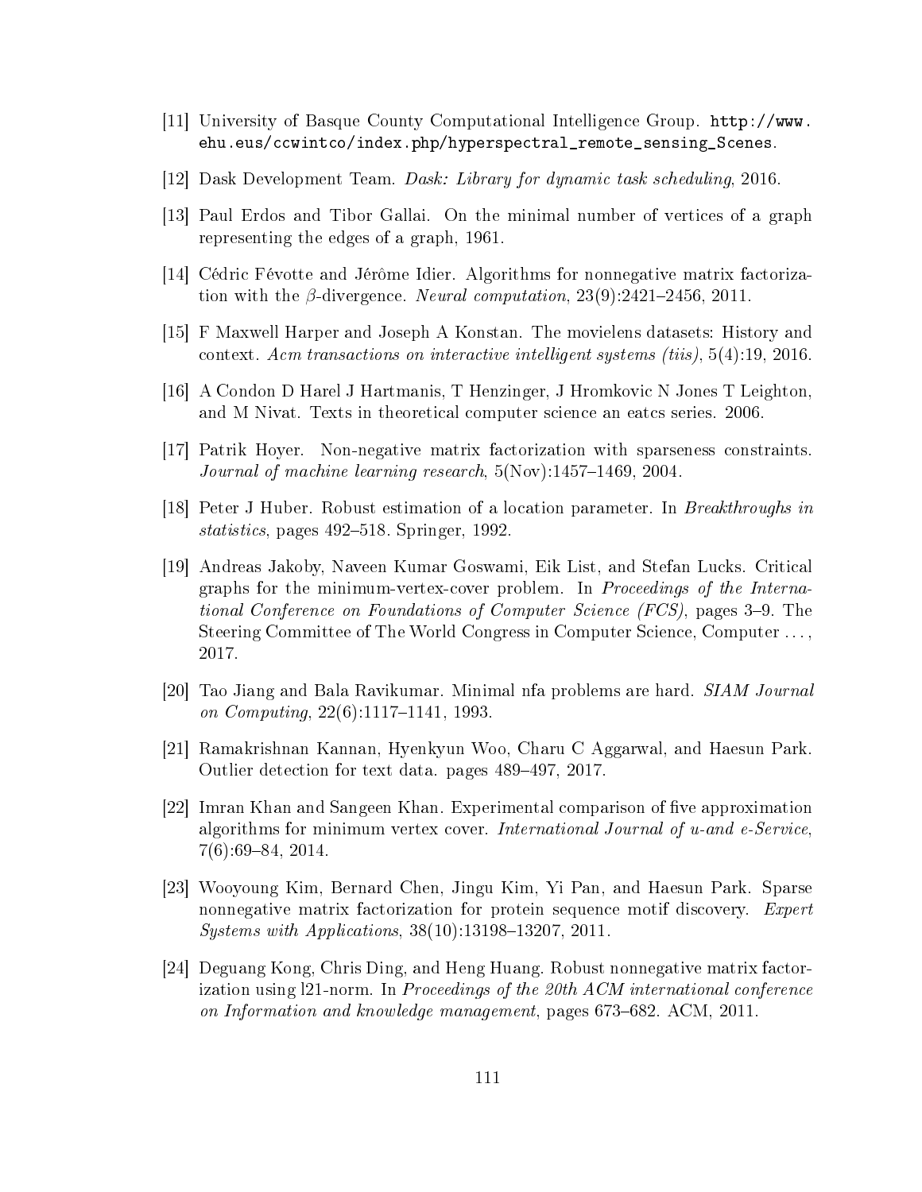[11] University of Basque County Computational Intelligence Group. `http://www.ehu.eus/ccwintco/index.php/hyperspectral_remote_sensing_Scenes`.

[12] Dask Development Team. *Dask: Library for dynamic task scheduling*, 2016.

[13] Paul Erdos and Tibor Gallai. On the minimal number of vertices of a graph representing the edges of a graph, 1961.

[14] Cédric Févotte and Jérôme Idier. Algorithms for nonnegative matrix factorization with the $\beta$-divergence. *Neural computation*, 23(9):2421–2456, 2011.

[15] F Maxwell Harper and Joseph A Konstan. The movielens datasets: History and context. *Acm transactions on interactive intelligent systems (tiis)*, 5(4):19, 2016.

[16] A Condon D Harel J Hartmanis, T Henzinger, J Hromkovic N Jones T Leighton, and M Nivat. Texts in theoretical computer science an eatcs series. 2006.

[17] Patrik Hoyer. Non-negative matrix factorization with sparseness constraints. *Journal of machine learning research*, 5(Nov):1457–1469, 2004.

[18] Peter J Huber. Robust estimation of a location parameter. In *Breakthroughs in statistics*, pages 492–518. Springer, 1992.

[19] Andreas Jakoby, Naveen Kumar Goswami, Eik List, and Stefan Lucks. Critical graphs for the minimum-vertex-cover problem. In *Proceedings of the International Conference on Foundations of Computer Science (FCS)*, pages 3–9. The Steering Committee of The World Congress in Computer Science, Computer ..., 2017.

[20] Tao Jiang and Bala Ravikumar. Minimal nfa problems are hard. *SIAM Journal on Computing*, 22(6):1117–1141, 1993.

[21] Ramakrishnan Kannan, Hyenkyun Woo, Charu C Aggarwal, and Haesun Park. Outlier detection for text data. pages 489–497, 2017.

[22] Imran Khan and Sangeen Khan. Experimental comparison of five approximation algorithms for minimum vertex cover. *International Journal of u-and e-Service*, 7(6):69–84, 2014.

[23] Wooyoung Kim, Bernard Chen, Jingu Kim, Yi Pan, and Haesun Park. Sparse nonnegative matrix factorization for protein sequence motif discovery. *Expert Systems with Applications*, 38(10):13198–13207, 2011.

[24] Deguang Kong, Chris Ding, and Heng Huang. Robust nonnegative matrix factorization using l21-norm. In *Proceedings of the 20th ACM international conference on Information and knowledge management*, pages 673–682. ACM, 2011.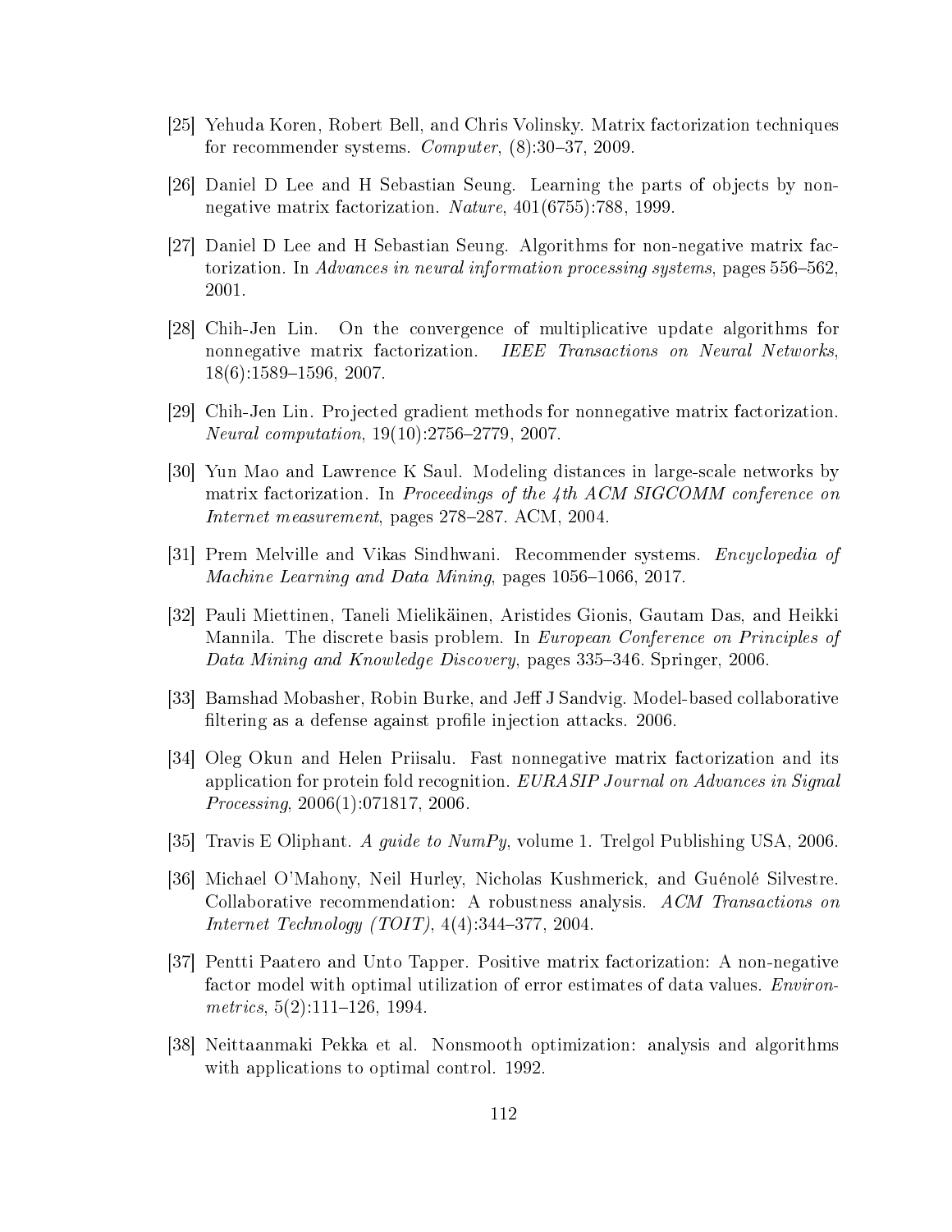[25] Yehuda Koren, Robert Bell, and Chris Volinsky. Matrix factorization techniques for recommender systems. *Computer*, (8):30–37, 2009.

[26] Daniel D Lee and H Sebastian Seung. Learning the parts of objects by non-negative matrix factorization. *Nature*, 401(6755):788, 1999.

[27] Daniel D Lee and H Sebastian Seung. Algorithms for non-negative matrix factorization. In *Advances in neural information processing systems*, pages 556–562, 2001.

[28] Chih-Jen Lin. On the convergence of multiplicative update algorithms for nonnegative matrix factorization. *IEEE Transactions on Neural Networks*, 18(6):1589–1596, 2007.

[29] Chih-Jen Lin. Projected gradient methods for nonnegative matrix factorization. *Neural computation*, 19(10):2756–2779, 2007.

[30] Yun Mao and Lawrence K Saul. Modeling distances in large-scale networks by matrix factorization. In *Proceedings of the 4th ACM SIGCOMM conference on Internet measurement*, pages 278–287. ACM, 2004.

[31] Prem Melville and Vikas Sindhwani. Recommender systems. *Encyclopedia of Machine Learning and Data Mining*, pages 1056–1066, 2017.

[32] Pauli Miettinen, Taneli Mielikäinen, Aristides Gionis, Gautam Das, and Heikki Mannila. The discrete basis problem. In *European Conference on Principles of Data Mining and Knowledge Discovery*, pages 335–346. Springer, 2006.

[33] Bamshad Mobasher, Robin Burke, and Jeff J Sandvig. Model-based collaborative filtering as a defense against profile injection attacks. 2006.

[34] Oleg Okun and Helen Priisalu. Fast nonnegative matrix factorization and its application for protein fold recognition. *EURASIP Journal on Advances in Signal Processing*, 2006(1):071817, 2006.

[35] Travis E Oliphant. *A guide to NumPy*, volume 1. Trelgol Publishing USA, 2006.

[36] Michael O'Mahony, Neil Hurley, Nicholas Kushmerick, and Guénolé Silvestre. Collaborative recommendation: A robustness analysis. *ACM Transactions on Internet Technology (TOIT)*, 4(4):344–377, 2004.

[37] Pentti Paatero and Unto Tapper. Positive matrix factorization: A non-negative factor model with optimal utilization of error estimates of data values. *Environmetrics*, 5(2):111–126, 1994.

[38] Neittaanmaki Pekka et al. Nonsmooth optimization: analysis and algorithms with applications to optimal control. 1992.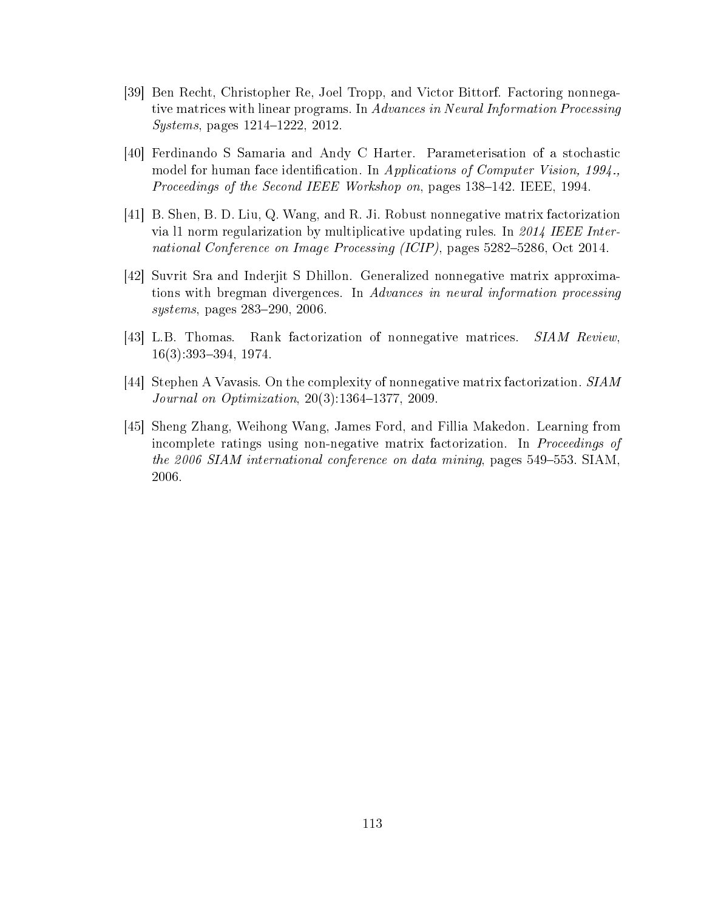[39] Ben Recht, Christopher Re, Joel Tropp, and Victor Bittorf. Factoring nonnegative matrices with linear programs. In *Advances in Neural Information Processing Systems*, pages 1214–1222, 2012.

[40] Ferdinando S Samaria and Andy C Harter. Parameterisation of a stochastic model for human face identification. In *Applications of Computer Vision, 1994., Proceedings of the Second IEEE Workshop on*, pages 138–142. IEEE, 1994.

[41] B. Shen, B. D. Liu, Q. Wang, and R. Ji. Robust nonnegative matrix factorization via l1 norm regularization by multiplicative updating rules. In *2014 IEEE International Conference on Image Processing (ICIP)*, pages 5282–5286, Oct 2014.

[42] Suvrit Sra and Inderjit S Dhillon. Generalized nonnegative matrix approximations with bregman divergences. In *Advances in neural information processing systems*, pages 283–290, 2006.

[43] L.B. Thomas. Rank factorization of nonnegative matrices. *SIAM Review*, 16(3):393–394, 1974.

[44] Stephen A Vavasis. On the complexity of nonnegative matrix factorization. *SIAM Journal on Optimization*, 20(3):1364–1377, 2009.

[45] Sheng Zhang, Weihong Wang, James Ford, and Fillia Makedon. Learning from incomplete ratings using non-negative matrix factorization. In *Proceedings of the 2006 SIAM international conference on data mining*, pages 549–553. SIAM, 2006.